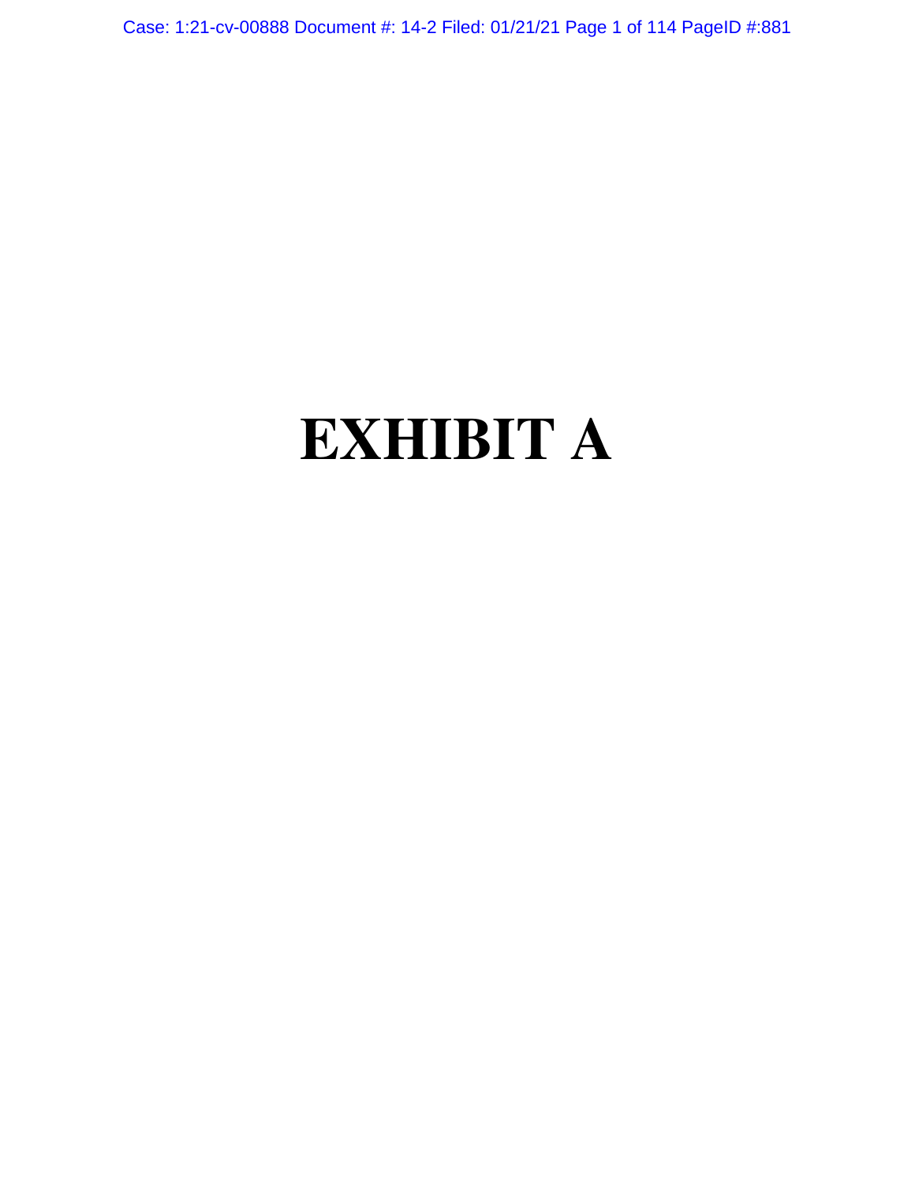# EXHIBIT A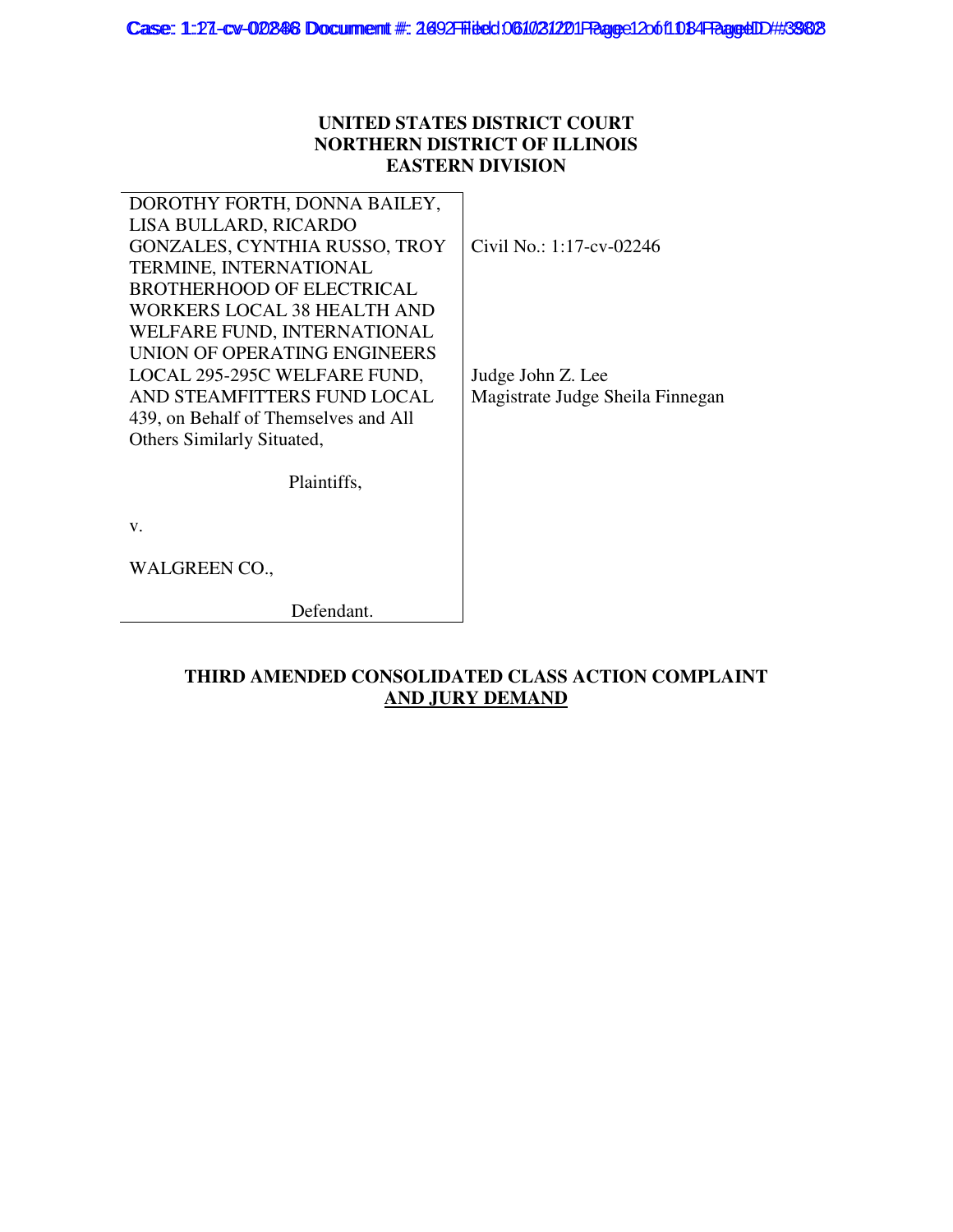**UNITED STATES DISTRICT COURT**
**NORTHERN DISTRICT OF ILLINOIS**
**EASTERN DIVISION**

| | |
|---|---|
| DOROTHY FORTH, DONNA BAILEY, LISA BULLARD, RICARDO GONZALES, CYNTHIA RUSSO, TROY TERMINE, INTERNATIONAL BROTHERHOOD OF ELECTRICAL WORKERS LOCAL 38 HEALTH AND WELFARE FUND, INTERNATIONAL UNION OF OPERATING ENGINEERS LOCAL 295-295C WELFARE FUND, AND STEAMFITTERS FUND LOCAL 439, on Behalf of Themselves and All Others Similarly Situated,<br><br>Plaintiffs,<br><br>v.<br><br>WALGREEN CO.,<br><br>Defendant. | Civil No.: 1:17-cv-02246<br><br>Judge John Z. Lee<br>Magistrate Judge Sheila Finnegan |

**THIRD AMENDED CONSOLIDATED CLASS ACTION COMPLAINT**
**AND JURY DEMAND**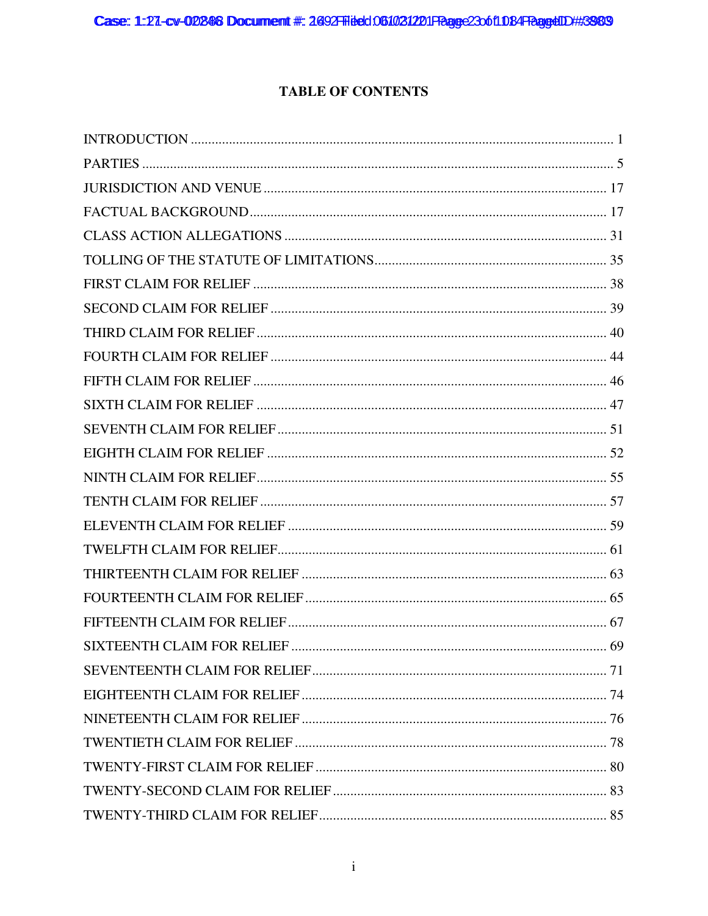# TABLE OF CONTENTS

INTRODUCTION ........................................................................................................ 1

PARTIES ................................................................................................................... 5

JURISDICTION AND VENUE ................................................................................. 17

FACTUAL BACKGROUND ..................................................................................... 17

CLASS ACTION ALLEGATIONS ............................................................................ 31

TOLLING OF THE STATUTE OF LIMITATIONS .................................................. 35

FIRST CLAIM FOR RELIEF ..................................................................................... 38

SECOND CLAIM FOR RELIEF ................................................................................ 39

THIRD CLAIM FOR RELIEF .................................................................................... 40

FOURTH CLAIM FOR RELIEF ................................................................................ 44

FIFTH CLAIM FOR RELIEF ..................................................................................... 46

SIXTH CLAIM FOR RELIEF .................................................................................... 47

SEVENTH CLAIM FOR RELIEF .............................................................................. 51

EIGHTH CLAIM FOR RELIEF ................................................................................. 52

NINTH CLAIM FOR RELIEF .................................................................................... 55

TENTH CLAIM FOR RELIEF ................................................................................... 57

ELEVENTH CLAIM FOR RELIEF ........................................................................... 59

TWELFTH CLAIM FOR RELIEF .............................................................................. 61

THIRTEENTH CLAIM FOR RELIEF ....................................................................... 63

FOURTEENTH CLAIM FOR RELIEF ...................................................................... 65

FIFTEENTH CLAIM FOR RELIEF ........................................................................... 67

SIXTEENTH CLAIM FOR RELIEF ........................................................................... 69

SEVENTEENTH CLAIM FOR RELIEF ..................................................................... 71

EIGHTEENTH CLAIM FOR RELIEF ....................................................................... 74

NINETEENTH CLAIM FOR RELIEF ....................................................................... 76

TWENTIETH CLAIM FOR RELIEF ......................................................................... 78

TWENTY-FIRST CLAIM FOR RELIEF ................................................................... 80

TWENTY-SECOND CLAIM FOR RELIEF ............................................................... 83

TWENTY-THIRD CLAIM FOR RELIEF ................................................................... 85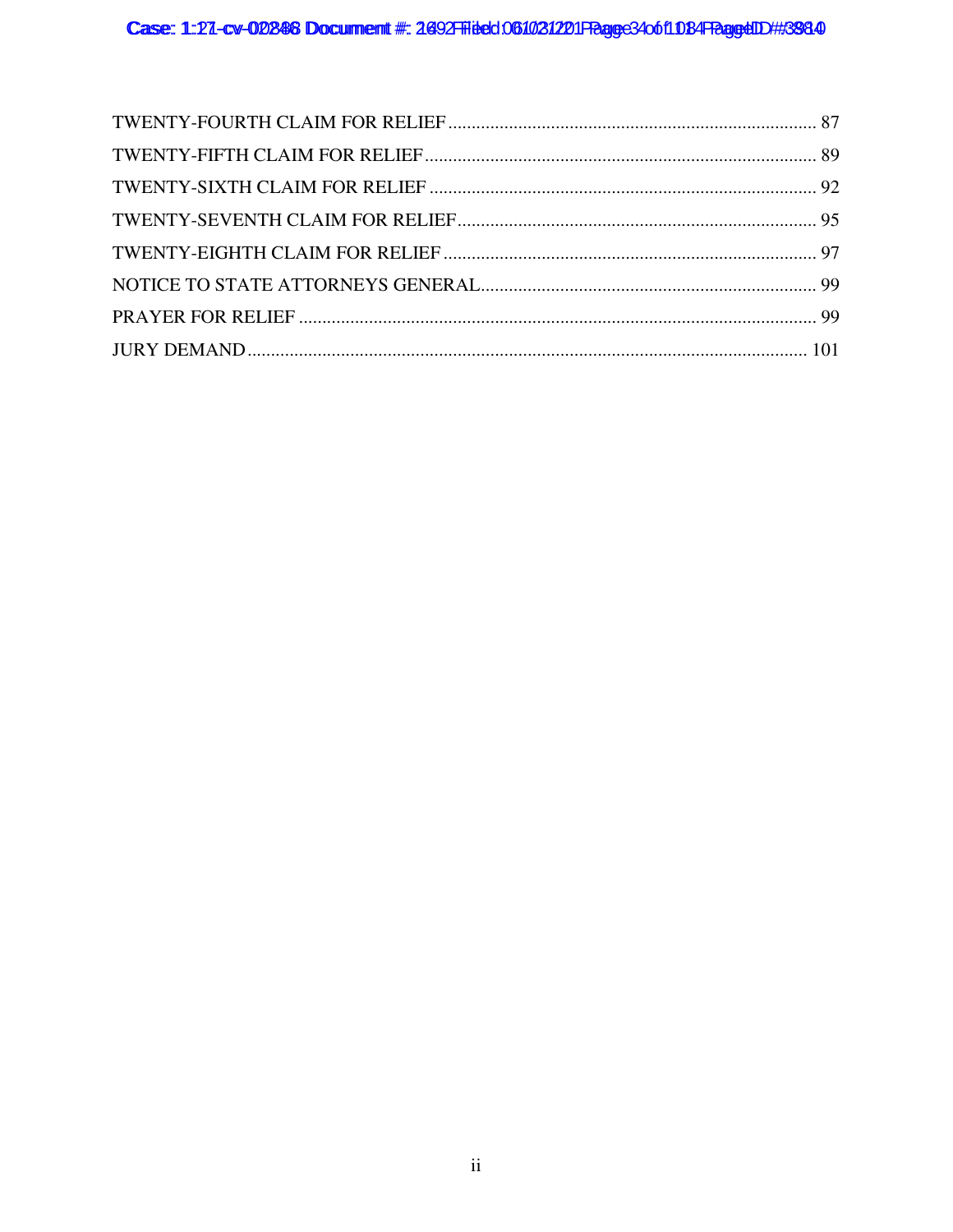TWENTY-FOURTH CLAIM FOR RELIEF ........................................................................ 87

TWENTY-FIFTH CLAIM FOR RELIEF ........................................................................ 89

TWENTY-SIXTH CLAIM FOR RELIEF ........................................................................ 92

TWENTY-SEVENTH CLAIM FOR RELIEF ........................................................................ 95

TWENTY-EIGHTH CLAIM FOR RELIEF ........................................................................ 97

NOTICE TO STATE ATTORNEYS GENERAL ........................................................................ 99

PRAYER FOR RELIEF ........................................................................ 99

JURY DEMAND ........................................................................ 101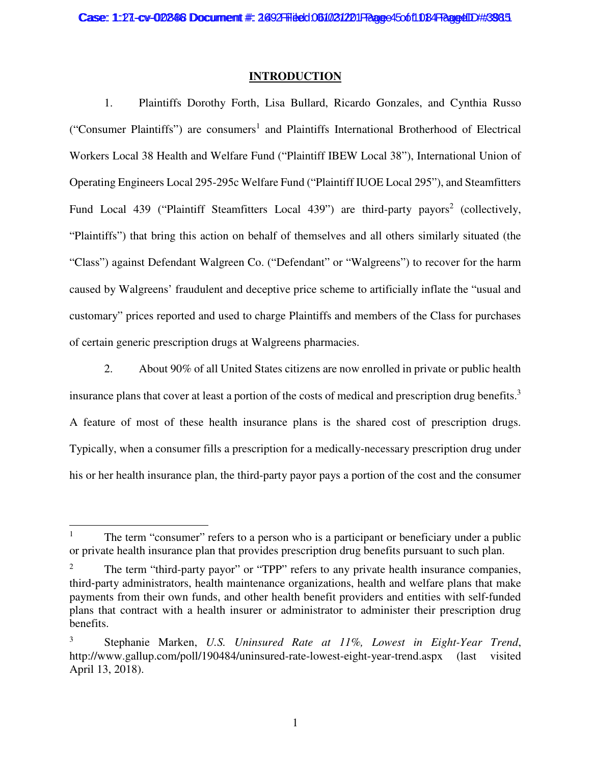## INTRODUCTION

1. Plaintiffs Dorothy Forth, Lisa Bullard, Ricardo Gonzales, and Cynthia Russo ("Consumer Plaintiffs") are consumers[1] and Plaintiffs International Brotherhood of Electrical Workers Local 38 Health and Welfare Fund ("Plaintiff IBEW Local 38"), International Union of Operating Engineers Local 295-295c Welfare Fund ("Plaintiff IUOE Local 295"), and Steamfitters Fund Local 439 ("Plaintiff Steamfitters Local 439") are third-party payors[2] (collectively, "Plaintiffs") that bring this action on behalf of themselves and all others similarly situated (the "Class") against Defendant Walgreen Co. ("Defendant" or "Walgreens") to recover for the harm caused by Walgreens' fraudulent and deceptive price scheme to artificially inflate the "usual and customary" prices reported and used to charge Plaintiffs and members of the Class for purchases of certain generic prescription drugs at Walgreens pharmacies.

2. About 90% of all United States citizens are now enrolled in private or public health insurance plans that cover at least a portion of the costs of medical and prescription drug benefits.[3] A feature of most of these health insurance plans is the shared cost of prescription drugs. Typically, when a consumer fills a prescription for a medically-necessary prescription drug under his or her health insurance plan, the third-party payor pays a portion of the cost and the consumer

---

[1] The term "consumer" refers to a person who is a participant or beneficiary under a public or private health insurance plan that provides prescription drug benefits pursuant to such plan.

[2] The term "third-party payor" or "TPP" refers to any private health insurance companies, third-party administrators, health maintenance organizations, health and welfare plans that make payments from their own funds, and other health benefit providers and entities with self-funded plans that contract with a health insurer or administrator to administer their prescription drug benefits.

[3] Stephanie Marken, *U.S. Uninsured Rate at 11%, Lowest in Eight-Year Trend*, http://www.gallup.com/poll/190484/uninsured-rate-lowest-eight-year-trend.aspx (last visited April 13, 2018).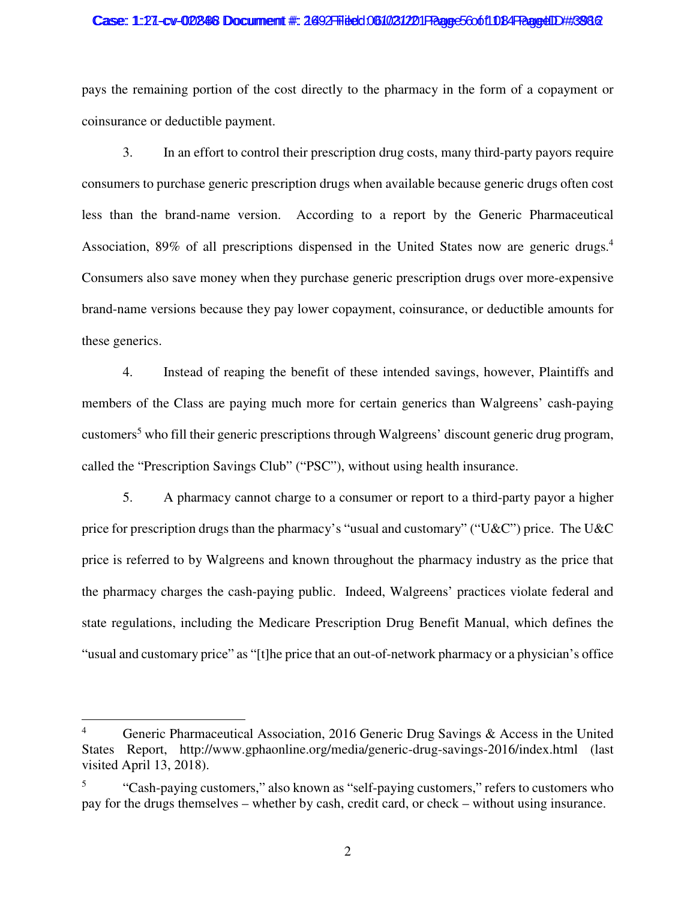pays the remaining portion of the cost directly to the pharmacy in the form of a copayment or coinsurance or deductible payment.

3. In an effort to control their prescription drug costs, many third-party payors require consumers to purchase generic prescription drugs when available because generic drugs often cost less than the brand-name version. According to a report by the Generic Pharmaceutical Association, 89% of all prescriptions dispensed in the United States now are generic drugs.[4] Consumers also save money when they purchase generic prescription drugs over more-expensive brand-name versions because they pay lower copayment, coinsurance, or deductible amounts for these generics.

4. Instead of reaping the benefit of these intended savings, however, Plaintiffs and members of the Class are paying much more for certain generics than Walgreens' cash-paying customers[5] who fill their generic prescriptions through Walgreens' discount generic drug program, called the "Prescription Savings Club" ("PSC"), without using health insurance.

5. A pharmacy cannot charge to a consumer or report to a third-party payor a higher price for prescription drugs than the pharmacy's "usual and customary" ("U&C") price. The U&C price is referred to by Walgreens and known throughout the pharmacy industry as the price that the pharmacy charges the cash-paying public. Indeed, Walgreens' practices violate federal and state regulations, including the Medicare Prescription Drug Benefit Manual, which defines the "usual and customary price" as "[t]he price that an out-of-network pharmacy or a physician's office

---

[4] Generic Pharmaceutical Association, 2016 Generic Drug Savings & Access in the United States Report, http://www.gphaonline.org/media/generic-drug-savings-2016/index.html (last visited April 13, 2018).

[5] "Cash-paying customers," also known as "self-paying customers," refers to customers who pay for the drugs themselves – whether by cash, credit card, or check – without using insurance.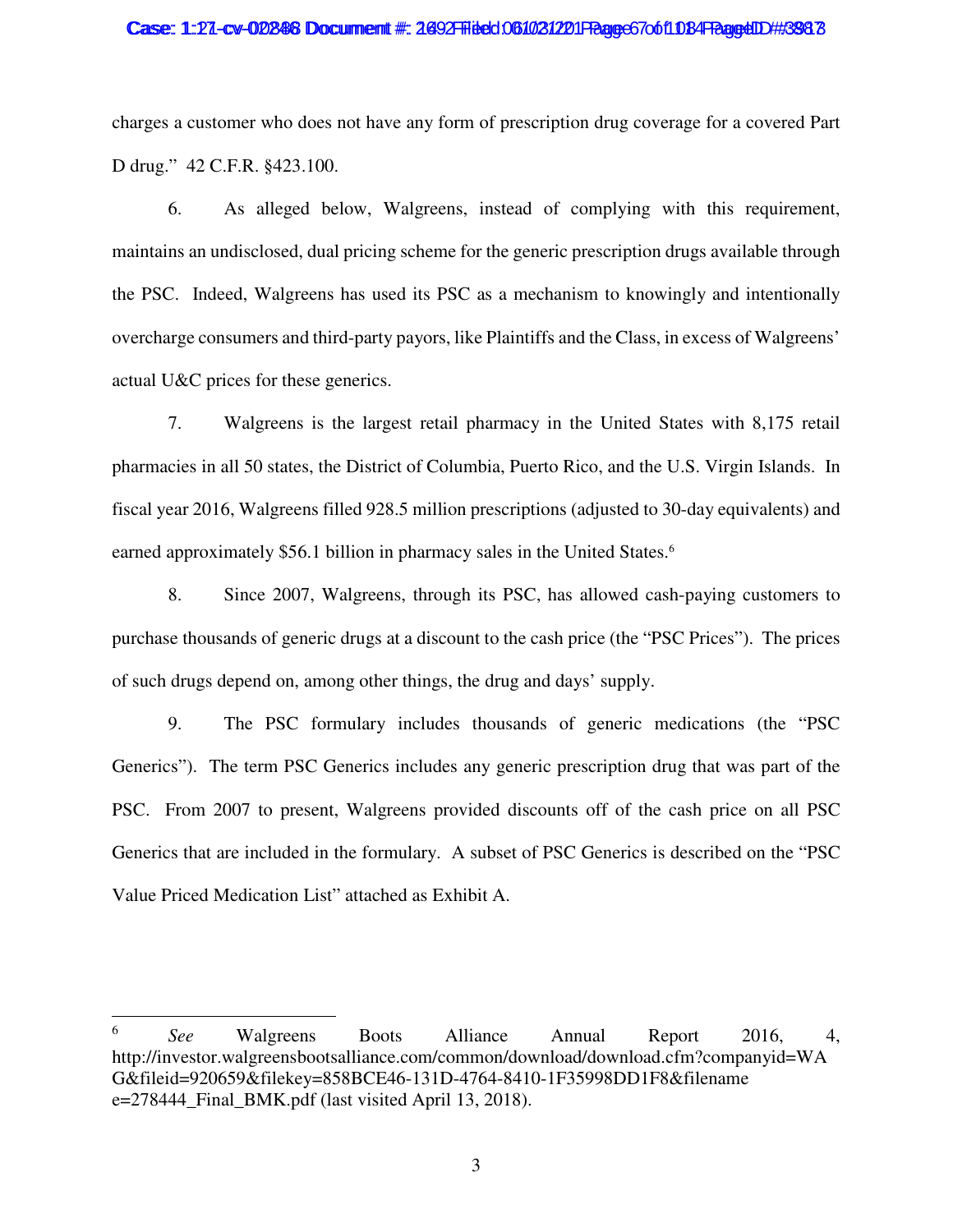charges a customer who does not have any form of prescription drug coverage for a covered Part D drug." 42 C.F.R. §423.100.

6. As alleged below, Walgreens, instead of complying with this requirement, maintains an undisclosed, dual pricing scheme for the generic prescription drugs available through the PSC. Indeed, Walgreens has used its PSC as a mechanism to knowingly and intentionally overcharge consumers and third-party payors, like Plaintiffs and the Class, in excess of Walgreens' actual U&C prices for these generics.

7. Walgreens is the largest retail pharmacy in the United States with 8,175 retail pharmacies in all 50 states, the District of Columbia, Puerto Rico, and the U.S. Virgin Islands. In fiscal year 2016, Walgreens filled 928.5 million prescriptions (adjusted to 30-day equivalents) and earned approximately $56.1 billion in pharmacy sales in the United States.[6]

8. Since 2007, Walgreens, through its PSC, has allowed cash-paying customers to purchase thousands of generic drugs at a discount to the cash price (the "PSC Prices"). The prices of such drugs depend on, among other things, the drug and days' supply.

9. The PSC formulary includes thousands of generic medications (the "PSC Generics"). The term PSC Generics includes any generic prescription drug that was part of the PSC. From 2007 to present, Walgreens provided discounts off of the cash price on all PSC Generics that are included in the formulary. A subset of PSC Generics is described on the "PSC Value Priced Medication List" attached as Exhibit A.

---

[6] *See* Walgreens Boots Alliance Annual Report 2016, 4, http://investor.walgreensbootsalliance.com/common/download/download.cfm?companyid=WAG&fileid=920659&filekey=858BCE46-131D-4764-8410-1F35998DD1F8&filename=278444_Final_BMK.pdf (last visited April 13, 2018).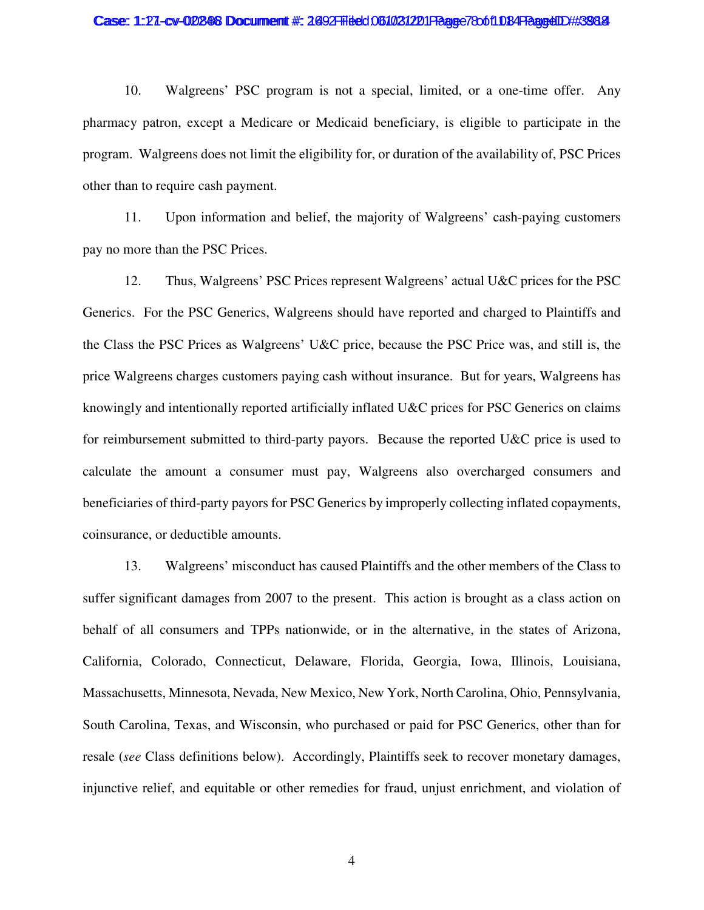10. Walgreens' PSC program is not a special, limited, or a one-time offer. Any pharmacy patron, except a Medicare or Medicaid beneficiary, is eligible to participate in the program. Walgreens does not limit the eligibility for, or duration of the availability of, PSC Prices other than to require cash payment.

11. Upon information and belief, the majority of Walgreens' cash-paying customers pay no more than the PSC Prices.

12. Thus, Walgreens' PSC Prices represent Walgreens' actual U&C prices for the PSC Generics. For the PSC Generics, Walgreens should have reported and charged to Plaintiffs and the Class the PSC Prices as Walgreens' U&C price, because the PSC Price was, and still is, the price Walgreens charges customers paying cash without insurance. But for years, Walgreens has knowingly and intentionally reported artificially inflated U&C prices for PSC Generics on claims for reimbursement submitted to third-party payors. Because the reported U&C price is used to calculate the amount a consumer must pay, Walgreens also overcharged consumers and beneficiaries of third-party payors for PSC Generics by improperly collecting inflated copayments, coinsurance, or deductible amounts.

13. Walgreens' misconduct has caused Plaintiffs and the other members of the Class to suffer significant damages from 2007 to the present. This action is brought as a class action on behalf of all consumers and TPPs nationwide, or in the alternative, in the states of Arizona, California, Colorado, Connecticut, Delaware, Florida, Georgia, Iowa, Illinois, Louisiana, Massachusetts, Minnesota, Nevada, New Mexico, New York, North Carolina, Ohio, Pennsylvania, South Carolina, Texas, and Wisconsin, who purchased or paid for PSC Generics, other than for resale (*see* Class definitions below). Accordingly, Plaintiffs seek to recover monetary damages, injunctive relief, and equitable or other remedies for fraud, unjust enrichment, and violation of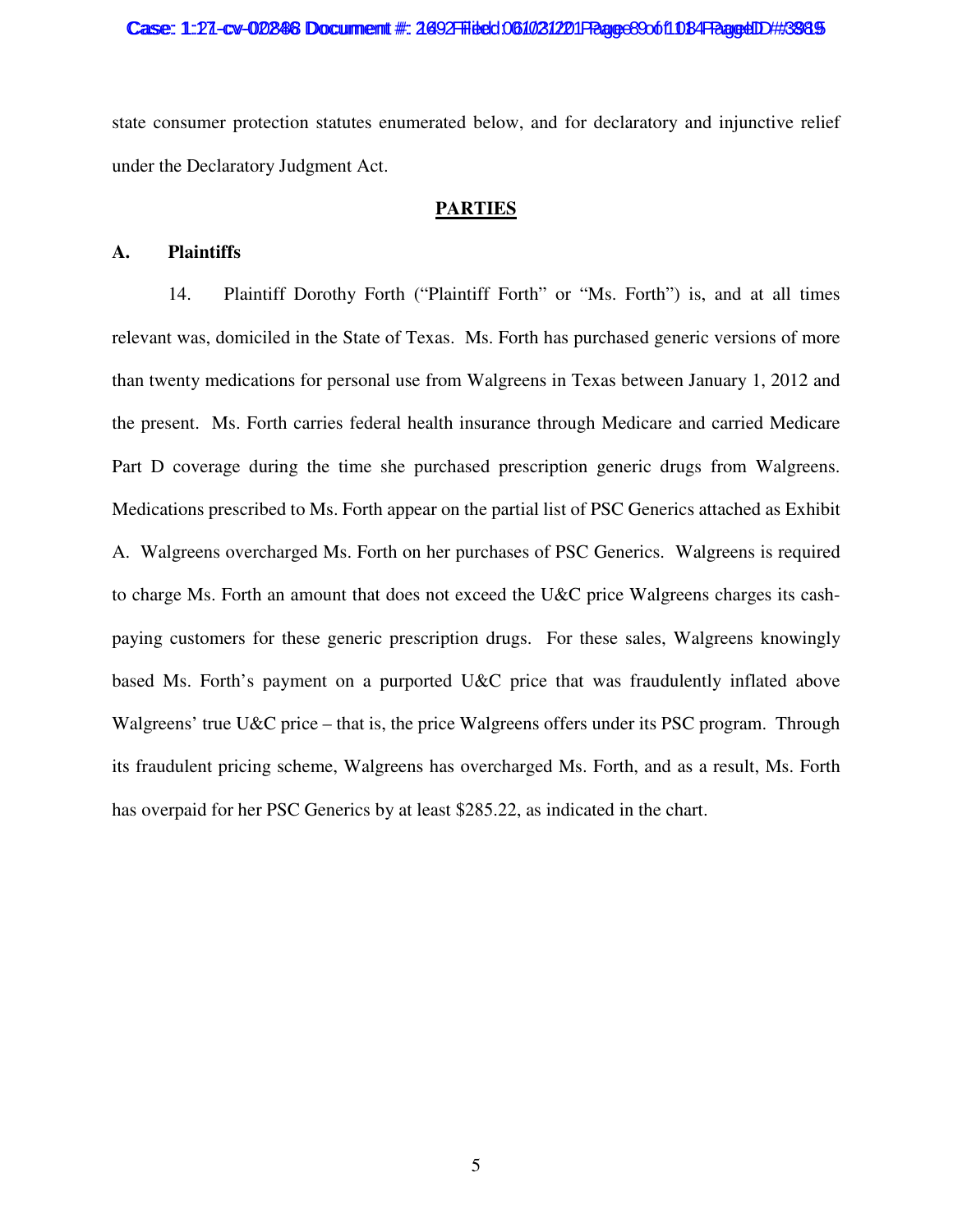state consumer protection statutes enumerated below, and for declaratory and injunctive relief under the Declaratory Judgment Act.

## PARTIES

### A. Plaintiffs

14. Plaintiff Dorothy Forth ("Plaintiff Forth" or "Ms. Forth") is, and at all times relevant was, domiciled in the State of Texas. Ms. Forth has purchased generic versions of more than twenty medications for personal use from Walgreens in Texas between January 1, 2012 and the present. Ms. Forth carries federal health insurance through Medicare and carried Medicare Part D coverage during the time she purchased prescription generic drugs from Walgreens. Medications prescribed to Ms. Forth appear on the partial list of PSC Generics attached as Exhibit A. Walgreens overcharged Ms. Forth on her purchases of PSC Generics. Walgreens is required to charge Ms. Forth an amount that does not exceed the U&C price Walgreens charges its cash-paying customers for these generic prescription drugs. For these sales, Walgreens knowingly based Ms. Forth's payment on a purported U&C price that was fraudulently inflated above Walgreens' true U&C price – that is, the price Walgreens offers under its PSC program. Through its fraudulent pricing scheme, Walgreens has overcharged Ms. Forth, and as a result, Ms. Forth has overpaid for her PSC Generics by at least $285.22, as indicated in the chart.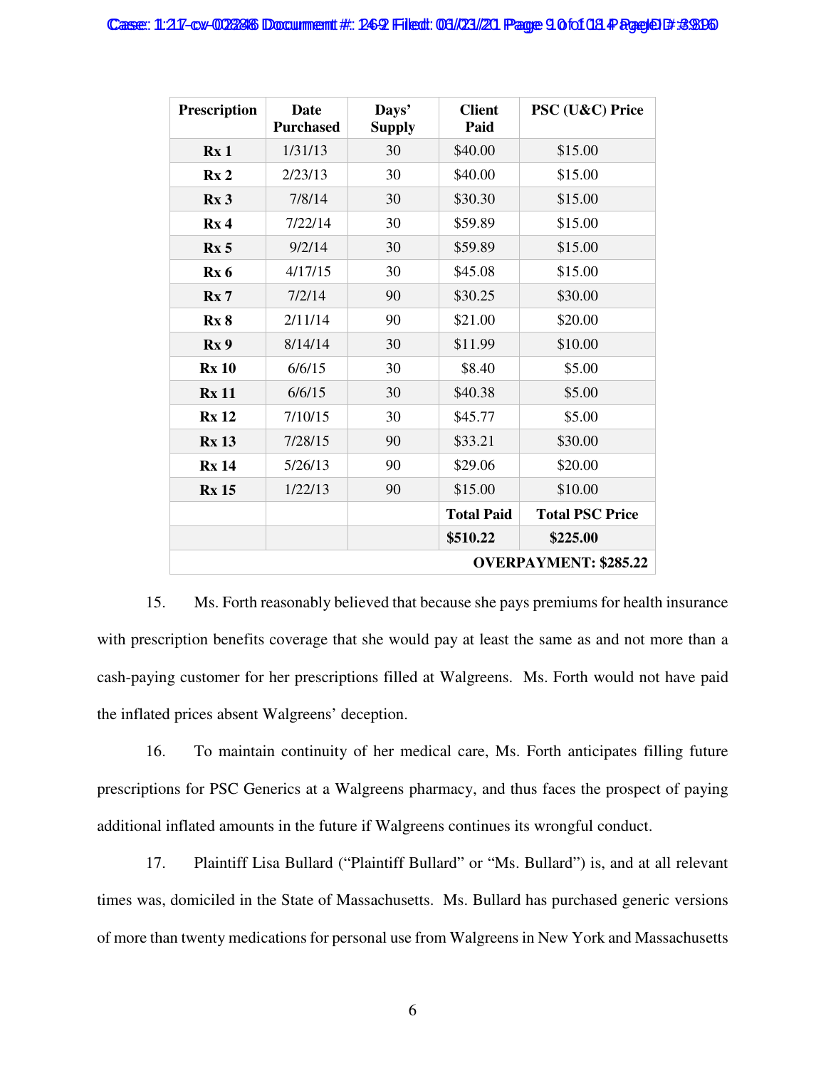| Prescription | Date Purchased | Days' Supply | Client Paid | PSC (U&C) Price |
|---|---|---|---|---|
| **Rx 1** | 1/31/13 | 30 | $40.00 | $15.00 |
| **Rx 2** | 2/23/13 | 30 | $40.00 | $15.00 |
| **Rx 3** | 7/8/14 | 30 | $30.30 | $15.00 |
| **Rx 4** | 7/22/14 | 30 | $59.89 | $15.00 |
| **Rx 5** | 9/2/14 | 30 | $59.89 | $15.00 |
| **Rx 6** | 4/17/15 | 30 | $45.08 | $15.00 |
| **Rx 7** | 7/2/14 | 90 | $30.25 | $30.00 |
| **Rx 8** | 2/11/14 | 90 | $21.00 | $20.00 |
| **Rx 9** | 8/14/14 | 30 | $11.99 | $10.00 |
| **Rx 10** | 6/6/15 | 30 | $8.40 | $5.00 |
| **Rx 11** | 6/6/15 | 30 | $40.38 | $5.00 |
| **Rx 12** | 7/10/15 | 30 | $45.77 | $5.00 |
| **Rx 13** | 7/28/15 | 90 | $33.21 | $30.00 |
| **Rx 14** | 5/26/13 | 90 | $29.06 | $20.00 |
| **Rx 15** | 1/22/13 | 90 | $15.00 | $10.00 |
| | | | **Total Paid** | **Total PSC Price** |
| | | | **$510.22** | **$225.00** |
| | | | | **OVERPAYMENT: $285.22** |

15. Ms. Forth reasonably believed that because she pays premiums for health insurance with prescription benefits coverage that she would pay at least the same as and not more than a cash-paying customer for her prescriptions filled at Walgreens. Ms. Forth would not have paid the inflated prices absent Walgreens' deception.

16. To maintain continuity of her medical care, Ms. Forth anticipates filling future prescriptions for PSC Generics at a Walgreens pharmacy, and thus faces the prospect of paying additional inflated amounts in the future if Walgreens continues its wrongful conduct.

17. Plaintiff Lisa Bullard ("Plaintiff Bullard" or "Ms. Bullard") is, and at all relevant times was, domiciled in the State of Massachusetts. Ms. Bullard has purchased generic versions of more than twenty medications for personal use from Walgreens in New York and Massachusetts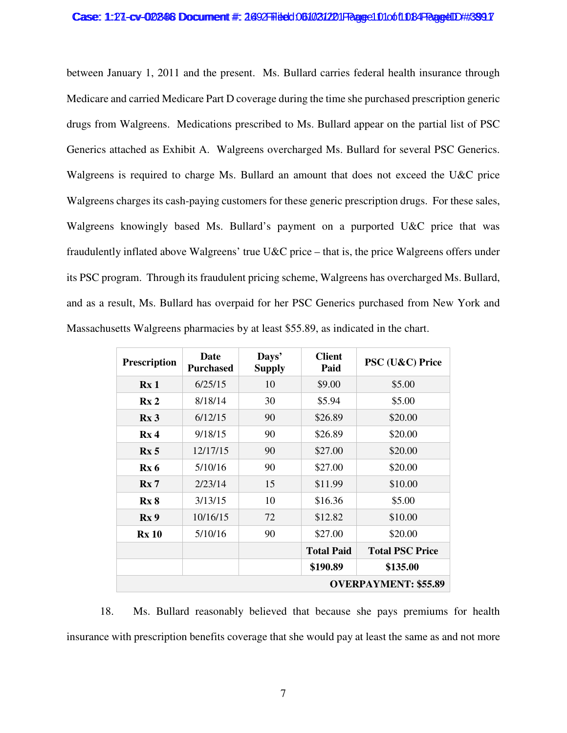between January 1, 2011 and the present. Ms. Bullard carries federal health insurance through Medicare and carried Medicare Part D coverage during the time she purchased prescription generic drugs from Walgreens. Medications prescribed to Ms. Bullard appear on the partial list of PSC Generics attached as Exhibit A. Walgreens overcharged Ms. Bullard for several PSC Generics. Walgreens is required to charge Ms. Bullard an amount that does not exceed the U&C price Walgreens charges its cash-paying customers for these generic prescription drugs. For these sales, Walgreens knowingly based Ms. Bullard's payment on a purported U&C price that was fraudulently inflated above Walgreens' true U&C price – that is, the price Walgreens offers under its PSC program. Through its fraudulent pricing scheme, Walgreens has overcharged Ms. Bullard, and as a result, Ms. Bullard has overpaid for her PSC Generics purchased from New York and Massachusetts Walgreens pharmacies by at least $55.89, as indicated in the chart.

| Prescription | Date Purchased | Days' Supply | Client Paid | PSC (U&C) Price |
|---|---|---|---|---|
| **Rx 1** | 6/25/15 | 10 | $9.00 | $5.00 |
| **Rx 2** | 8/18/14 | 30 | $5.94 | $5.00 |
| **Rx 3** | 6/12/15 | 90 | $26.89 | $20.00 |
| **Rx 4** | 9/18/15 | 90 | $26.89 | $20.00 |
| **Rx 5** | 12/17/15 | 90 | $27.00 | $20.00 |
| **Rx 6** | 5/10/16 | 90 | $27.00 | $20.00 |
| **Rx 7** | 2/23/14 | 15 | $11.99 | $10.00 |
| **Rx 8** | 3/13/15 | 10 | $16.36 | $5.00 |
| **Rx 9** | 10/16/15 | 72 | $12.82 | $10.00 |
| **Rx 10** | 5/10/16 | 90 | $27.00 | $20.00 |
| | | | **Total Paid** | **Total PSC Price** |
| | | | **$190.89** | **$135.00** |
| | | | | **OVERPAYMENT: $55.89** |

18. Ms. Bullard reasonably believed that because she pays premiums for health insurance with prescription benefits coverage that she would pay at least the same as and not more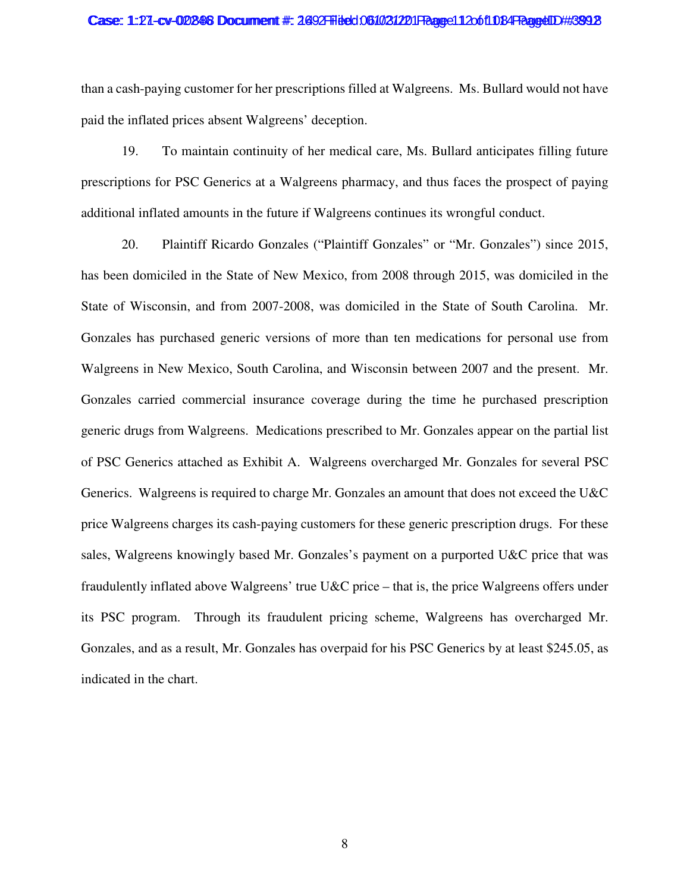than a cash-paying customer for her prescriptions filled at Walgreens. Ms. Bullard would not have paid the inflated prices absent Walgreens' deception.

19. To maintain continuity of her medical care, Ms. Bullard anticipates filling future prescriptions for PSC Generics at a Walgreens pharmacy, and thus faces the prospect of paying additional inflated amounts in the future if Walgreens continues its wrongful conduct.

20. Plaintiff Ricardo Gonzales ("Plaintiff Gonzales" or "Mr. Gonzales") since 2015, has been domiciled in the State of New Mexico, from 2008 through 2015, was domiciled in the State of Wisconsin, and from 2007-2008, was domiciled in the State of South Carolina. Mr. Gonzales has purchased generic versions of more than ten medications for personal use from Walgreens in New Mexico, South Carolina, and Wisconsin between 2007 and the present. Mr. Gonzales carried commercial insurance coverage during the time he purchased prescription generic drugs from Walgreens. Medications prescribed to Mr. Gonzales appear on the partial list of PSC Generics attached as Exhibit A. Walgreens overcharged Mr. Gonzales for several PSC Generics. Walgreens is required to charge Mr. Gonzales an amount that does not exceed the U&C price Walgreens charges its cash-paying customers for these generic prescription drugs. For these sales, Walgreens knowingly based Mr. Gonzales's payment on a purported U&C price that was fraudulently inflated above Walgreens' true U&C price – that is, the price Walgreens offers under its PSC program. Through its fraudulent pricing scheme, Walgreens has overcharged Mr. Gonzales, and as a result, Mr. Gonzales has overpaid for his PSC Generics by at least $245.05, as indicated in the chart.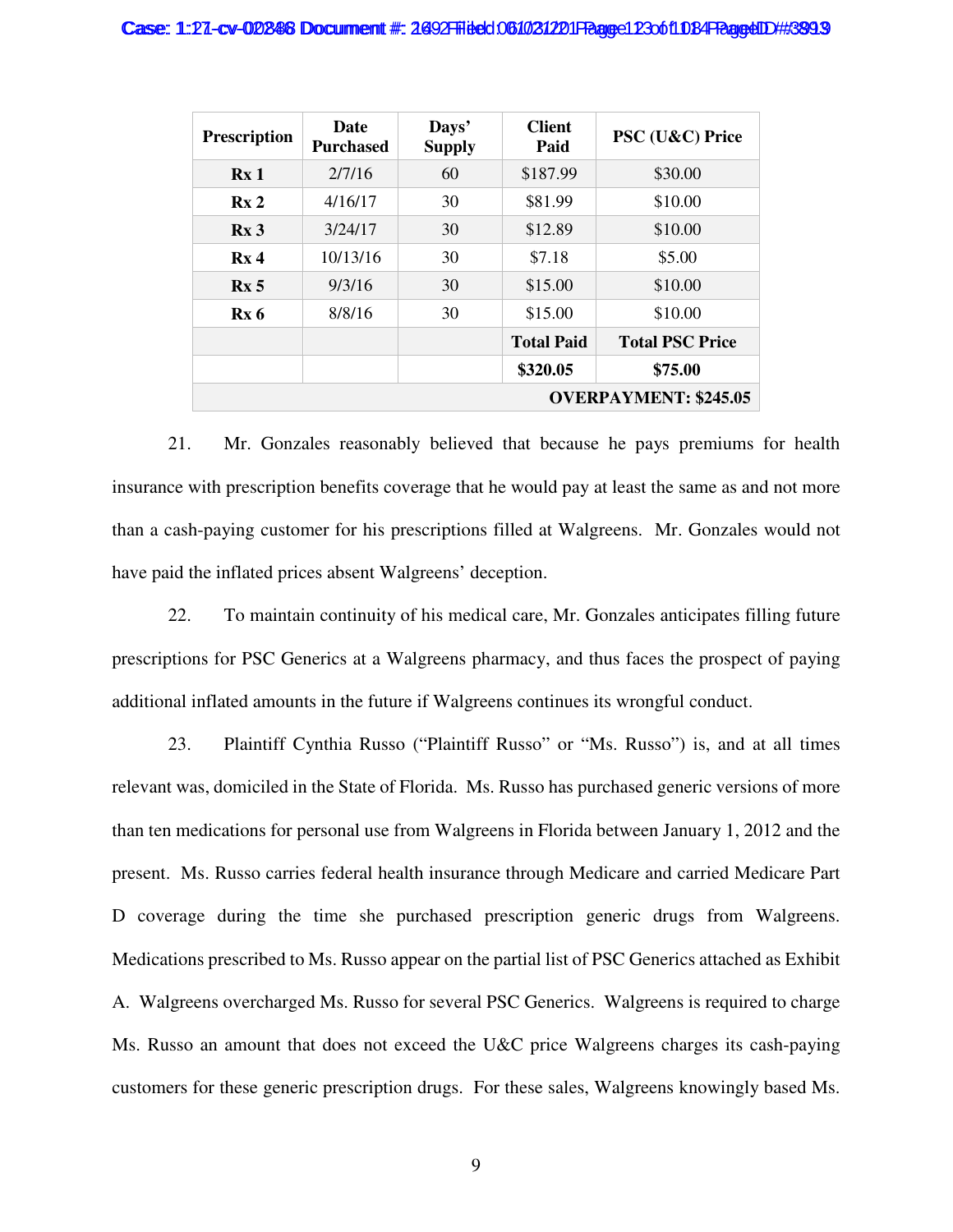| Prescription | Date Purchased | Days' Supply | Client Paid | PSC (U&C) Price |
|---|---|---|---|---|
| **Rx 1** | 2/7/16 | 60 | $187.99 | $30.00 |
| **Rx 2** | 4/16/17 | 30 | $81.99 | $10.00 |
| **Rx 3** | 3/24/17 | 30 | $12.89 | $10.00 |
| **Rx 4** | 10/13/16 | 30 | $7.18 | $5.00 |
| **Rx 5** | 9/3/16 | 30 | $15.00 | $10.00 |
| **Rx 6** | 8/8/16 | 30 | $15.00 | $10.00 |
| | | | **Total Paid** | **Total PSC Price** |
| | | | **$320.05** | **$75.00** |
| | | | | **OVERPAYMENT: $245.05** |

21. Mr. Gonzales reasonably believed that because he pays premiums for health insurance with prescription benefits coverage that he would pay at least the same as and not more than a cash-paying customer for his prescriptions filled at Walgreens. Mr. Gonzales would not have paid the inflated prices absent Walgreens' deception.

22. To maintain continuity of his medical care, Mr. Gonzales anticipates filling future prescriptions for PSC Generics at a Walgreens pharmacy, and thus faces the prospect of paying additional inflated amounts in the future if Walgreens continues its wrongful conduct.

23. Plaintiff Cynthia Russo ("Plaintiff Russo" or "Ms. Russo") is, and at all times relevant was, domiciled in the State of Florida. Ms. Russo has purchased generic versions of more than ten medications for personal use from Walgreens in Florida between January 1, 2012 and the present. Ms. Russo carries federal health insurance through Medicare and carried Medicare Part D coverage during the time she purchased prescription generic drugs from Walgreens. Medications prescribed to Ms. Russo appear on the partial list of PSC Generics attached as Exhibit A. Walgreens overcharged Ms. Russo for several PSC Generics. Walgreens is required to charge Ms. Russo an amount that does not exceed the U&C price Walgreens charges its cash-paying customers for these generic prescription drugs. For these sales, Walgreens knowingly based Ms.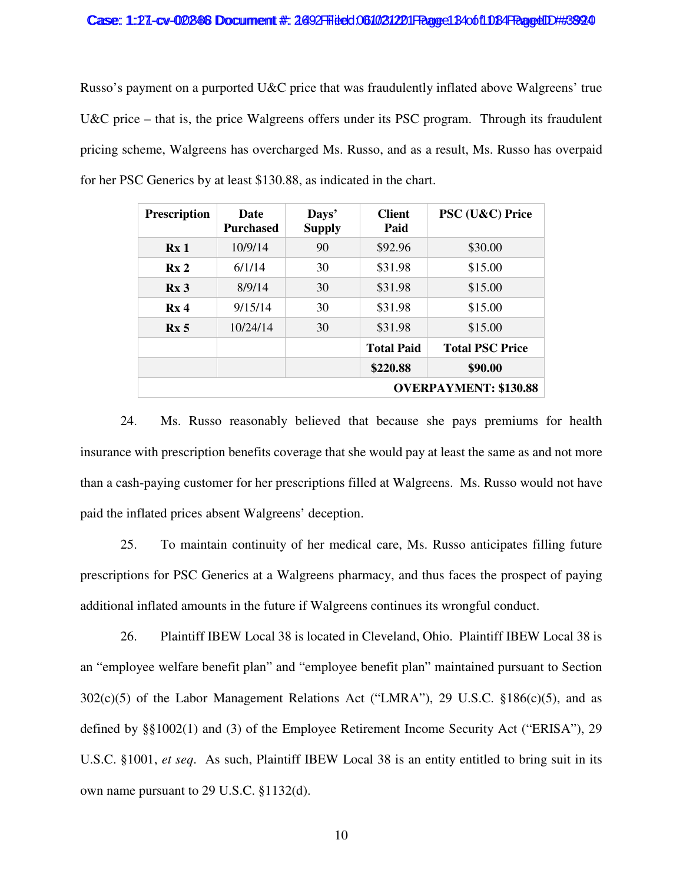Russo's payment on a purported U&C price that was fraudulently inflated above Walgreens' true U&C price – that is, the price Walgreens offers under its PSC program. Through its fraudulent pricing scheme, Walgreens has overcharged Ms. Russo, and as a result, Ms. Russo has overpaid for her PSC Generics by at least $130.88, as indicated in the chart.

| Prescription | Date Purchased | Days' Supply | Client Paid | PSC (U&C) Price |
|---|---|---|---|---|
| **Rx 1** | 10/9/14 | 90 | $92.96 | $30.00 |
| **Rx 2** | 6/1/14 | 30 | $31.98 | $15.00 |
| **Rx 3** | 8/9/14 | 30 | $31.98 | $15.00 |
| **Rx 4** | 9/15/14 | 30 | $31.98 | $15.00 |
| **Rx 5** | 10/24/14 | 30 | $31.98 | $15.00 |
| | | | **Total Paid** | **Total PSC Price** |
| | | | **$220.88** | **$90.00** |
| | | | | **OVERPAYMENT: $130.88** |

24. Ms. Russo reasonably believed that because she pays premiums for health insurance with prescription benefits coverage that she would pay at least the same as and not more than a cash-paying customer for her prescriptions filled at Walgreens. Ms. Russo would not have paid the inflated prices absent Walgreens' deception.

25. To maintain continuity of her medical care, Ms. Russo anticipates filling future prescriptions for PSC Generics at a Walgreens pharmacy, and thus faces the prospect of paying additional inflated amounts in the future if Walgreens continues its wrongful conduct.

26. Plaintiff IBEW Local 38 is located in Cleveland, Ohio. Plaintiff IBEW Local 38 is an "employee welfare benefit plan" and "employee benefit plan" maintained pursuant to Section 302(c)(5) of the Labor Management Relations Act ("LMRA"), 29 U.S.C. §186(c)(5), and as defined by §§1002(1) and (3) of the Employee Retirement Income Security Act ("ERISA"), 29 U.S.C. §1001, *et seq*. As such, Plaintiff IBEW Local 38 is an entity entitled to bring suit in its own name pursuant to 29 U.S.C. §1132(d).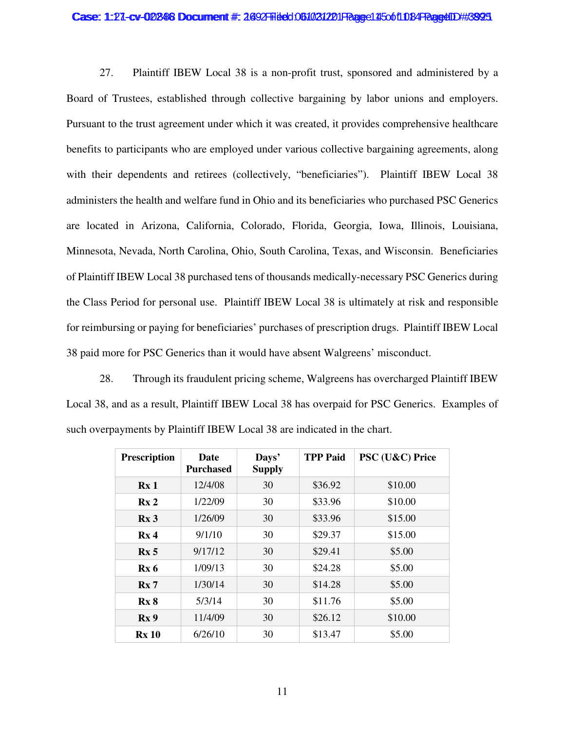27. Plaintiff IBEW Local 38 is a non-profit trust, sponsored and administered by a Board of Trustees, established through collective bargaining by labor unions and employers. Pursuant to the trust agreement under which it was created, it provides comprehensive healthcare benefits to participants who are employed under various collective bargaining agreements, along with their dependents and retirees (collectively, "beneficiaries"). Plaintiff IBEW Local 38 administers the health and welfare fund in Ohio and its beneficiaries who purchased PSC Generics are located in Arizona, California, Colorado, Florida, Georgia, Iowa, Illinois, Louisiana, Minnesota, Nevada, North Carolina, Ohio, South Carolina, Texas, and Wisconsin. Beneficiaries of Plaintiff IBEW Local 38 purchased tens of thousands medically-necessary PSC Generics during the Class Period for personal use. Plaintiff IBEW Local 38 is ultimately at risk and responsible for reimbursing or paying for beneficiaries' purchases of prescription drugs. Plaintiff IBEW Local 38 paid more for PSC Generics than it would have absent Walgreens' misconduct.

28. Through its fraudulent pricing scheme, Walgreens has overcharged Plaintiff IBEW Local 38, and as a result, Plaintiff IBEW Local 38 has overpaid for PSC Generics. Examples of such overpayments by Plaintiff IBEW Local 38 are indicated in the chart.

| Prescription | Date Purchased | Days' Supply | TPP Paid | PSC (U&C) Price |
|---|---|---|---|---|
| **Rx 1** | 12/4/08 | 30 | $36.92 | $10.00 |
| **Rx 2** | 1/22/09 | 30 | $33.96 | $10.00 |
| **Rx 3** | 1/26/09 | 30 | $33.96 | $15.00 |
| **Rx 4** | 9/1/10 | 30 | $29.37 | $15.00 |
| **Rx 5** | 9/17/12 | 30 | $29.41 | $5.00 |
| **Rx 6** | 1/09/13 | 30 | $24.28 | $5.00 |
| **Rx 7** | 1/30/14 | 30 | $14.28 | $5.00 |
| **Rx 8** | 5/3/14 | 30 | $11.76 | $5.00 |
| **Rx 9** | 11/4/09 | 30 | $26.12 | $10.00 |
| **Rx 10** | 6/26/10 | 30 | $13.47 | $5.00 |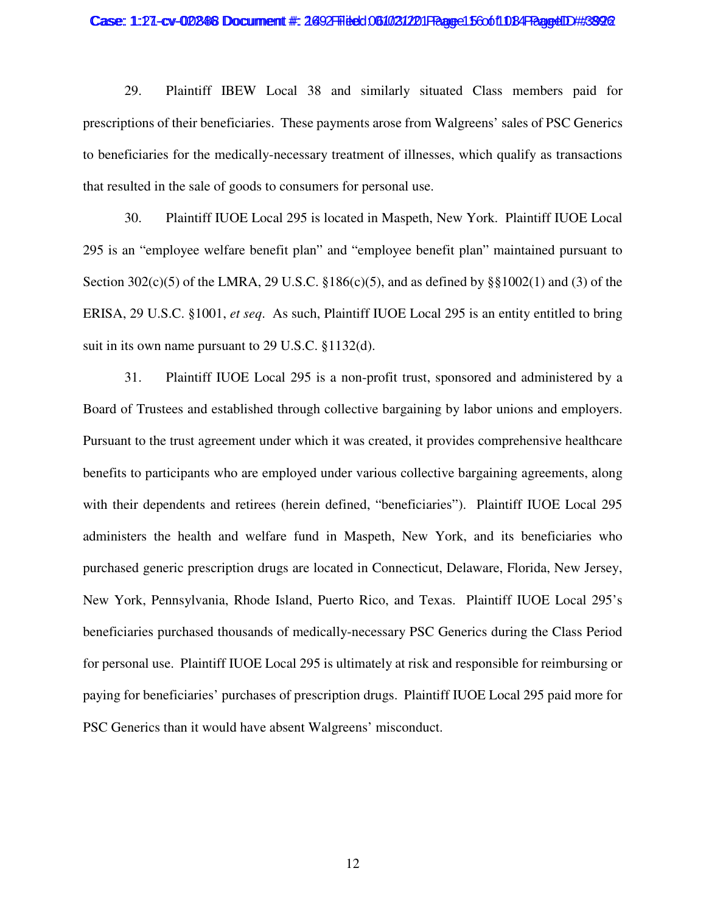29. Plaintiff IBEW Local 38 and similarly situated Class members paid for prescriptions of their beneficiaries. These payments arose from Walgreens' sales of PSC Generics to beneficiaries for the medically-necessary treatment of illnesses, which qualify as transactions that resulted in the sale of goods to consumers for personal use.

30. Plaintiff IUOE Local 295 is located in Maspeth, New York. Plaintiff IUOE Local 295 is an "employee welfare benefit plan" and "employee benefit plan" maintained pursuant to Section 302(c)(5) of the LMRA, 29 U.S.C. §186(c)(5), and as defined by §§1002(1) and (3) of the ERISA, 29 U.S.C. §1001, *et seq*. As such, Plaintiff IUOE Local 295 is an entity entitled to bring suit in its own name pursuant to 29 U.S.C. §1132(d).

31. Plaintiff IUOE Local 295 is a non-profit trust, sponsored and administered by a Board of Trustees and established through collective bargaining by labor unions and employers. Pursuant to the trust agreement under which it was created, it provides comprehensive healthcare benefits to participants who are employed under various collective bargaining agreements, along with their dependents and retirees (herein defined, "beneficiaries"). Plaintiff IUOE Local 295 administers the health and welfare fund in Maspeth, New York, and its beneficiaries who purchased generic prescription drugs are located in Connecticut, Delaware, Florida, New Jersey, New York, Pennsylvania, Rhode Island, Puerto Rico, and Texas. Plaintiff IUOE Local 295's beneficiaries purchased thousands of medically-necessary PSC Generics during the Class Period for personal use. Plaintiff IUOE Local 295 is ultimately at risk and responsible for reimbursing or paying for beneficiaries' purchases of prescription drugs. Plaintiff IUOE Local 295 paid more for PSC Generics than it would have absent Walgreens' misconduct.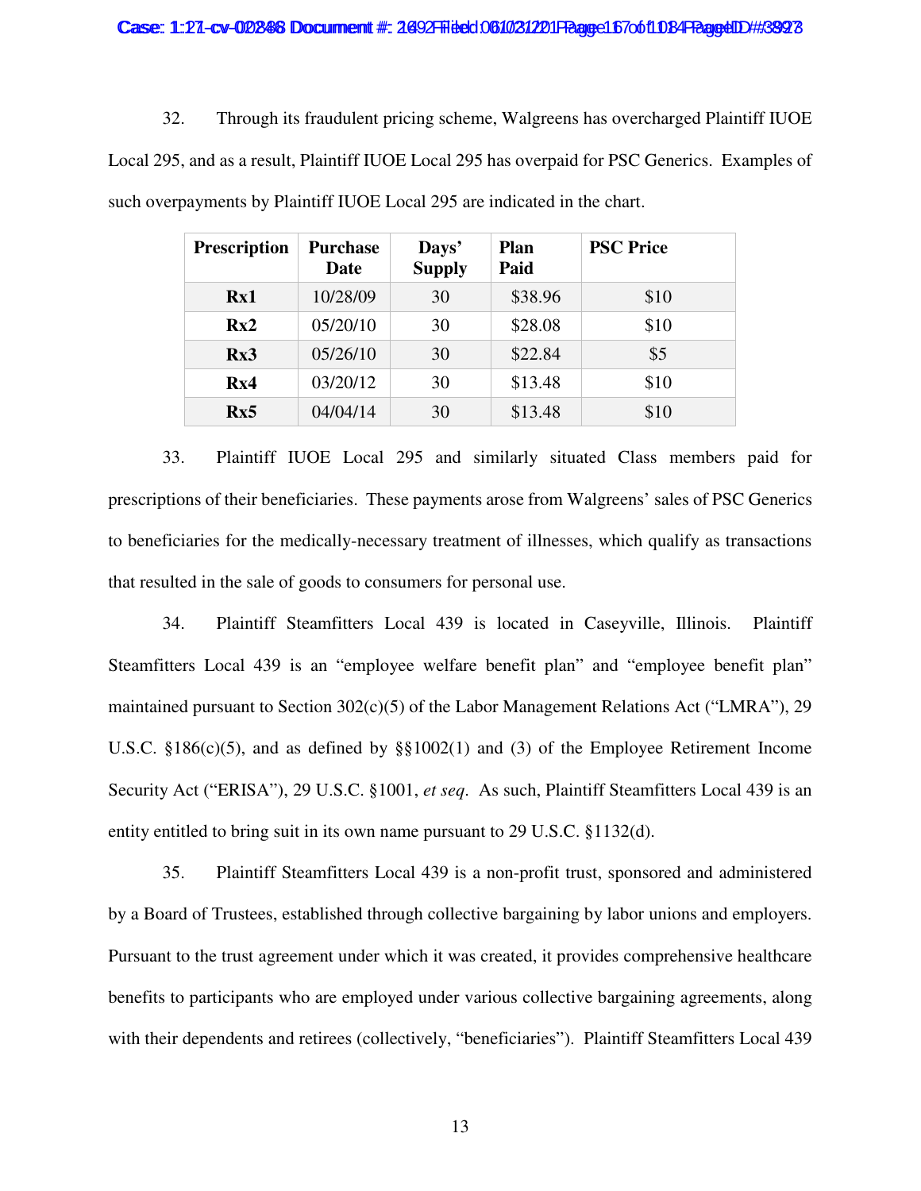32. Through its fraudulent pricing scheme, Walgreens has overcharged Plaintiff IUOE Local 295, and as a result, Plaintiff IUOE Local 295 has overpaid for PSC Generics. Examples of such overpayments by Plaintiff IUOE Local 295 are indicated in the chart.

| Prescription | Purchase Date | Days' Supply | Plan Paid | PSC Price |
|---|---|---|---|---|
| **Rx1** | 10/28/09 | 30 | $38.96 | $10 |
| **Rx2** | 05/20/10 | 30 | $28.08 | $10 |
| **Rx3** | 05/26/10 | 30 | $22.84 | $5 |
| **Rx4** | 03/20/12 | 30 | $13.48 | $10 |
| **Rx5** | 04/04/14 | 30 | $13.48 | $10 |

33. Plaintiff IUOE Local 295 and similarly situated Class members paid for prescriptions of their beneficiaries. These payments arose from Walgreens' sales of PSC Generics to beneficiaries for the medically-necessary treatment of illnesses, which qualify as transactions that resulted in the sale of goods to consumers for personal use.

34. Plaintiff Steamfitters Local 439 is located in Caseyville, Illinois. Plaintiff Steamfitters Local 439 is an "employee welfare benefit plan" and "employee benefit plan" maintained pursuant to Section 302(c)(5) of the Labor Management Relations Act ("LMRA"), 29 U.S.C. §186(c)(5), and as defined by §§1002(1) and (3) of the Employee Retirement Income Security Act ("ERISA"), 29 U.S.C. §1001, *et seq*. As such, Plaintiff Steamfitters Local 439 is an entity entitled to bring suit in its own name pursuant to 29 U.S.C. §1132(d).

35. Plaintiff Steamfitters Local 439 is a non-profit trust, sponsored and administered by a Board of Trustees, established through collective bargaining by labor unions and employers. Pursuant to the trust agreement under which it was created, it provides comprehensive healthcare benefits to participants who are employed under various collective bargaining agreements, along with their dependents and retirees (collectively, "beneficiaries"). Plaintiff Steamfitters Local 439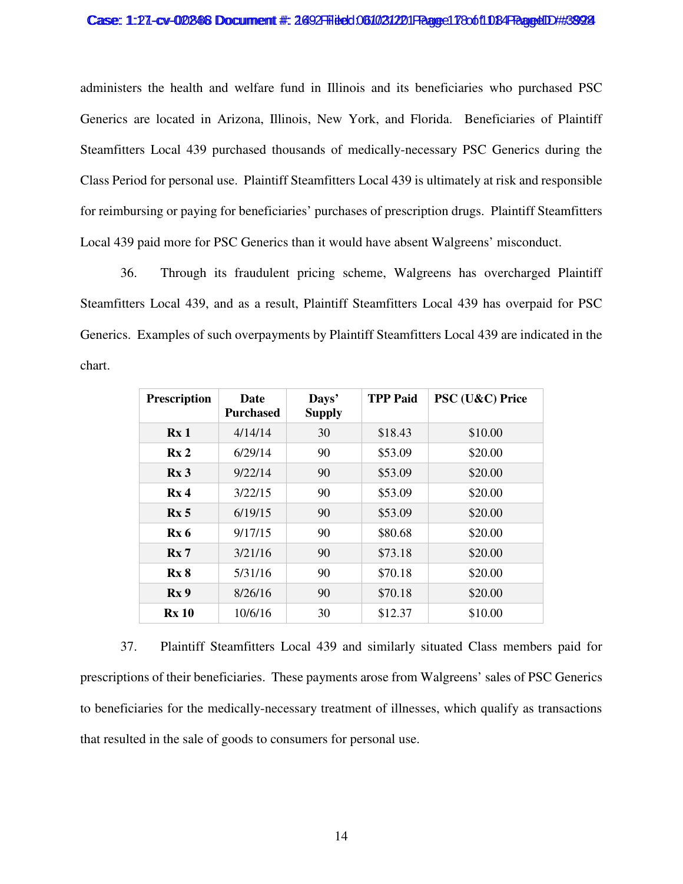administers the health and welfare fund in Illinois and its beneficiaries who purchased PSC Generics are located in Arizona, Illinois, New York, and Florida. Beneficiaries of Plaintiff Steamfitters Local 439 purchased thousands of medically-necessary PSC Generics during the Class Period for personal use. Plaintiff Steamfitters Local 439 is ultimately at risk and responsible for reimbursing or paying for beneficiaries' purchases of prescription drugs. Plaintiff Steamfitters Local 439 paid more for PSC Generics than it would have absent Walgreens' misconduct.

36. Through its fraudulent pricing scheme, Walgreens has overcharged Plaintiff Steamfitters Local 439, and as a result, Plaintiff Steamfitters Local 439 has overpaid for PSC Generics. Examples of such overpayments by Plaintiff Steamfitters Local 439 are indicated in the chart.

| Prescription | Date Purchased | Days' Supply | TPP Paid | PSC (U&C) Price |
|---|---|---|---|---|
| **Rx 1** | 4/14/14 | 30 | $18.43 | $10.00 |
| **Rx 2** | 6/29/14 | 90 | $53.09 | $20.00 |
| **Rx 3** | 9/22/14 | 90 | $53.09 | $20.00 |
| **Rx 4** | 3/22/15 | 90 | $53.09 | $20.00 |
| **Rx 5** | 6/19/15 | 90 | $53.09 | $20.00 |
| **Rx 6** | 9/17/15 | 90 | $80.68 | $20.00 |
| **Rx 7** | 3/21/16 | 90 | $73.18 | $20.00 |
| **Rx 8** | 5/31/16 | 90 | $70.18 | $20.00 |
| **Rx 9** | 8/26/16 | 90 | $70.18 | $20.00 |
| **Rx 10** | 10/6/16 | 30 | $12.37 | $10.00 |

37. Plaintiff Steamfitters Local 439 and similarly situated Class members paid for prescriptions of their beneficiaries. These payments arose from Walgreens' sales of PSC Generics to beneficiaries for the medically-necessary treatment of illnesses, which qualify as transactions that resulted in the sale of goods to consumers for personal use.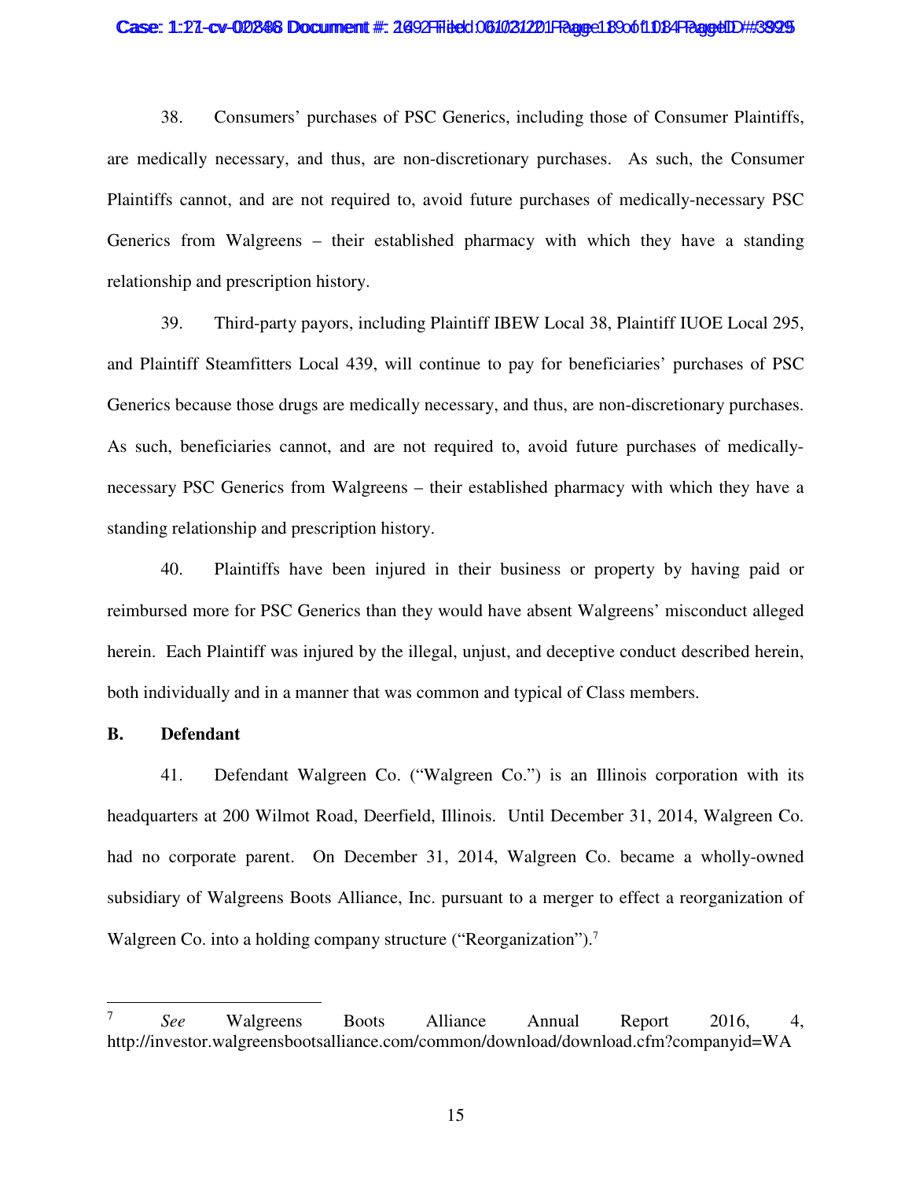38. Consumers' purchases of PSC Generics, including those of Consumer Plaintiffs, are medically necessary, and thus, are non-discretionary purchases. As such, the Consumer Plaintiffs cannot, and are not required to, avoid future purchases of medically-necessary PSC Generics from Walgreens – their established pharmacy with which they have a standing relationship and prescription history.

39. Third-party payors, including Plaintiff IBEW Local 38, Plaintiff IUOE Local 295, and Plaintiff Steamfitters Local 439, will continue to pay for beneficiaries' purchases of PSC Generics because those drugs are medically necessary, and thus, are non-discretionary purchases. As such, beneficiaries cannot, and are not required to, avoid future purchases of medically-necessary PSC Generics from Walgreens – their established pharmacy with which they have a standing relationship and prescription history.

40. Plaintiffs have been injured in their business or property by having paid or reimbursed more for PSC Generics than they would have absent Walgreens' misconduct alleged herein. Each Plaintiff was injured by the illegal, unjust, and deceptive conduct described herein, both individually and in a manner that was common and typical of Class members.

**B. Defendant**

41. Defendant Walgreen Co. ("Walgreen Co.") is an Illinois corporation with its headquarters at 200 Wilmot Road, Deerfield, Illinois. Until December 31, 2014, Walgreen Co. had no corporate parent. On December 31, 2014, Walgreen Co. became a wholly-owned subsidiary of Walgreens Boots Alliance, Inc. pursuant to a merger to effect a reorganization of Walgreen Co. into a holding company structure ("Reorganization").[7]

---

[7] *See* Walgreens Boots Alliance Annual Report 2016, 4, http://investor.walgreensbootsalliance.com/common/download/download.cfm?companyid=WA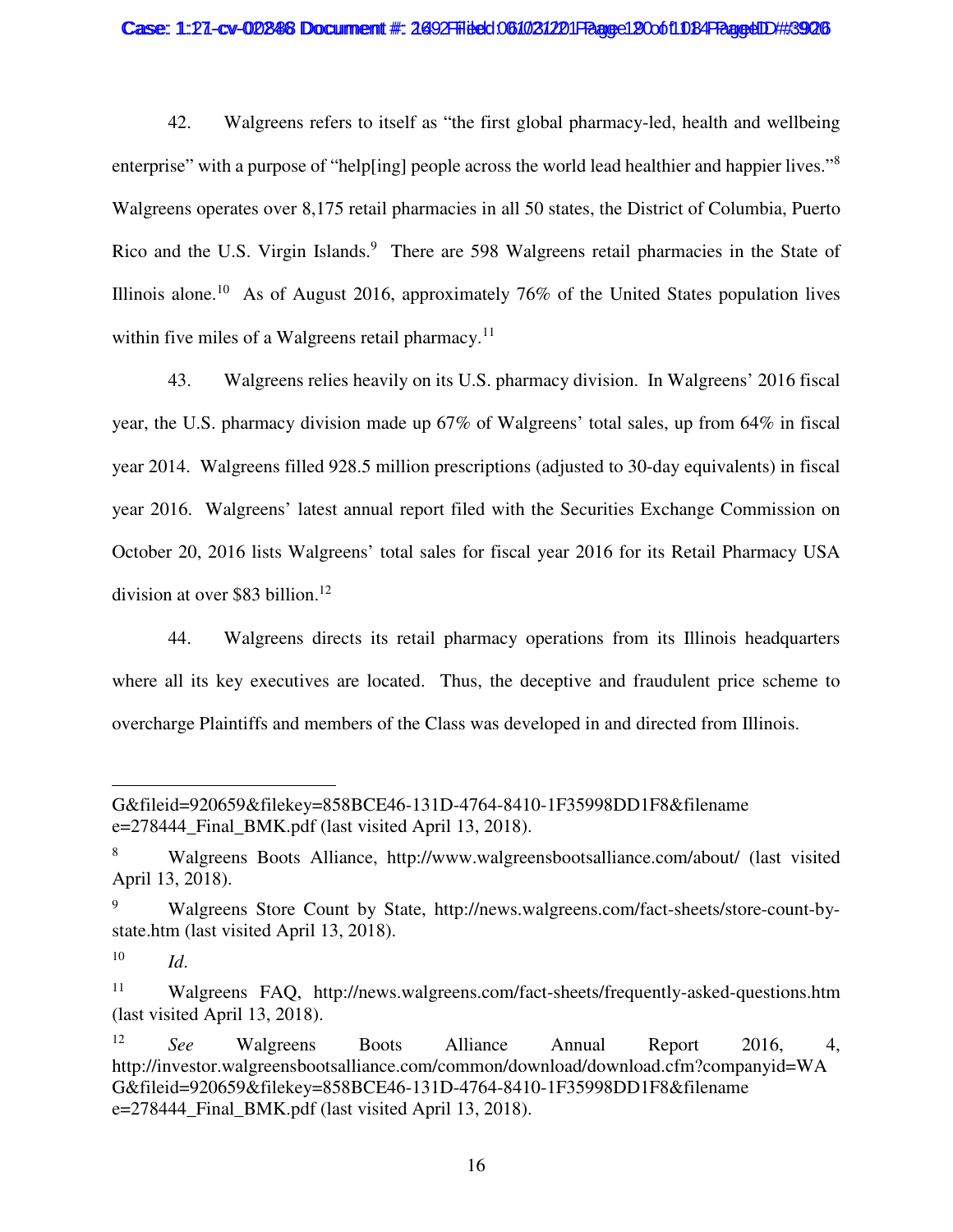42. Walgreens refers to itself as "the first global pharmacy-led, health and wellbeing enterprise" with a purpose of "help[ing] people across the world lead healthier and happier lives."[8] Walgreens operates over 8,175 retail pharmacies in all 50 states, the District of Columbia, Puerto Rico and the U.S. Virgin Islands.[9] There are 598 Walgreens retail pharmacies in the State of Illinois alone.[10] As of August 2016, approximately 76% of the United States population lives within five miles of a Walgreens retail pharmacy.[11]

43. Walgreens relies heavily on its U.S. pharmacy division. In Walgreens' 2016 fiscal year, the U.S. pharmacy division made up 67% of Walgreens' total sales, up from 64% in fiscal year 2014. Walgreens filled 928.5 million prescriptions (adjusted to 30-day equivalents) in fiscal year 2016. Walgreens' latest annual report filed with the Securities Exchange Commission on October 20, 2016 lists Walgreens' total sales for fiscal year 2016 for its Retail Pharmacy USA division at over $83 billion.[12]

44. Walgreens directs its retail pharmacy operations from its Illinois headquarters where all its key executives are located. Thus, the deceptive and fraudulent price scheme to overcharge Plaintiffs and members of the Class was developed in and directed from Illinois.

---

G&fileid=920659&filekey=858BCE46-131D-4764-8410-1F35998DD1F8&filename e=278444_Final_BMK.pdf (last visited April 13, 2018).

[8] Walgreens Boots Alliance, http://www.walgreensbootsalliance.com/about/ (last visited April 13, 2018).

[9] Walgreens Store Count by State, http://news.walgreens.com/fact-sheets/store-count-by-state.htm (last visited April 13, 2018).

[10] *Id*.

[11] Walgreens FAQ, http://news.walgreens.com/fact-sheets/frequently-asked-questions.htm (last visited April 13, 2018).

[12] *See* Walgreens Boots Alliance Annual Report 2016, 4, http://investor.walgreensbootsalliance.com/common/download/download.cfm?companyid=WAG&fileid=920659&filekey=858BCE46-131D-4764-8410-1F35998DD1F8&filename e=278444_Final_BMK.pdf (last visited April 13, 2018).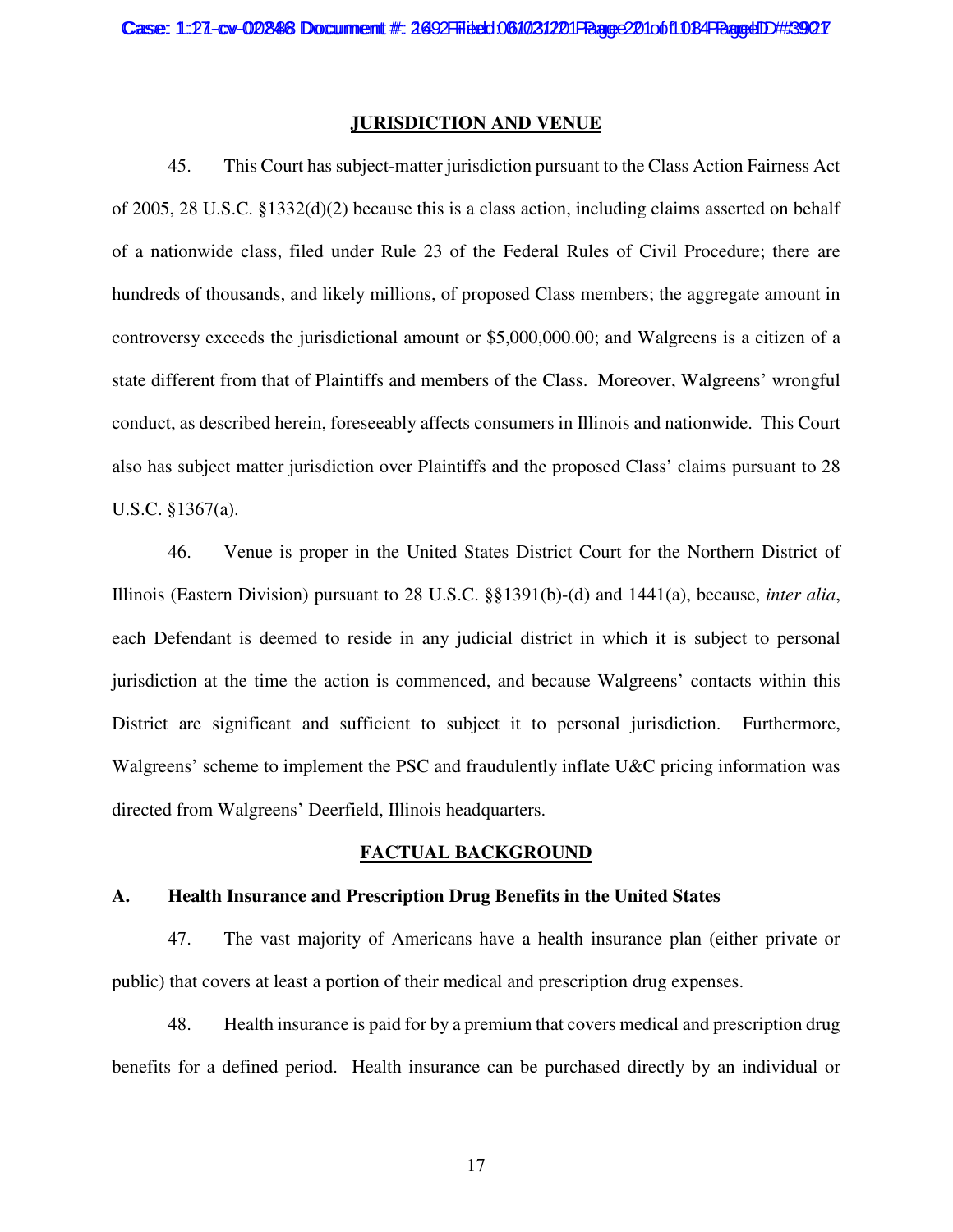## JURISDICTION AND VENUE

45. This Court has subject-matter jurisdiction pursuant to the Class Action Fairness Act of 2005, 28 U.S.C. §1332(d)(2) because this is a class action, including claims asserted on behalf of a nationwide class, filed under Rule 23 of the Federal Rules of Civil Procedure; there are hundreds of thousands, and likely millions, of proposed Class members; the aggregate amount in controversy exceeds the jurisdictional amount or $5,000,000.00; and Walgreens is a citizen of a state different from that of Plaintiffs and members of the Class. Moreover, Walgreens' wrongful conduct, as described herein, foreseeably affects consumers in Illinois and nationwide. This Court also has subject matter jurisdiction over Plaintiffs and the proposed Class' claims pursuant to 28 U.S.C. §1367(a).

46. Venue is proper in the United States District Court for the Northern District of Illinois (Eastern Division) pursuant to 28 U.S.C. §§1391(b)-(d) and 1441(a), because, *inter alia*, each Defendant is deemed to reside in any judicial district in which it is subject to personal jurisdiction at the time the action is commenced, and because Walgreens' contacts within this District are significant and sufficient to subject it to personal jurisdiction. Furthermore, Walgreens' scheme to implement the PSC and fraudulently inflate U&C pricing information was directed from Walgreens' Deerfield, Illinois headquarters.

## FACTUAL BACKGROUND

### A. Health Insurance and Prescription Drug Benefits in the United States

47. The vast majority of Americans have a health insurance plan (either private or public) that covers at least a portion of their medical and prescription drug expenses.

48. Health insurance is paid for by a premium that covers medical and prescription drug benefits for a defined period. Health insurance can be purchased directly by an individual or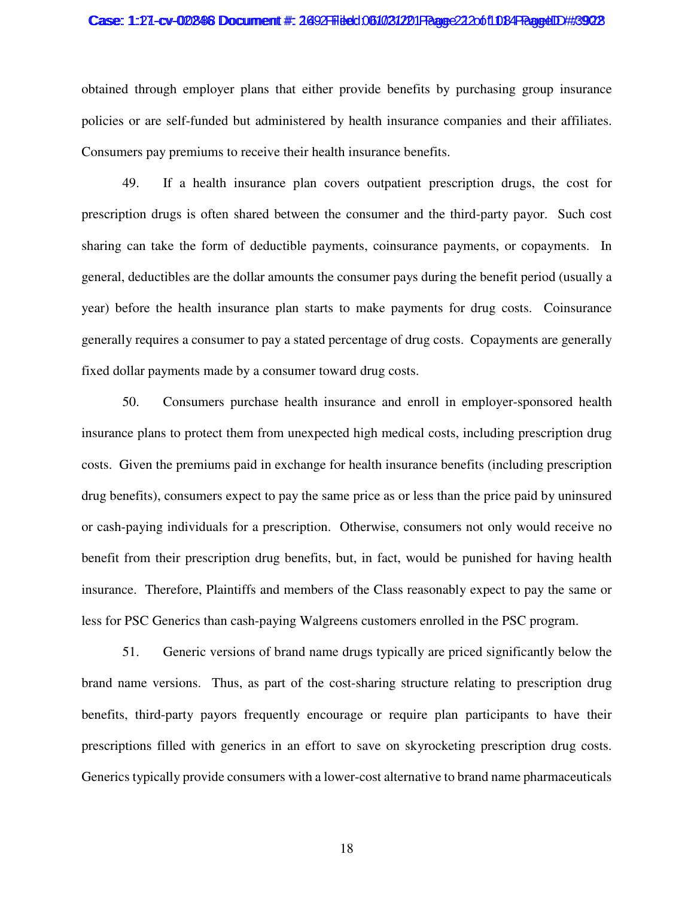obtained through employer plans that either provide benefits by purchasing group insurance policies or are self-funded but administered by health insurance companies and their affiliates. Consumers pay premiums to receive their health insurance benefits.

49. If a health insurance plan covers outpatient prescription drugs, the cost for prescription drugs is often shared between the consumer and the third-party payor. Such cost sharing can take the form of deductible payments, coinsurance payments, or copayments. In general, deductibles are the dollar amounts the consumer pays during the benefit period (usually a year) before the health insurance plan starts to make payments for drug costs. Coinsurance generally requires a consumer to pay a stated percentage of drug costs. Copayments are generally fixed dollar payments made by a consumer toward drug costs.

50. Consumers purchase health insurance and enroll in employer-sponsored health insurance plans to protect them from unexpected high medical costs, including prescription drug costs. Given the premiums paid in exchange for health insurance benefits (including prescription drug benefits), consumers expect to pay the same price as or less than the price paid by uninsured or cash-paying individuals for a prescription. Otherwise, consumers not only would receive no benefit from their prescription drug benefits, but, in fact, would be punished for having health insurance. Therefore, Plaintiffs and members of the Class reasonably expect to pay the same or less for PSC Generics than cash-paying Walgreens customers enrolled in the PSC program.

51. Generic versions of brand name drugs typically are priced significantly below the brand name versions. Thus, as part of the cost-sharing structure relating to prescription drug benefits, third-party payors frequently encourage or require plan participants to have their prescriptions filled with generics in an effort to save on skyrocketing prescription drug costs. Generics typically provide consumers with a lower-cost alternative to brand name pharmaceuticals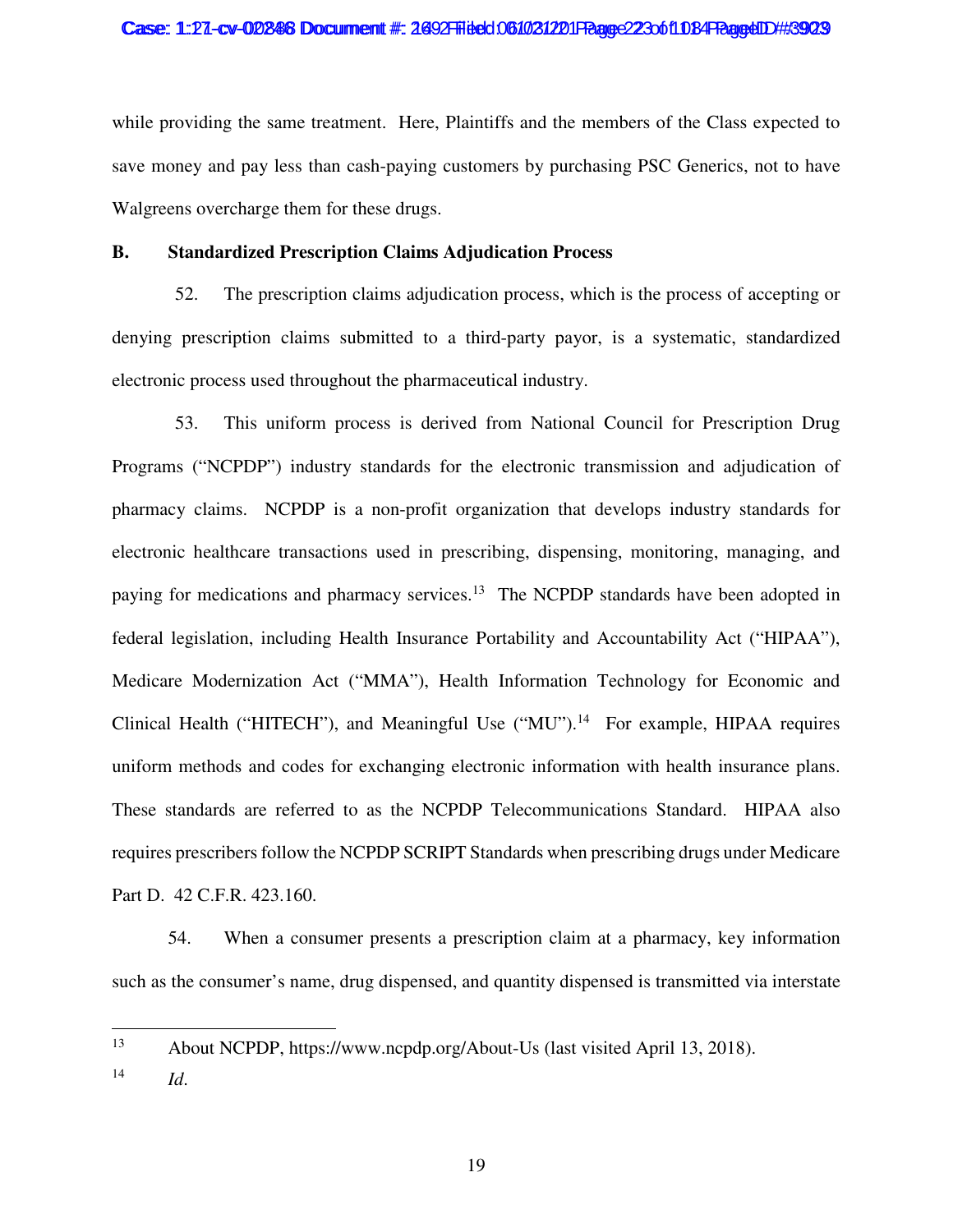while providing the same treatment. Here, Plaintiffs and the members of the Class expected to save money and pay less than cash-paying customers by purchasing PSC Generics, not to have Walgreens overcharge them for these drugs.

**B. Standardized Prescription Claims Adjudication Process**

52. The prescription claims adjudication process, which is the process of accepting or denying prescription claims submitted to a third-party payor, is a systematic, standardized electronic process used throughout the pharmaceutical industry.

53. This uniform process is derived from National Council for Prescription Drug Programs ("NCPDP") industry standards for the electronic transmission and adjudication of pharmacy claims. NCPDP is a non-profit organization that develops industry standards for electronic healthcare transactions used in prescribing, dispensing, monitoring, managing, and paying for medications and pharmacy services.[13] The NCPDP standards have been adopted in federal legislation, including Health Insurance Portability and Accountability Act ("HIPAA"), Medicare Modernization Act ("MMA"), Health Information Technology for Economic and Clinical Health ("HITECH"), and Meaningful Use ("MU").[14] For example, HIPAA requires uniform methods and codes for exchanging electronic information with health insurance plans. These standards are referred to as the NCPDP Telecommunications Standard. HIPAA also requires prescribers follow the NCPDP SCRIPT Standards when prescribing drugs under Medicare Part D. 42 C.F.R. 423.160.

54. When a consumer presents a prescription claim at a pharmacy, key information such as the consumer's name, drug dispensed, and quantity dispensed is transmitted via interstate

---

[13] About NCPDP, https://www.ncpdp.org/About-Us (last visited April 13, 2018).

[14] *Id*.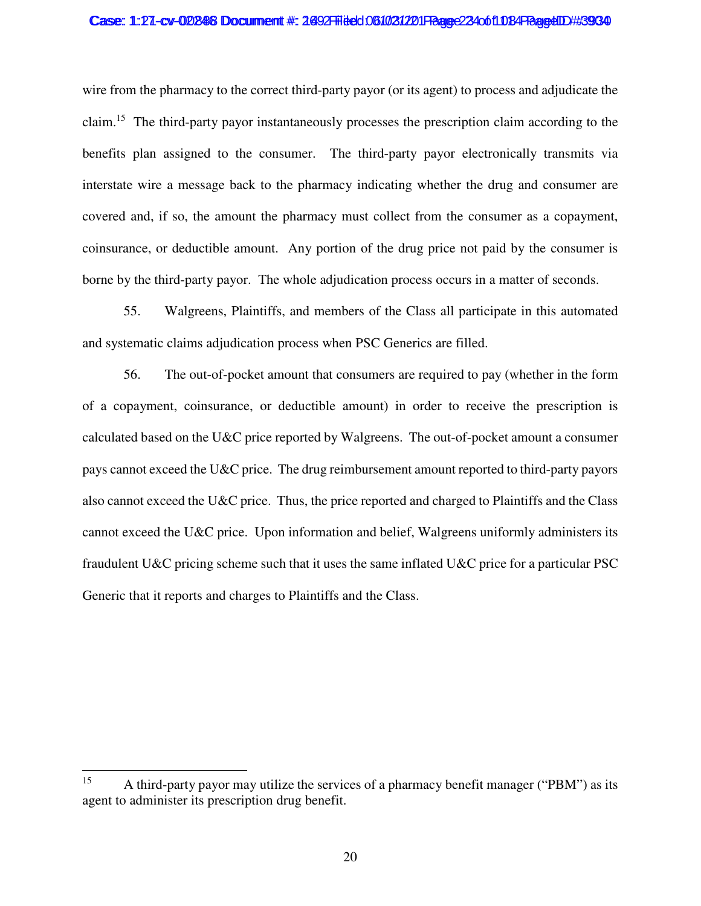wire from the pharmacy to the correct third-party payor (or its agent) to process and adjudicate the claim.[15] The third-party payor instantaneously processes the prescription claim according to the benefits plan assigned to the consumer. The third-party payor electronically transmits via interstate wire a message back to the pharmacy indicating whether the drug and consumer are covered and, if so, the amount the pharmacy must collect from the consumer as a copayment, coinsurance, or deductible amount. Any portion of the drug price not paid by the consumer is borne by the third-party payor. The whole adjudication process occurs in a matter of seconds.

55. Walgreens, Plaintiffs, and members of the Class all participate in this automated and systematic claims adjudication process when PSC Generics are filled.

56. The out-of-pocket amount that consumers are required to pay (whether in the form of a copayment, coinsurance, or deductible amount) in order to receive the prescription is calculated based on the U&C price reported by Walgreens. The out-of-pocket amount a consumer pays cannot exceed the U&C price. The drug reimbursement amount reported to third-party payors also cannot exceed the U&C price. Thus, the price reported and charged to Plaintiffs and the Class cannot exceed the U&C price. Upon information and belief, Walgreens uniformly administers its fraudulent U&C pricing scheme such that it uses the same inflated U&C price for a particular PSC Generic that it reports and charges to Plaintiffs and the Class.

---

[15] A third-party payor may utilize the services of a pharmacy benefit manager ("PBM") as its agent to administer its prescription drug benefit.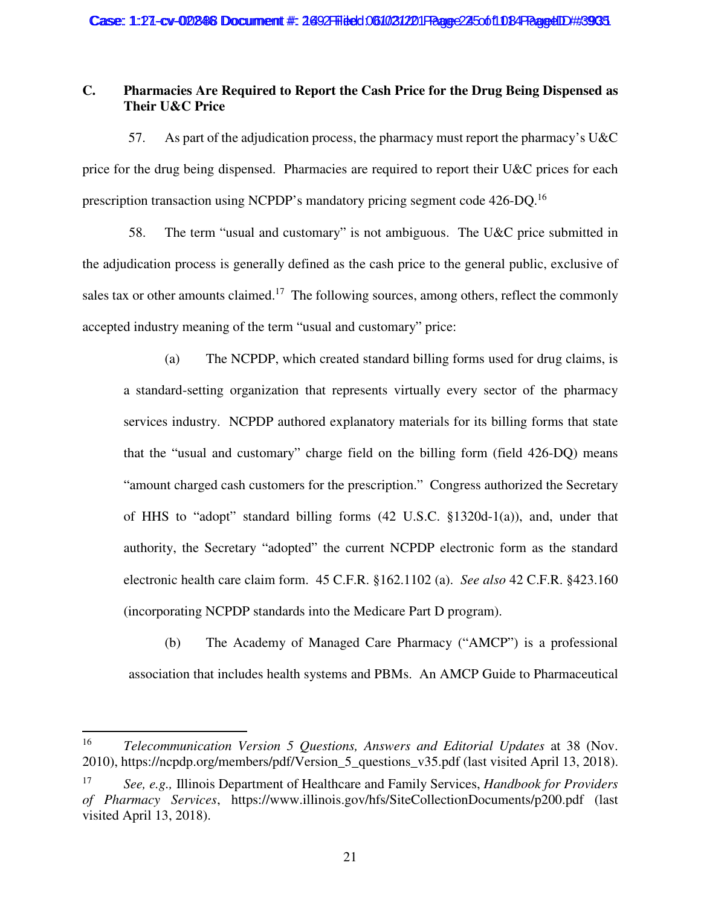### C. Pharmacies Are Required to Report the Cash Price for the Drug Being Dispensed as Their U&C Price

57. As part of the adjudication process, the pharmacy must report the pharmacy's U&C price for the drug being dispensed. Pharmacies are required to report their U&C prices for each prescription transaction using NCPDP's mandatory pricing segment code 426-DQ.[16]

58. The term "usual and customary" is not ambiguous. The U&C price submitted in the adjudication process is generally defined as the cash price to the general public, exclusive of sales tax or other amounts claimed.[17] The following sources, among others, reflect the commonly accepted industry meaning of the term "usual and customary" price:

(a) The NCPDP, which created standard billing forms used for drug claims, is a standard-setting organization that represents virtually every sector of the pharmacy services industry. NCPDP authored explanatory materials for its billing forms that state that the "usual and customary" charge field on the billing form (field 426-DQ) means "amount charged cash customers for the prescription." Congress authorized the Secretary of HHS to "adopt" standard billing forms (42 U.S.C. §1320d-1(a)), and, under that authority, the Secretary "adopted" the current NCPDP electronic form as the standard electronic health care claim form. 45 C.F.R. §162.1102 (a). *See also* 42 C.F.R. §423.160 (incorporating NCPDP standards into the Medicare Part D program).

(b) The Academy of Managed Care Pharmacy ("AMCP") is a professional association that includes health systems and PBMs. An AMCP Guide to Pharmaceutical

---

[16] *Telecommunication Version 5 Questions, Answers and Editorial Updates* at 38 (Nov. 2010), https://ncpdp.org/members/pdf/Version_5_questions_v35.pdf (last visited April 13, 2018).

[17] *See, e.g.,* Illinois Department of Healthcare and Family Services, *Handbook for Providers of Pharmacy Services*, https://www.illinois.gov/hfs/SiteCollectionDocuments/p200.pdf (last visited April 13, 2018).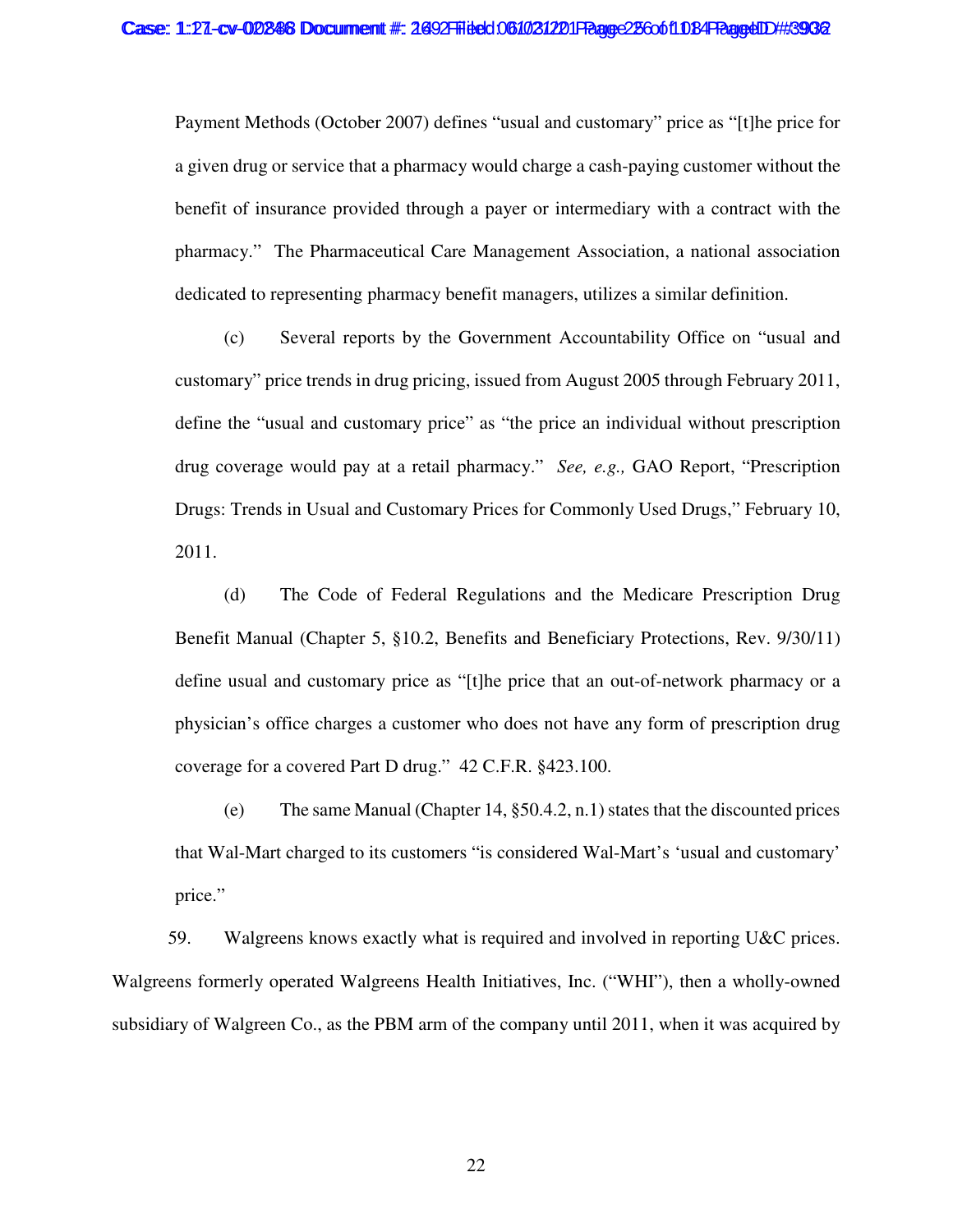Payment Methods (October 2007) defines "usual and customary" price as "[t]he price for a given drug or service that a pharmacy would charge a cash-paying customer without the benefit of insurance provided through a payer or intermediary with a contract with the pharmacy." The Pharmaceutical Care Management Association, a national association dedicated to representing pharmacy benefit managers, utilizes a similar definition.

(c) Several reports by the Government Accountability Office on "usual and customary" price trends in drug pricing, issued from August 2005 through February 2011, define the "usual and customary price" as "the price an individual without prescription drug coverage would pay at a retail pharmacy." *See, e.g.,* GAO Report, "Prescription Drugs: Trends in Usual and Customary Prices for Commonly Used Drugs," February 10, 2011.

(d) The Code of Federal Regulations and the Medicare Prescription Drug Benefit Manual (Chapter 5, §10.2, Benefits and Beneficiary Protections, Rev. 9/30/11) define usual and customary price as "[t]he price that an out-of-network pharmacy or a physician's office charges a customer who does not have any form of prescription drug coverage for a covered Part D drug." 42 C.F.R. §423.100.

(e) The same Manual (Chapter 14, §50.4.2, n.1) states that the discounted prices that Wal-Mart charged to its customers "is considered Wal-Mart's 'usual and customary' price."

59. Walgreens knows exactly what is required and involved in reporting U&C prices. Walgreens formerly operated Walgreens Health Initiatives, Inc. ("WHI"), then a wholly-owned subsidiary of Walgreen Co., as the PBM arm of the company until 2011, when it was acquired by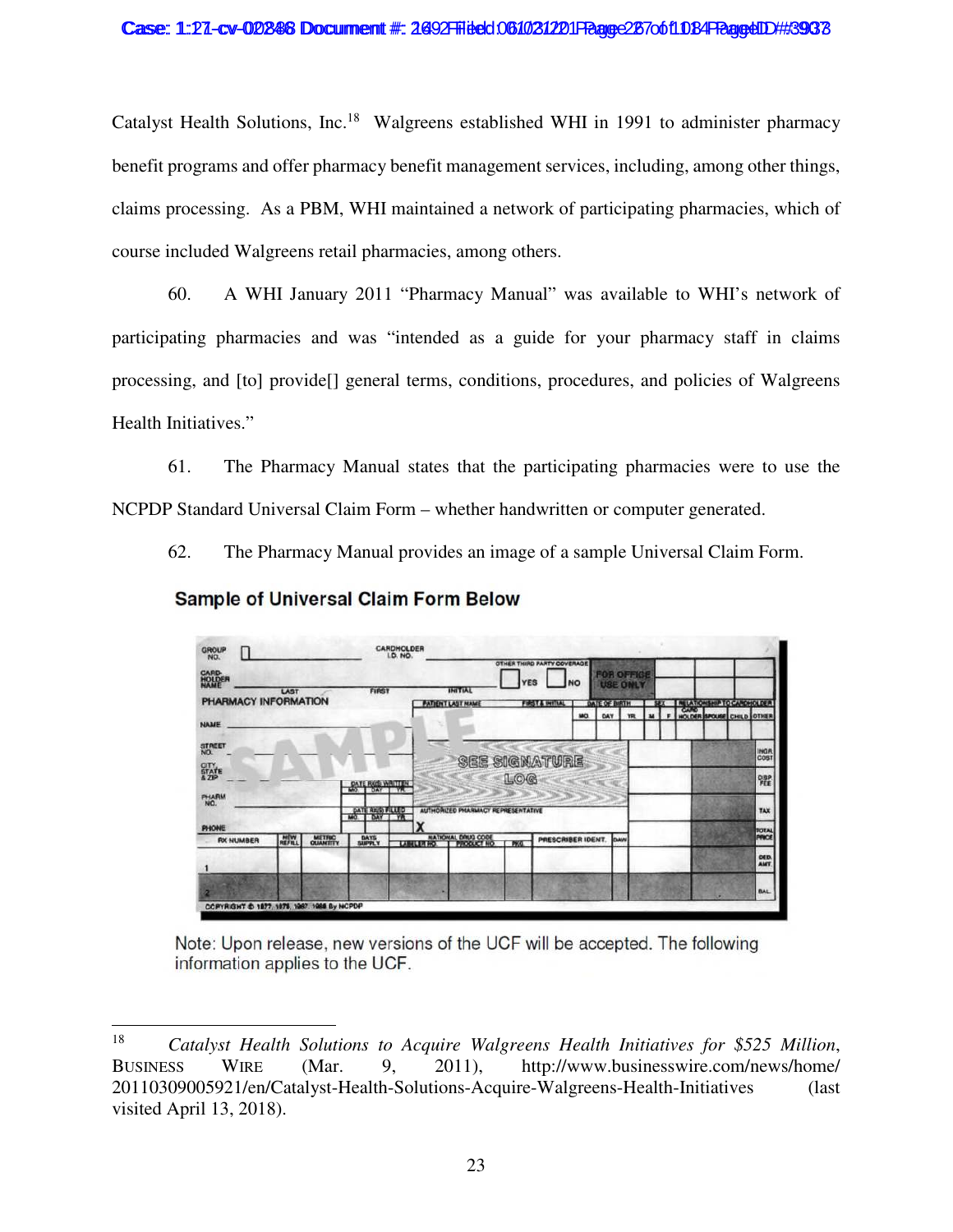Catalyst Health Solutions, Inc.[18] Walgreens established WHI in 1991 to administer pharmacy benefit programs and offer pharmacy benefit management services, including, among other things, claims processing. As a PBM, WHI maintained a network of participating pharmacies, which of course included Walgreens retail pharmacies, among others.

60. A WHI January 2011 "Pharmacy Manual" was available to WHI's network of participating pharmacies and was "intended as a guide for your pharmacy staff in claims processing, and [to] provide[] general terms, conditions, procedures, and policies of Walgreens Health Initiatives."

61. The Pharmacy Manual states that the participating pharmacies were to use the NCPDP Standard Universal Claim Form – whether handwritten or computer generated.

62. The Pharmacy Manual provides an image of a sample Universal Claim Form.

**Sample of Universal Claim Form Below**

GROUP NO. | CARDHOLDER I.D. NO. | CARDHOLDER NAME: LAST, FIRST, INITIAL | OTHER THIRD PARTY COVERAGE: YES / NO | FOR OFFICE USE ONLY

PHARMACY INFORMATION: NAME, STREET NO., CITY STATE & ZIP, PHARM NO., PHONE | PATIENT LAST NAME | FIRST & INITIAL | DATE OF BIRTH (MO. DAY YR.) | SEX (M F) | RELATIONSHIP TO CARDHOLDER (CARD HOLDER, SPOUSE, CHILD, OTHER)

SAMPLE — SEE SIGNATURE LOG

DATE RX(S) WRITTEN (MO. DAY YR.) | DATE RX(S) FILLED (MO. DAY YR.) | AUTHORIZED PHARMACY REPRESENTATIVE X

RX NUMBER | NEW REFILL | METRIC QUANTITY | DAYS SUPPLY | NATIONAL DRUG CODE (LABELER NO., PRODUCT NO., PKG.) | PRESCRIBER IDENT. | DAW | INGR. COST | DISP. FEE | TAX | TOTAL PRICE | DED. AMT. | BAL.

1

2

COPYRIGHT © 1977, 1978, 1987, 1988 By NCPDP

Note: Upon release, new versions of the UCF will be accepted. The following information applies to the UCF.

---

[18] *Catalyst Health Solutions to Acquire Walgreens Health Initiatives for $525 Million*, BUSINESS WIRE (Mar. 9, 2011), http://www.businesswire.com/news/home/20110309005921/en/Catalyst-Health-Solutions-Acquire-Walgreens-Health-Initiatives (last visited April 13, 2018).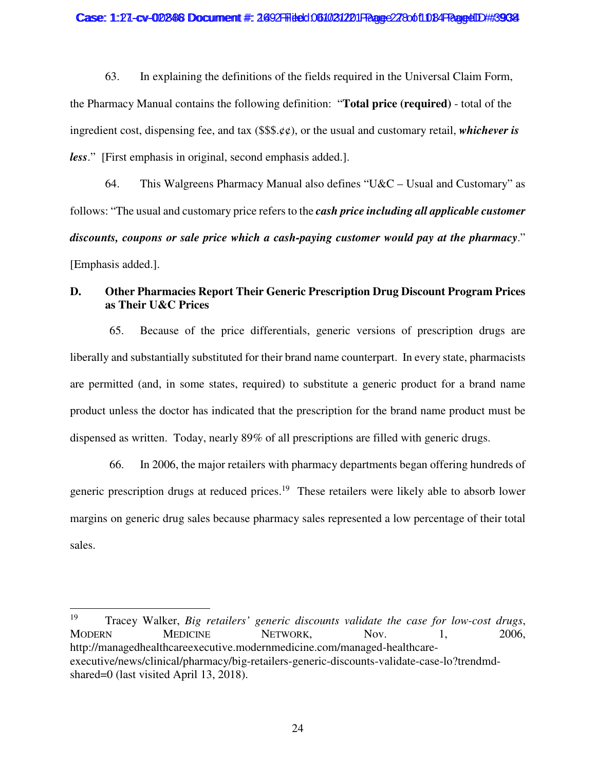63. In explaining the definitions of the fields required in the Universal Claim Form, the Pharmacy Manual contains the following definition: "**Total price (required)** - total of the ingredient cost, dispensing fee, and tax ($$$.¢¢), or the usual and customary retail, ***whichever is less***." [First emphasis in original, second emphasis added.].

64. This Walgreens Pharmacy Manual also defines "U&C – Usual and Customary" as follows: "The usual and customary price refers to the ***cash price including all applicable customer discounts, coupons or sale price which a cash-paying customer would pay at the pharmacy***." [Emphasis added.].

### D. Other Pharmacies Report Their Generic Prescription Drug Discount Program Prices as Their U&C Prices

65. Because of the price differentials, generic versions of prescription drugs are liberally and substantially substituted for their brand name counterpart. In every state, pharmacists are permitted (and, in some states, required) to substitute a generic product for a brand name product unless the doctor has indicated that the prescription for the brand name product must be dispensed as written. Today, nearly 89% of all prescriptions are filled with generic drugs.

66. In 2006, the major retailers with pharmacy departments began offering hundreds of generic prescription drugs at reduced prices.[19] These retailers were likely able to absorb lower margins on generic drug sales because pharmacy sales represented a low percentage of their total sales.

---

[19] Tracey Walker, *Big retailers' generic discounts validate the case for low-cost drugs*, MODERN MEDICINE NETWORK, Nov. 1, 2006, http://managedhealthcareexecutive.modernmedicine.com/managed-healthcare-executive/news/clinical/pharmacy/big-retailers-generic-discounts-validate-case-lo?trendmd-shared=0 (last visited April 13, 2018).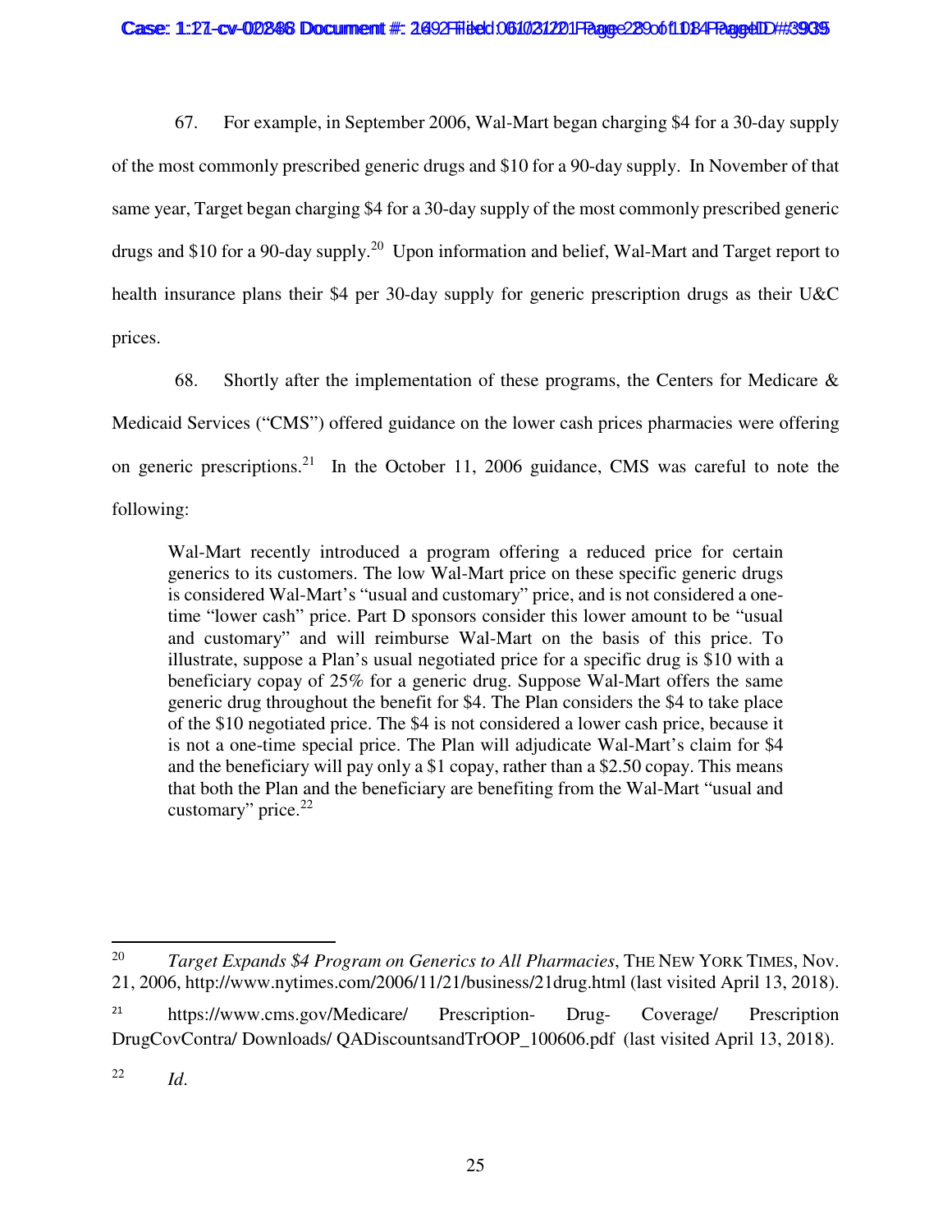67. For example, in September 2006, Wal-Mart began charging $4 for a 30-day supply of the most commonly prescribed generic drugs and $10 for a 90-day supply. In November of that same year, Target began charging $4 for a 30-day supply of the most commonly prescribed generic drugs and $10 for a 90-day supply.[20] Upon information and belief, Wal-Mart and Target report to health insurance plans their $4 per 30-day supply for generic prescription drugs as their U&C prices.

68. Shortly after the implementation of these programs, the Centers for Medicare & Medicaid Services ("CMS") offered guidance on the lower cash prices pharmacies were offering on generic prescriptions.[21] In the October 11, 2006 guidance, CMS was careful to note the following:

> Wal-Mart recently introduced a program offering a reduced price for certain generics to its customers. The low Wal-Mart price on these specific generic drugs is considered Wal-Mart's "usual and customary" price, and is not considered a one-time "lower cash" price. Part D sponsors consider this lower amount to be "usual and customary" and will reimburse Wal-Mart on the basis of this price. To illustrate, suppose a Plan's usual negotiated price for a specific drug is $10 with a beneficiary copay of 25% for a generic drug. Suppose Wal-Mart offers the same generic drug throughout the benefit for $4. The Plan considers the $4 to take place of the $10 negotiated price. The $4 is not considered a lower cash price, because it is not a one-time special price. The Plan will adjudicate Wal-Mart's claim for $4 and the beneficiary will pay only a $1 copay, rather than a $2.50 copay. This means that both the Plan and the beneficiary are benefiting from the Wal-Mart "usual and customary" price.[22]

---

[20] *Target Expands $4 Program on Generics to All Pharmacies*, THE NEW YORK TIMES, Nov. 21, 2006, http://www.nytimes.com/2006/11/21/business/21drug.html (last visited April 13, 2018).

[21] https://www.cms.gov/Medicare/ Prescription- Drug- Coverage/ Prescription DrugCovContra/ Downloads/ QADiscountsandTrOOP_100606.pdf (last visited April 13, 2018).

[22] *Id*.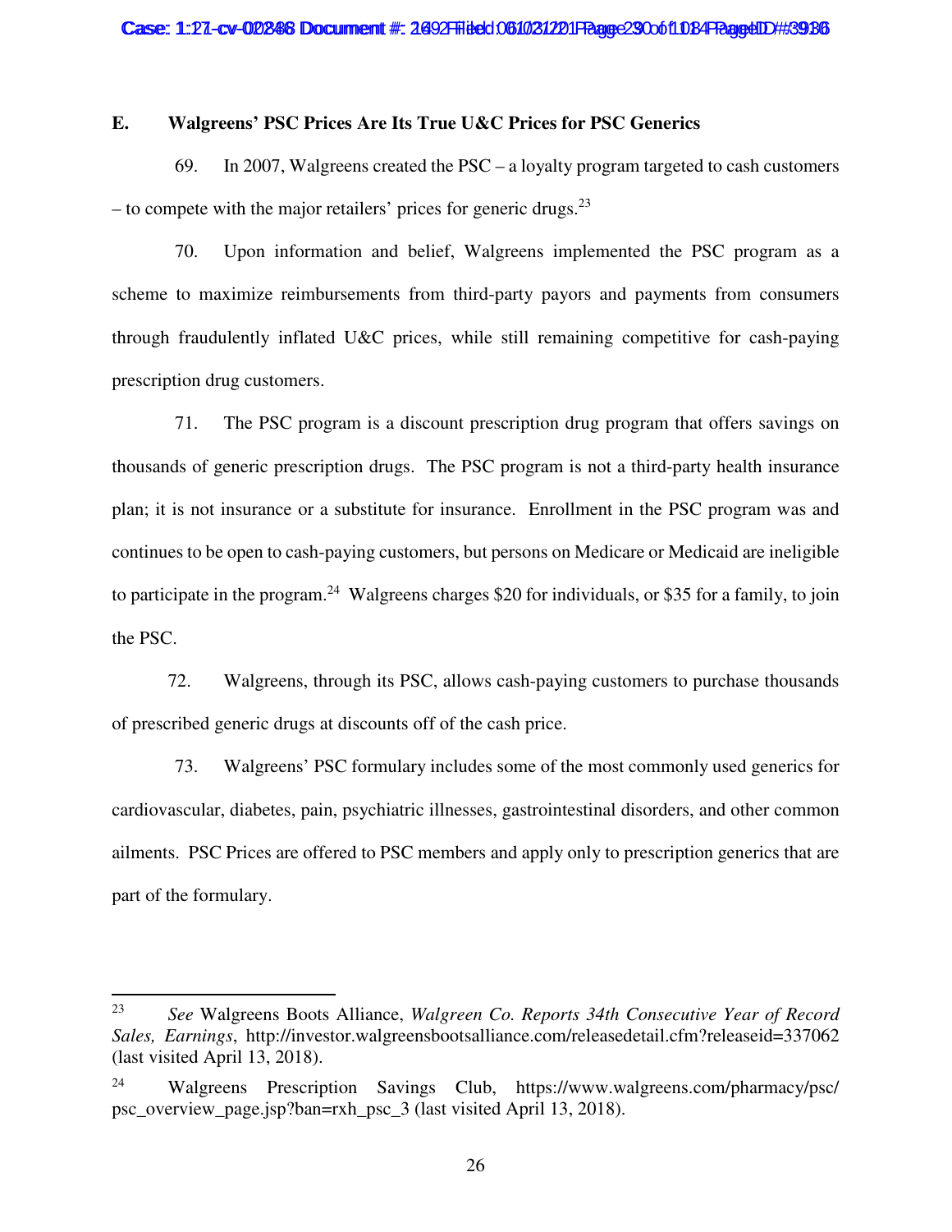### E. Walgreens' PSC Prices Are Its True U&C Prices for PSC Generics

69. In 2007, Walgreens created the PSC – a loyalty program targeted to cash customers – to compete with the major retailers' prices for generic drugs.[23]

70. Upon information and belief, Walgreens implemented the PSC program as a scheme to maximize reimbursements from third-party payors and payments from consumers through fraudulently inflated U&C prices, while still remaining competitive for cash-paying prescription drug customers.

71. The PSC program is a discount prescription drug program that offers savings on thousands of generic prescription drugs. The PSC program is not a third-party health insurance plan; it is not insurance or a substitute for insurance. Enrollment in the PSC program was and continues to be open to cash-paying customers, but persons on Medicare or Medicaid are ineligible to participate in the program.[24] Walgreens charges $20 for individuals, or $35 for a family, to join the PSC.

72. Walgreens, through its PSC, allows cash-paying customers to purchase thousands of prescribed generic drugs at discounts off of the cash price.

73. Walgreens' PSC formulary includes some of the most commonly used generics for cardiovascular, diabetes, pain, psychiatric illnesses, gastrointestinal disorders, and other common ailments. PSC Prices are offered to PSC members and apply only to prescription generics that are part of the formulary.

---

[23] *See* Walgreens Boots Alliance, *Walgreen Co. Reports 34th Consecutive Year of Record Sales, Earnings*, http://investor.walgreensbootsalliance.com/releasedetail.cfm?releaseid=337062 (last visited April 13, 2018).

[24] Walgreens Prescription Savings Club, https://www.walgreens.com/pharmacy/psc/psc_overview_page.jsp?ban=rxh_psc_3 (last visited April 13, 2018).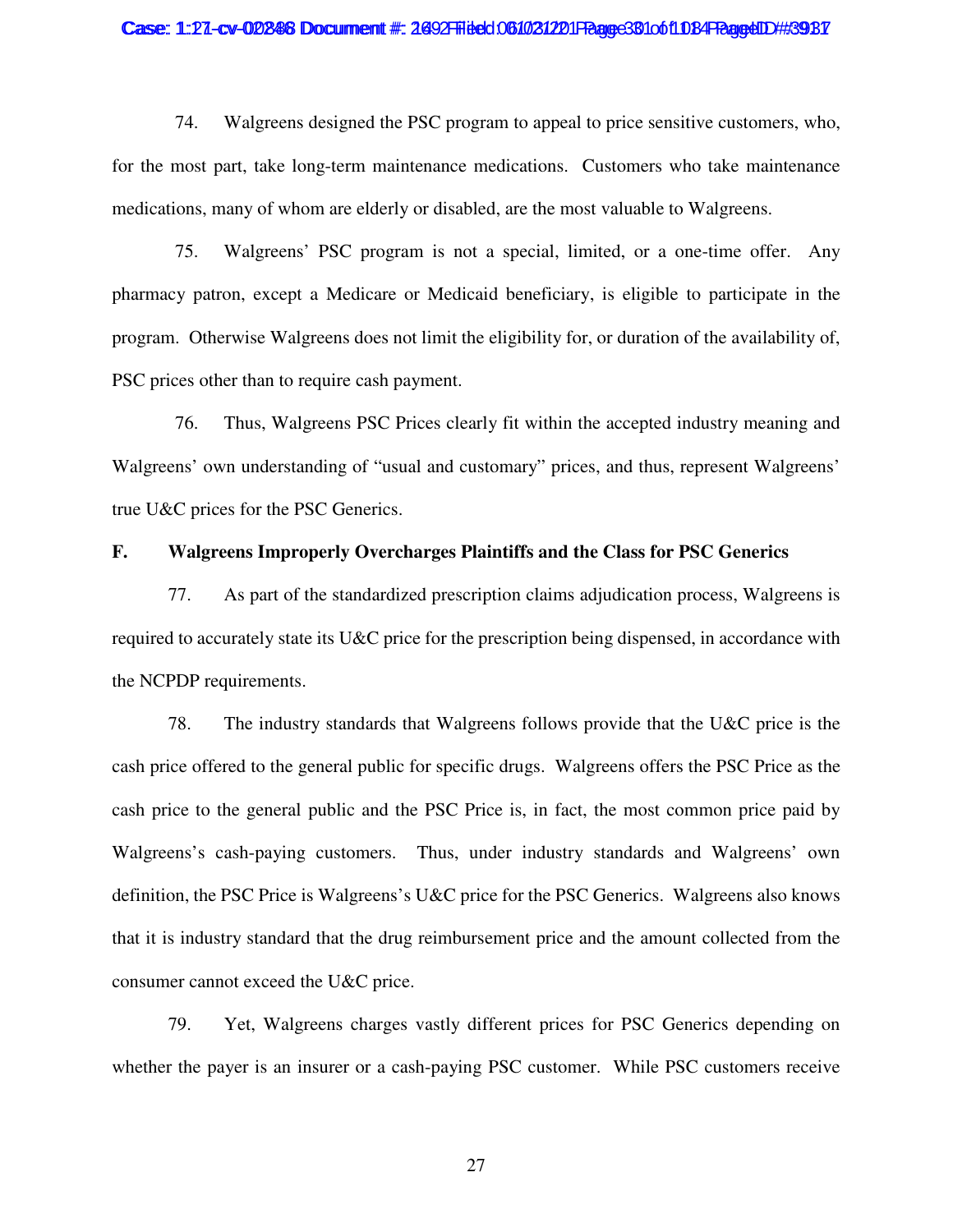74. Walgreens designed the PSC program to appeal to price sensitive customers, who, for the most part, take long-term maintenance medications. Customers who take maintenance medications, many of whom are elderly or disabled, are the most valuable to Walgreens.

75. Walgreens' PSC program is not a special, limited, or a one-time offer. Any pharmacy patron, except a Medicare or Medicaid beneficiary, is eligible to participate in the program. Otherwise Walgreens does not limit the eligibility for, or duration of the availability of, PSC prices other than to require cash payment.

76. Thus, Walgreens PSC Prices clearly fit within the accepted industry meaning and Walgreens' own understanding of "usual and customary" prices, and thus, represent Walgreens' true U&C prices for the PSC Generics.

**F. Walgreens Improperly Overcharges Plaintiffs and the Class for PSC Generics**

77. As part of the standardized prescription claims adjudication process, Walgreens is required to accurately state its U&C price for the prescription being dispensed, in accordance with the NCPDP requirements.

78. The industry standards that Walgreens follows provide that the U&C price is the cash price offered to the general public for specific drugs. Walgreens offers the PSC Price as the cash price to the general public and the PSC Price is, in fact, the most common price paid by Walgreens's cash-paying customers. Thus, under industry standards and Walgreens' own definition, the PSC Price is Walgreens's U&C price for the PSC Generics. Walgreens also knows that it is industry standard that the drug reimbursement price and the amount collected from the consumer cannot exceed the U&C price.

79. Yet, Walgreens charges vastly different prices for PSC Generics depending on whether the payer is an insurer or a cash-paying PSC customer. While PSC customers receive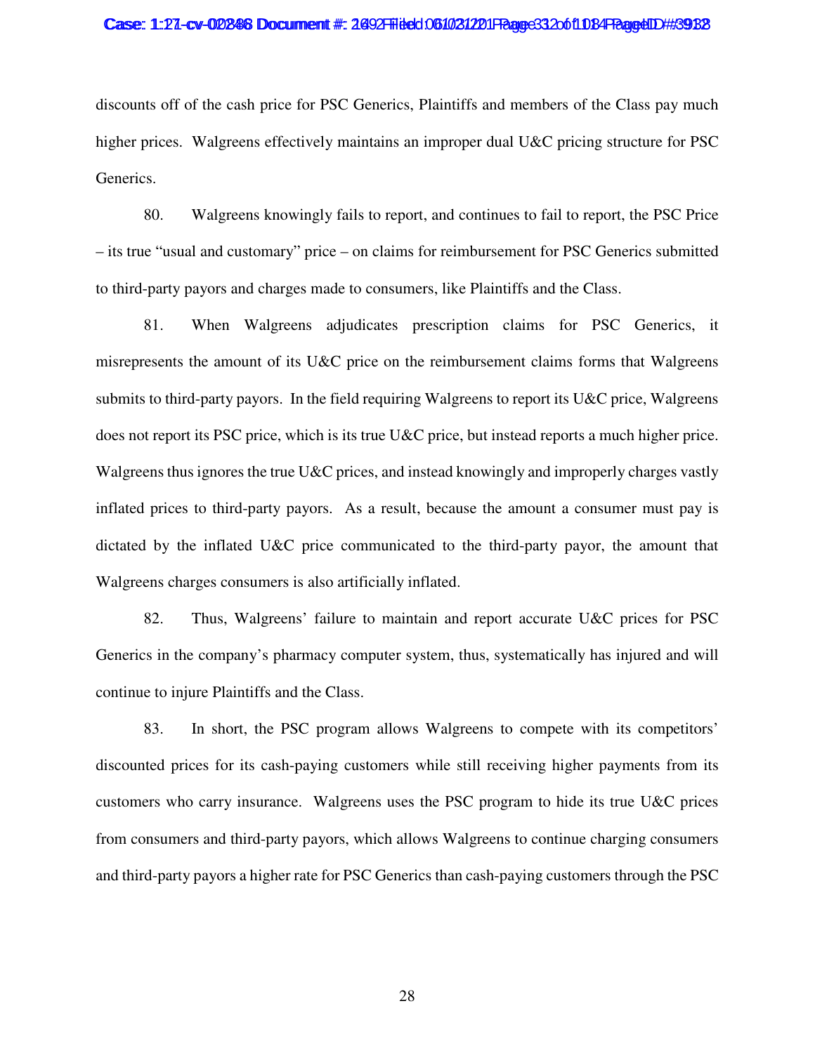discounts off of the cash price for PSC Generics, Plaintiffs and members of the Class pay much higher prices. Walgreens effectively maintains an improper dual U&C pricing structure for PSC Generics.

80. Walgreens knowingly fails to report, and continues to fail to report, the PSC Price – its true "usual and customary" price – on claims for reimbursement for PSC Generics submitted to third-party payors and charges made to consumers, like Plaintiffs and the Class.

81. When Walgreens adjudicates prescription claims for PSC Generics, it misrepresents the amount of its U&C price on the reimbursement claims forms that Walgreens submits to third-party payors. In the field requiring Walgreens to report its U&C price, Walgreens does not report its PSC price, which is its true U&C price, but instead reports a much higher price. Walgreens thus ignores the true U&C prices, and instead knowingly and improperly charges vastly inflated prices to third-party payors. As a result, because the amount a consumer must pay is dictated by the inflated U&C price communicated to the third-party payor, the amount that Walgreens charges consumers is also artificially inflated.

82. Thus, Walgreens' failure to maintain and report accurate U&C prices for PSC Generics in the company's pharmacy computer system, thus, systematically has injured and will continue to injure Plaintiffs and the Class.

83. In short, the PSC program allows Walgreens to compete with its competitors' discounted prices for its cash-paying customers while still receiving higher payments from its customers who carry insurance. Walgreens uses the PSC program to hide its true U&C prices from consumers and third-party payors, which allows Walgreens to continue charging consumers and third-party payors a higher rate for PSC Generics than cash-paying customers through the PSC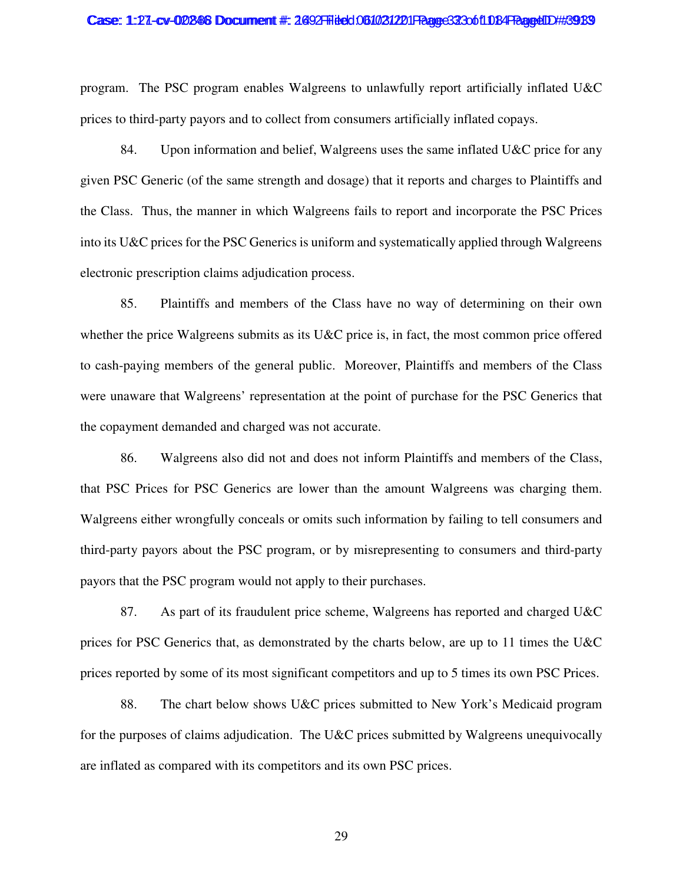program. The PSC program enables Walgreens to unlawfully report artificially inflated U&C prices to third-party payors and to collect from consumers artificially inflated copays.

84. Upon information and belief, Walgreens uses the same inflated U&C price for any given PSC Generic (of the same strength and dosage) that it reports and charges to Plaintiffs and the Class. Thus, the manner in which Walgreens fails to report and incorporate the PSC Prices into its U&C prices for the PSC Generics is uniform and systematically applied through Walgreens electronic prescription claims adjudication process.

85. Plaintiffs and members of the Class have no way of determining on their own whether the price Walgreens submits as its U&C price is, in fact, the most common price offered to cash-paying members of the general public. Moreover, Plaintiffs and members of the Class were unaware that Walgreens' representation at the point of purchase for the PSC Generics that the copayment demanded and charged was not accurate.

86. Walgreens also did not and does not inform Plaintiffs and members of the Class, that PSC Prices for PSC Generics are lower than the amount Walgreens was charging them. Walgreens either wrongfully conceals or omits such information by failing to tell consumers and third-party payors about the PSC program, or by misrepresenting to consumers and third-party payors that the PSC program would not apply to their purchases.

87. As part of its fraudulent price scheme, Walgreens has reported and charged U&C prices for PSC Generics that, as demonstrated by the charts below, are up to 11 times the U&C prices reported by some of its most significant competitors and up to 5 times its own PSC Prices.

88. The chart below shows U&C prices submitted to New York's Medicaid program for the purposes of claims adjudication. The U&C prices submitted by Walgreens unequivocally are inflated as compared with its competitors and its own PSC prices.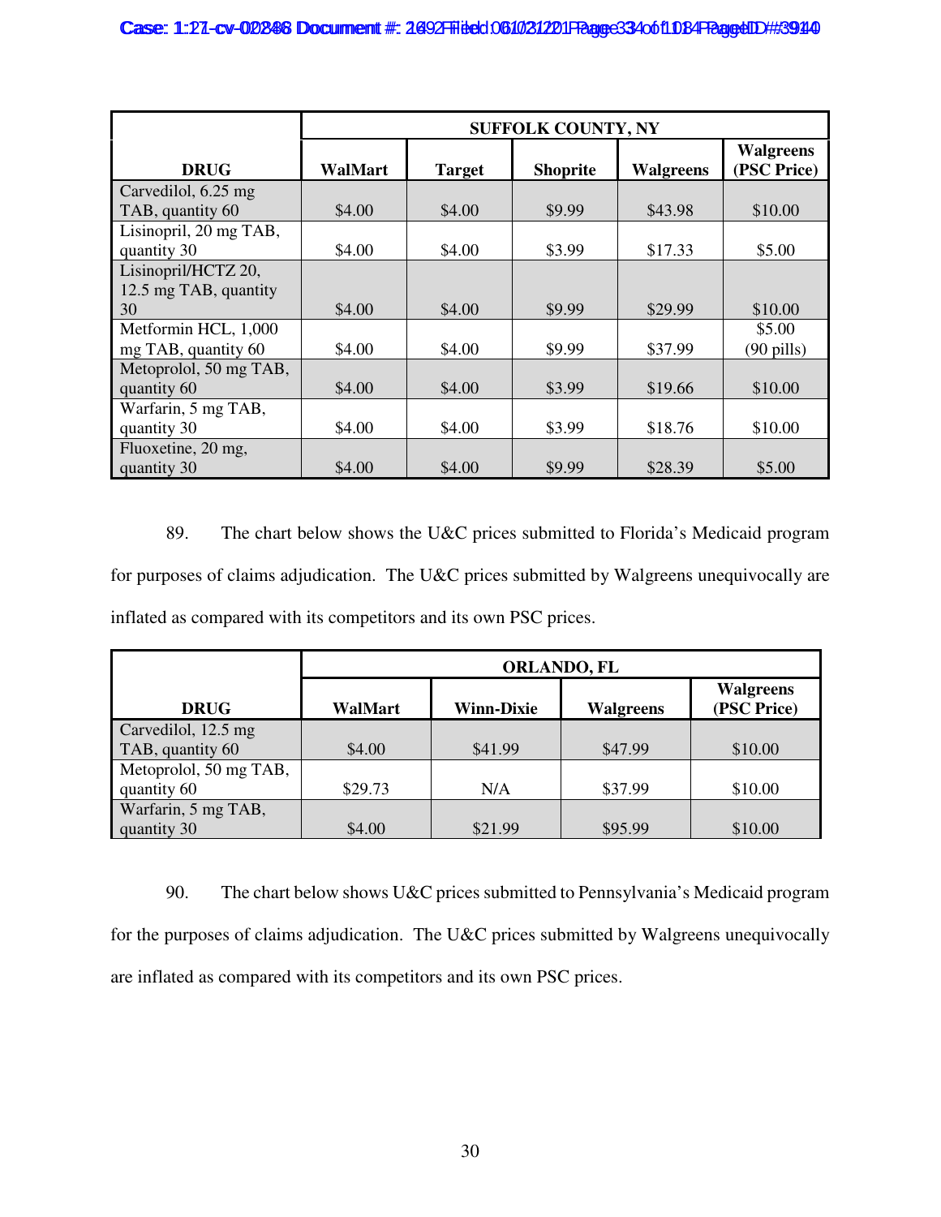| DRUG | SUFFOLK COUNTY, NY | | | | |
|---|---|---|---|---|---|
| | WalMart | Target | Shoprite | Walgreens | Walgreens (PSC Price) |
| Carvedilol, 6.25 mg TAB, quantity 60 | $4.00 | $4.00 | $9.99 | $43.98 | $10.00 |
| Lisinopril, 20 mg TAB, quantity 30 | $4.00 | $4.00 | $3.99 | $17.33 | $5.00 |
| Lisinopril/HCTZ 20, 12.5 mg TAB, quantity 30 | $4.00 | $4.00 | $9.99 | $29.99 | $10.00 |
| Metformin HCL, 1,000 mg TAB, quantity 60 | $4.00 | $4.00 | $9.99 | $37.99 | $5.00 (90 pills) |
| Metoprolol, 50 mg TAB, quantity 60 | $4.00 | $4.00 | $3.99 | $19.66 | $10.00 |
| Warfarin, 5 mg TAB, quantity 30 | $4.00 | $4.00 | $3.99 | $18.76 | $10.00 |
| Fluoxetine, 20 mg, quantity 30 | $4.00 | $4.00 | $9.99 | $28.39 | $5.00 |

89. The chart below shows the U&C prices submitted to Florida's Medicaid program for purposes of claims adjudication. The U&C prices submitted by Walgreens unequivocally are inflated as compared with its competitors and its own PSC prices.

| DRUG | ORLANDO, FL | | | |
|---|---|---|---|---|
| | WalMart | Winn-Dixie | Walgreens | Walgreens (PSC Price) |
| Carvedilol, 12.5 mg TAB, quantity 60 | $4.00 | $41.99 | $47.99 | $10.00 |
| Metoprolol, 50 mg TAB, quantity 60 | $29.73 | N/A | $37.99 | $10.00 |
| Warfarin, 5 mg TAB, quantity 30 | $4.00 | $21.99 | $95.99 | $10.00 |

90. The chart below shows U&C prices submitted to Pennsylvania's Medicaid program for the purposes of claims adjudication. The U&C prices submitted by Walgreens unequivocally are inflated as compared with its competitors and its own PSC prices.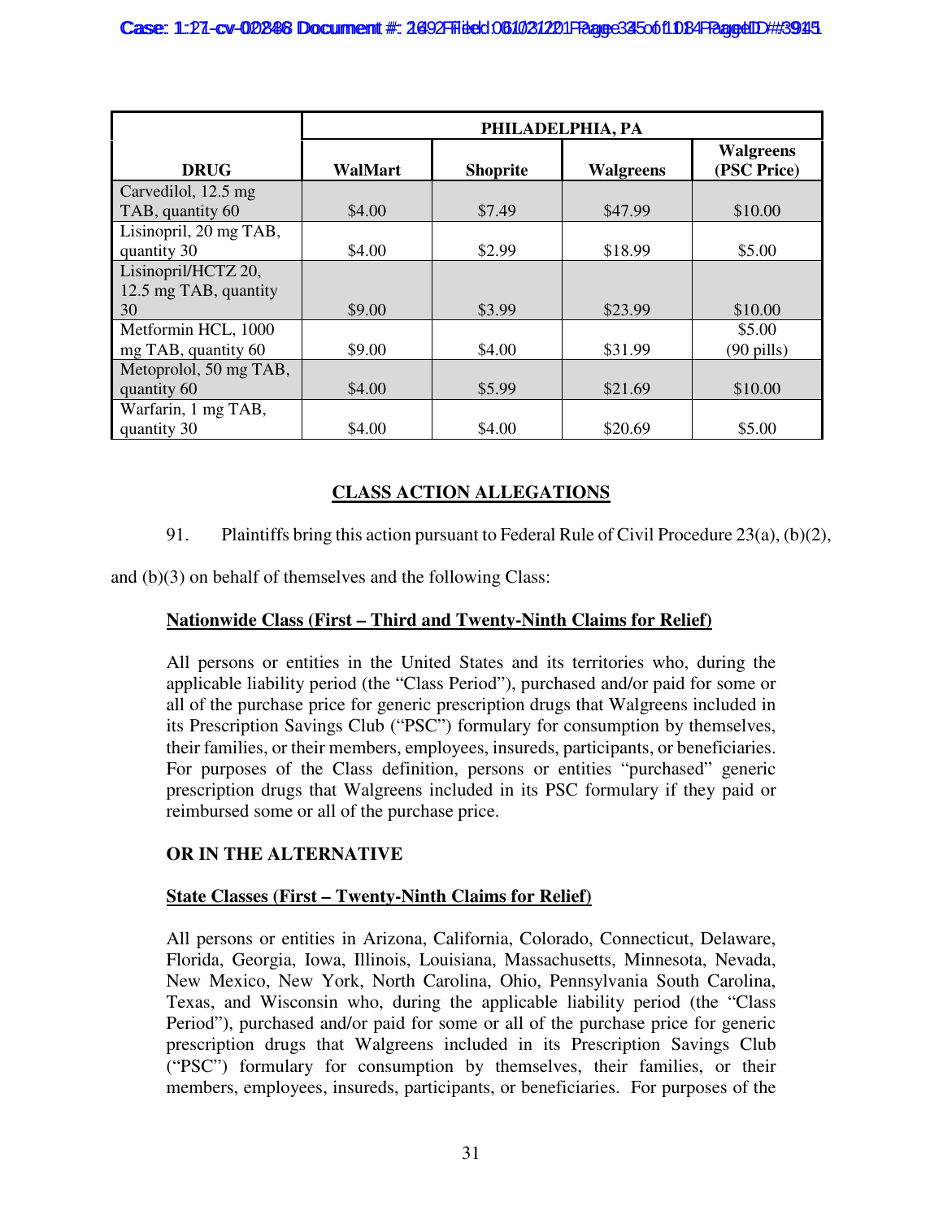| DRUG | PHILADELPHIA, PA | | | |
|---|---|---|---|---|
| | WalMart | Shoprite | Walgreens | Walgreens (PSC Price) |
| Carvedilol, 12.5 mg TAB, quantity 60 | $4.00 | $7.49 | $47.99 | $10.00 |
| Lisinopril, 20 mg TAB, quantity 30 | $4.00 | $2.99 | $18.99 | $5.00 |
| Lisinopril/HCTZ 20, 12.5 mg TAB, quantity 30 | $9.00 | $3.99 | $23.99 | $10.00 |
| Metformin HCL, 1000 mg TAB, quantity 60 | $9.00 | $4.00 | $31.99 | $5.00 (90 pills) |
| Metoprolol, 50 mg TAB, quantity 60 | $4.00 | $5.99 | $21.69 | $10.00 |
| Warfarin, 1 mg TAB, quantity 30 | $4.00 | $4.00 | $20.69 | $5.00 |

## CLASS ACTION ALLEGATIONS

91. Plaintiffs bring this action pursuant to Federal Rule of Civil Procedure 23(a), (b)(2), and (b)(3) on behalf of themselves and the following Class:

**Nationwide Class (First – Third and Twenty-Ninth Claims for Relief)**

All persons or entities in the United States and its territories who, during the applicable liability period (the "Class Period"), purchased and/or paid for some or all of the purchase price for generic prescription drugs that Walgreens included in its Prescription Savings Club ("PSC") formulary for consumption by themselves, their families, or their members, employees, insureds, participants, or beneficiaries. For purposes of the Class definition, persons or entities "purchased" generic prescription drugs that Walgreens included in its PSC formulary if they paid or reimbursed some or all of the purchase price.

**OR IN THE ALTERNATIVE**

**State Classes (First – Twenty-Ninth Claims for Relief)**

All persons or entities in Arizona, California, Colorado, Connecticut, Delaware, Florida, Georgia, Iowa, Illinois, Louisiana, Massachusetts, Minnesota, Nevada, New Mexico, New York, North Carolina, Ohio, Pennsylvania South Carolina, Texas, and Wisconsin who, during the applicable liability period (the "Class Period"), purchased and/or paid for some or all of the purchase price for generic prescription drugs that Walgreens included in its Prescription Savings Club ("PSC") formulary for consumption by themselves, their families, or their members, employees, insureds, participants, or beneficiaries. For purposes of the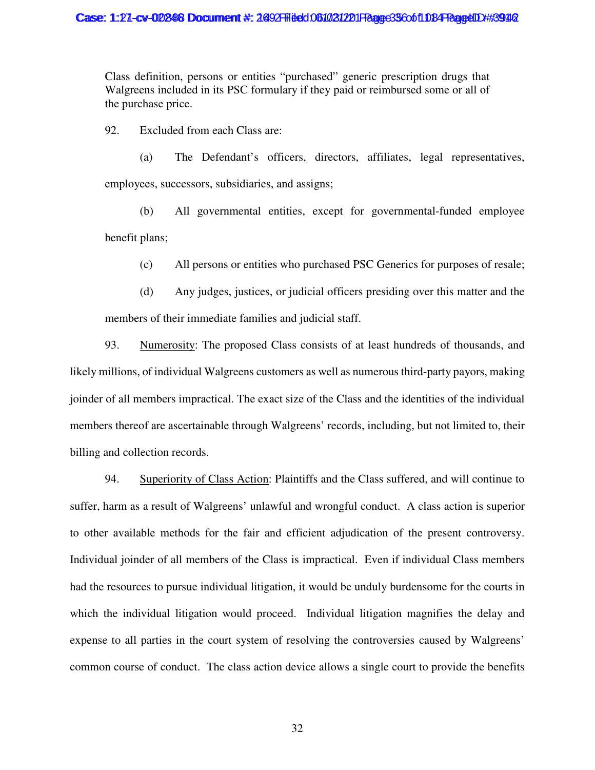Class definition, persons or entities "purchased" generic prescription drugs that Walgreens included in its PSC formulary if they paid or reimbursed some or all of the purchase price.

92. Excluded from each Class are:

(a) The Defendant's officers, directors, affiliates, legal representatives, employees, successors, subsidiaries, and assigns;

(b) All governmental entities, except for governmental-funded employee benefit plans;

(c) All persons or entities who purchased PSC Generics for purposes of resale;

(d) Any judges, justices, or judicial officers presiding over this matter and the members of their immediate families and judicial staff.

93. Numerosity: The proposed Class consists of at least hundreds of thousands, and likely millions, of individual Walgreens customers as well as numerous third-party payors, making joinder of all members impractical. The exact size of the Class and the identities of the individual members thereof are ascertainable through Walgreens' records, including, but not limited to, their billing and collection records.

94. Superiority of Class Action: Plaintiffs and the Class suffered, and will continue to suffer, harm as a result of Walgreens' unlawful and wrongful conduct. A class action is superior to other available methods for the fair and efficient adjudication of the present controversy. Individual joinder of all members of the Class is impractical. Even if individual Class members had the resources to pursue individual litigation, it would be unduly burdensome for the courts in which the individual litigation would proceed. Individual litigation magnifies the delay and expense to all parties in the court system of resolving the controversies caused by Walgreens' common course of conduct. The class action device allows a single court to provide the benefits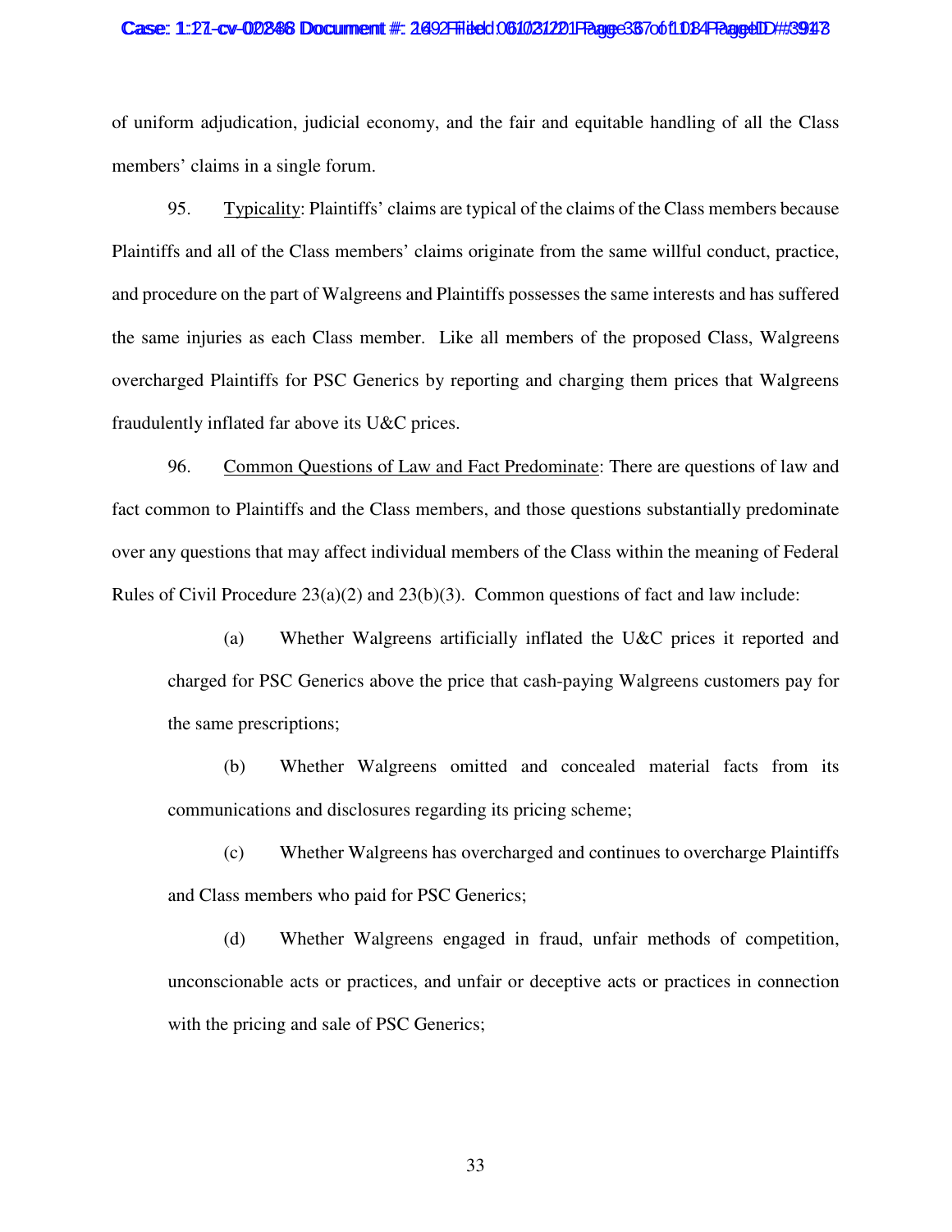of uniform adjudication, judicial economy, and the fair and equitable handling of all the Class members' claims in a single forum.

95. <u>Typicality</u>: Plaintiffs' claims are typical of the claims of the Class members because Plaintiffs and all of the Class members' claims originate from the same willful conduct, practice, and procedure on the part of Walgreens and Plaintiffs possesses the same interests and has suffered the same injuries as each Class member. Like all members of the proposed Class, Walgreens overcharged Plaintiffs for PSC Generics by reporting and charging them prices that Walgreens fraudulently inflated far above its U&C prices.

96. <u>Common Questions of Law and Fact Predominate</u>: There are questions of law and fact common to Plaintiffs and the Class members, and those questions substantially predominate over any questions that may affect individual members of the Class within the meaning of Federal Rules of Civil Procedure 23(a)(2) and 23(b)(3). Common questions of fact and law include:

(a) Whether Walgreens artificially inflated the U&C prices it reported and charged for PSC Generics above the price that cash-paying Walgreens customers pay for the same prescriptions;

(b) Whether Walgreens omitted and concealed material facts from its communications and disclosures regarding its pricing scheme;

(c) Whether Walgreens has overcharged and continues to overcharge Plaintiffs and Class members who paid for PSC Generics;

(d) Whether Walgreens engaged in fraud, unfair methods of competition, unconscionable acts or practices, and unfair or deceptive acts or practices in connection with the pricing and sale of PSC Generics;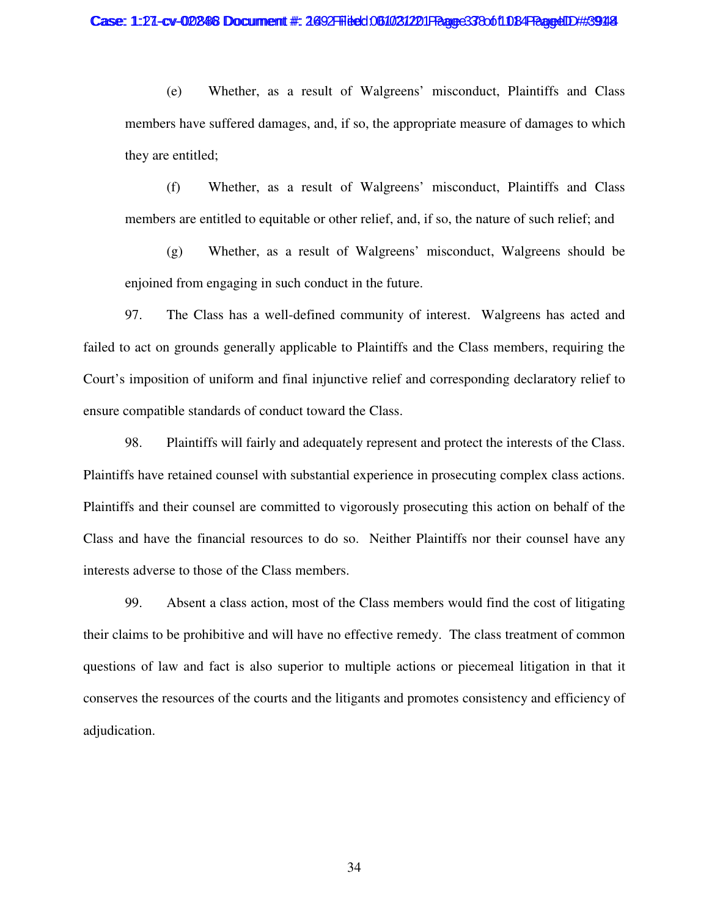(e) Whether, as a result of Walgreens' misconduct, Plaintiffs and Class members have suffered damages, and, if so, the appropriate measure of damages to which they are entitled;

(f) Whether, as a result of Walgreens' misconduct, Plaintiffs and Class members are entitled to equitable or other relief, and, if so, the nature of such relief; and

(g) Whether, as a result of Walgreens' misconduct, Walgreens should be enjoined from engaging in such conduct in the future.

97. The Class has a well-defined community of interest. Walgreens has acted and failed to act on grounds generally applicable to Plaintiffs and the Class members, requiring the Court's imposition of uniform and final injunctive relief and corresponding declaratory relief to ensure compatible standards of conduct toward the Class.

98. Plaintiffs will fairly and adequately represent and protect the interests of the Class. Plaintiffs have retained counsel with substantial experience in prosecuting complex class actions. Plaintiffs and their counsel are committed to vigorously prosecuting this action on behalf of the Class and have the financial resources to do so. Neither Plaintiffs nor their counsel have any interests adverse to those of the Class members.

99. Absent a class action, most of the Class members would find the cost of litigating their claims to be prohibitive and will have no effective remedy. The class treatment of common questions of law and fact is also superior to multiple actions or piecemeal litigation in that it conserves the resources of the courts and the litigants and promotes consistency and efficiency of adjudication.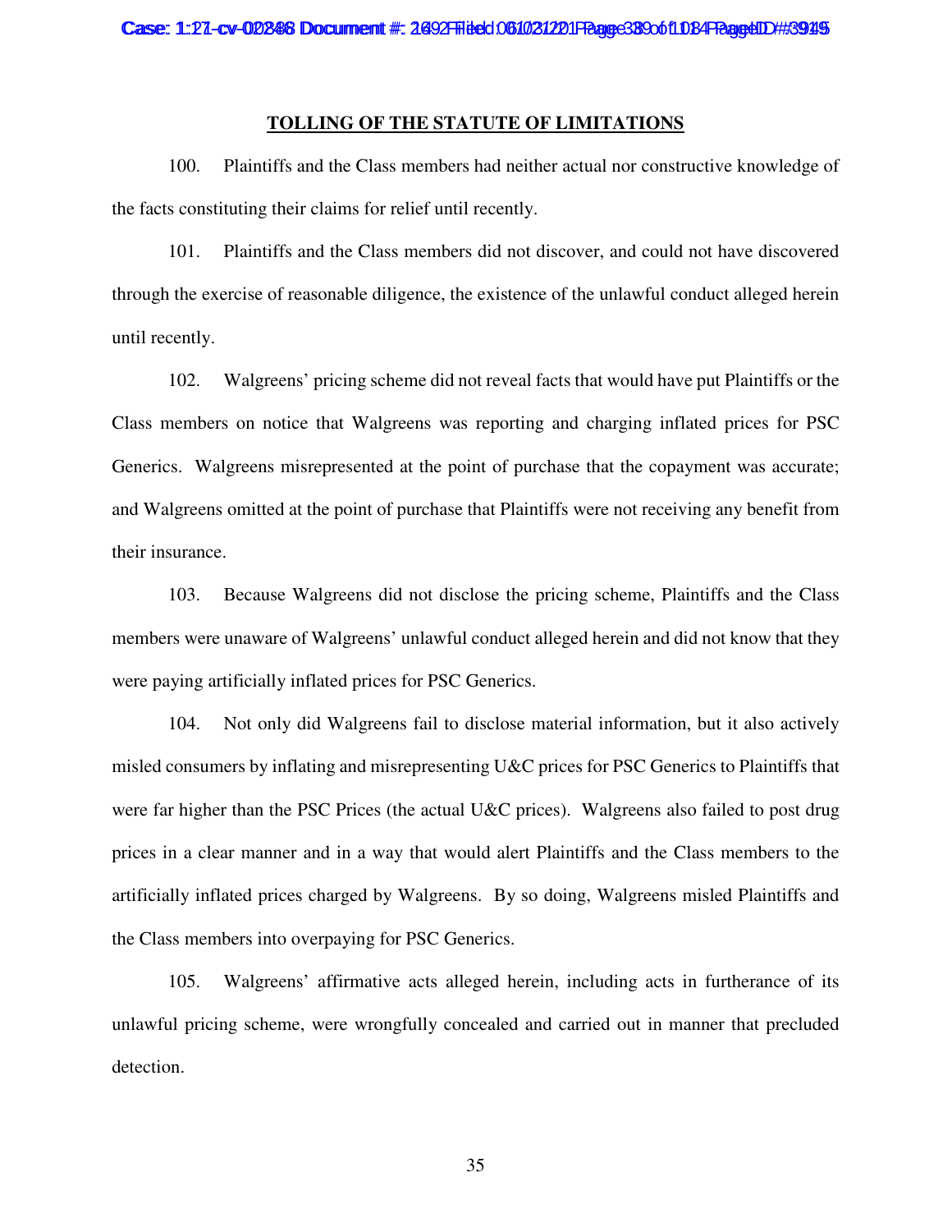## TOLLING OF THE STATUTE OF LIMITATIONS

100. Plaintiffs and the Class members had neither actual nor constructive knowledge of the facts constituting their claims for relief until recently.

101. Plaintiffs and the Class members did not discover, and could not have discovered through the exercise of reasonable diligence, the existence of the unlawful conduct alleged herein until recently.

102. Walgreens' pricing scheme did not reveal facts that would have put Plaintiffs or the Class members on notice that Walgreens was reporting and charging inflated prices for PSC Generics. Walgreens misrepresented at the point of purchase that the copayment was accurate; and Walgreens omitted at the point of purchase that Plaintiffs were not receiving any benefit from their insurance.

103. Because Walgreens did not disclose the pricing scheme, Plaintiffs and the Class members were unaware of Walgreens' unlawful conduct alleged herein and did not know that they were paying artificially inflated prices for PSC Generics.

104. Not only did Walgreens fail to disclose material information, but it also actively misled consumers by inflating and misrepresenting U&C prices for PSC Generics to Plaintiffs that were far higher than the PSC Prices (the actual U&C prices). Walgreens also failed to post drug prices in a clear manner and in a way that would alert Plaintiffs and the Class members to the artificially inflated prices charged by Walgreens. By so doing, Walgreens misled Plaintiffs and the Class members into overpaying for PSC Generics.

105. Walgreens' affirmative acts alleged herein, including acts in furtherance of its unlawful pricing scheme, were wrongfully concealed and carried out in manner that precluded detection.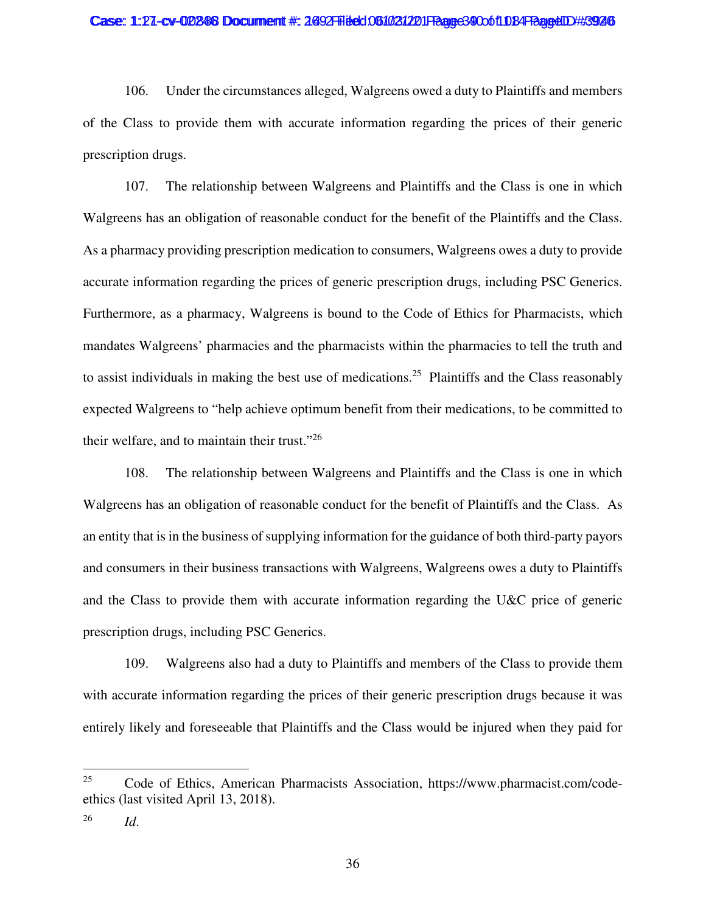106. Under the circumstances alleged, Walgreens owed a duty to Plaintiffs and members of the Class to provide them with accurate information regarding the prices of their generic prescription drugs.

107. The relationship between Walgreens and Plaintiffs and the Class is one in which Walgreens has an obligation of reasonable conduct for the benefit of the Plaintiffs and the Class. As a pharmacy providing prescription medication to consumers, Walgreens owes a duty to provide accurate information regarding the prices of generic prescription drugs, including PSC Generics. Furthermore, as a pharmacy, Walgreens is bound to the Code of Ethics for Pharmacists, which mandates Walgreens' pharmacies and the pharmacists within the pharmacies to tell the truth and to assist individuals in making the best use of medications.[25] Plaintiffs and the Class reasonably expected Walgreens to "help achieve optimum benefit from their medications, to be committed to their welfare, and to maintain their trust."[26]

108. The relationship between Walgreens and Plaintiffs and the Class is one in which Walgreens has an obligation of reasonable conduct for the benefit of Plaintiffs and the Class. As an entity that is in the business of supplying information for the guidance of both third-party payors and consumers in their business transactions with Walgreens, Walgreens owes a duty to Plaintiffs and the Class to provide them with accurate information regarding the U&C price of generic prescription drugs, including PSC Generics.

109. Walgreens also had a duty to Plaintiffs and members of the Class to provide them with accurate information regarding the prices of their generic prescription drugs because it was entirely likely and foreseeable that Plaintiffs and the Class would be injured when they paid for

---

[25] Code of Ethics, American Pharmacists Association, https://www.pharmacist.com/code-ethics (last visited April 13, 2018).

[26] *Id*.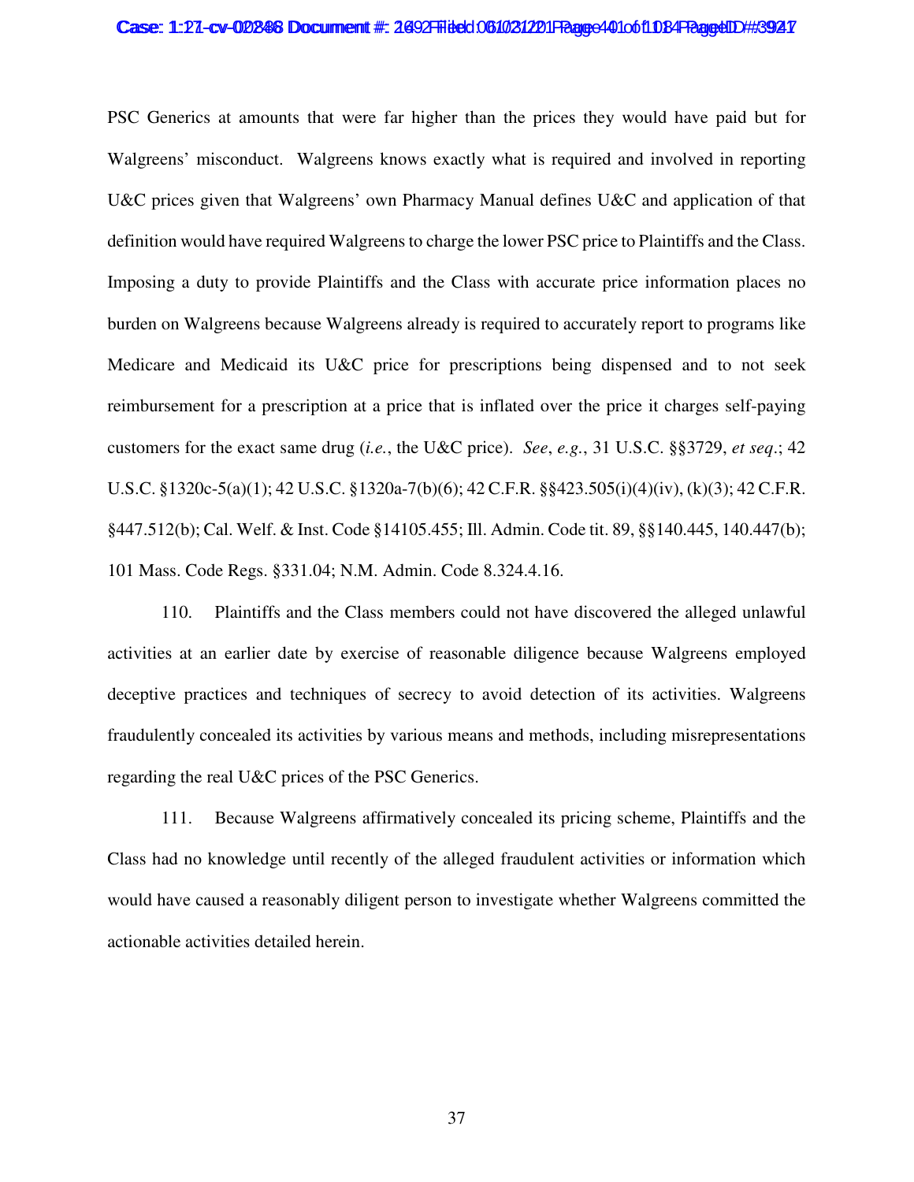PSC Generics at amounts that were far higher than the prices they would have paid but for Walgreens' misconduct. Walgreens knows exactly what is required and involved in reporting U&C prices given that Walgreens' own Pharmacy Manual defines U&C and application of that definition would have required Walgreens to charge the lower PSC price to Plaintiffs and the Class. Imposing a duty to provide Plaintiffs and the Class with accurate price information places no burden on Walgreens because Walgreens already is required to accurately report to programs like Medicare and Medicaid its U&C price for prescriptions being dispensed and to not seek reimbursement for a prescription at a price that is inflated over the price it charges self-paying customers for the exact same drug (*i.e.*, the U&C price). *See*, *e.g.*, 31 U.S.C. §§3729, *et seq.*; 42 U.S.C. §1320c-5(a)(1); 42 U.S.C. §1320a-7(b)(6); 42 C.F.R. §§423.505(i)(4)(iv), (k)(3); 42 C.F.R. §447.512(b); Cal. Welf. & Inst. Code §14105.455; Ill. Admin. Code tit. 89, §§140.445, 140.447(b); 101 Mass. Code Regs. §331.04; N.M. Admin. Code 8.324.4.16.

110. Plaintiffs and the Class members could not have discovered the alleged unlawful activities at an earlier date by exercise of reasonable diligence because Walgreens employed deceptive practices and techniques of secrecy to avoid detection of its activities. Walgreens fraudulently concealed its activities by various means and methods, including misrepresentations regarding the real U&C prices of the PSC Generics.

111. Because Walgreens affirmatively concealed its pricing scheme, Plaintiffs and the Class had no knowledge until recently of the alleged fraudulent activities or information which would have caused a reasonably diligent person to investigate whether Walgreens committed the actionable activities detailed herein.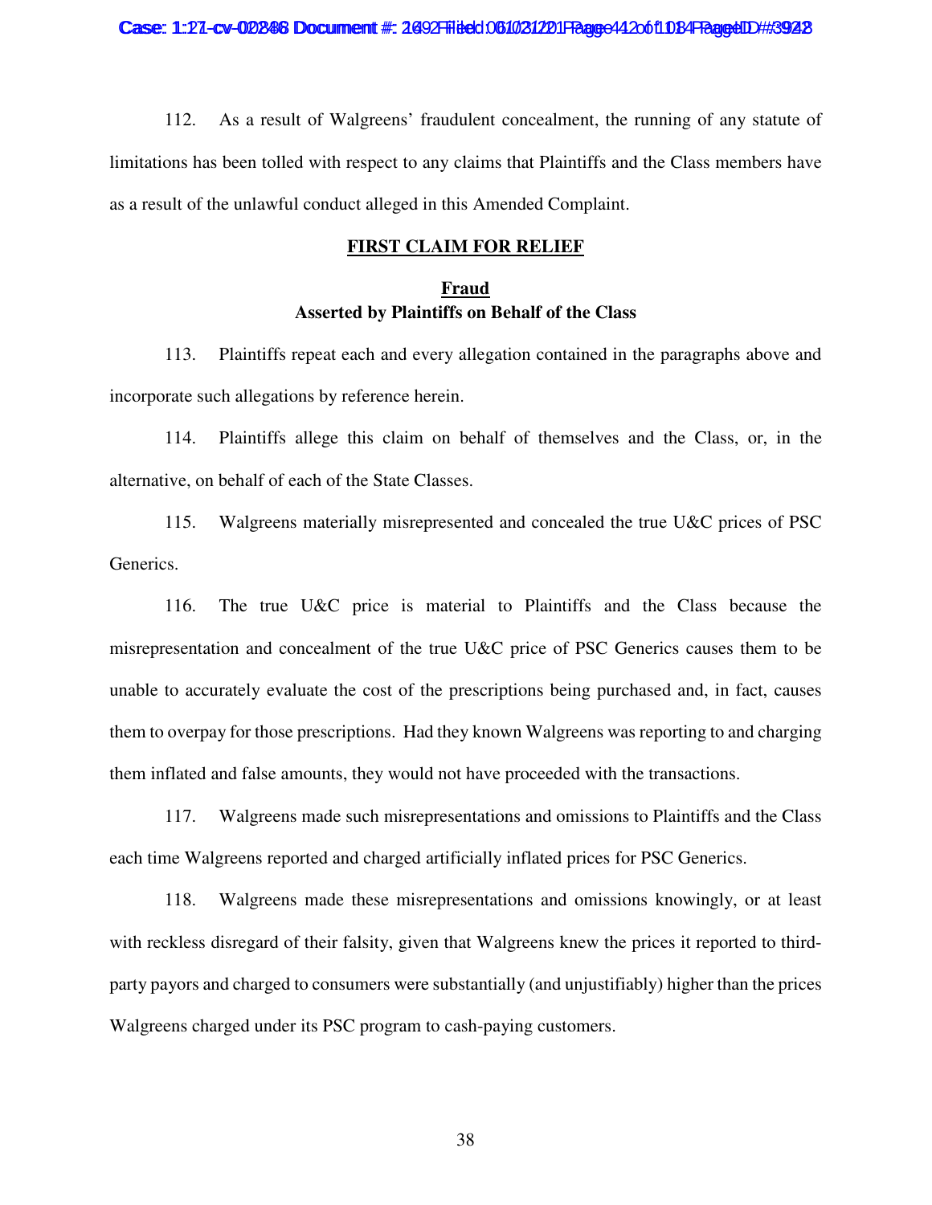112. As a result of Walgreens' fraudulent concealment, the running of any statute of limitations has been tolled with respect to any claims that Plaintiffs and the Class members have as a result of the unlawful conduct alleged in this Amended Complaint.

## FIRST CLAIM FOR RELIEF

### Fraud
**Asserted by Plaintiffs on Behalf of the Class**

113. Plaintiffs repeat each and every allegation contained in the paragraphs above and incorporate such allegations by reference herein.

114. Plaintiffs allege this claim on behalf of themselves and the Class, or, in the alternative, on behalf of each of the State Classes.

115. Walgreens materially misrepresented and concealed the true U&C prices of PSC Generics.

116. The true U&C price is material to Plaintiffs and the Class because the misrepresentation and concealment of the true U&C price of PSC Generics causes them to be unable to accurately evaluate the cost of the prescriptions being purchased and, in fact, causes them to overpay for those prescriptions. Had they known Walgreens was reporting to and charging them inflated and false amounts, they would not have proceeded with the transactions.

117. Walgreens made such misrepresentations and omissions to Plaintiffs and the Class each time Walgreens reported and charged artificially inflated prices for PSC Generics.

118. Walgreens made these misrepresentations and omissions knowingly, or at least with reckless disregard of their falsity, given that Walgreens knew the prices it reported to third-party payors and charged to consumers were substantially (and unjustifiably) higher than the prices Walgreens charged under its PSC program to cash-paying customers.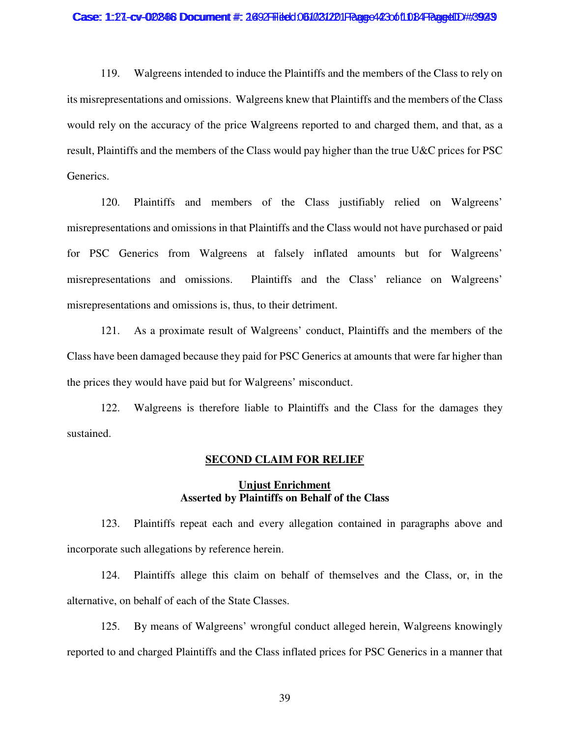119. Walgreens intended to induce the Plaintiffs and the members of the Class to rely on its misrepresentations and omissions. Walgreens knew that Plaintiffs and the members of the Class would rely on the accuracy of the price Walgreens reported to and charged them, and that, as a result, Plaintiffs and the members of the Class would pay higher than the true U&C prices for PSC Generics.

120. Plaintiffs and members of the Class justifiably relied on Walgreens' misrepresentations and omissions in that Plaintiffs and the Class would not have purchased or paid for PSC Generics from Walgreens at falsely inflated amounts but for Walgreens' misrepresentations and omissions. Plaintiffs and the Class' reliance on Walgreens' misrepresentations and omissions is, thus, to their detriment.

121. As a proximate result of Walgreens' conduct, Plaintiffs and the members of the Class have been damaged because they paid for PSC Generics at amounts that were far higher than the prices they would have paid but for Walgreens' misconduct.

122. Walgreens is therefore liable to Plaintiffs and the Class for the damages they sustained.

## SECOND CLAIM FOR RELIEF

### Unjust Enrichment
### Asserted by Plaintiffs on Behalf of the Class

123. Plaintiffs repeat each and every allegation contained in paragraphs above and incorporate such allegations by reference herein.

124. Plaintiffs allege this claim on behalf of themselves and the Class, or, in the alternative, on behalf of each of the State Classes.

125. By means of Walgreens' wrongful conduct alleged herein, Walgreens knowingly reported to and charged Plaintiffs and the Class inflated prices for PSC Generics in a manner that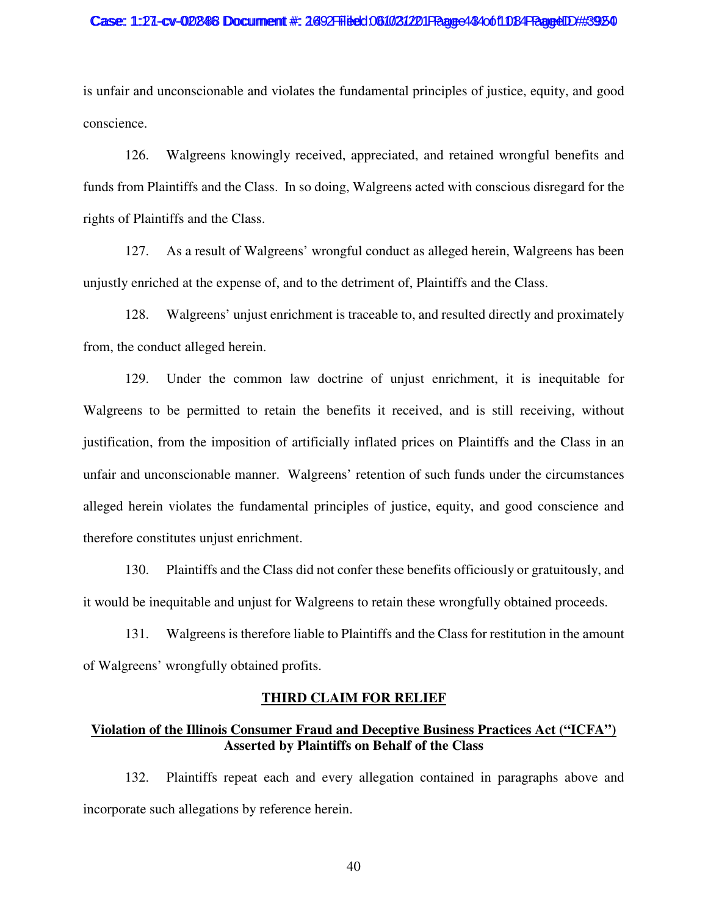is unfair and unconscionable and violates the fundamental principles of justice, equity, and good conscience.

126. Walgreens knowingly received, appreciated, and retained wrongful benefits and funds from Plaintiffs and the Class. In so doing, Walgreens acted with conscious disregard for the rights of Plaintiffs and the Class.

127. As a result of Walgreens' wrongful conduct as alleged herein, Walgreens has been unjustly enriched at the expense of, and to the detriment of, Plaintiffs and the Class.

128. Walgreens' unjust enrichment is traceable to, and resulted directly and proximately from, the conduct alleged herein.

129. Under the common law doctrine of unjust enrichment, it is inequitable for Walgreens to be permitted to retain the benefits it received, and is still receiving, without justification, from the imposition of artificially inflated prices on Plaintiffs and the Class in an unfair and unconscionable manner. Walgreens' retention of such funds under the circumstances alleged herein violates the fundamental principles of justice, equity, and good conscience and therefore constitutes unjust enrichment.

130. Plaintiffs and the Class did not confer these benefits officiously or gratuitously, and it would be inequitable and unjust for Walgreens to retain these wrongfully obtained proceeds.

131. Walgreens is therefore liable to Plaintiffs and the Class for restitution in the amount of Walgreens' wrongfully obtained profits.

## THIRD CLAIM FOR RELIEF

### Violation of the Illinois Consumer Fraud and Deceptive Business Practices Act ("ICFA") Asserted by Plaintiffs on Behalf of the Class

132. Plaintiffs repeat each and every allegation contained in paragraphs above and incorporate such allegations by reference herein.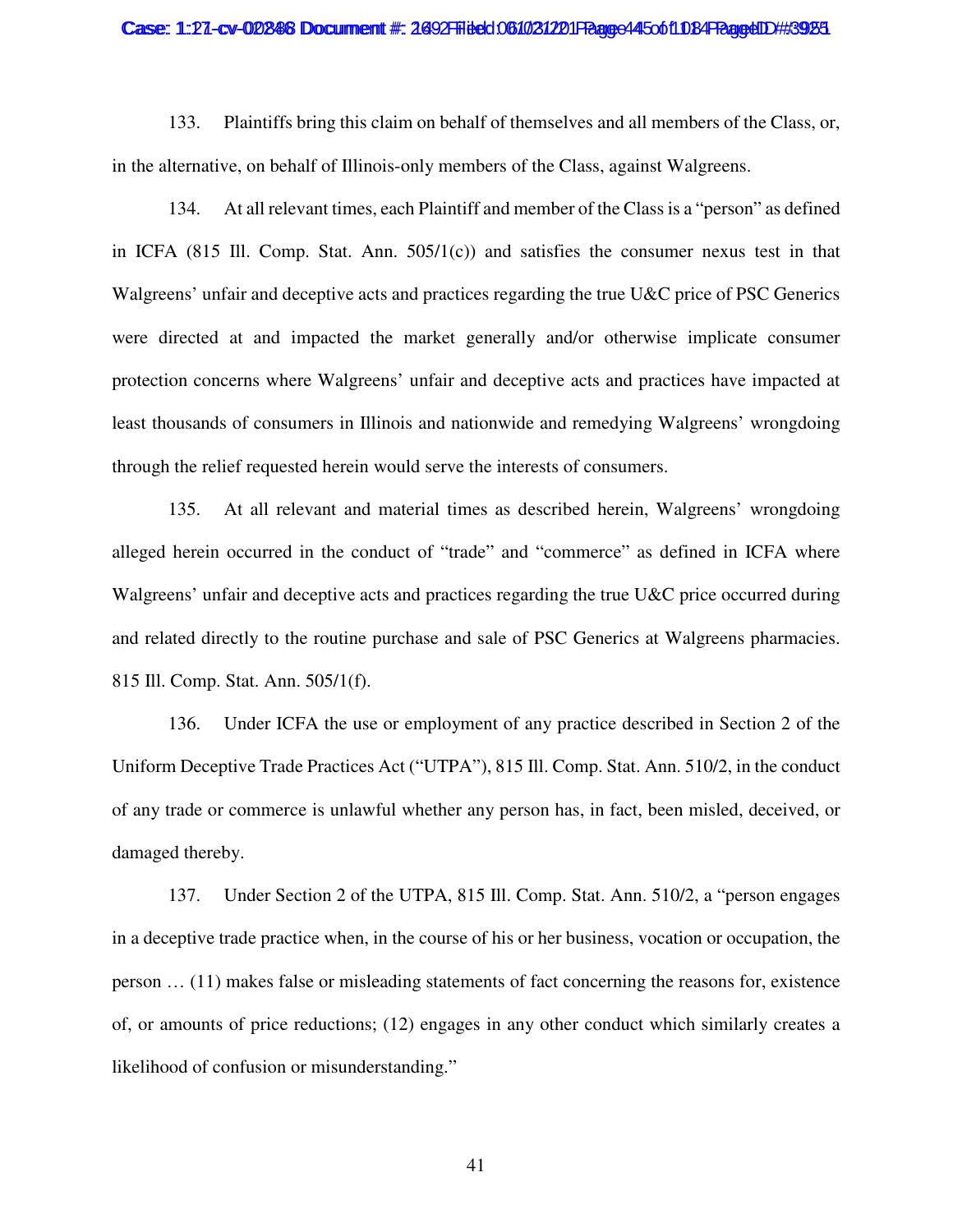133. Plaintiffs bring this claim on behalf of themselves and all members of the Class, or, in the alternative, on behalf of Illinois-only members of the Class, against Walgreens.

134. At all relevant times, each Plaintiff and member of the Class is a "person" as defined in ICFA (815 Ill. Comp. Stat. Ann. 505/1(c)) and satisfies the consumer nexus test in that Walgreens' unfair and deceptive acts and practices regarding the true U&C price of PSC Generics were directed at and impacted the market generally and/or otherwise implicate consumer protection concerns where Walgreens' unfair and deceptive acts and practices have impacted at least thousands of consumers in Illinois and nationwide and remedying Walgreens' wrongdoing through the relief requested herein would serve the interests of consumers.

135. At all relevant and material times as described herein, Walgreens' wrongdoing alleged herein occurred in the conduct of "trade" and "commerce" as defined in ICFA where Walgreens' unfair and deceptive acts and practices regarding the true U&C price occurred during and related directly to the routine purchase and sale of PSC Generics at Walgreens pharmacies. 815 Ill. Comp. Stat. Ann. 505/1(f).

136. Under ICFA the use or employment of any practice described in Section 2 of the Uniform Deceptive Trade Practices Act ("UTPA"), 815 Ill. Comp. Stat. Ann. 510/2, in the conduct of any trade or commerce is unlawful whether any person has, in fact, been misled, deceived, or damaged thereby.

137. Under Section 2 of the UTPA, 815 Ill. Comp. Stat. Ann. 510/2, a "person engages in a deceptive trade practice when, in the course of his or her business, vocation or occupation, the person … (11) makes false or misleading statements of fact concerning the reasons for, existence of, or amounts of price reductions; (12) engages in any other conduct which similarly creates a likelihood of confusion or misunderstanding."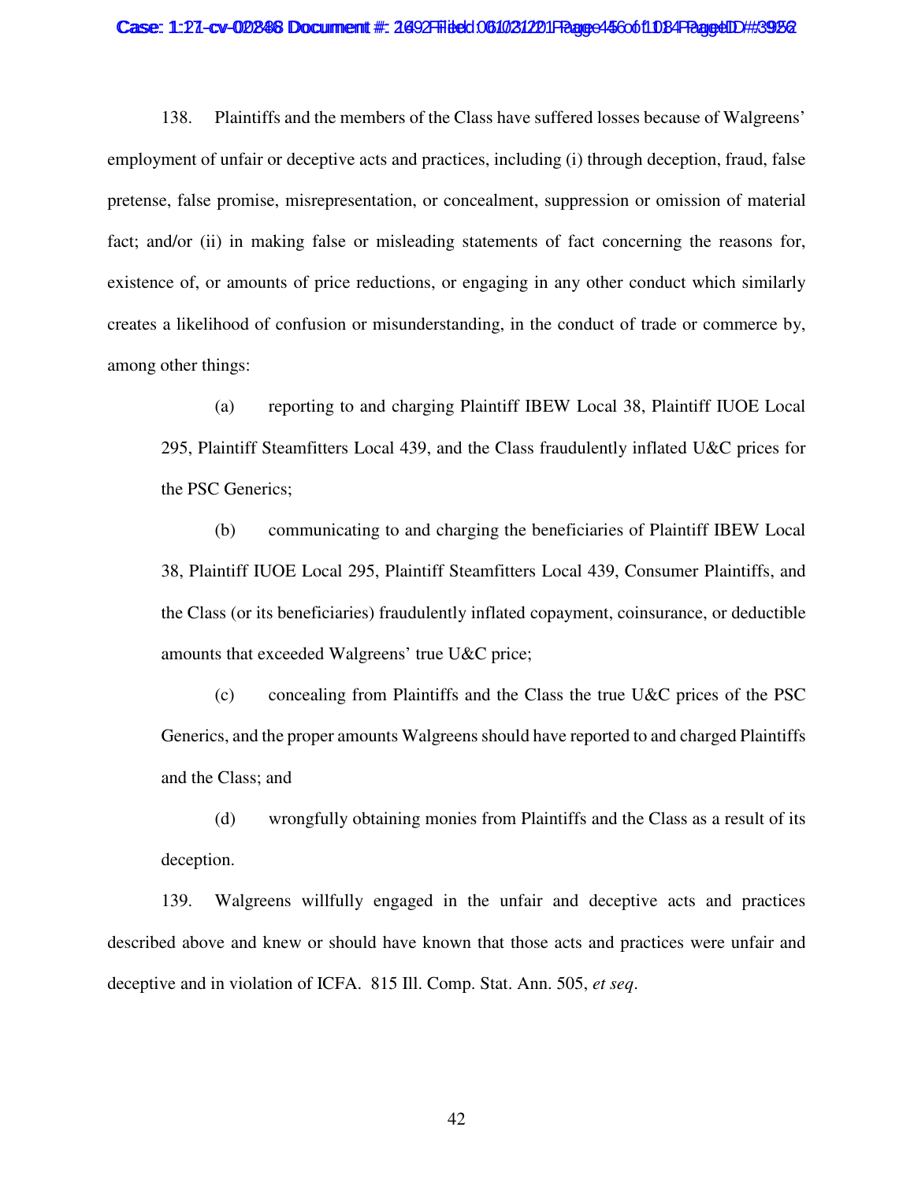138. Plaintiffs and the members of the Class have suffered losses because of Walgreens' employment of unfair or deceptive acts and practices, including (i) through deception, fraud, false pretense, false promise, misrepresentation, or concealment, suppression or omission of material fact; and/or (ii) in making false or misleading statements of fact concerning the reasons for, existence of, or amounts of price reductions, or engaging in any other conduct which similarly creates a likelihood of confusion or misunderstanding, in the conduct of trade or commerce by, among other things:

> (a) reporting to and charging Plaintiff IBEW Local 38, Plaintiff IUOE Local 295, Plaintiff Steamfitters Local 439, and the Class fraudulently inflated U&C prices for the PSC Generics;
>
> (b) communicating to and charging the beneficiaries of Plaintiff IBEW Local 38, Plaintiff IUOE Local 295, Plaintiff Steamfitters Local 439, Consumer Plaintiffs, and the Class (or its beneficiaries) fraudulently inflated copayment, coinsurance, or deductible amounts that exceeded Walgreens' true U&C price;
>
> (c) concealing from Plaintiffs and the Class the true U&C prices of the PSC Generics, and the proper amounts Walgreens should have reported to and charged Plaintiffs and the Class; and
>
> (d) wrongfully obtaining monies from Plaintiffs and the Class as a result of its deception.

139. Walgreens willfully engaged in the unfair and deceptive acts and practices described above and knew or should have known that those acts and practices were unfair and deceptive and in violation of ICFA. 815 Ill. Comp. Stat. Ann. 505, *et seq*.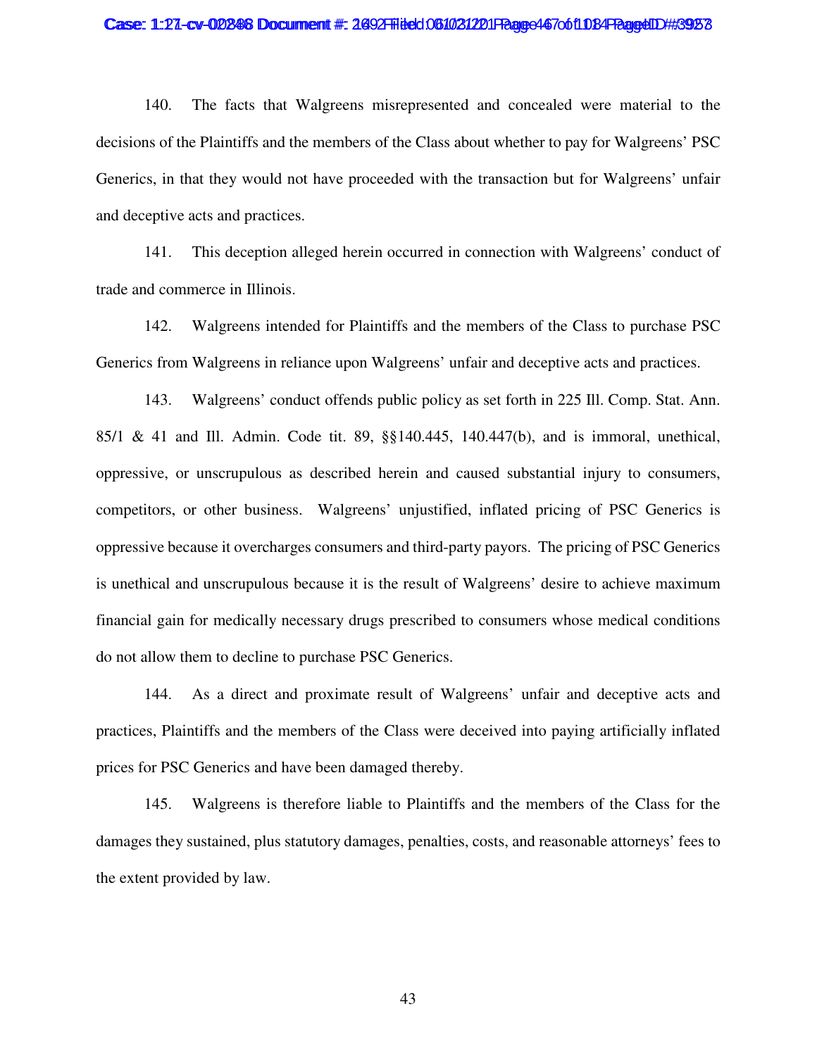140. The facts that Walgreens misrepresented and concealed were material to the decisions of the Plaintiffs and the members of the Class about whether to pay for Walgreens' PSC Generics, in that they would not have proceeded with the transaction but for Walgreens' unfair and deceptive acts and practices.

141. This deception alleged herein occurred in connection with Walgreens' conduct of trade and commerce in Illinois.

142. Walgreens intended for Plaintiffs and the members of the Class to purchase PSC Generics from Walgreens in reliance upon Walgreens' unfair and deceptive acts and practices.

143. Walgreens' conduct offends public policy as set forth in 225 Ill. Comp. Stat. Ann. 85/1 & 41 and Ill. Admin. Code tit. 89, §§140.445, 140.447(b), and is immoral, unethical, oppressive, or unscrupulous as described herein and caused substantial injury to consumers, competitors, or other business. Walgreens' unjustified, inflated pricing of PSC Generics is oppressive because it overcharges consumers and third-party payors. The pricing of PSC Generics is unethical and unscrupulous because it is the result of Walgreens' desire to achieve maximum financial gain for medically necessary drugs prescribed to consumers whose medical conditions do not allow them to decline to purchase PSC Generics.

144. As a direct and proximate result of Walgreens' unfair and deceptive acts and practices, Plaintiffs and the members of the Class were deceived into paying artificially inflated prices for PSC Generics and have been damaged thereby.

145. Walgreens is therefore liable to Plaintiffs and the members of the Class for the damages they sustained, plus statutory damages, penalties, costs, and reasonable attorneys' fees to the extent provided by law.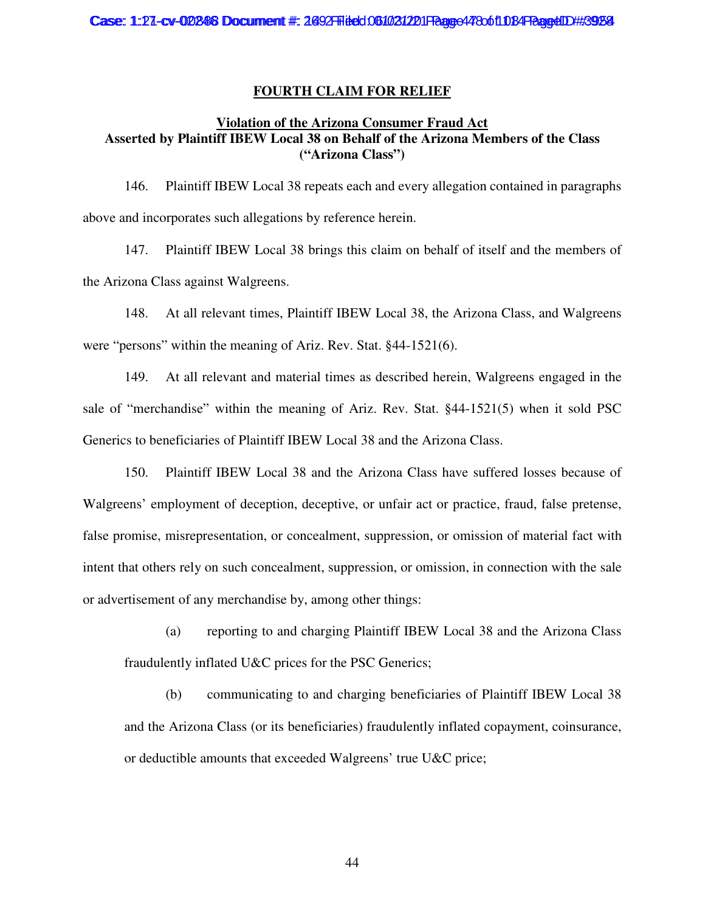## FOURTH CLAIM FOR RELIEF

**Violation of the Arizona Consumer Fraud Act**
**Asserted by Plaintiff IBEW Local 38 on Behalf of the Arizona Members of the Class ("Arizona Class")**

146. Plaintiff IBEW Local 38 repeats each and every allegation contained in paragraphs above and incorporates such allegations by reference herein.

147. Plaintiff IBEW Local 38 brings this claim on behalf of itself and the members of the Arizona Class against Walgreens.

148. At all relevant times, Plaintiff IBEW Local 38, the Arizona Class, and Walgreens were "persons" within the meaning of Ariz. Rev. Stat. §44-1521(6).

149. At all relevant and material times as described herein, Walgreens engaged in the sale of "merchandise" within the meaning of Ariz. Rev. Stat. §44-1521(5) when it sold PSC Generics to beneficiaries of Plaintiff IBEW Local 38 and the Arizona Class.

150. Plaintiff IBEW Local 38 and the Arizona Class have suffered losses because of Walgreens' employment of deception, deceptive, or unfair act or practice, fraud, false pretense, false promise, misrepresentation, or concealment, suppression, or omission of material fact with intent that others rely on such concealment, suppression, or omission, in connection with the sale or advertisement of any merchandise by, among other things:

(a) reporting to and charging Plaintiff IBEW Local 38 and the Arizona Class fraudulently inflated U&C prices for the PSC Generics;

(b) communicating to and charging beneficiaries of Plaintiff IBEW Local 38 and the Arizona Class (or its beneficiaries) fraudulently inflated copayment, coinsurance, or deductible amounts that exceeded Walgreens' true U&C price;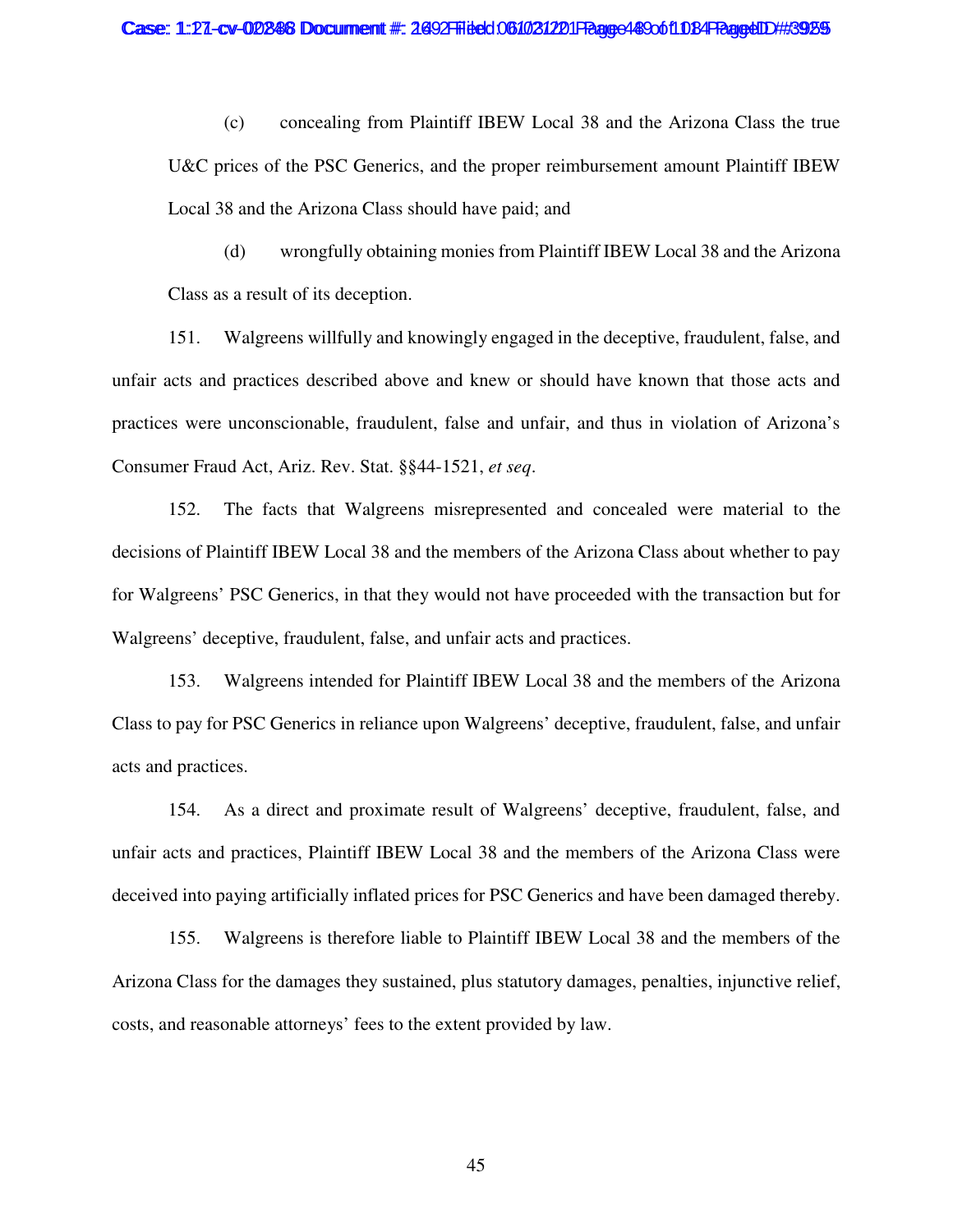(c) concealing from Plaintiff IBEW Local 38 and the Arizona Class the true U&C prices of the PSC Generics, and the proper reimbursement amount Plaintiff IBEW Local 38 and the Arizona Class should have paid; and

(d) wrongfully obtaining monies from Plaintiff IBEW Local 38 and the Arizona Class as a result of its deception.

151. Walgreens willfully and knowingly engaged in the deceptive, fraudulent, false, and unfair acts and practices described above and knew or should have known that those acts and practices were unconscionable, fraudulent, false and unfair, and thus in violation of Arizona's Consumer Fraud Act, Ariz. Rev. Stat. §§44-1521, *et seq*.

152. The facts that Walgreens misrepresented and concealed were material to the decisions of Plaintiff IBEW Local 38 and the members of the Arizona Class about whether to pay for Walgreens' PSC Generics, in that they would not have proceeded with the transaction but for Walgreens' deceptive, fraudulent, false, and unfair acts and practices.

153. Walgreens intended for Plaintiff IBEW Local 38 and the members of the Arizona Class to pay for PSC Generics in reliance upon Walgreens' deceptive, fraudulent, false, and unfair acts and practices.

154. As a direct and proximate result of Walgreens' deceptive, fraudulent, false, and unfair acts and practices, Plaintiff IBEW Local 38 and the members of the Arizona Class were deceived into paying artificially inflated prices for PSC Generics and have been damaged thereby.

155. Walgreens is therefore liable to Plaintiff IBEW Local 38 and the members of the Arizona Class for the damages they sustained, plus statutory damages, penalties, injunctive relief, costs, and reasonable attorneys' fees to the extent provided by law.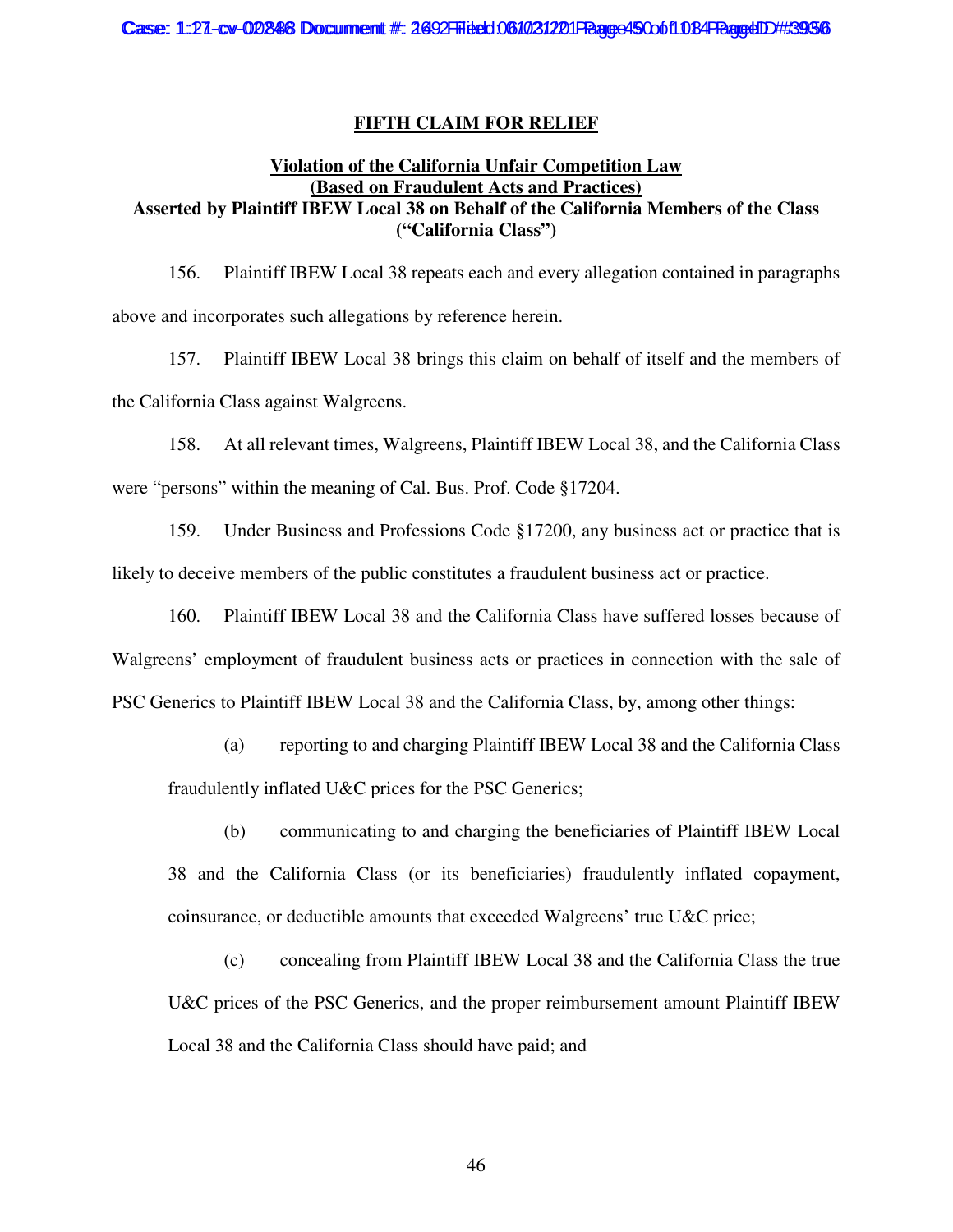## FIFTH CLAIM FOR RELIEF

**Violation of the California Unfair Competition Law**
**(Based on Fraudulent Acts and Practices)**
**Asserted by Plaintiff IBEW Local 38 on Behalf of the California Members of the Class ("California Class")**

156. Plaintiff IBEW Local 38 repeats each and every allegation contained in paragraphs above and incorporates such allegations by reference herein.

157. Plaintiff IBEW Local 38 brings this claim on behalf of itself and the members of the California Class against Walgreens.

158. At all relevant times, Walgreens, Plaintiff IBEW Local 38, and the California Class were "persons" within the meaning of Cal. Bus. Prof. Code §17204.

159. Under Business and Professions Code §17200, any business act or practice that is likely to deceive members of the public constitutes a fraudulent business act or practice.

160. Plaintiff IBEW Local 38 and the California Class have suffered losses because of Walgreens' employment of fraudulent business acts or practices in connection with the sale of PSC Generics to Plaintiff IBEW Local 38 and the California Class, by, among other things:

(a) reporting to and charging Plaintiff IBEW Local 38 and the California Class fraudulently inflated U&C prices for the PSC Generics;

(b) communicating to and charging the beneficiaries of Plaintiff IBEW Local 38 and the California Class (or its beneficiaries) fraudulently inflated copayment, coinsurance, or deductible amounts that exceeded Walgreens' true U&C price;

(c) concealing from Plaintiff IBEW Local 38 and the California Class the true U&C prices of the PSC Generics, and the proper reimbursement amount Plaintiff IBEW Local 38 and the California Class should have paid; and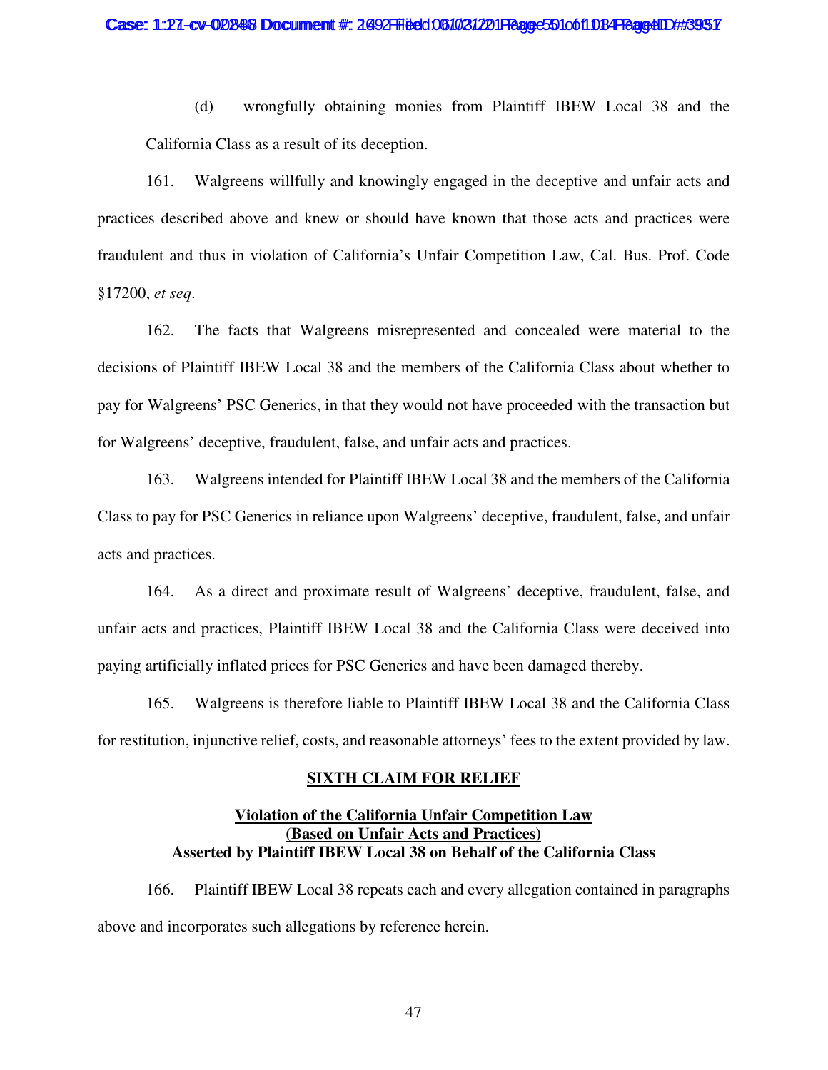(d) wrongfully obtaining monies from Plaintiff IBEW Local 38 and the California Class as a result of its deception.

161. Walgreens willfully and knowingly engaged in the deceptive and unfair acts and practices described above and knew or should have known that those acts and practices were fraudulent and thus in violation of California's Unfair Competition Law, Cal. Bus. Prof. Code §17200, *et seq*.

162. The facts that Walgreens misrepresented and concealed were material to the decisions of Plaintiff IBEW Local 38 and the members of the California Class about whether to pay for Walgreens' PSC Generics, in that they would not have proceeded with the transaction but for Walgreens' deceptive, fraudulent, false, and unfair acts and practices.

163. Walgreens intended for Plaintiff IBEW Local 38 and the members of the California Class to pay for PSC Generics in reliance upon Walgreens' deceptive, fraudulent, false, and unfair acts and practices.

164. As a direct and proximate result of Walgreens' deceptive, fraudulent, false, and unfair acts and practices, Plaintiff IBEW Local 38 and the California Class were deceived into paying artificially inflated prices for PSC Generics and have been damaged thereby.

165. Walgreens is therefore liable to Plaintiff IBEW Local 38 and the California Class for restitution, injunctive relief, costs, and reasonable attorneys' fees to the extent provided by law.

## SIXTH CLAIM FOR RELIEF

### Violation of the California Unfair Competition Law (Based on Unfair Acts and Practices) Asserted by Plaintiff IBEW Local 38 on Behalf of the California Class

166. Plaintiff IBEW Local 38 repeats each and every allegation contained in paragraphs above and incorporates such allegations by reference herein.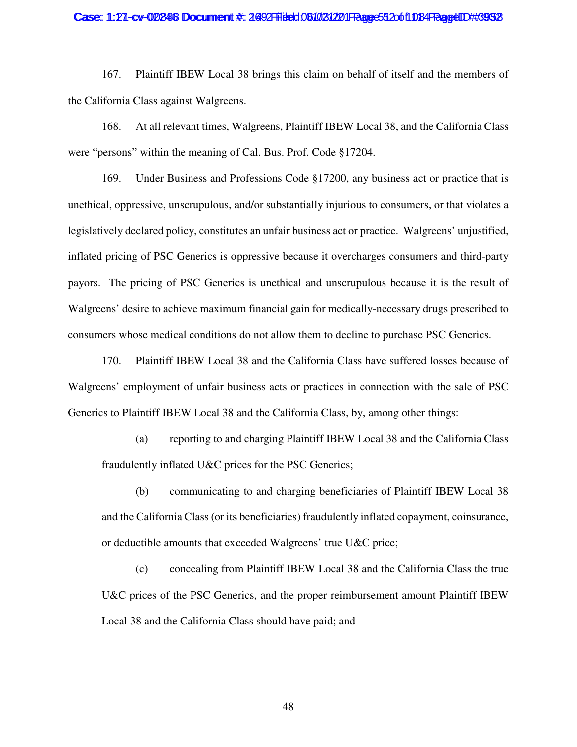167. Plaintiff IBEW Local 38 brings this claim on behalf of itself and the members of the California Class against Walgreens.

168. At all relevant times, Walgreens, Plaintiff IBEW Local 38, and the California Class were "persons" within the meaning of Cal. Bus. Prof. Code §17204.

169. Under Business and Professions Code §17200, any business act or practice that is unethical, oppressive, unscrupulous, and/or substantially injurious to consumers, or that violates a legislatively declared policy, constitutes an unfair business act or practice. Walgreens' unjustified, inflated pricing of PSC Generics is oppressive because it overcharges consumers and third-party payors. The pricing of PSC Generics is unethical and unscrupulous because it is the result of Walgreens' desire to achieve maximum financial gain for medically-necessary drugs prescribed to consumers whose medical conditions do not allow them to decline to purchase PSC Generics.

170. Plaintiff IBEW Local 38 and the California Class have suffered losses because of Walgreens' employment of unfair business acts or practices in connection with the sale of PSC Generics to Plaintiff IBEW Local 38 and the California Class, by, among other things:

(a) reporting to and charging Plaintiff IBEW Local 38 and the California Class fraudulently inflated U&C prices for the PSC Generics;

(b) communicating to and charging beneficiaries of Plaintiff IBEW Local 38 and the California Class (or its beneficiaries) fraudulently inflated copayment, coinsurance, or deductible amounts that exceeded Walgreens' true U&C price;

(c) concealing from Plaintiff IBEW Local 38 and the California Class the true U&C prices of the PSC Generics, and the proper reimbursement amount Plaintiff IBEW Local 38 and the California Class should have paid; and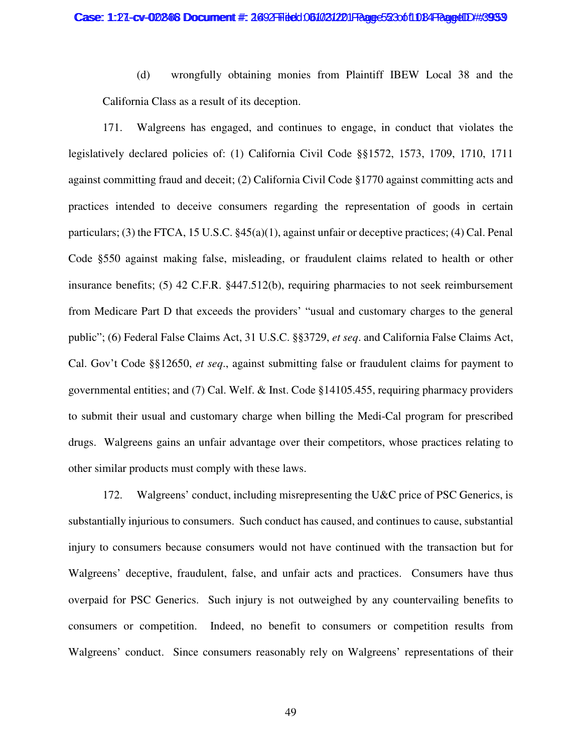(d) wrongfully obtaining monies from Plaintiff IBEW Local 38 and the California Class as a result of its deception.

171. Walgreens has engaged, and continues to engage, in conduct that violates the legislatively declared policies of: (1) California Civil Code §§1572, 1573, 1709, 1710, 1711 against committing fraud and deceit; (2) California Civil Code §1770 against committing acts and practices intended to deceive consumers regarding the representation of goods in certain particulars; (3) the FTCA, 15 U.S.C. §45(a)(1), against unfair or deceptive practices; (4) Cal. Penal Code §550 against making false, misleading, or fraudulent claims related to health or other insurance benefits; (5) 42 C.F.R. §447.512(b), requiring pharmacies to not seek reimbursement from Medicare Part D that exceeds the providers' "usual and customary charges to the general public"; (6) Federal False Claims Act, 31 U.S.C. §§3729, *et seq*. and California False Claims Act, Cal. Gov't Code §§12650, *et seq*., against submitting false or fraudulent claims for payment to governmental entities; and (7) Cal. Welf. & Inst. Code §14105.455, requiring pharmacy providers to submit their usual and customary charge when billing the Medi-Cal program for prescribed drugs. Walgreens gains an unfair advantage over their competitors, whose practices relating to other similar products must comply with these laws.

172. Walgreens' conduct, including misrepresenting the U&C price of PSC Generics, is substantially injurious to consumers. Such conduct has caused, and continues to cause, substantial injury to consumers because consumers would not have continued with the transaction but for Walgreens' deceptive, fraudulent, false, and unfair acts and practices. Consumers have thus overpaid for PSC Generics. Such injury is not outweighed by any countervailing benefits to consumers or competition. Indeed, no benefit to consumers or competition results from Walgreens' conduct. Since consumers reasonably rely on Walgreens' representations of their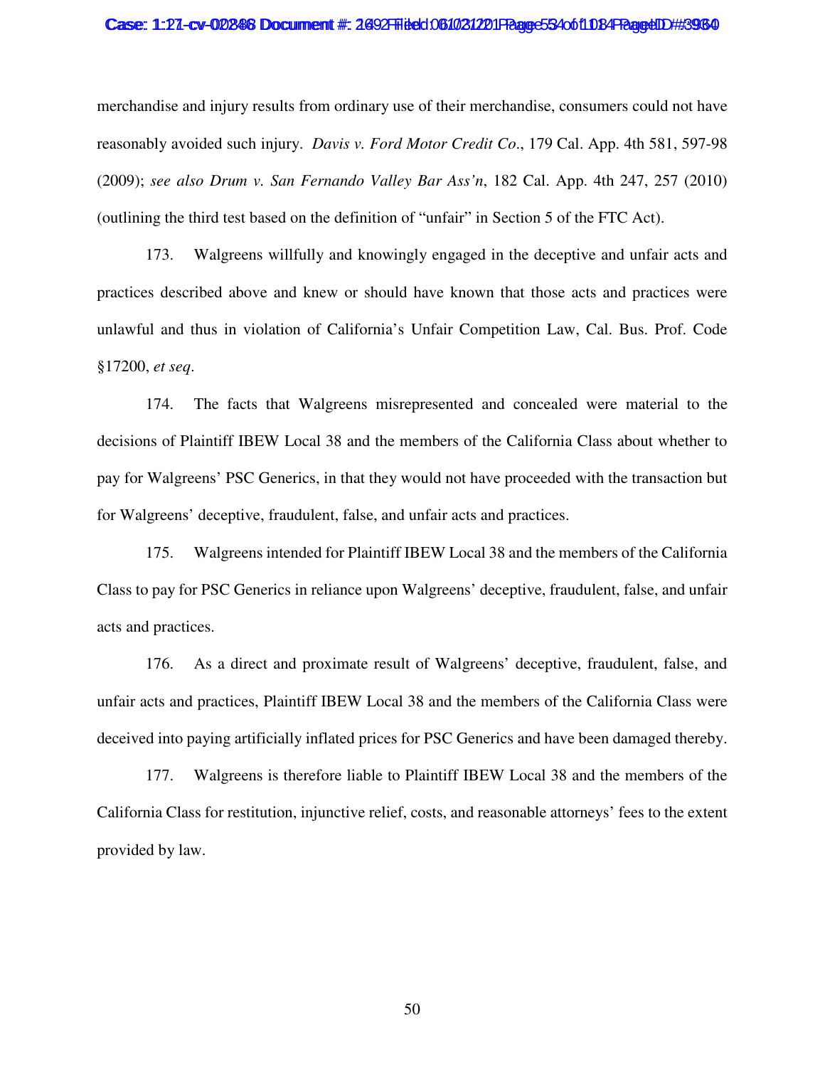merchandise and injury results from ordinary use of their merchandise, consumers could not have reasonably avoided such injury. *Davis v. Ford Motor Credit Co*., 179 Cal. App. 4th 581, 597-98 (2009); *see also Drum v. San Fernando Valley Bar Ass'n*, 182 Cal. App. 4th 247, 257 (2010) (outlining the third test based on the definition of "unfair" in Section 5 of the FTC Act).

173. Walgreens willfully and knowingly engaged in the deceptive and unfair acts and practices described above and knew or should have known that those acts and practices were unlawful and thus in violation of California's Unfair Competition Law, Cal. Bus. Prof. Code §17200, *et seq*.

174. The facts that Walgreens misrepresented and concealed were material to the decisions of Plaintiff IBEW Local 38 and the members of the California Class about whether to pay for Walgreens' PSC Generics, in that they would not have proceeded with the transaction but for Walgreens' deceptive, fraudulent, false, and unfair acts and practices.

175. Walgreens intended for Plaintiff IBEW Local 38 and the members of the California Class to pay for PSC Generics in reliance upon Walgreens' deceptive, fraudulent, false, and unfair acts and practices.

176. As a direct and proximate result of Walgreens' deceptive, fraudulent, false, and unfair acts and practices, Plaintiff IBEW Local 38 and the members of the California Class were deceived into paying artificially inflated prices for PSC Generics and have been damaged thereby.

177. Walgreens is therefore liable to Plaintiff IBEW Local 38 and the members of the California Class for restitution, injunctive relief, costs, and reasonable attorneys' fees to the extent provided by law.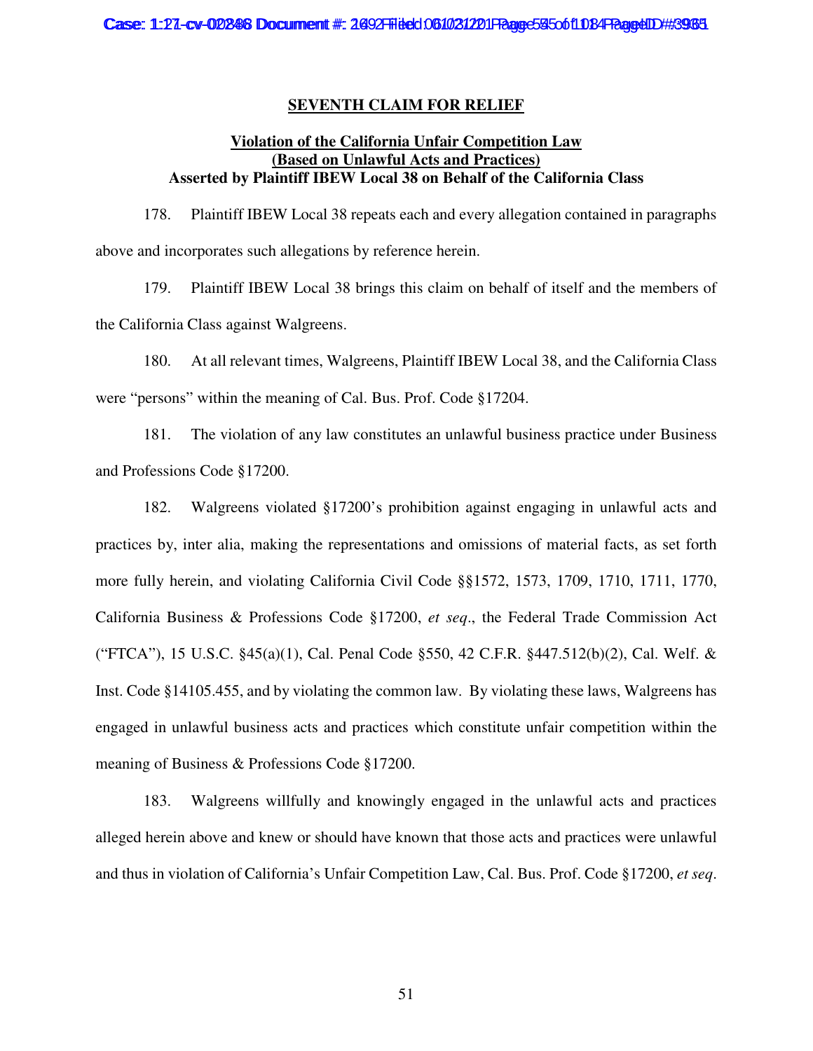## SEVENTH CLAIM FOR RELIEF

### Violation of the California Unfair Competition Law (Based on Unlawful Acts and Practices) Asserted by Plaintiff IBEW Local 38 on Behalf of the California Class

178. Plaintiff IBEW Local 38 repeats each and every allegation contained in paragraphs above and incorporates such allegations by reference herein.

179. Plaintiff IBEW Local 38 brings this claim on behalf of itself and the members of the California Class against Walgreens.

180. At all relevant times, Walgreens, Plaintiff IBEW Local 38, and the California Class were "persons" within the meaning of Cal. Bus. Prof. Code §17204.

181. The violation of any law constitutes an unlawful business practice under Business and Professions Code §17200.

182. Walgreens violated §17200's prohibition against engaging in unlawful acts and practices by, inter alia, making the representations and omissions of material facts, as set forth more fully herein, and violating California Civil Code §§1572, 1573, 1709, 1710, 1711, 1770, California Business & Professions Code §17200, *et seq*., the Federal Trade Commission Act ("FTCA"), 15 U.S.C. §45(a)(1), Cal. Penal Code §550, 42 C.F.R. §447.512(b)(2), Cal. Welf. & Inst. Code §14105.455, and by violating the common law. By violating these laws, Walgreens has engaged in unlawful business acts and practices which constitute unfair competition within the meaning of Business & Professions Code §17200.

183. Walgreens willfully and knowingly engaged in the unlawful acts and practices alleged herein above and knew or should have known that those acts and practices were unlawful and thus in violation of California's Unfair Competition Law, Cal. Bus. Prof. Code §17200, *et seq*.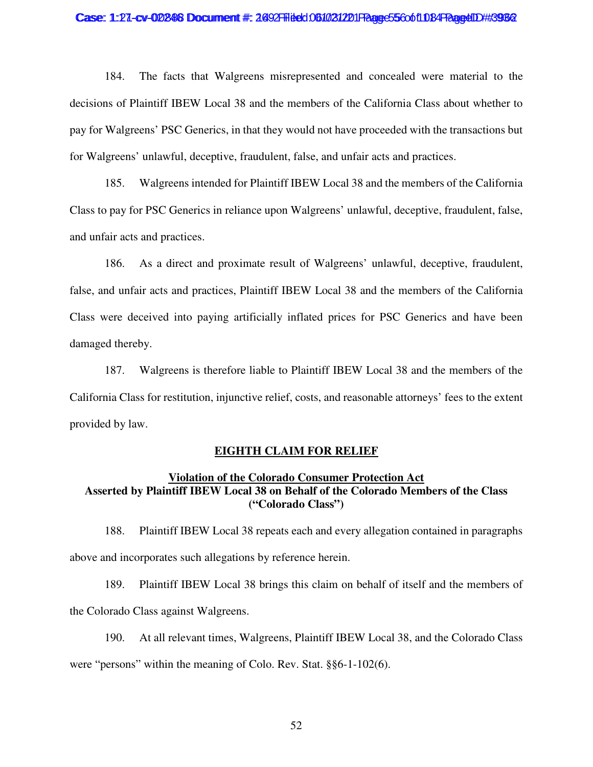184. The facts that Walgreens misrepresented and concealed were material to the decisions of Plaintiff IBEW Local 38 and the members of the California Class about whether to pay for Walgreens' PSC Generics, in that they would not have proceeded with the transactions but for Walgreens' unlawful, deceptive, fraudulent, false, and unfair acts and practices.

185. Walgreens intended for Plaintiff IBEW Local 38 and the members of the California Class to pay for PSC Generics in reliance upon Walgreens' unlawful, deceptive, fraudulent, false, and unfair acts and practices.

186. As a direct and proximate result of Walgreens' unlawful, deceptive, fraudulent, false, and unfair acts and practices, Plaintiff IBEW Local 38 and the members of the California Class were deceived into paying artificially inflated prices for PSC Generics and have been damaged thereby.

187. Walgreens is therefore liable to Plaintiff IBEW Local 38 and the members of the California Class for restitution, injunctive relief, costs, and reasonable attorneys' fees to the extent provided by law.

## EIGHTH CLAIM FOR RELIEF

### Violation of the Colorado Consumer Protection Act
### Asserted by Plaintiff IBEW Local 38 on Behalf of the Colorado Members of the Class ("Colorado Class")

188. Plaintiff IBEW Local 38 repeats each and every allegation contained in paragraphs above and incorporates such allegations by reference herein.

189. Plaintiff IBEW Local 38 brings this claim on behalf of itself and the members of the Colorado Class against Walgreens.

190. At all relevant times, Walgreens, Plaintiff IBEW Local 38, and the Colorado Class were "persons" within the meaning of Colo. Rev. Stat. §§6-1-102(6).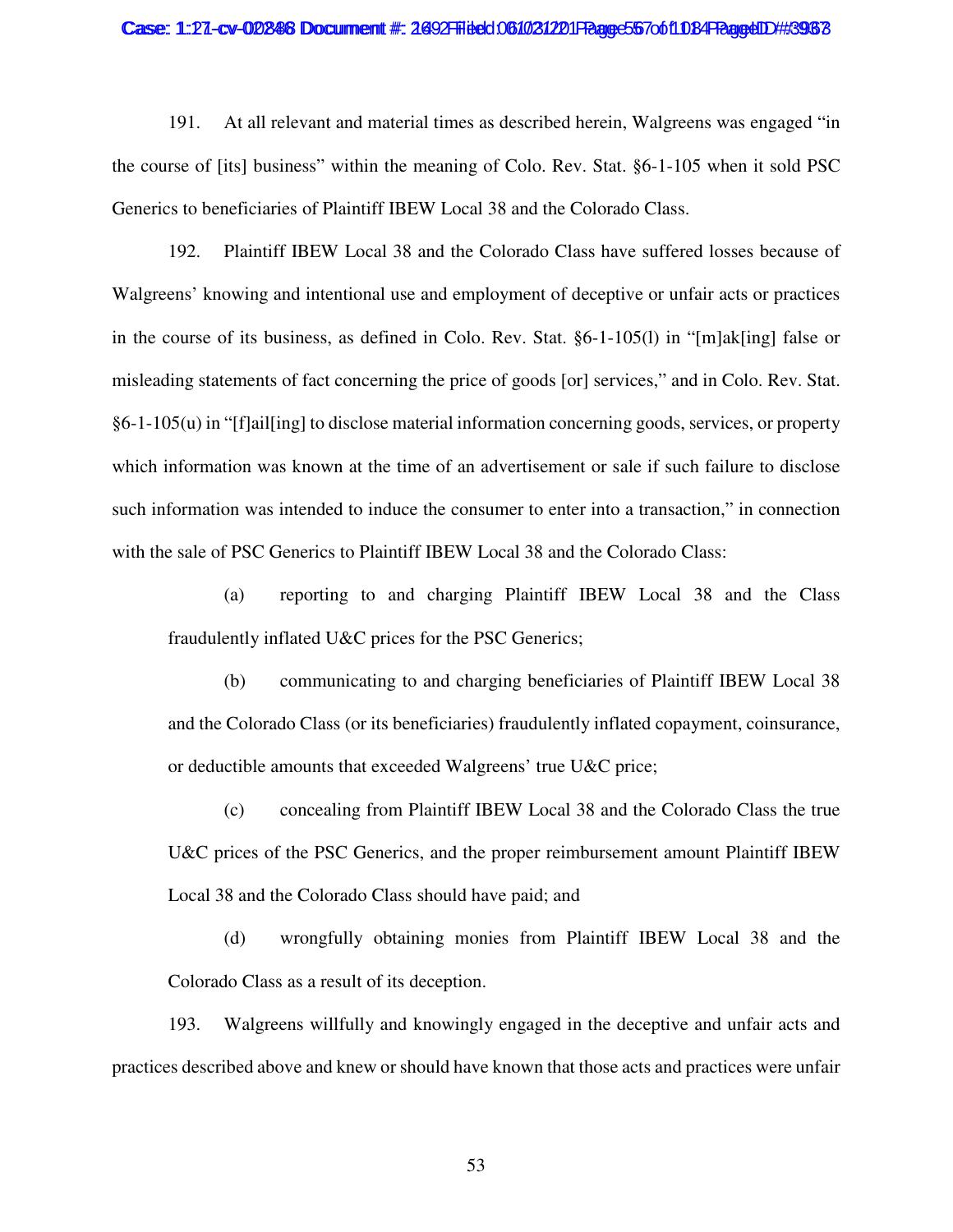191. At all relevant and material times as described herein, Walgreens was engaged "in the course of [its] business" within the meaning of Colo. Rev. Stat. §6-1-105 when it sold PSC Generics to beneficiaries of Plaintiff IBEW Local 38 and the Colorado Class.

192. Plaintiff IBEW Local 38 and the Colorado Class have suffered losses because of Walgreens' knowing and intentional use and employment of deceptive or unfair acts or practices in the course of its business, as defined in Colo. Rev. Stat. §6-1-105(l) in "[m]ak[ing] false or misleading statements of fact concerning the price of goods [or] services," and in Colo. Rev. Stat. §6-1-105(u) in "[f]ail[ing] to disclose material information concerning goods, services, or property which information was known at the time of an advertisement or sale if such failure to disclose such information was intended to induce the consumer to enter into a transaction," in connection with the sale of PSC Generics to Plaintiff IBEW Local 38 and the Colorado Class:

(a) reporting to and charging Plaintiff IBEW Local 38 and the Class fraudulently inflated U&C prices for the PSC Generics;

(b) communicating to and charging beneficiaries of Plaintiff IBEW Local 38 and the Colorado Class (or its beneficiaries) fraudulently inflated copayment, coinsurance, or deductible amounts that exceeded Walgreens' true U&C price;

(c) concealing from Plaintiff IBEW Local 38 and the Colorado Class the true U&C prices of the PSC Generics, and the proper reimbursement amount Plaintiff IBEW Local 38 and the Colorado Class should have paid; and

(d) wrongfully obtaining monies from Plaintiff IBEW Local 38 and the Colorado Class as a result of its deception.

193. Walgreens willfully and knowingly engaged in the deceptive and unfair acts and practices described above and knew or should have known that those acts and practices were unfair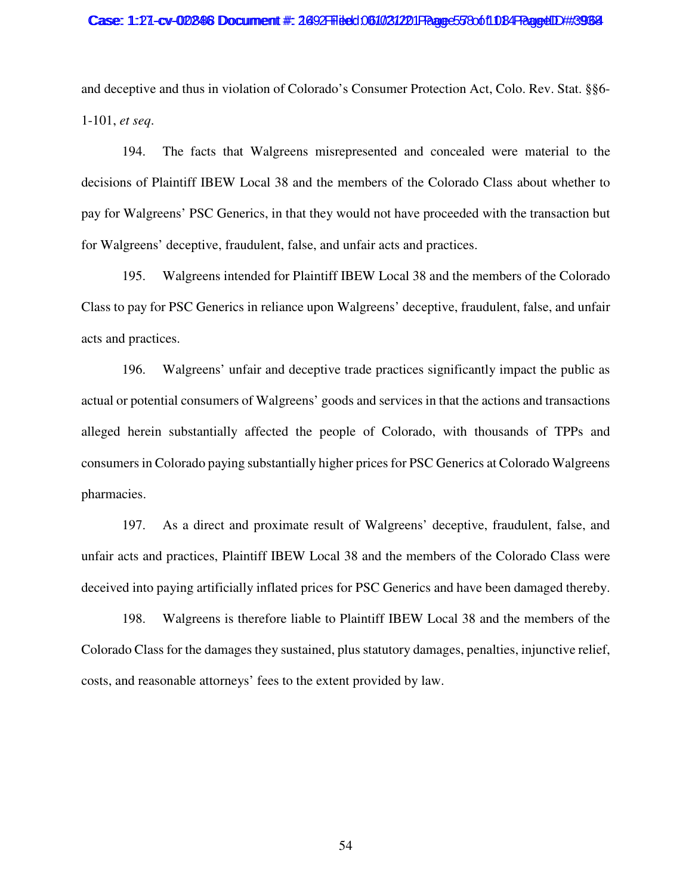and deceptive and thus in violation of Colorado's Consumer Protection Act, Colo. Rev. Stat. §§6-1-101, *et seq*.

194. The facts that Walgreens misrepresented and concealed were material to the decisions of Plaintiff IBEW Local 38 and the members of the Colorado Class about whether to pay for Walgreens' PSC Generics, in that they would not have proceeded with the transaction but for Walgreens' deceptive, fraudulent, false, and unfair acts and practices.

195. Walgreens intended for Plaintiff IBEW Local 38 and the members of the Colorado Class to pay for PSC Generics in reliance upon Walgreens' deceptive, fraudulent, false, and unfair acts and practices.

196. Walgreens' unfair and deceptive trade practices significantly impact the public as actual or potential consumers of Walgreens' goods and services in that the actions and transactions alleged herein substantially affected the people of Colorado, with thousands of TPPs and consumers in Colorado paying substantially higher prices for PSC Generics at Colorado Walgreens pharmacies.

197. As a direct and proximate result of Walgreens' deceptive, fraudulent, false, and unfair acts and practices, Plaintiff IBEW Local 38 and the members of the Colorado Class were deceived into paying artificially inflated prices for PSC Generics and have been damaged thereby.

198. Walgreens is therefore liable to Plaintiff IBEW Local 38 and the members of the Colorado Class for the damages they sustained, plus statutory damages, penalties, injunctive relief, costs, and reasonable attorneys' fees to the extent provided by law.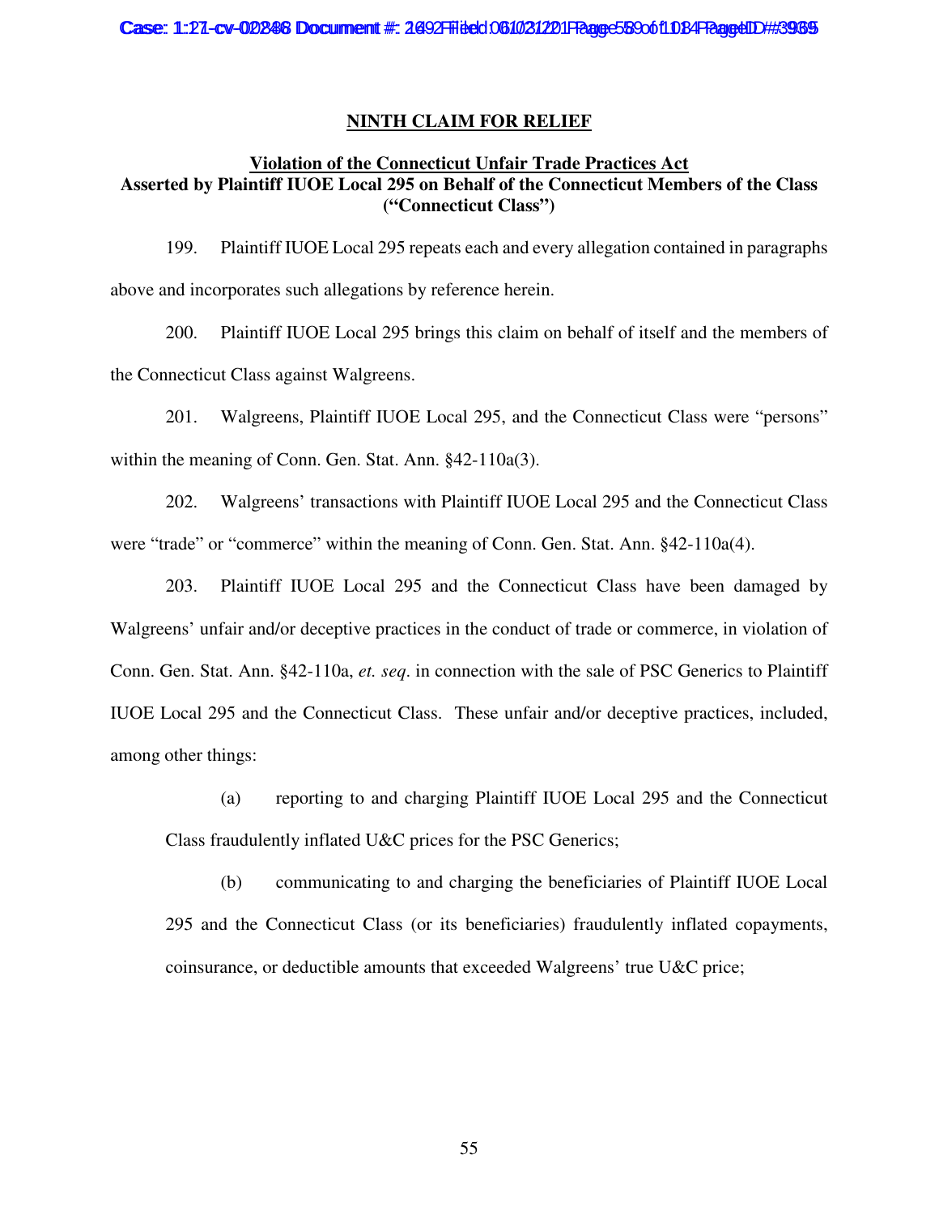## NINTH CLAIM FOR RELIEF

### Violation of the Connecticut Unfair Trade Practices Act Asserted by Plaintiff IUOE Local 295 on Behalf of the Connecticut Members of the Class ("Connecticut Class")

199. Plaintiff IUOE Local 295 repeats each and every allegation contained in paragraphs above and incorporates such allegations by reference herein.

200. Plaintiff IUOE Local 295 brings this claim on behalf of itself and the members of the Connecticut Class against Walgreens.

201. Walgreens, Plaintiff IUOE Local 295, and the Connecticut Class were "persons" within the meaning of Conn. Gen. Stat. Ann. §42-110a(3).

202. Walgreens' transactions with Plaintiff IUOE Local 295 and the Connecticut Class were "trade" or "commerce" within the meaning of Conn. Gen. Stat. Ann. §42-110a(4).

203. Plaintiff IUOE Local 295 and the Connecticut Class have been damaged by Walgreens' unfair and/or deceptive practices in the conduct of trade or commerce, in violation of Conn. Gen. Stat. Ann. §42-110a, *et. seq*. in connection with the sale of PSC Generics to Plaintiff IUOE Local 295 and the Connecticut Class. These unfair and/or deceptive practices, included, among other things:

(a) reporting to and charging Plaintiff IUOE Local 295 and the Connecticut Class fraudulently inflated U&C prices for the PSC Generics;

(b) communicating to and charging the beneficiaries of Plaintiff IUOE Local 295 and the Connecticut Class (or its beneficiaries) fraudulently inflated copayments, coinsurance, or deductible amounts that exceeded Walgreens' true U&C price;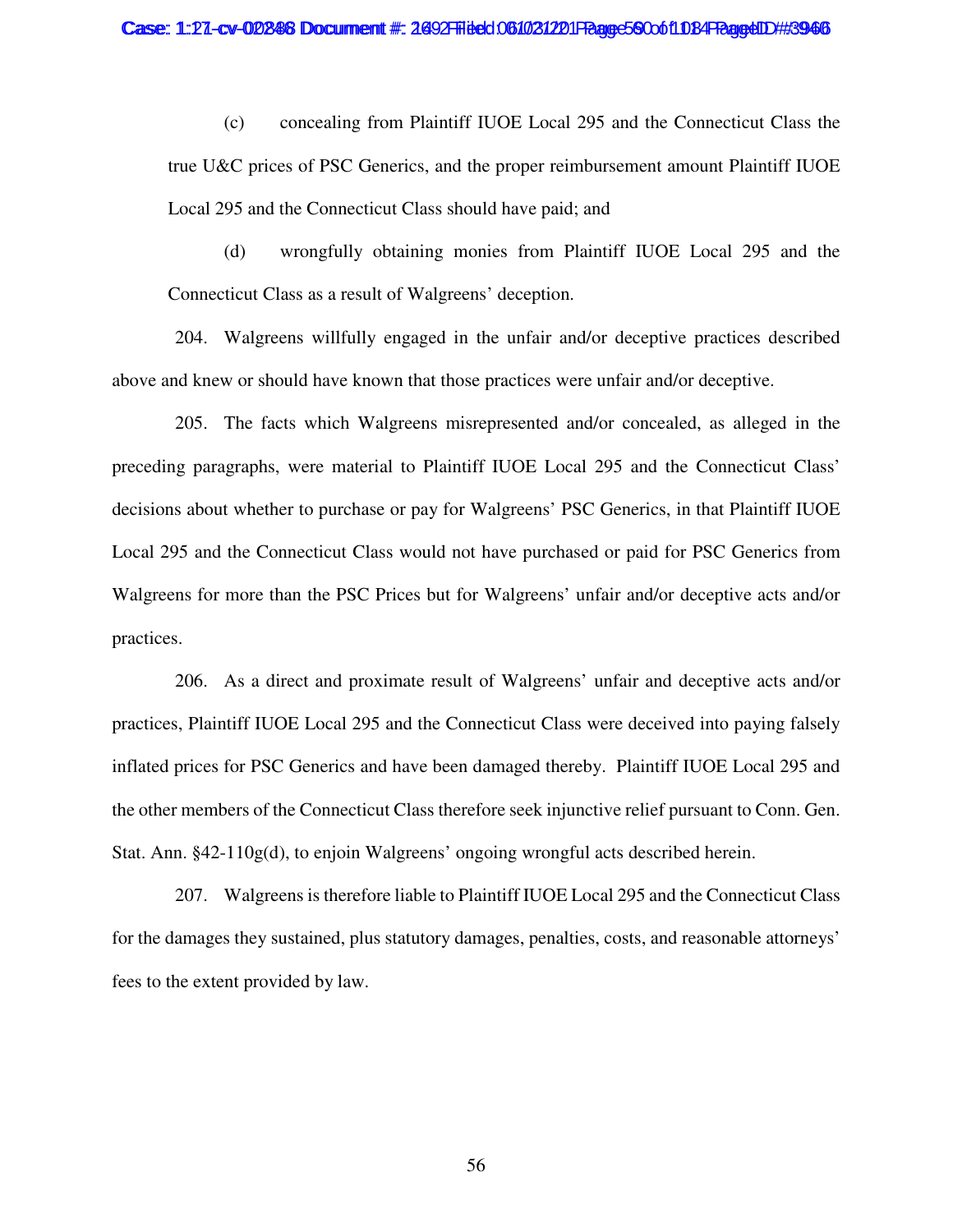(c) concealing from Plaintiff IUOE Local 295 and the Connecticut Class the true U&C prices of PSC Generics, and the proper reimbursement amount Plaintiff IUOE Local 295 and the Connecticut Class should have paid; and

(d) wrongfully obtaining monies from Plaintiff IUOE Local 295 and the Connecticut Class as a result of Walgreens' deception.

204. Walgreens willfully engaged in the unfair and/or deceptive practices described above and knew or should have known that those practices were unfair and/or deceptive.

205. The facts which Walgreens misrepresented and/or concealed, as alleged in the preceding paragraphs, were material to Plaintiff IUOE Local 295 and the Connecticut Class' decisions about whether to purchase or pay for Walgreens' PSC Generics, in that Plaintiff IUOE Local 295 and the Connecticut Class would not have purchased or paid for PSC Generics from Walgreens for more than the PSC Prices but for Walgreens' unfair and/or deceptive acts and/or practices.

206. As a direct and proximate result of Walgreens' unfair and deceptive acts and/or practices, Plaintiff IUOE Local 295 and the Connecticut Class were deceived into paying falsely inflated prices for PSC Generics and have been damaged thereby. Plaintiff IUOE Local 295 and the other members of the Connecticut Class therefore seek injunctive relief pursuant to Conn. Gen. Stat. Ann. §42-110g(d), to enjoin Walgreens' ongoing wrongful acts described herein.

207. Walgreens is therefore liable to Plaintiff IUOE Local 295 and the Connecticut Class for the damages they sustained, plus statutory damages, penalties, costs, and reasonable attorneys' fees to the extent provided by law.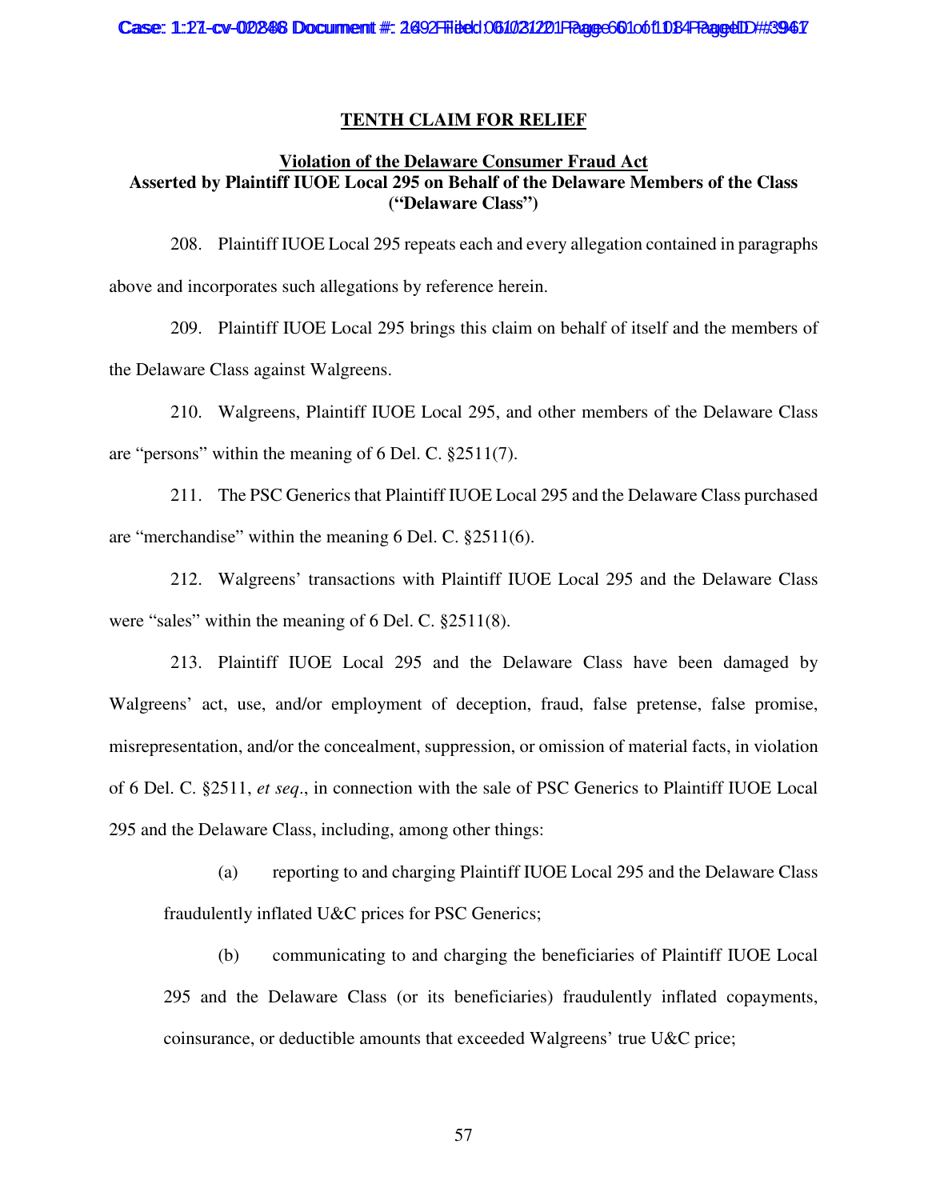## TENTH CLAIM FOR RELIEF

### Violation of the Delaware Consumer Fraud Act
### Asserted by Plaintiff IUOE Local 295 on Behalf of the Delaware Members of the Class ("Delaware Class")

208. Plaintiff IUOE Local 295 repeats each and every allegation contained in paragraphs above and incorporates such allegations by reference herein.

209. Plaintiff IUOE Local 295 brings this claim on behalf of itself and the members of the Delaware Class against Walgreens.

210. Walgreens, Plaintiff IUOE Local 295, and other members of the Delaware Class are "persons" within the meaning of 6 Del. C. §2511(7).

211. The PSC Generics that Plaintiff IUOE Local 295 and the Delaware Class purchased are "merchandise" within the meaning 6 Del. C. §2511(6).

212. Walgreens' transactions with Plaintiff IUOE Local 295 and the Delaware Class were "sales" within the meaning of 6 Del. C. §2511(8).

213. Plaintiff IUOE Local 295 and the Delaware Class have been damaged by Walgreens' act, use, and/or employment of deception, fraud, false pretense, false promise, misrepresentation, and/or the concealment, suppression, or omission of material facts, in violation of 6 Del. C. §2511, *et seq*., in connection with the sale of PSC Generics to Plaintiff IUOE Local 295 and the Delaware Class, including, among other things:

(a) reporting to and charging Plaintiff IUOE Local 295 and the Delaware Class fraudulently inflated U&C prices for PSC Generics;

(b) communicating to and charging the beneficiaries of Plaintiff IUOE Local 295 and the Delaware Class (or its beneficiaries) fraudulently inflated copayments, coinsurance, or deductible amounts that exceeded Walgreens' true U&C price;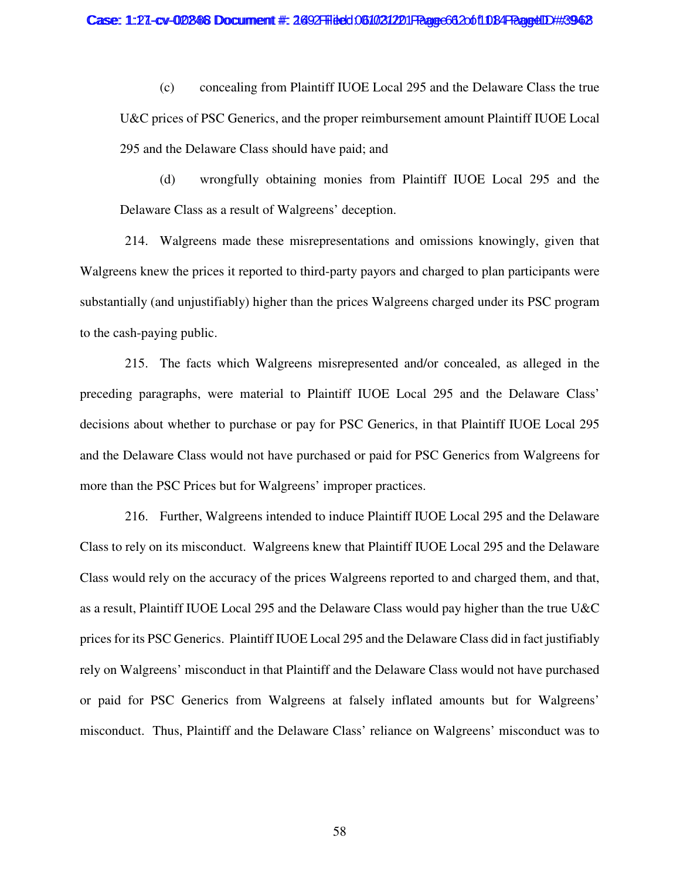(c) concealing from Plaintiff IUOE Local 295 and the Delaware Class the true U&C prices of PSC Generics, and the proper reimbursement amount Plaintiff IUOE Local 295 and the Delaware Class should have paid; and

(d) wrongfully obtaining monies from Plaintiff IUOE Local 295 and the Delaware Class as a result of Walgreens' deception.

214. Walgreens made these misrepresentations and omissions knowingly, given that Walgreens knew the prices it reported to third-party payors and charged to plan participants were substantially (and unjustifiably) higher than the prices Walgreens charged under its PSC program to the cash-paying public.

215. The facts which Walgreens misrepresented and/or concealed, as alleged in the preceding paragraphs, were material to Plaintiff IUOE Local 295 and the Delaware Class' decisions about whether to purchase or pay for PSC Generics, in that Plaintiff IUOE Local 295 and the Delaware Class would not have purchased or paid for PSC Generics from Walgreens for more than the PSC Prices but for Walgreens' improper practices.

216. Further, Walgreens intended to induce Plaintiff IUOE Local 295 and the Delaware Class to rely on its misconduct. Walgreens knew that Plaintiff IUOE Local 295 and the Delaware Class would rely on the accuracy of the prices Walgreens reported to and charged them, and that, as a result, Plaintiff IUOE Local 295 and the Delaware Class would pay higher than the true U&C prices for its PSC Generics. Plaintiff IUOE Local 295 and the Delaware Class did in fact justifiably rely on Walgreens' misconduct in that Plaintiff and the Delaware Class would not have purchased or paid for PSC Generics from Walgreens at falsely inflated amounts but for Walgreens' misconduct. Thus, Plaintiff and the Delaware Class' reliance on Walgreens' misconduct was to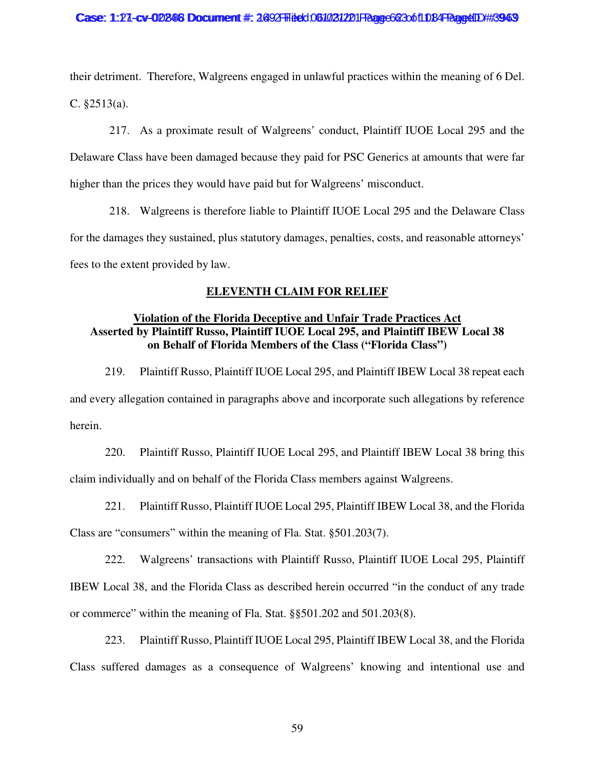their detriment. Therefore, Walgreens engaged in unlawful practices within the meaning of 6 Del. C. §2513(a).

217. As a proximate result of Walgreens' conduct, Plaintiff IUOE Local 295 and the Delaware Class have been damaged because they paid for PSC Generics at amounts that were far higher than the prices they would have paid but for Walgreens' misconduct.

218. Walgreens is therefore liable to Plaintiff IUOE Local 295 and the Delaware Class for the damages they sustained, plus statutory damages, penalties, costs, and reasonable attorneys' fees to the extent provided by law.

## ELEVENTH CLAIM FOR RELIEF

### Violation of the Florida Deceptive and Unfair Trade Practices Act Asserted by Plaintiff Russo, Plaintiff IUOE Local 295, and Plaintiff IBEW Local 38 on Behalf of Florida Members of the Class ("Florida Class")

219. Plaintiff Russo, Plaintiff IUOE Local 295, and Plaintiff IBEW Local 38 repeat each and every allegation contained in paragraphs above and incorporate such allegations by reference herein.

220. Plaintiff Russo, Plaintiff IUOE Local 295, and Plaintiff IBEW Local 38 bring this claim individually and on behalf of the Florida Class members against Walgreens.

221. Plaintiff Russo, Plaintiff IUOE Local 295, Plaintiff IBEW Local 38, and the Florida Class are "consumers" within the meaning of Fla. Stat. §501.203(7).

222. Walgreens' transactions with Plaintiff Russo, Plaintiff IUOE Local 295, Plaintiff IBEW Local 38, and the Florida Class as described herein occurred "in the conduct of any trade or commerce" within the meaning of Fla. Stat. §§501.202 and 501.203(8).

223. Plaintiff Russo, Plaintiff IUOE Local 295, Plaintiff IBEW Local 38, and the Florida Class suffered damages as a consequence of Walgreens' knowing and intentional use and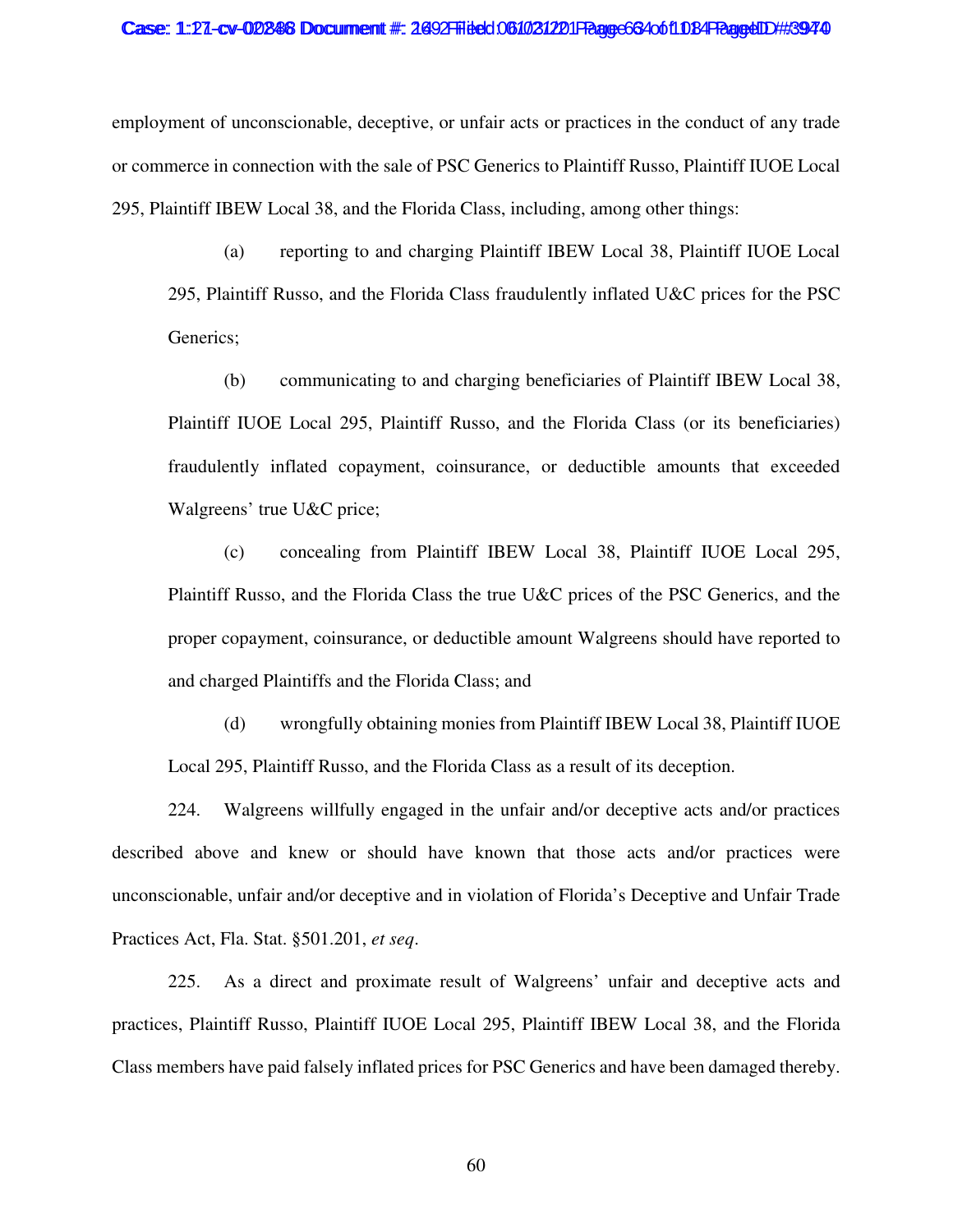employment of unconscionable, deceptive, or unfair acts or practices in the conduct of any trade or commerce in connection with the sale of PSC Generics to Plaintiff Russo, Plaintiff IUOE Local 295, Plaintiff IBEW Local 38, and the Florida Class, including, among other things:

(a) reporting to and charging Plaintiff IBEW Local 38, Plaintiff IUOE Local 295, Plaintiff Russo, and the Florida Class fraudulently inflated U&C prices for the PSC Generics;

(b) communicating to and charging beneficiaries of Plaintiff IBEW Local 38, Plaintiff IUOE Local 295, Plaintiff Russo, and the Florida Class (or its beneficiaries) fraudulently inflated copayment, coinsurance, or deductible amounts that exceeded Walgreens' true U&C price;

(c) concealing from Plaintiff IBEW Local 38, Plaintiff IUOE Local 295, Plaintiff Russo, and the Florida Class the true U&C prices of the PSC Generics, and the proper copayment, coinsurance, or deductible amount Walgreens should have reported to and charged Plaintiffs and the Florida Class; and

(d) wrongfully obtaining monies from Plaintiff IBEW Local 38, Plaintiff IUOE Local 295, Plaintiff Russo, and the Florida Class as a result of its deception.

224. Walgreens willfully engaged in the unfair and/or deceptive acts and/or practices described above and knew or should have known that those acts and/or practices were unconscionable, unfair and/or deceptive and in violation of Florida's Deceptive and Unfair Trade Practices Act, Fla. Stat. §501.201, *et seq*.

225. As a direct and proximate result of Walgreens' unfair and deceptive acts and practices, Plaintiff Russo, Plaintiff IUOE Local 295, Plaintiff IBEW Local 38, and the Florida Class members have paid falsely inflated prices for PSC Generics and have been damaged thereby.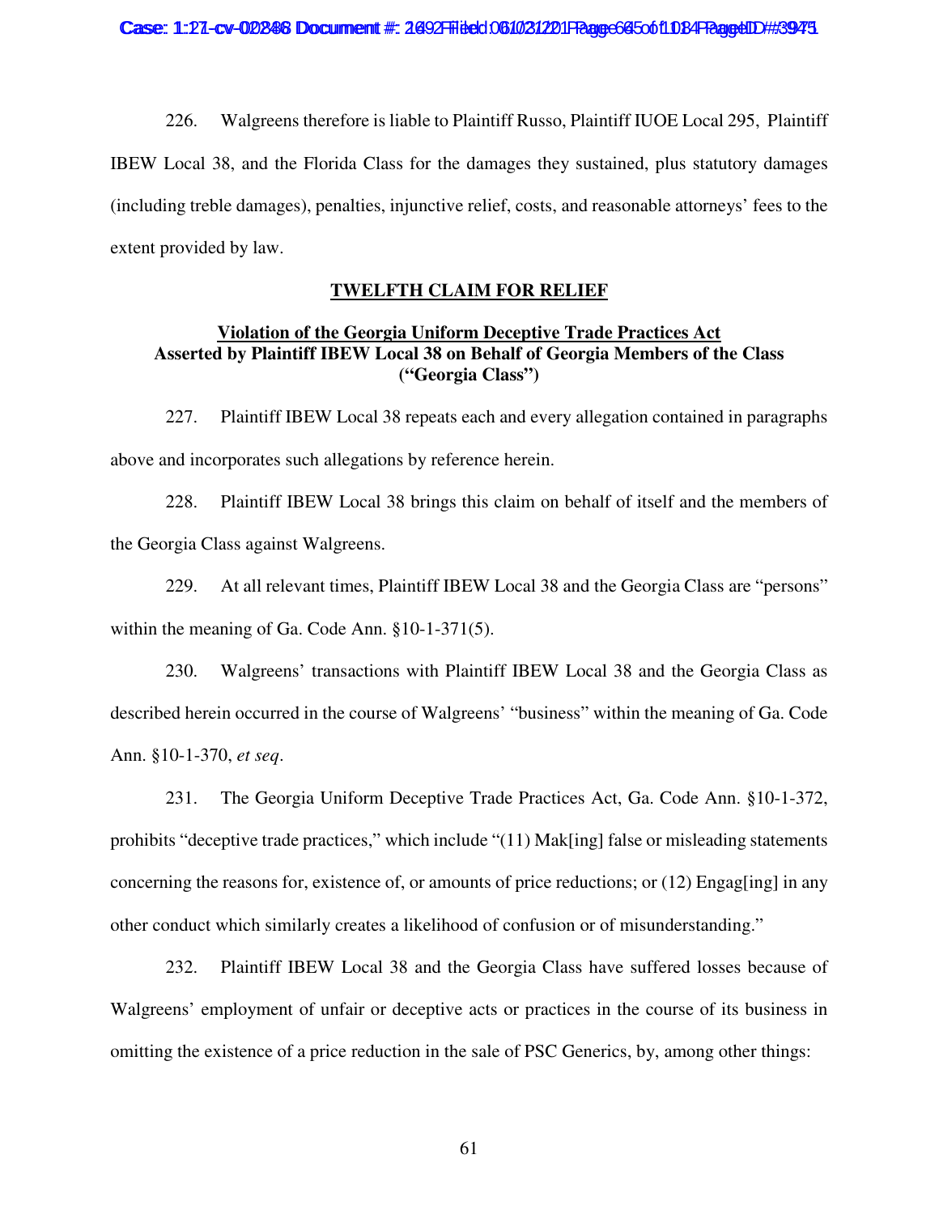226. Walgreens therefore is liable to Plaintiff Russo, Plaintiff IUOE Local 295, Plaintiff IBEW Local 38, and the Florida Class for the damages they sustained, plus statutory damages (including treble damages), penalties, injunctive relief, costs, and reasonable attorneys' fees to the extent provided by law.

## TWELFTH CLAIM FOR RELIEF

### Violation of the Georgia Uniform Deceptive Trade Practices Act
### Asserted by Plaintiff IBEW Local 38 on Behalf of Georgia Members of the Class ("Georgia Class")

227. Plaintiff IBEW Local 38 repeats each and every allegation contained in paragraphs above and incorporates such allegations by reference herein.

228. Plaintiff IBEW Local 38 brings this claim on behalf of itself and the members of the Georgia Class against Walgreens.

229. At all relevant times, Plaintiff IBEW Local 38 and the Georgia Class are "persons" within the meaning of Ga. Code Ann. §10-1-371(5).

230. Walgreens' transactions with Plaintiff IBEW Local 38 and the Georgia Class as described herein occurred in the course of Walgreens' "business" within the meaning of Ga. Code Ann. §10-1-370, *et seq*.

231. The Georgia Uniform Deceptive Trade Practices Act, Ga. Code Ann. §10-1-372, prohibits "deceptive trade practices," which include "(11) Mak[ing] false or misleading statements concerning the reasons for, existence of, or amounts of price reductions; or (12) Engag[ing] in any other conduct which similarly creates a likelihood of confusion or of misunderstanding."

232. Plaintiff IBEW Local 38 and the Georgia Class have suffered losses because of Walgreens' employment of unfair or deceptive acts or practices in the course of its business in omitting the existence of a price reduction in the sale of PSC Generics, by, among other things: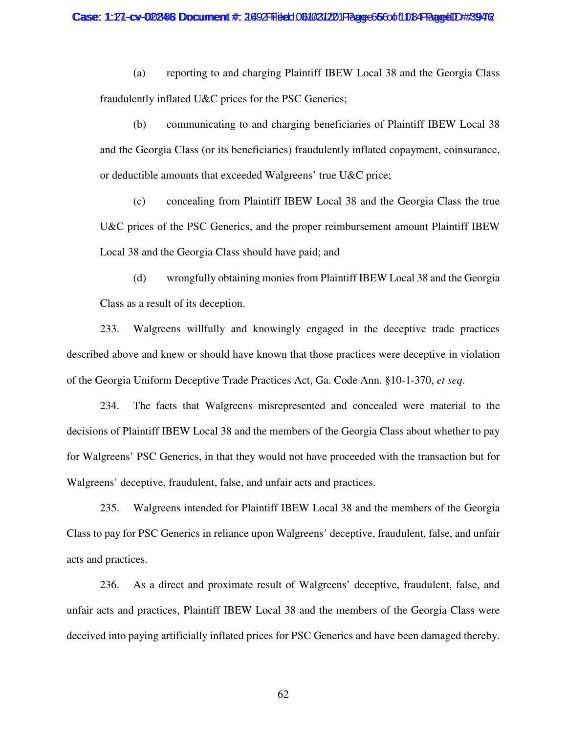(a) reporting to and charging Plaintiff IBEW Local 38 and the Georgia Class fraudulently inflated U&C prices for the PSC Generics;

(b) communicating to and charging beneficiaries of Plaintiff IBEW Local 38 and the Georgia Class (or its beneficiaries) fraudulently inflated copayment, coinsurance, or deductible amounts that exceeded Walgreens' true U&C price;

(c) concealing from Plaintiff IBEW Local 38 and the Georgia Class the true U&C prices of the PSC Generics, and the proper reimbursement amount Plaintiff IBEW Local 38 and the Georgia Class should have paid; and

(d) wrongfully obtaining monies from Plaintiff IBEW Local 38 and the Georgia Class as a result of its deception.

233. Walgreens willfully and knowingly engaged in the deceptive trade practices described above and knew or should have known that those practices were deceptive in violation of the Georgia Uniform Deceptive Trade Practices Act, Ga. Code Ann. §10-1-370, *et seq*.

234. The facts that Walgreens misrepresented and concealed were material to the decisions of Plaintiff IBEW Local 38 and the members of the Georgia Class about whether to pay for Walgreens' PSC Generics, in that they would not have proceeded with the transaction but for Walgreens' deceptive, fraudulent, false, and unfair acts and practices.

235. Walgreens intended for Plaintiff IBEW Local 38 and the members of the Georgia Class to pay for PSC Generics in reliance upon Walgreens' deceptive, fraudulent, false, and unfair acts and practices.

236. As a direct and proximate result of Walgreens' deceptive, fraudulent, false, and unfair acts and practices, Plaintiff IBEW Local 38 and the members of the Georgia Class were deceived into paying artificially inflated prices for PSC Generics and have been damaged thereby.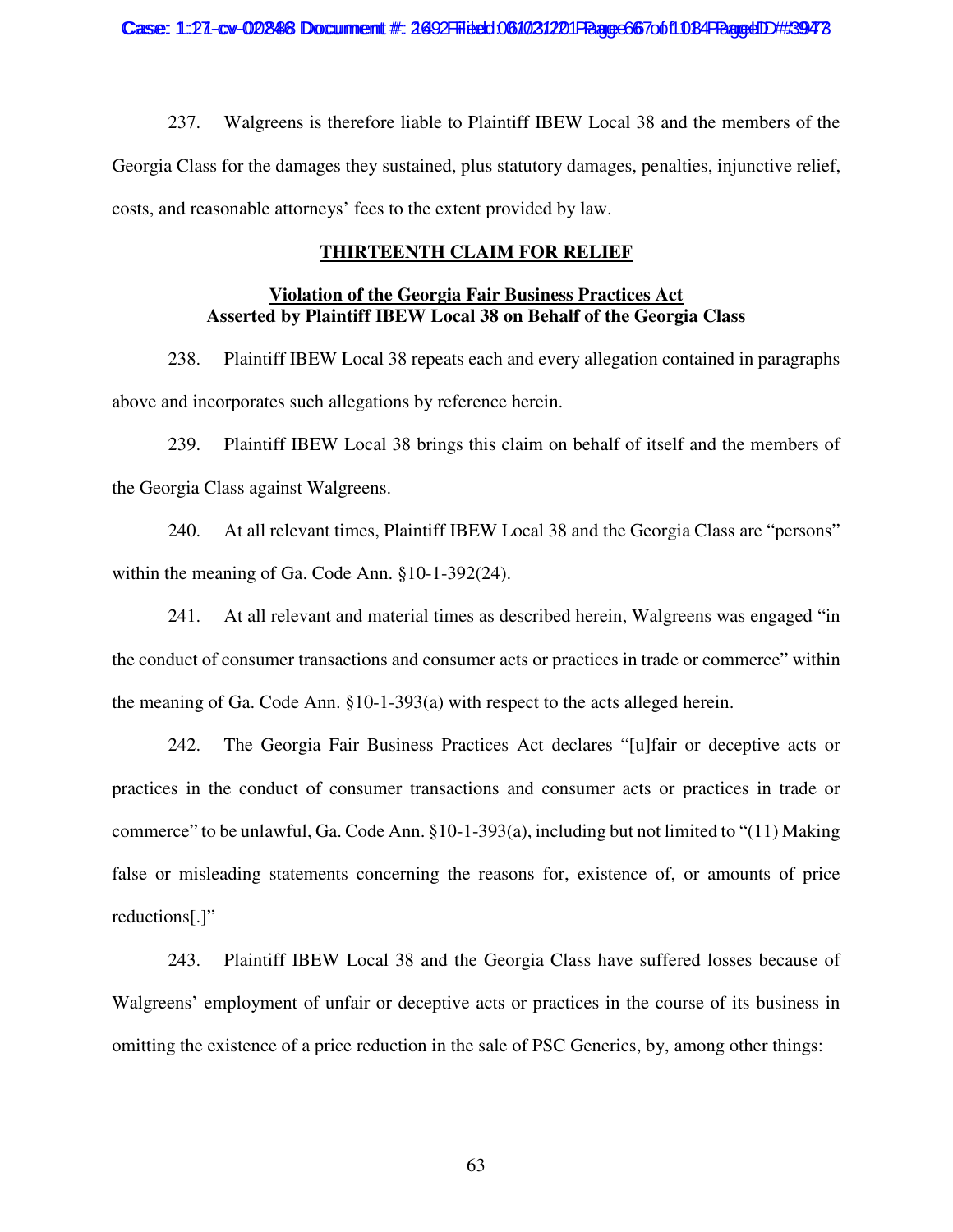237. Walgreens is therefore liable to Plaintiff IBEW Local 38 and the members of the Georgia Class for the damages they sustained, plus statutory damages, penalties, injunctive relief, costs, and reasonable attorneys' fees to the extent provided by law.

## THIRTEENTH CLAIM FOR RELIEF

### Violation of the Georgia Fair Business Practices Act
### Asserted by Plaintiff IBEW Local 38 on Behalf of the Georgia Class

238. Plaintiff IBEW Local 38 repeats each and every allegation contained in paragraphs above and incorporates such allegations by reference herein.

239. Plaintiff IBEW Local 38 brings this claim on behalf of itself and the members of the Georgia Class against Walgreens.

240. At all relevant times, Plaintiff IBEW Local 38 and the Georgia Class are "persons" within the meaning of Ga. Code Ann. §10-1-392(24).

241. At all relevant and material times as described herein, Walgreens was engaged "in the conduct of consumer transactions and consumer acts or practices in trade or commerce" within the meaning of Ga. Code Ann. §10-1-393(a) with respect to the acts alleged herein.

242. The Georgia Fair Business Practices Act declares "[u]fair or deceptive acts or practices in the conduct of consumer transactions and consumer acts or practices in trade or commerce" to be unlawful, Ga. Code Ann. §10-1-393(a), including but not limited to "(11) Making false or misleading statements concerning the reasons for, existence of, or amounts of price reductions[.]"

243. Plaintiff IBEW Local 38 and the Georgia Class have suffered losses because of Walgreens' employment of unfair or deceptive acts or practices in the course of its business in omitting the existence of a price reduction in the sale of PSC Generics, by, among other things: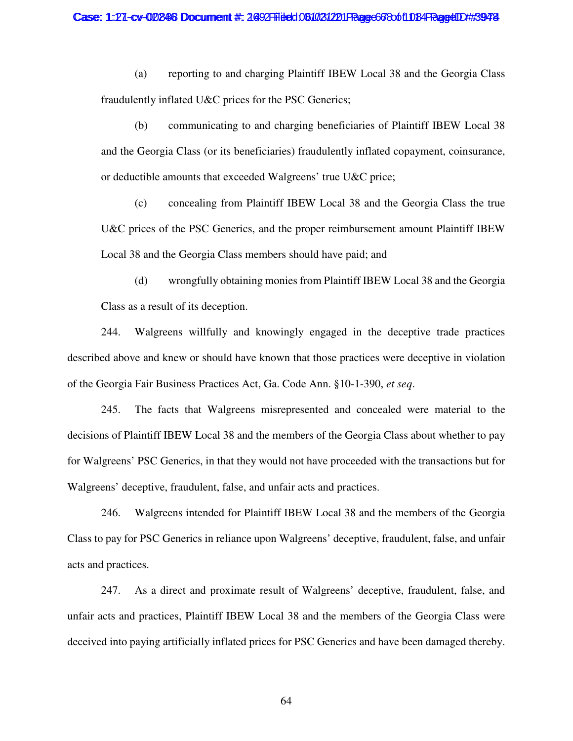(a) reporting to and charging Plaintiff IBEW Local 38 and the Georgia Class fraudulently inflated U&C prices for the PSC Generics;

(b) communicating to and charging beneficiaries of Plaintiff IBEW Local 38 and the Georgia Class (or its beneficiaries) fraudulently inflated copayment, coinsurance, or deductible amounts that exceeded Walgreens' true U&C price;

(c) concealing from Plaintiff IBEW Local 38 and the Georgia Class the true U&C prices of the PSC Generics, and the proper reimbursement amount Plaintiff IBEW Local 38 and the Georgia Class members should have paid; and

(d) wrongfully obtaining monies from Plaintiff IBEW Local 38 and the Georgia Class as a result of its deception.

244. Walgreens willfully and knowingly engaged in the deceptive trade practices described above and knew or should have known that those practices were deceptive in violation of the Georgia Fair Business Practices Act, Ga. Code Ann. §10-1-390, *et seq*.

245. The facts that Walgreens misrepresented and concealed were material to the decisions of Plaintiff IBEW Local 38 and the members of the Georgia Class about whether to pay for Walgreens' PSC Generics, in that they would not have proceeded with the transactions but for Walgreens' deceptive, fraudulent, false, and unfair acts and practices.

246. Walgreens intended for Plaintiff IBEW Local 38 and the members of the Georgia Class to pay for PSC Generics in reliance upon Walgreens' deceptive, fraudulent, false, and unfair acts and practices.

247. As a direct and proximate result of Walgreens' deceptive, fraudulent, false, and unfair acts and practices, Plaintiff IBEW Local 38 and the members of the Georgia Class were deceived into paying artificially inflated prices for PSC Generics and have been damaged thereby.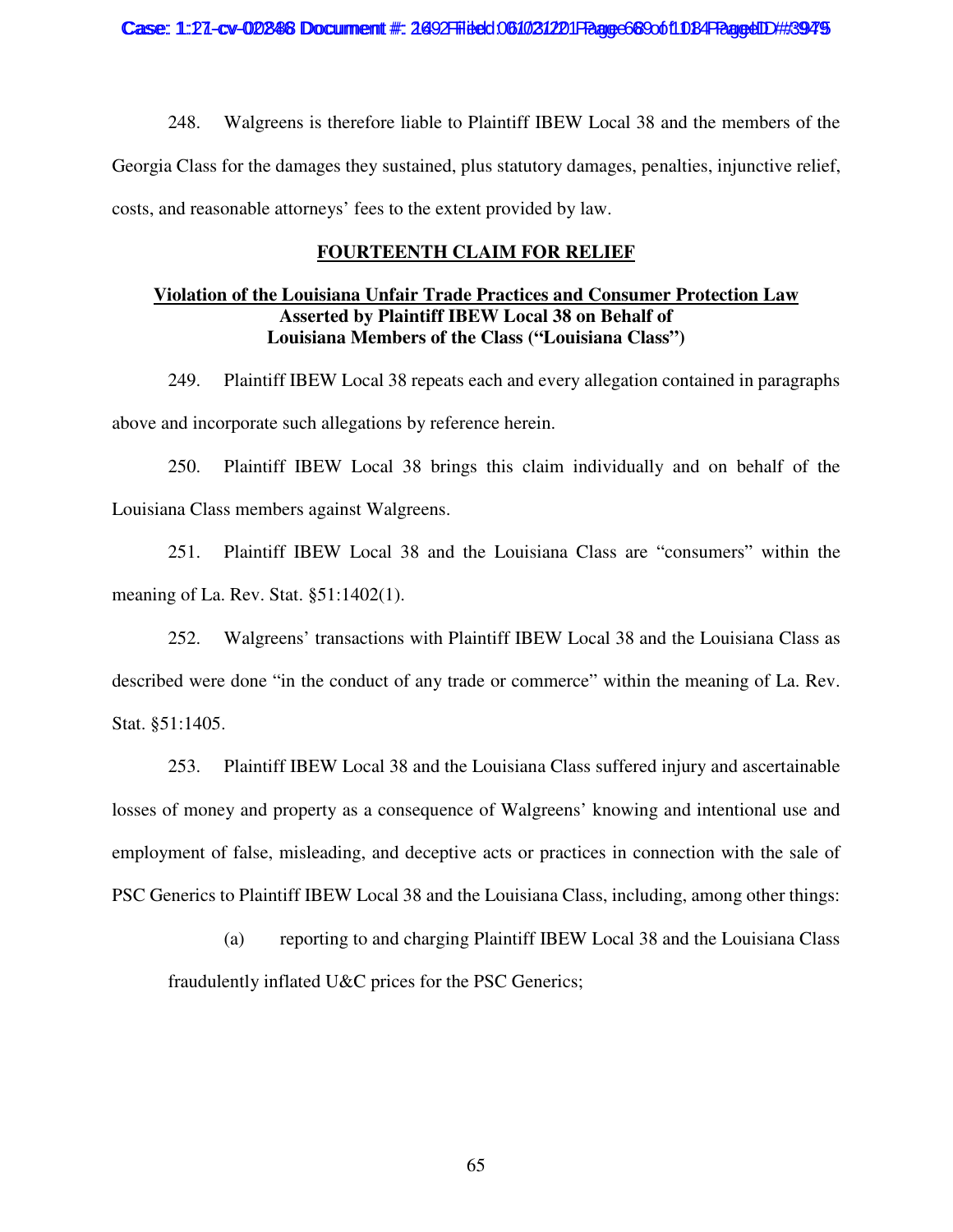248. Walgreens is therefore liable to Plaintiff IBEW Local 38 and the members of the Georgia Class for the damages they sustained, plus statutory damages, penalties, injunctive relief, costs, and reasonable attorneys' fees to the extent provided by law.

## FOURTEENTH CLAIM FOR RELIEF

### Violation of the Louisiana Unfair Trade Practices and Consumer Protection Law Asserted by Plaintiff IBEW Local 38 on Behalf of Louisiana Members of the Class ("Louisiana Class")

249. Plaintiff IBEW Local 38 repeats each and every allegation contained in paragraphs above and incorporate such allegations by reference herein.

250. Plaintiff IBEW Local 38 brings this claim individually and on behalf of the Louisiana Class members against Walgreens.

251. Plaintiff IBEW Local 38 and the Louisiana Class are "consumers" within the meaning of La. Rev. Stat. §51:1402(1).

252. Walgreens' transactions with Plaintiff IBEW Local 38 and the Louisiana Class as described were done "in the conduct of any trade or commerce" within the meaning of La. Rev. Stat. §51:1405.

253. Plaintiff IBEW Local 38 and the Louisiana Class suffered injury and ascertainable losses of money and property as a consequence of Walgreens' knowing and intentional use and employment of false, misleading, and deceptive acts or practices in connection with the sale of PSC Generics to Plaintiff IBEW Local 38 and the Louisiana Class, including, among other things:

(a) reporting to and charging Plaintiff IBEW Local 38 and the Louisiana Class fraudulently inflated U&C prices for the PSC Generics;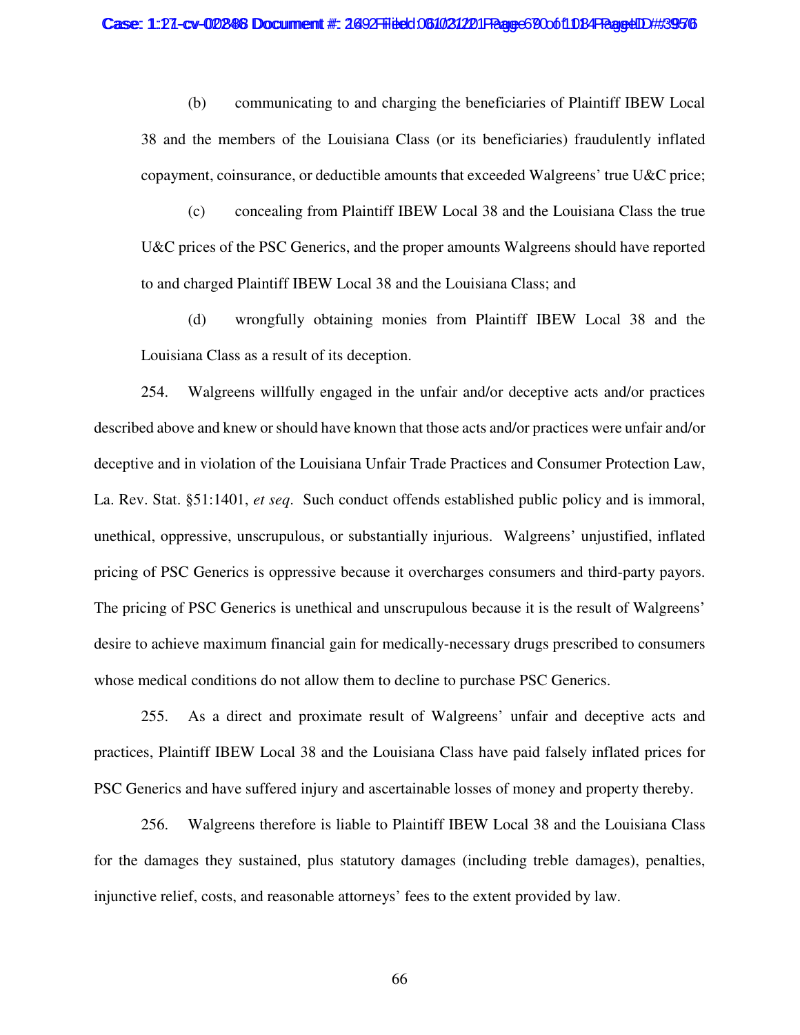(b) communicating to and charging the beneficiaries of Plaintiff IBEW Local 38 and the members of the Louisiana Class (or its beneficiaries) fraudulently inflated copayment, coinsurance, or deductible amounts that exceeded Walgreens' true U&C price;

(c) concealing from Plaintiff IBEW Local 38 and the Louisiana Class the true U&C prices of the PSC Generics, and the proper amounts Walgreens should have reported to and charged Plaintiff IBEW Local 38 and the Louisiana Class; and

(d) wrongfully obtaining monies from Plaintiff IBEW Local 38 and the Louisiana Class as a result of its deception.

254. Walgreens willfully engaged in the unfair and/or deceptive acts and/or practices described above and knew or should have known that those acts and/or practices were unfair and/or deceptive and in violation of the Louisiana Unfair Trade Practices and Consumer Protection Law, La. Rev. Stat. §51:1401, *et seq*. Such conduct offends established public policy and is immoral, unethical, oppressive, unscrupulous, or substantially injurious. Walgreens' unjustified, inflated pricing of PSC Generics is oppressive because it overcharges consumers and third-party payors. The pricing of PSC Generics is unethical and unscrupulous because it is the result of Walgreens' desire to achieve maximum financial gain for medically-necessary drugs prescribed to consumers whose medical conditions do not allow them to decline to purchase PSC Generics.

255. As a direct and proximate result of Walgreens' unfair and deceptive acts and practices, Plaintiff IBEW Local 38 and the Louisiana Class have paid falsely inflated prices for PSC Generics and have suffered injury and ascertainable losses of money and property thereby.

256. Walgreens therefore is liable to Plaintiff IBEW Local 38 and the Louisiana Class for the damages they sustained, plus statutory damages (including treble damages), penalties, injunctive relief, costs, and reasonable attorneys' fees to the extent provided by law.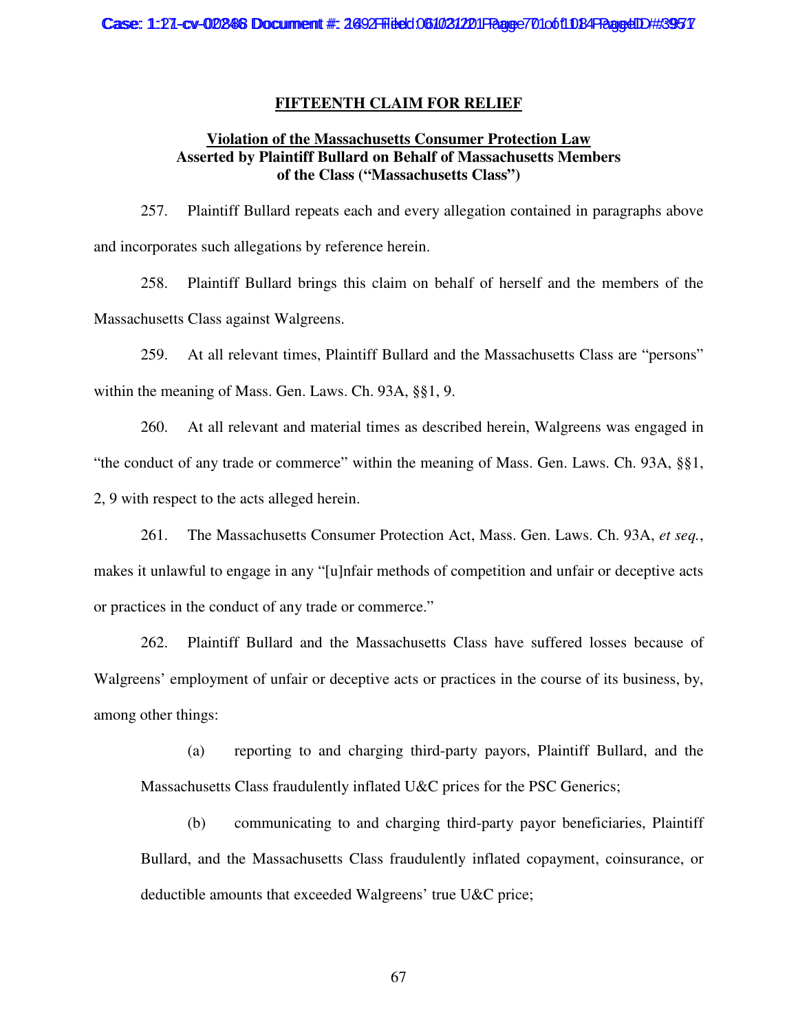## FIFTEENTH CLAIM FOR RELIEF

### Violation of the Massachusetts Consumer Protection Law Asserted by Plaintiff Bullard on Behalf of Massachusetts Members of the Class ("Massachusetts Class")

257. Plaintiff Bullard repeats each and every allegation contained in paragraphs above and incorporates such allegations by reference herein.

258. Plaintiff Bullard brings this claim on behalf of herself and the members of the Massachusetts Class against Walgreens.

259. At all relevant times, Plaintiff Bullard and the Massachusetts Class are "persons" within the meaning of Mass. Gen. Laws. Ch. 93A, §§1, 9.

260. At all relevant and material times as described herein, Walgreens was engaged in "the conduct of any trade or commerce" within the meaning of Mass. Gen. Laws. Ch. 93A, §§1, 2, 9 with respect to the acts alleged herein.

261. The Massachusetts Consumer Protection Act, Mass. Gen. Laws. Ch. 93A, *et seq.*, makes it unlawful to engage in any "[u]nfair methods of competition and unfair or deceptive acts or practices in the conduct of any trade or commerce."

262. Plaintiff Bullard and the Massachusetts Class have suffered losses because of Walgreens' employment of unfair or deceptive acts or practices in the course of its business, by, among other things:

(a) reporting to and charging third-party payors, Plaintiff Bullard, and the Massachusetts Class fraudulently inflated U&C prices for the PSC Generics;

(b) communicating to and charging third-party payor beneficiaries, Plaintiff Bullard, and the Massachusetts Class fraudulently inflated copayment, coinsurance, or deductible amounts that exceeded Walgreens' true U&C price;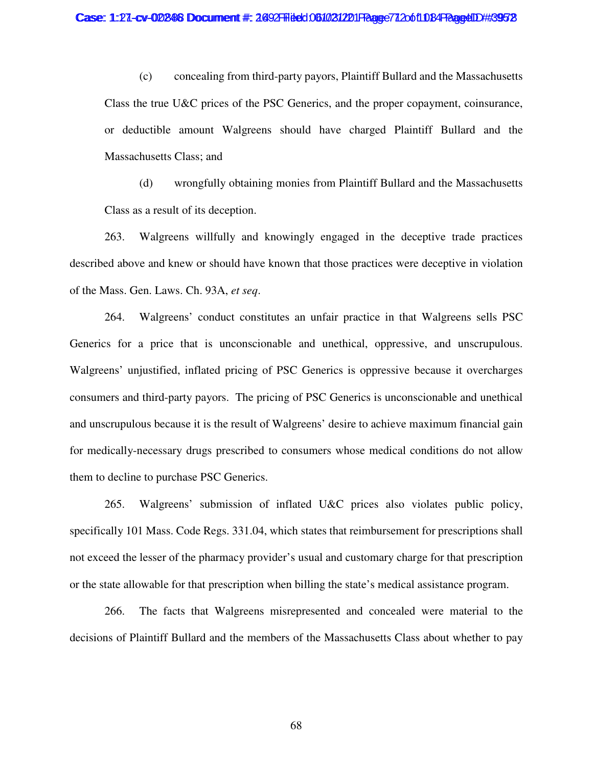(c) concealing from third-party payors, Plaintiff Bullard and the Massachusetts Class the true U&C prices of the PSC Generics, and the proper copayment, coinsurance, or deductible amount Walgreens should have charged Plaintiff Bullard and the Massachusetts Class; and

(d) wrongfully obtaining monies from Plaintiff Bullard and the Massachusetts Class as a result of its deception.

263. Walgreens willfully and knowingly engaged in the deceptive trade practices described above and knew or should have known that those practices were deceptive in violation of the Mass. Gen. Laws. Ch. 93A, *et seq*.

264. Walgreens' conduct constitutes an unfair practice in that Walgreens sells PSC Generics for a price that is unconscionable and unethical, oppressive, and unscrupulous. Walgreens' unjustified, inflated pricing of PSC Generics is oppressive because it overcharges consumers and third-party payors. The pricing of PSC Generics is unconscionable and unethical and unscrupulous because it is the result of Walgreens' desire to achieve maximum financial gain for medically-necessary drugs prescribed to consumers whose medical conditions do not allow them to decline to purchase PSC Generics.

265. Walgreens' submission of inflated U&C prices also violates public policy, specifically 101 Mass. Code Regs. 331.04, which states that reimbursement for prescriptions shall not exceed the lesser of the pharmacy provider's usual and customary charge for that prescription or the state allowable for that prescription when billing the state's medical assistance program.

266. The facts that Walgreens misrepresented and concealed were material to the decisions of Plaintiff Bullard and the members of the Massachusetts Class about whether to pay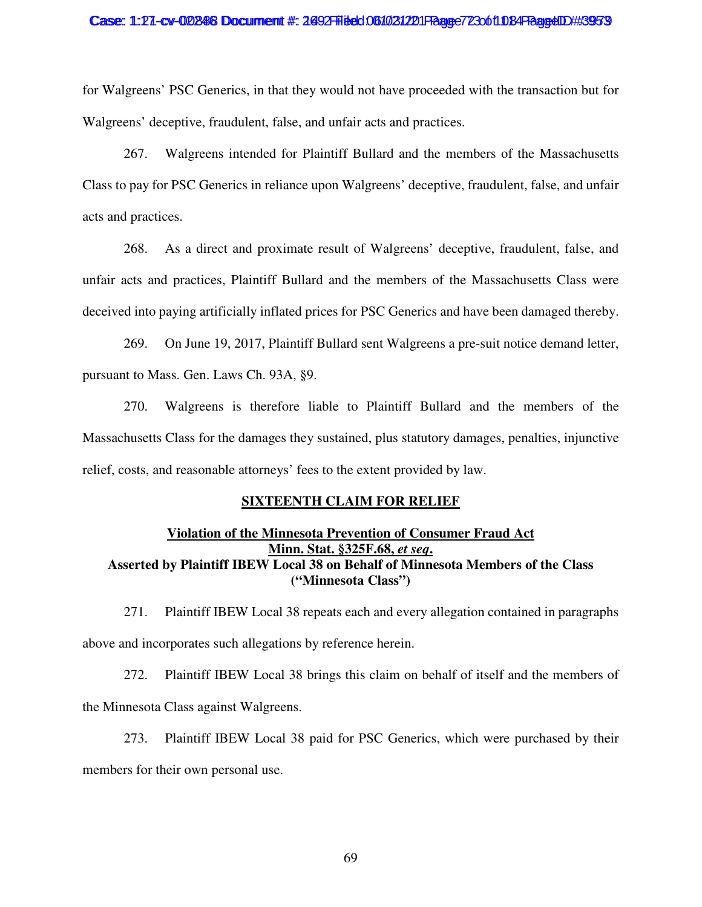for Walgreens' PSC Generics, in that they would not have proceeded with the transaction but for Walgreens' deceptive, fraudulent, false, and unfair acts and practices.

267. Walgreens intended for Plaintiff Bullard and the members of the Massachusetts Class to pay for PSC Generics in reliance upon Walgreens' deceptive, fraudulent, false, and unfair acts and practices.

268. As a direct and proximate result of Walgreens' deceptive, fraudulent, false, and unfair acts and practices, Plaintiff Bullard and the members of the Massachusetts Class were deceived into paying artificially inflated prices for PSC Generics and have been damaged thereby.

269. On June 19, 2017, Plaintiff Bullard sent Walgreens a pre-suit notice demand letter, pursuant to Mass. Gen. Laws Ch. 93A, §9.

270. Walgreens is therefore liable to Plaintiff Bullard and the members of the Massachusetts Class for the damages they sustained, plus statutory damages, penalties, injunctive relief, costs, and reasonable attorneys' fees to the extent provided by law.

## SIXTEENTH CLAIM FOR RELIEF

### Violation of the Minnesota Prevention of Consumer Fraud Act Minn. Stat. §325F.68, *et seq.* Asserted by Plaintiff IBEW Local 38 on Behalf of Minnesota Members of the Class ("Minnesota Class")

271. Plaintiff IBEW Local 38 repeats each and every allegation contained in paragraphs above and incorporates such allegations by reference herein.

272. Plaintiff IBEW Local 38 brings this claim on behalf of itself and the members of the Minnesota Class against Walgreens.

273. Plaintiff IBEW Local 38 paid for PSC Generics, which were purchased by their members for their own personal use.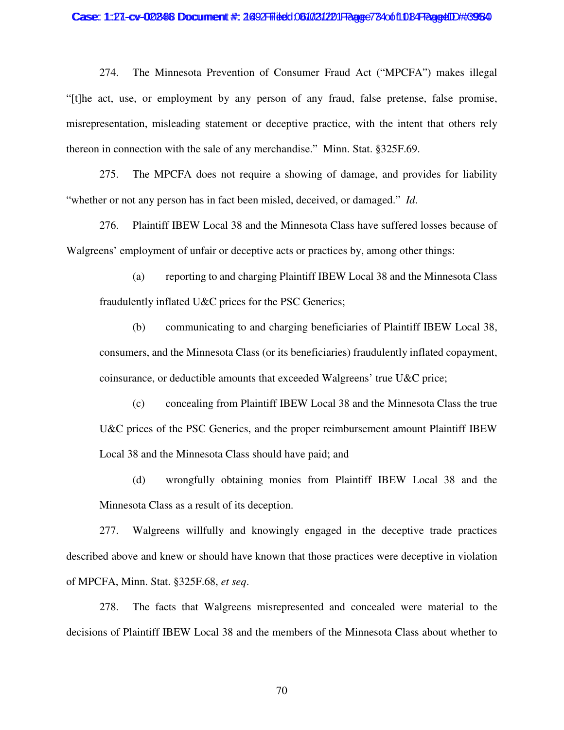274. The Minnesota Prevention of Consumer Fraud Act ("MPCFA") makes illegal "[t]he act, use, or employment by any person of any fraud, false pretense, false promise, misrepresentation, misleading statement or deceptive practice, with the intent that others rely thereon in connection with the sale of any merchandise." Minn. Stat. §325F.69.

275. The MPCFA does not require a showing of damage, and provides for liability "whether or not any person has in fact been misled, deceived, or damaged." *Id*.

276. Plaintiff IBEW Local 38 and the Minnesota Class have suffered losses because of Walgreens' employment of unfair or deceptive acts or practices by, among other things:

(a) reporting to and charging Plaintiff IBEW Local 38 and the Minnesota Class fraudulently inflated U&C prices for the PSC Generics;

(b) communicating to and charging beneficiaries of Plaintiff IBEW Local 38, consumers, and the Minnesota Class (or its beneficiaries) fraudulently inflated copayment, coinsurance, or deductible amounts that exceeded Walgreens' true U&C price;

(c) concealing from Plaintiff IBEW Local 38 and the Minnesota Class the true U&C prices of the PSC Generics, and the proper reimbursement amount Plaintiff IBEW Local 38 and the Minnesota Class should have paid; and

(d) wrongfully obtaining monies from Plaintiff IBEW Local 38 and the Minnesota Class as a result of its deception.

277. Walgreens willfully and knowingly engaged in the deceptive trade practices described above and knew or should have known that those practices were deceptive in violation of MPCFA, Minn. Stat. §325F.68, *et seq*.

278. The facts that Walgreens misrepresented and concealed were material to the decisions of Plaintiff IBEW Local 38 and the members of the Minnesota Class about whether to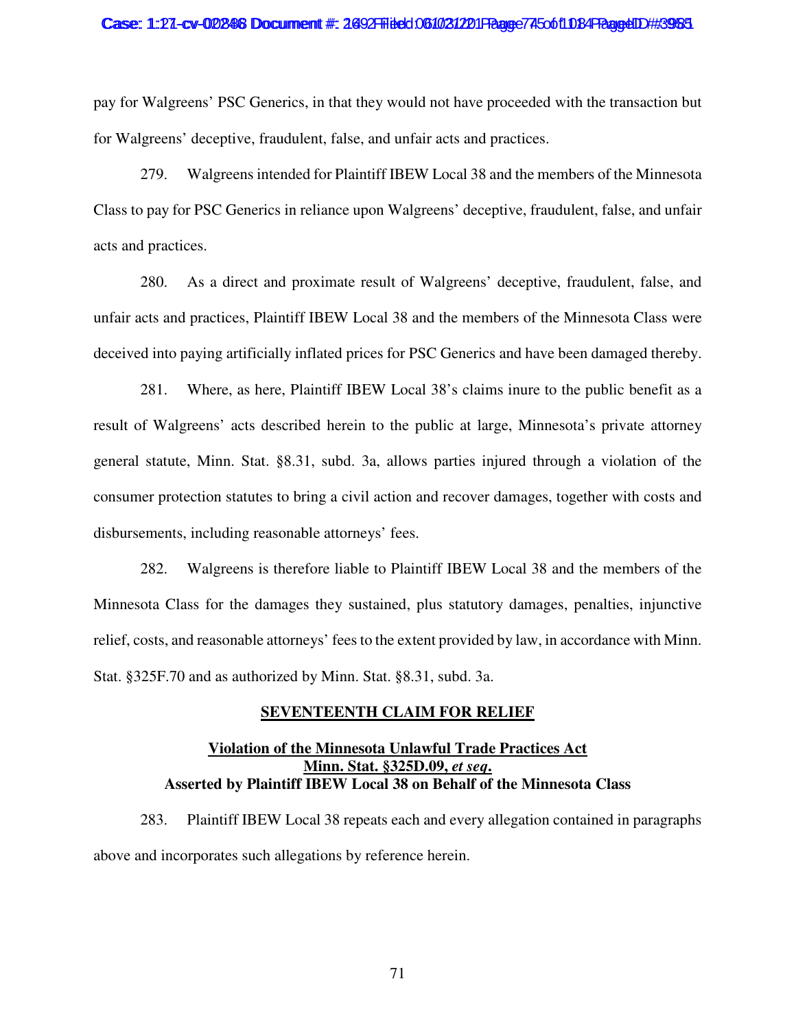pay for Walgreens' PSC Generics, in that they would not have proceeded with the transaction but for Walgreens' deceptive, fraudulent, false, and unfair acts and practices.

279. Walgreens intended for Plaintiff IBEW Local 38 and the members of the Minnesota Class to pay for PSC Generics in reliance upon Walgreens' deceptive, fraudulent, false, and unfair acts and practices.

280. As a direct and proximate result of Walgreens' deceptive, fraudulent, false, and unfair acts and practices, Plaintiff IBEW Local 38 and the members of the Minnesota Class were deceived into paying artificially inflated prices for PSC Generics and have been damaged thereby.

281. Where, as here, Plaintiff IBEW Local 38's claims inure to the public benefit as a result of Walgreens' acts described herein to the public at large, Minnesota's private attorney general statute, Minn. Stat. §8.31, subd. 3a, allows parties injured through a violation of the consumer protection statutes to bring a civil action and recover damages, together with costs and disbursements, including reasonable attorneys' fees.

282. Walgreens is therefore liable to Plaintiff IBEW Local 38 and the members of the Minnesota Class for the damages they sustained, plus statutory damages, penalties, injunctive relief, costs, and reasonable attorneys' fees to the extent provided by law, in accordance with Minn. Stat. §325F.70 and as authorized by Minn. Stat. §8.31, subd. 3a.

## SEVENTEENTH CLAIM FOR RELIEF

### Violation of the Minnesota Unlawful Trade Practices Act
### Minn. Stat. §325D.09, *et seq.*
### Asserted by Plaintiff IBEW Local 38 on Behalf of the Minnesota Class

283. Plaintiff IBEW Local 38 repeats each and every allegation contained in paragraphs above and incorporates such allegations by reference herein.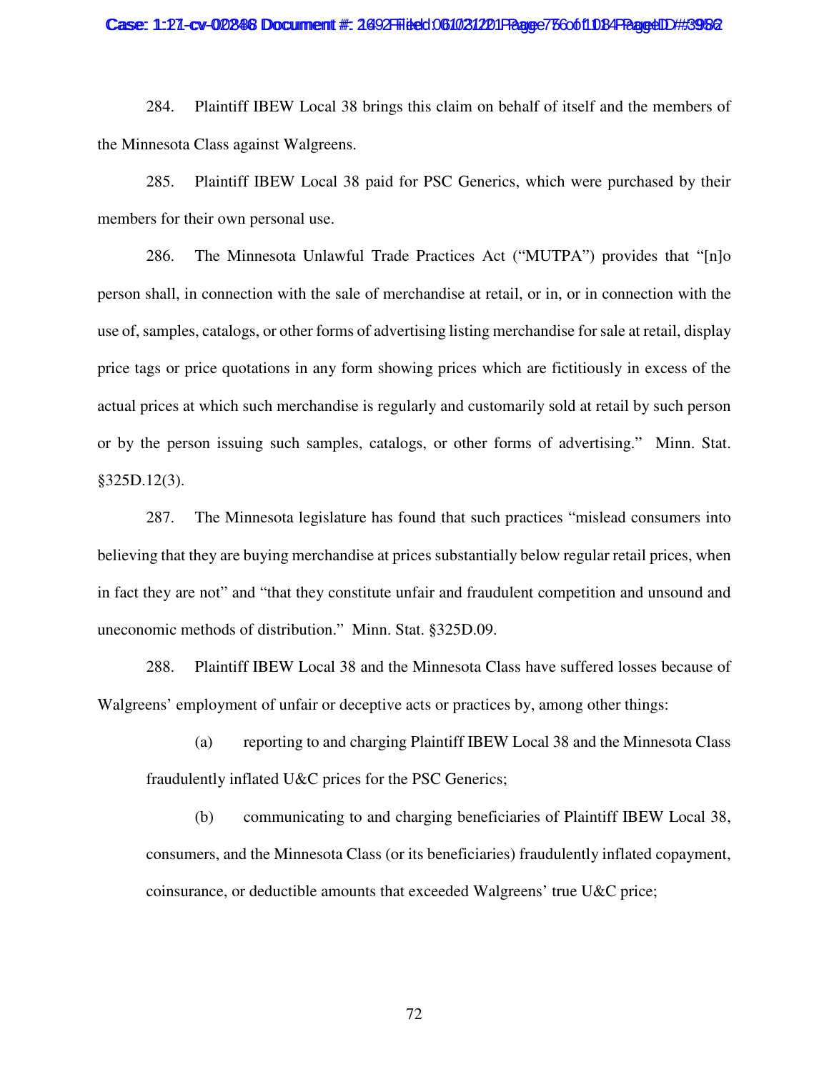284. Plaintiff IBEW Local 38 brings this claim on behalf of itself and the members of the Minnesota Class against Walgreens.

285. Plaintiff IBEW Local 38 paid for PSC Generics, which were purchased by their members for their own personal use.

286. The Minnesota Unlawful Trade Practices Act ("MUTPA") provides that "[n]o person shall, in connection with the sale of merchandise at retail, or in, or in connection with the use of, samples, catalogs, or other forms of advertising listing merchandise for sale at retail, display price tags or price quotations in any form showing prices which are fictitiously in excess of the actual prices at which such merchandise is regularly and customarily sold at retail by such person or by the person issuing such samples, catalogs, or other forms of advertising." Minn. Stat. §325D.12(3).

287. The Minnesota legislature has found that such practices "mislead consumers into believing that they are buying merchandise at prices substantially below regular retail prices, when in fact they are not" and "that they constitute unfair and fraudulent competition and unsound and uneconomic methods of distribution." Minn. Stat. §325D.09.

288. Plaintiff IBEW Local 38 and the Minnesota Class have suffered losses because of Walgreens' employment of unfair or deceptive acts or practices by, among other things:

(a) reporting to and charging Plaintiff IBEW Local 38 and the Minnesota Class fraudulently inflated U&C prices for the PSC Generics;

(b) communicating to and charging beneficiaries of Plaintiff IBEW Local 38, consumers, and the Minnesota Class (or its beneficiaries) fraudulently inflated copayment, coinsurance, or deductible amounts that exceeded Walgreens' true U&C price;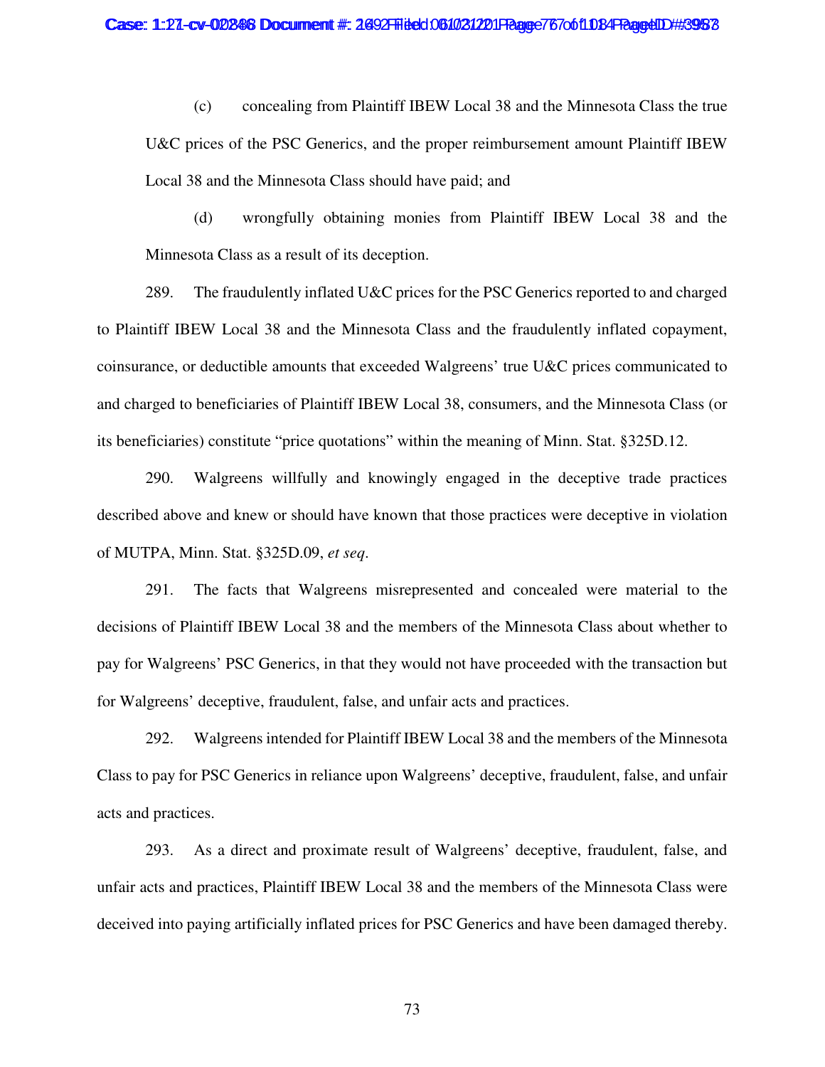(c) concealing from Plaintiff IBEW Local 38 and the Minnesota Class the true U&C prices of the PSC Generics, and the proper reimbursement amount Plaintiff IBEW Local 38 and the Minnesota Class should have paid; and

(d) wrongfully obtaining monies from Plaintiff IBEW Local 38 and the Minnesota Class as a result of its deception.

289. The fraudulently inflated U&C prices for the PSC Generics reported to and charged to Plaintiff IBEW Local 38 and the Minnesota Class and the fraudulently inflated copayment, coinsurance, or deductible amounts that exceeded Walgreens' true U&C prices communicated to and charged to beneficiaries of Plaintiff IBEW Local 38, consumers, and the Minnesota Class (or its beneficiaries) constitute "price quotations" within the meaning of Minn. Stat. §325D.12.

290. Walgreens willfully and knowingly engaged in the deceptive trade practices described above and knew or should have known that those practices were deceptive in violation of MUTPA, Minn. Stat. §325D.09, *et seq*.

291. The facts that Walgreens misrepresented and concealed were material to the decisions of Plaintiff IBEW Local 38 and the members of the Minnesota Class about whether to pay for Walgreens' PSC Generics, in that they would not have proceeded with the transaction but for Walgreens' deceptive, fraudulent, false, and unfair acts and practices.

292. Walgreens intended for Plaintiff IBEW Local 38 and the members of the Minnesota Class to pay for PSC Generics in reliance upon Walgreens' deceptive, fraudulent, false, and unfair acts and practices.

293. As a direct and proximate result of Walgreens' deceptive, fraudulent, false, and unfair acts and practices, Plaintiff IBEW Local 38 and the members of the Minnesota Class were deceived into paying artificially inflated prices for PSC Generics and have been damaged thereby.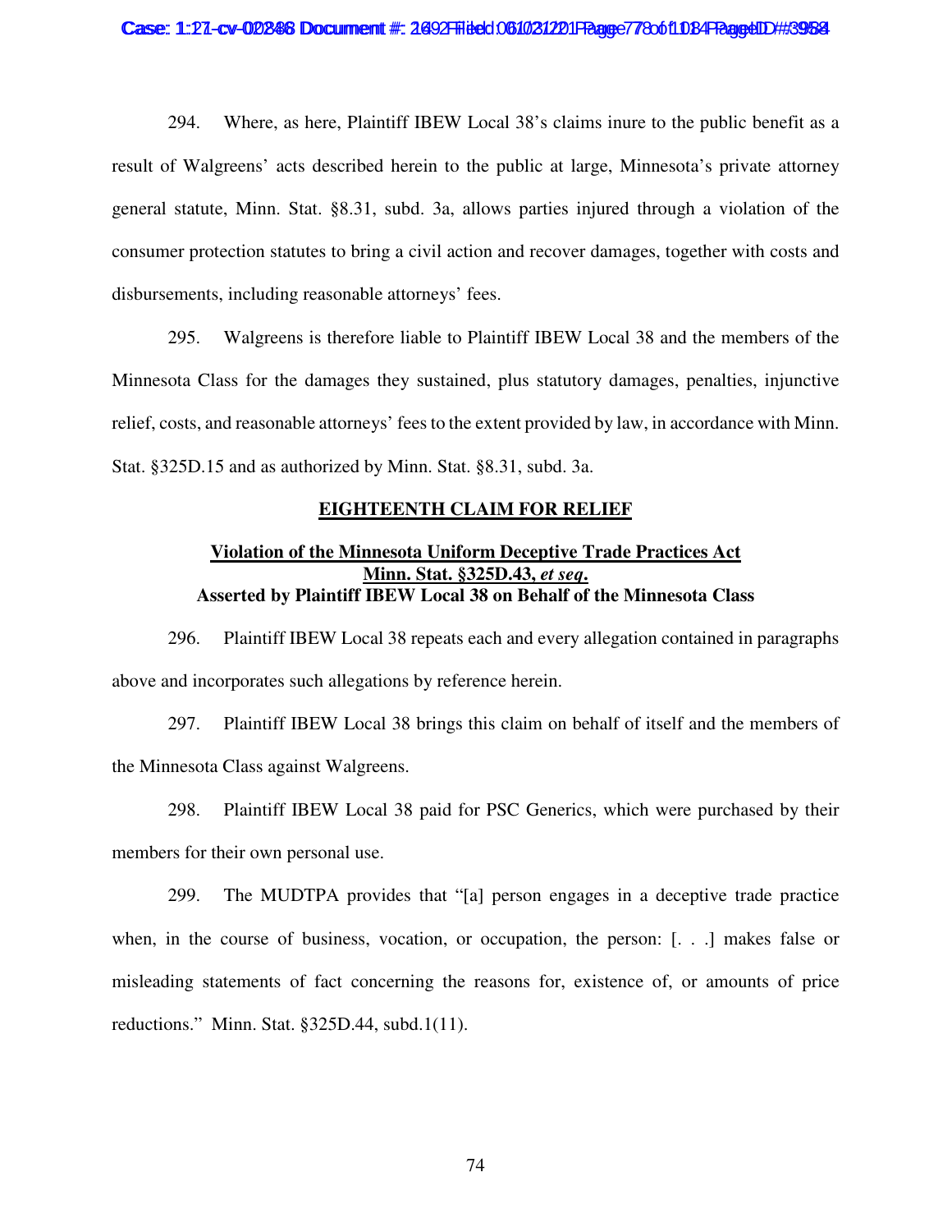294. Where, as here, Plaintiff IBEW Local 38's claims inure to the public benefit as a result of Walgreens' acts described herein to the public at large, Minnesota's private attorney general statute, Minn. Stat. §8.31, subd. 3a, allows parties injured through a violation of the consumer protection statutes to bring a civil action and recover damages, together with costs and disbursements, including reasonable attorneys' fees.

295. Walgreens is therefore liable to Plaintiff IBEW Local 38 and the members of the Minnesota Class for the damages they sustained, plus statutory damages, penalties, injunctive relief, costs, and reasonable attorneys' fees to the extent provided by law, in accordance with Minn. Stat. §325D.15 and as authorized by Minn. Stat. §8.31, subd. 3a.

## EIGHTEENTH CLAIM FOR RELIEF

### Violation of the Minnesota Uniform Deceptive Trade Practices Act Minn. Stat. §325D.43, *et seq.* Asserted by Plaintiff IBEW Local 38 on Behalf of the Minnesota Class

296. Plaintiff IBEW Local 38 repeats each and every allegation contained in paragraphs above and incorporates such allegations by reference herein.

297. Plaintiff IBEW Local 38 brings this claim on behalf of itself and the members of the Minnesota Class against Walgreens.

298. Plaintiff IBEW Local 38 paid for PSC Generics, which were purchased by their members for their own personal use.

299. The MUDTPA provides that "[a] person engages in a deceptive trade practice when, in the course of business, vocation, or occupation, the person: [. . .] makes false or misleading statements of fact concerning the reasons for, existence of, or amounts of price reductions." Minn. Stat. §325D.44, subd.1(11).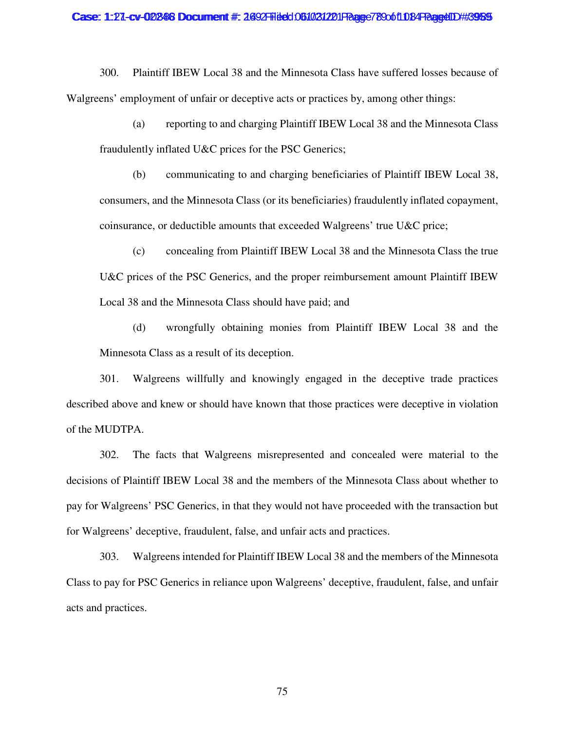300. Plaintiff IBEW Local 38 and the Minnesota Class have suffered losses because of Walgreens' employment of unfair or deceptive acts or practices by, among other things:

(a) reporting to and charging Plaintiff IBEW Local 38 and the Minnesota Class fraudulently inflated U&C prices for the PSC Generics;

(b) communicating to and charging beneficiaries of Plaintiff IBEW Local 38, consumers, and the Minnesota Class (or its beneficiaries) fraudulently inflated copayment, coinsurance, or deductible amounts that exceeded Walgreens' true U&C price;

(c) concealing from Plaintiff IBEW Local 38 and the Minnesota Class the true U&C prices of the PSC Generics, and the proper reimbursement amount Plaintiff IBEW Local 38 and the Minnesota Class should have paid; and

(d) wrongfully obtaining monies from Plaintiff IBEW Local 38 and the Minnesota Class as a result of its deception.

301. Walgreens willfully and knowingly engaged in the deceptive trade practices described above and knew or should have known that those practices were deceptive in violation of the MUDTPA.

302. The facts that Walgreens misrepresented and concealed were material to the decisions of Plaintiff IBEW Local 38 and the members of the Minnesota Class about whether to pay for Walgreens' PSC Generics, in that they would not have proceeded with the transaction but for Walgreens' deceptive, fraudulent, false, and unfair acts and practices.

303. Walgreens intended for Plaintiff IBEW Local 38 and the members of the Minnesota Class to pay for PSC Generics in reliance upon Walgreens' deceptive, fraudulent, false, and unfair acts and practices.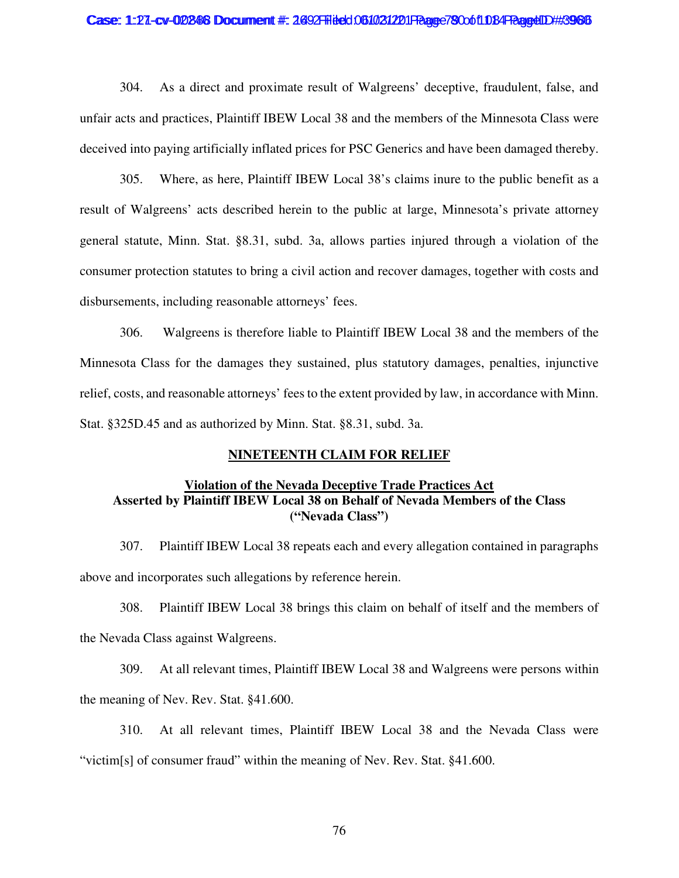304. As a direct and proximate result of Walgreens' deceptive, fraudulent, false, and unfair acts and practices, Plaintiff IBEW Local 38 and the members of the Minnesota Class were deceived into paying artificially inflated prices for PSC Generics and have been damaged thereby.

305. Where, as here, Plaintiff IBEW Local 38's claims inure to the public benefit as a result of Walgreens' acts described herein to the public at large, Minnesota's private attorney general statute, Minn. Stat. §8.31, subd. 3a, allows parties injured through a violation of the consumer protection statutes to bring a civil action and recover damages, together with costs and disbursements, including reasonable attorneys' fees.

306. Walgreens is therefore liable to Plaintiff IBEW Local 38 and the members of the Minnesota Class for the damages they sustained, plus statutory damages, penalties, injunctive relief, costs, and reasonable attorneys' fees to the extent provided by law, in accordance with Minn. Stat. §325D.45 and as authorized by Minn. Stat. §8.31, subd. 3a.

**NINETEENTH CLAIM FOR RELIEF**

**Violation of the Nevada Deceptive Trade Practices Act**
**Asserted by Plaintiff IBEW Local 38 on Behalf of Nevada Members of the Class ("Nevada Class")**

307. Plaintiff IBEW Local 38 repeats each and every allegation contained in paragraphs above and incorporates such allegations by reference herein.

308. Plaintiff IBEW Local 38 brings this claim on behalf of itself and the members of the Nevada Class against Walgreens.

309. At all relevant times, Plaintiff IBEW Local 38 and Walgreens were persons within the meaning of Nev. Rev. Stat. §41.600.

310. At all relevant times, Plaintiff IBEW Local 38 and the Nevada Class were "victim[s] of consumer fraud" within the meaning of Nev. Rev. Stat. §41.600.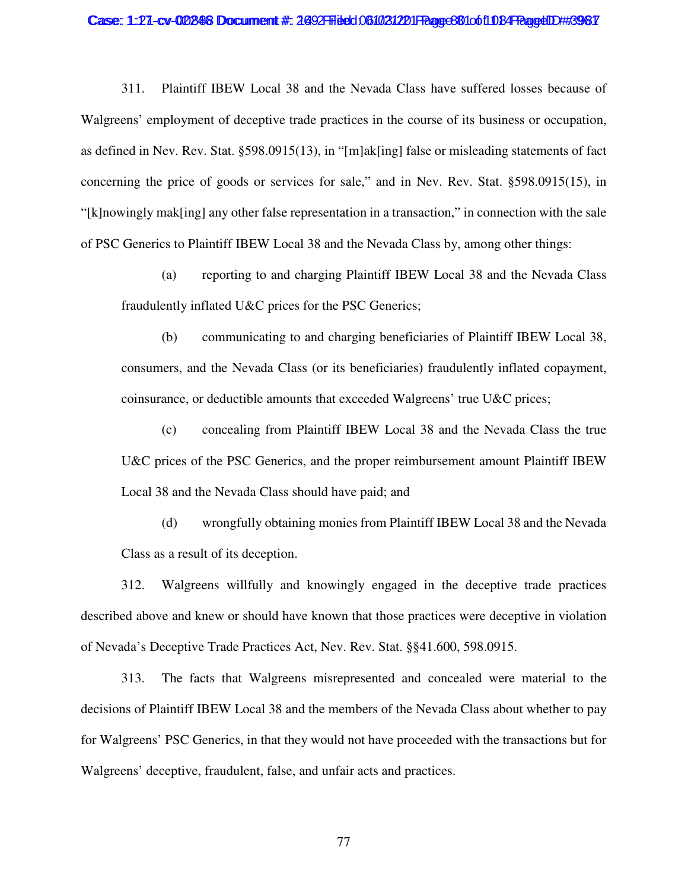311. Plaintiff IBEW Local 38 and the Nevada Class have suffered losses because of Walgreens' employment of deceptive trade practices in the course of its business or occupation, as defined in Nev. Rev. Stat. §598.0915(13), in "[m]ak[ing] false or misleading statements of fact concerning the price of goods or services for sale," and in Nev. Rev. Stat. §598.0915(15), in "[k]nowingly mak[ing] any other false representation in a transaction," in connection with the sale of PSC Generics to Plaintiff IBEW Local 38 and the Nevada Class by, among other things:

(a) reporting to and charging Plaintiff IBEW Local 38 and the Nevada Class fraudulently inflated U&C prices for the PSC Generics;

(b) communicating to and charging beneficiaries of Plaintiff IBEW Local 38, consumers, and the Nevada Class (or its beneficiaries) fraudulently inflated copayment, coinsurance, or deductible amounts that exceeded Walgreens' true U&C prices;

(c) concealing from Plaintiff IBEW Local 38 and the Nevada Class the true U&C prices of the PSC Generics, and the proper reimbursement amount Plaintiff IBEW Local 38 and the Nevada Class should have paid; and

(d) wrongfully obtaining monies from Plaintiff IBEW Local 38 and the Nevada Class as a result of its deception.

312. Walgreens willfully and knowingly engaged in the deceptive trade practices described above and knew or should have known that those practices were deceptive in violation of Nevada's Deceptive Trade Practices Act, Nev. Rev. Stat. §§41.600, 598.0915.

313. The facts that Walgreens misrepresented and concealed were material to the decisions of Plaintiff IBEW Local 38 and the members of the Nevada Class about whether to pay for Walgreens' PSC Generics, in that they would not have proceeded with the transactions but for Walgreens' deceptive, fraudulent, false, and unfair acts and practices.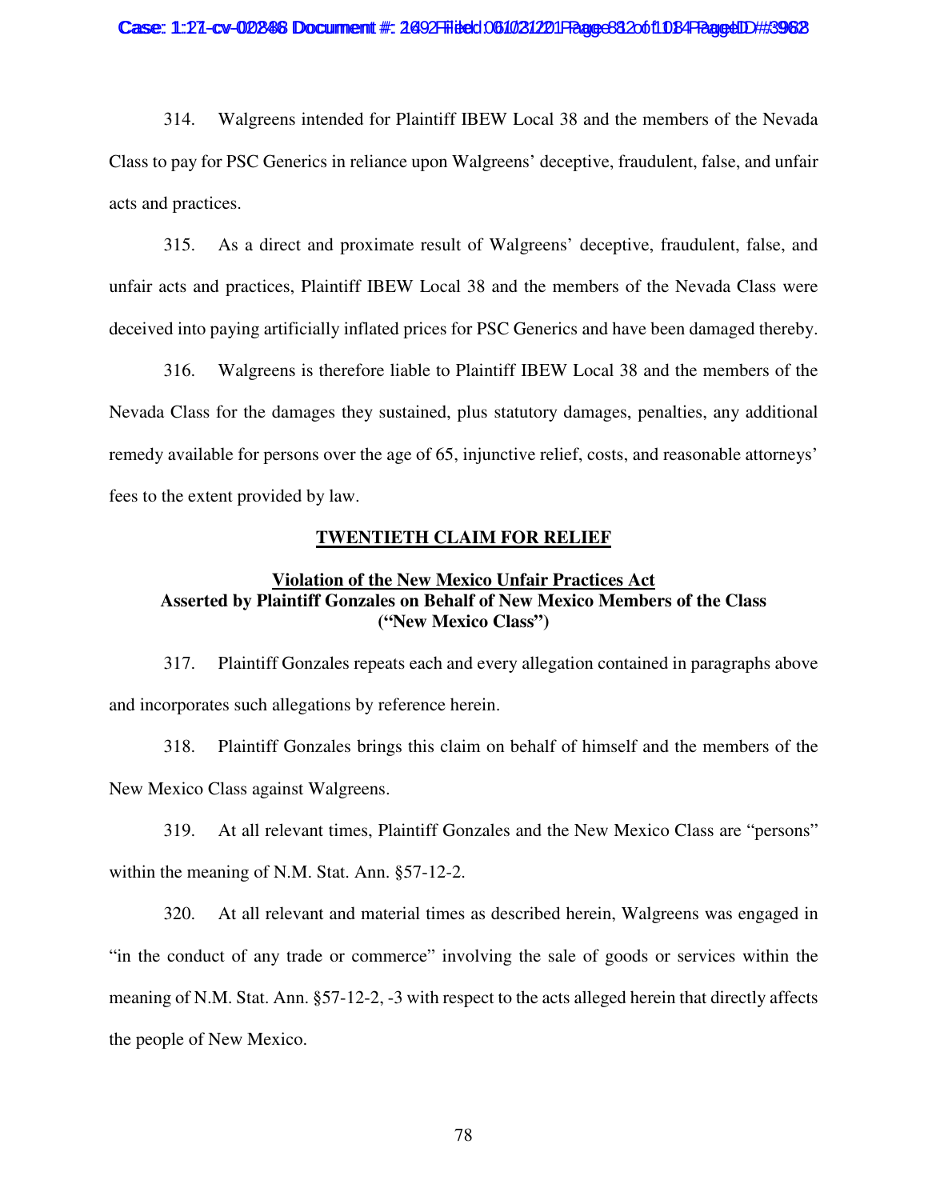314. Walgreens intended for Plaintiff IBEW Local 38 and the members of the Nevada Class to pay for PSC Generics in reliance upon Walgreens' deceptive, fraudulent, false, and unfair acts and practices.

315. As a direct and proximate result of Walgreens' deceptive, fraudulent, false, and unfair acts and practices, Plaintiff IBEW Local 38 and the members of the Nevada Class were deceived into paying artificially inflated prices for PSC Generics and have been damaged thereby.

316. Walgreens is therefore liable to Plaintiff IBEW Local 38 and the members of the Nevada Class for the damages they sustained, plus statutory damages, penalties, any additional remedy available for persons over the age of 65, injunctive relief, costs, and reasonable attorneys' fees to the extent provided by law.

## TWENTIETH CLAIM FOR RELIEF

### Violation of the New Mexico Unfair Practices Act
### Asserted by Plaintiff Gonzales on Behalf of New Mexico Members of the Class ("New Mexico Class")

317. Plaintiff Gonzales repeats each and every allegation contained in paragraphs above and incorporates such allegations by reference herein.

318. Plaintiff Gonzales brings this claim on behalf of himself and the members of the New Mexico Class against Walgreens.

319. At all relevant times, Plaintiff Gonzales and the New Mexico Class are "persons" within the meaning of N.M. Stat. Ann. §57-12-2.

320. At all relevant and material times as described herein, Walgreens was engaged in "in the conduct of any trade or commerce" involving the sale of goods or services within the meaning of N.M. Stat. Ann. §57-12-2, -3 with respect to the acts alleged herein that directly affects the people of New Mexico.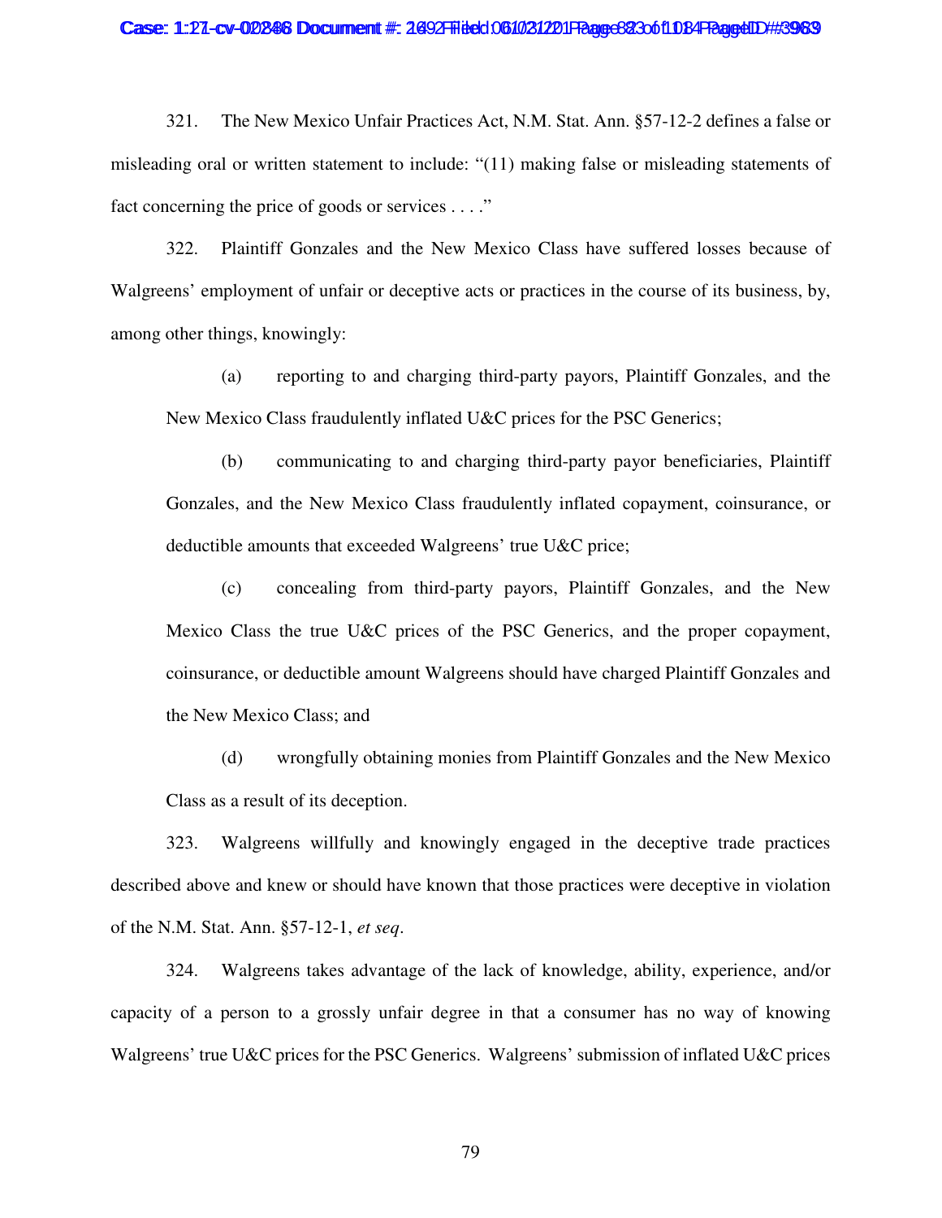321. The New Mexico Unfair Practices Act, N.M. Stat. Ann. §57-12-2 defines a false or misleading oral or written statement to include: "(11) making false or misleading statements of fact concerning the price of goods or services . . . ."

322. Plaintiff Gonzales and the New Mexico Class have suffered losses because of Walgreens' employment of unfair or deceptive acts or practices in the course of its business, by, among other things, knowingly:

> (a) reporting to and charging third-party payors, Plaintiff Gonzales, and the New Mexico Class fraudulently inflated U&C prices for the PSC Generics;
>
> (b) communicating to and charging third-party payor beneficiaries, Plaintiff Gonzales, and the New Mexico Class fraudulently inflated copayment, coinsurance, or deductible amounts that exceeded Walgreens' true U&C price;
>
> (c) concealing from third-party payors, Plaintiff Gonzales, and the New Mexico Class the true U&C prices of the PSC Generics, and the proper copayment, coinsurance, or deductible amount Walgreens should have charged Plaintiff Gonzales and the New Mexico Class; and
>
> (d) wrongfully obtaining monies from Plaintiff Gonzales and the New Mexico Class as a result of its deception.

323. Walgreens willfully and knowingly engaged in the deceptive trade practices described above and knew or should have known that those practices were deceptive in violation of the N.M. Stat. Ann. §57-12-1, *et seq*.

324. Walgreens takes advantage of the lack of knowledge, ability, experience, and/or capacity of a person to a grossly unfair degree in that a consumer has no way of knowing Walgreens' true U&C prices for the PSC Generics. Walgreens' submission of inflated U&C prices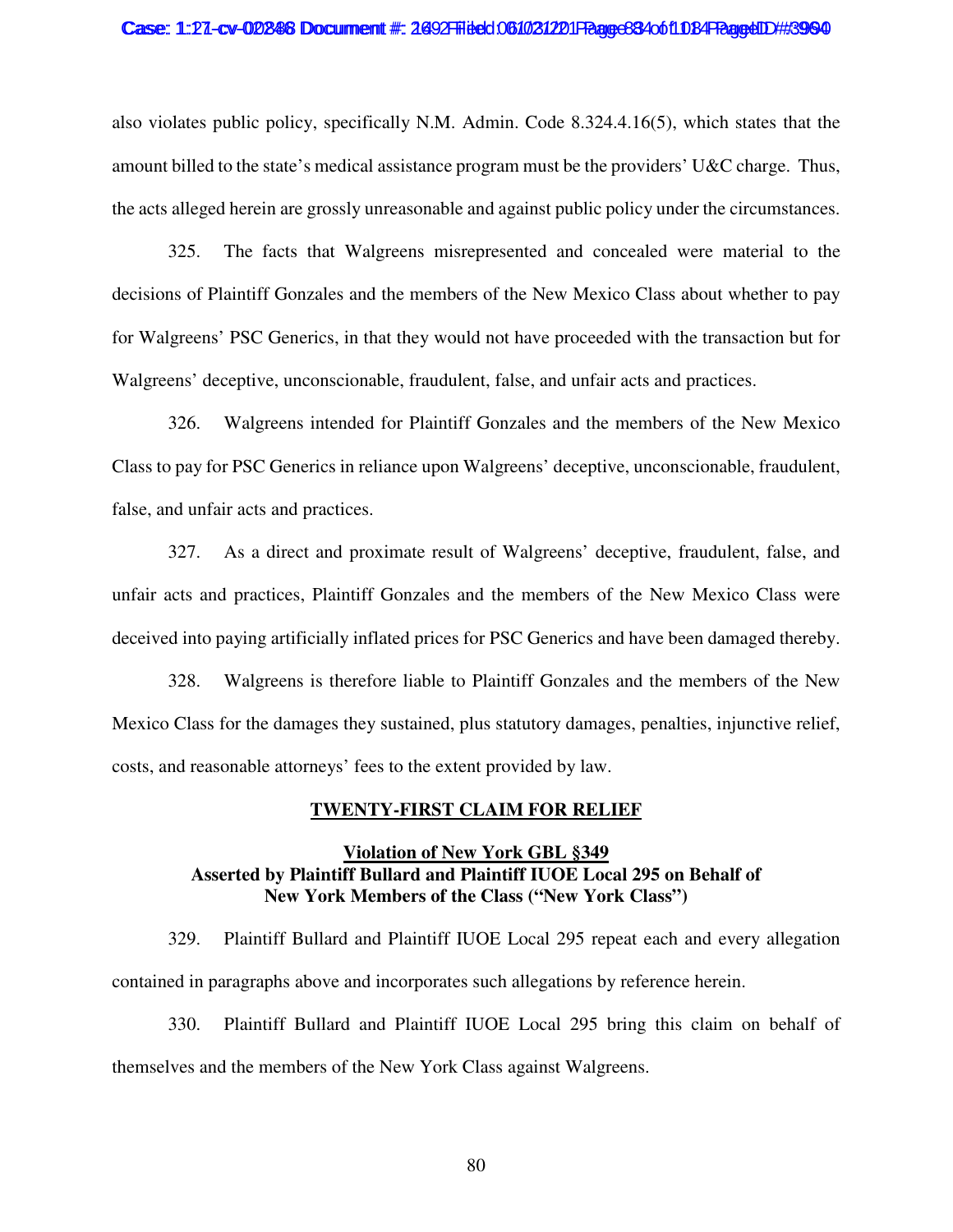also violates public policy, specifically N.M. Admin. Code 8.324.4.16(5), which states that the amount billed to the state's medical assistance program must be the providers' U&C charge. Thus, the acts alleged herein are grossly unreasonable and against public policy under the circumstances.

325. The facts that Walgreens misrepresented and concealed were material to the decisions of Plaintiff Gonzales and the members of the New Mexico Class about whether to pay for Walgreens' PSC Generics, in that they would not have proceeded with the transaction but for Walgreens' deceptive, unconscionable, fraudulent, false, and unfair acts and practices.

326. Walgreens intended for Plaintiff Gonzales and the members of the New Mexico Class to pay for PSC Generics in reliance upon Walgreens' deceptive, unconscionable, fraudulent, false, and unfair acts and practices.

327. As a direct and proximate result of Walgreens' deceptive, fraudulent, false, and unfair acts and practices, Plaintiff Gonzales and the members of the New Mexico Class were deceived into paying artificially inflated prices for PSC Generics and have been damaged thereby.

328. Walgreens is therefore liable to Plaintiff Gonzales and the members of the New Mexico Class for the damages they sustained, plus statutory damages, penalties, injunctive relief, costs, and reasonable attorneys' fees to the extent provided by law.

## TWENTY-FIRST CLAIM FOR RELIEF

**Violation of New York GBL §349**
**Asserted by Plaintiff Bullard and Plaintiff IUOE Local 295 on Behalf of New York Members of the Class ("New York Class")**

329. Plaintiff Bullard and Plaintiff IUOE Local 295 repeat each and every allegation contained in paragraphs above and incorporates such allegations by reference herein.

330. Plaintiff Bullard and Plaintiff IUOE Local 295 bring this claim on behalf of themselves and the members of the New York Class against Walgreens.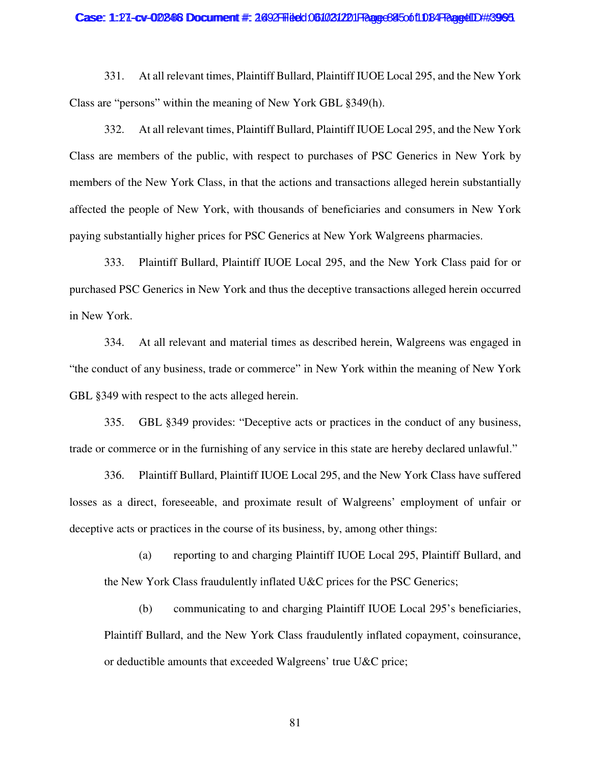331. At all relevant times, Plaintiff Bullard, Plaintiff IUOE Local 295, and the New York Class are "persons" within the meaning of New York GBL §349(h).

332. At all relevant times, Plaintiff Bullard, Plaintiff IUOE Local 295, and the New York Class are members of the public, with respect to purchases of PSC Generics in New York by members of the New York Class, in that the actions and transactions alleged herein substantially affected the people of New York, with thousands of beneficiaries and consumers in New York paying substantially higher prices for PSC Generics at New York Walgreens pharmacies.

333. Plaintiff Bullard, Plaintiff IUOE Local 295, and the New York Class paid for or purchased PSC Generics in New York and thus the deceptive transactions alleged herein occurred in New York.

334. At all relevant and material times as described herein, Walgreens was engaged in "the conduct of any business, trade or commerce" in New York within the meaning of New York GBL §349 with respect to the acts alleged herein.

335. GBL §349 provides: "Deceptive acts or practices in the conduct of any business, trade or commerce or in the furnishing of any service in this state are hereby declared unlawful."

336. Plaintiff Bullard, Plaintiff IUOE Local 295, and the New York Class have suffered losses as a direct, foreseeable, and proximate result of Walgreens' employment of unfair or deceptive acts or practices in the course of its business, by, among other things:

(a) reporting to and charging Plaintiff IUOE Local 295, Plaintiff Bullard, and the New York Class fraudulently inflated U&C prices for the PSC Generics;

(b) communicating to and charging Plaintiff IUOE Local 295's beneficiaries, Plaintiff Bullard, and the New York Class fraudulently inflated copayment, coinsurance, or deductible amounts that exceeded Walgreens' true U&C price;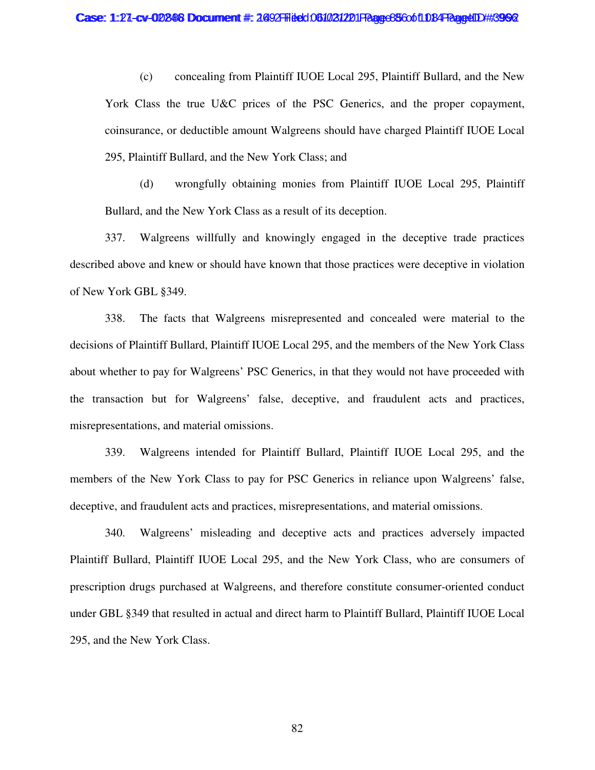(c) concealing from Plaintiff IUOE Local 295, Plaintiff Bullard, and the New York Class the true U&C prices of the PSC Generics, and the proper copayment, coinsurance, or deductible amount Walgreens should have charged Plaintiff IUOE Local 295, Plaintiff Bullard, and the New York Class; and

(d) wrongfully obtaining monies from Plaintiff IUOE Local 295, Plaintiff Bullard, and the New York Class as a result of its deception.

337. Walgreens willfully and knowingly engaged in the deceptive trade practices described above and knew or should have known that those practices were deceptive in violation of New York GBL §349.

338. The facts that Walgreens misrepresented and concealed were material to the decisions of Plaintiff Bullard, Plaintiff IUOE Local 295, and the members of the New York Class about whether to pay for Walgreens' PSC Generics, in that they would not have proceeded with the transaction but for Walgreens' false, deceptive, and fraudulent acts and practices, misrepresentations, and material omissions.

339. Walgreens intended for Plaintiff Bullard, Plaintiff IUOE Local 295, and the members of the New York Class to pay for PSC Generics in reliance upon Walgreens' false, deceptive, and fraudulent acts and practices, misrepresentations, and material omissions.

340. Walgreens' misleading and deceptive acts and practices adversely impacted Plaintiff Bullard, Plaintiff IUOE Local 295, and the New York Class, who are consumers of prescription drugs purchased at Walgreens, and therefore constitute consumer-oriented conduct under GBL §349 that resulted in actual and direct harm to Plaintiff Bullard, Plaintiff IUOE Local 295, and the New York Class.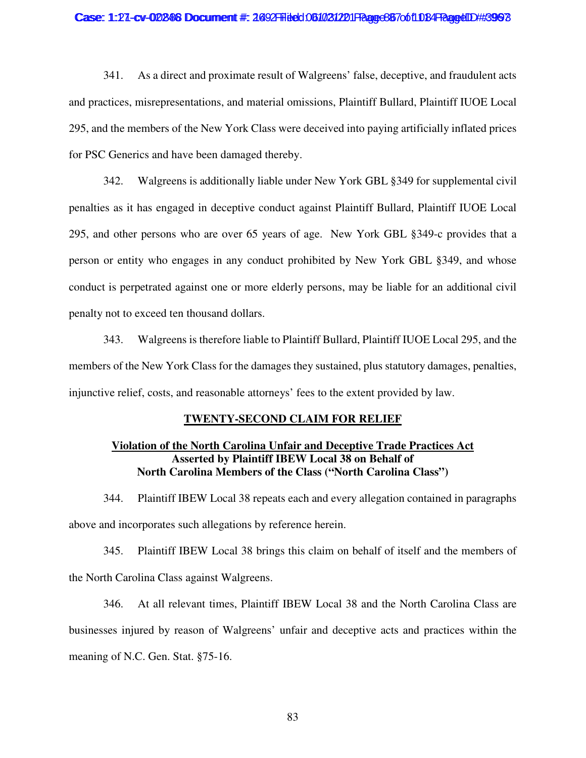341. As a direct and proximate result of Walgreens' false, deceptive, and fraudulent acts and practices, misrepresentations, and material omissions, Plaintiff Bullard, Plaintiff IUOE Local 295, and the members of the New York Class were deceived into paying artificially inflated prices for PSC Generics and have been damaged thereby.

342. Walgreens is additionally liable under New York GBL §349 for supplemental civil penalties as it has engaged in deceptive conduct against Plaintiff Bullard, Plaintiff IUOE Local 295, and other persons who are over 65 years of age. New York GBL §349-c provides that a person or entity who engages in any conduct prohibited by New York GBL §349, and whose conduct is perpetrated against one or more elderly persons, may be liable for an additional civil penalty not to exceed ten thousand dollars.

343. Walgreens is therefore liable to Plaintiff Bullard, Plaintiff IUOE Local 295, and the members of the New York Class for the damages they sustained, plus statutory damages, penalties, injunctive relief, costs, and reasonable attorneys' fees to the extent provided by law.

## TWENTY-SECOND CLAIM FOR RELIEF

### Violation of the North Carolina Unfair and Deceptive Trade Practices Act
### Asserted by Plaintiff IBEW Local 38 on Behalf of North Carolina Members of the Class ("North Carolina Class")

344. Plaintiff IBEW Local 38 repeats each and every allegation contained in paragraphs above and incorporates such allegations by reference herein.

345. Plaintiff IBEW Local 38 brings this claim on behalf of itself and the members of the North Carolina Class against Walgreens.

346. At all relevant times, Plaintiff IBEW Local 38 and the North Carolina Class are businesses injured by reason of Walgreens' unfair and deceptive acts and practices within the meaning of N.C. Gen. Stat. §75-16.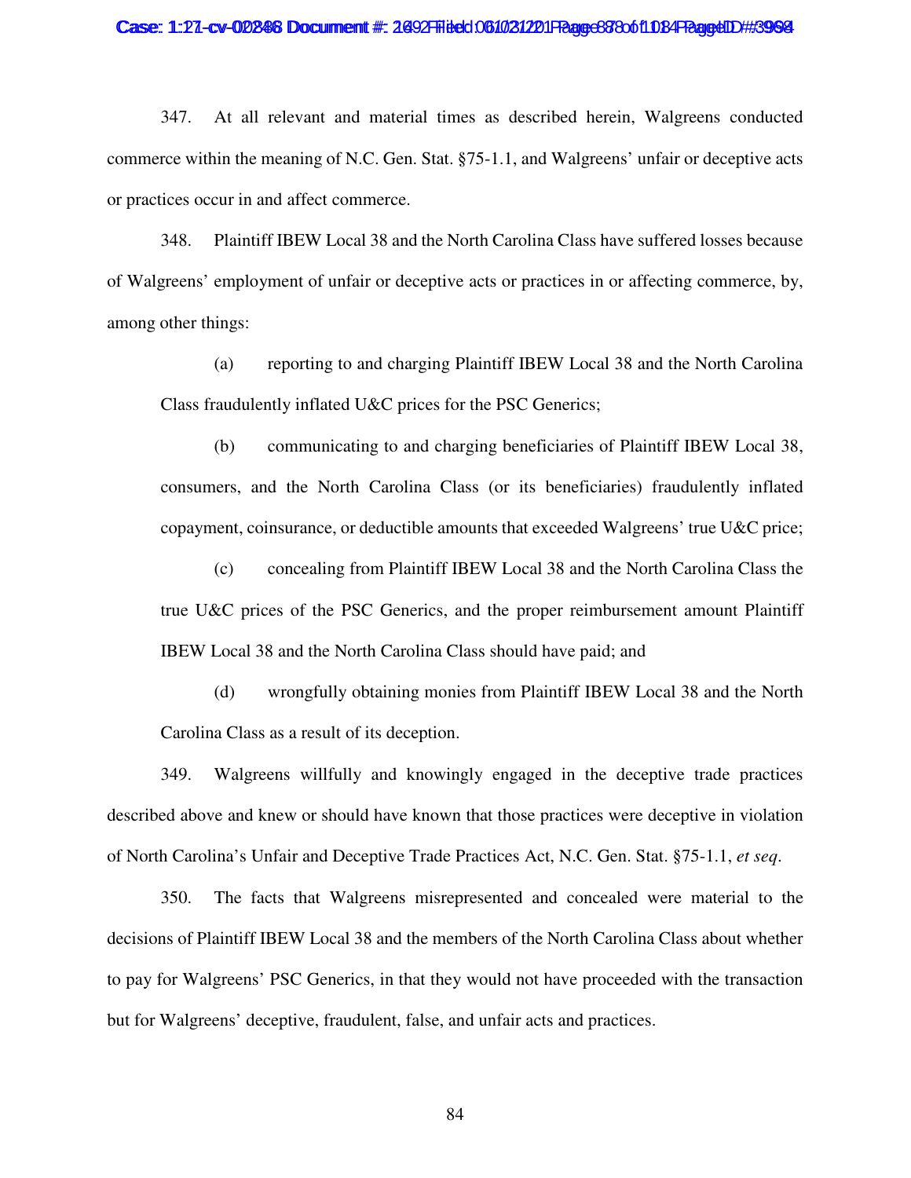347. At all relevant and material times as described herein, Walgreens conducted commerce within the meaning of N.C. Gen. Stat. §75-1.1, and Walgreens' unfair or deceptive acts or practices occur in and affect commerce.

348. Plaintiff IBEW Local 38 and the North Carolina Class have suffered losses because of Walgreens' employment of unfair or deceptive acts or practices in or affecting commerce, by, among other things:

(a) reporting to and charging Plaintiff IBEW Local 38 and the North Carolina Class fraudulently inflated U&C prices for the PSC Generics;

(b) communicating to and charging beneficiaries of Plaintiff IBEW Local 38, consumers, and the North Carolina Class (or its beneficiaries) fraudulently inflated copayment, coinsurance, or deductible amounts that exceeded Walgreens' true U&C price;

(c) concealing from Plaintiff IBEW Local 38 and the North Carolina Class the true U&C prices of the PSC Generics, and the proper reimbursement amount Plaintiff IBEW Local 38 and the North Carolina Class should have paid; and

(d) wrongfully obtaining monies from Plaintiff IBEW Local 38 and the North Carolina Class as a result of its deception.

349. Walgreens willfully and knowingly engaged in the deceptive trade practices described above and knew or should have known that those practices were deceptive in violation of North Carolina's Unfair and Deceptive Trade Practices Act, N.C. Gen. Stat. §75-1.1, *et seq*.

350. The facts that Walgreens misrepresented and concealed were material to the decisions of Plaintiff IBEW Local 38 and the members of the North Carolina Class about whether to pay for Walgreens' PSC Generics, in that they would not have proceeded with the transaction but for Walgreens' deceptive, fraudulent, false, and unfair acts and practices.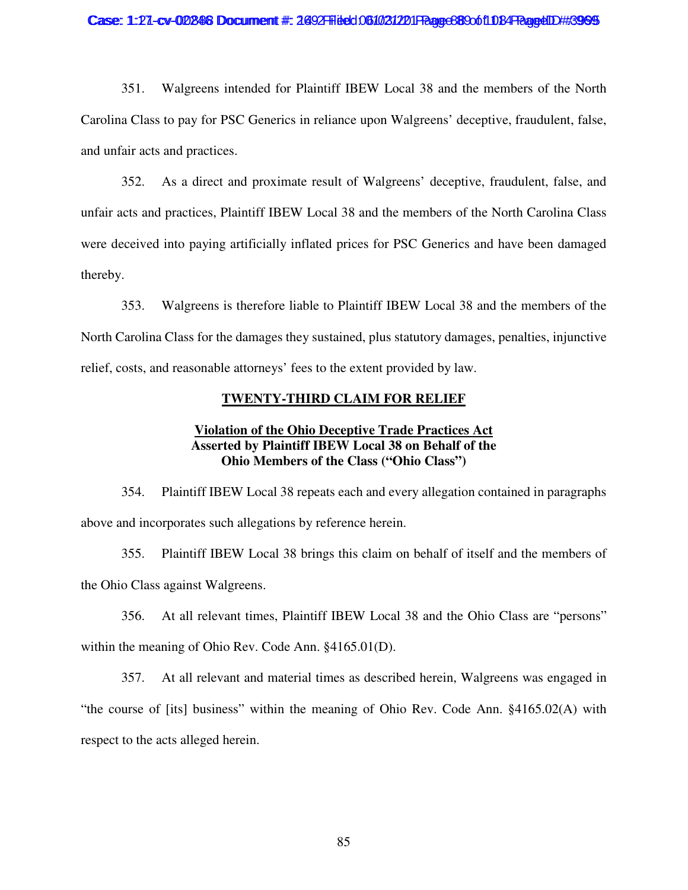351. Walgreens intended for Plaintiff IBEW Local 38 and the members of the North Carolina Class to pay for PSC Generics in reliance upon Walgreens' deceptive, fraudulent, false, and unfair acts and practices.

352. As a direct and proximate result of Walgreens' deceptive, fraudulent, false, and unfair acts and practices, Plaintiff IBEW Local 38 and the members of the North Carolina Class were deceived into paying artificially inflated prices for PSC Generics and have been damaged thereby.

353. Walgreens is therefore liable to Plaintiff IBEW Local 38 and the members of the North Carolina Class for the damages they sustained, plus statutory damages, penalties, injunctive relief, costs, and reasonable attorneys' fees to the extent provided by law.

## TWENTY-THIRD CLAIM FOR RELIEF

### Violation of the Ohio Deceptive Trade Practices Act Asserted by Plaintiff IBEW Local 38 on Behalf of the Ohio Members of the Class ("Ohio Class")

354. Plaintiff IBEW Local 38 repeats each and every allegation contained in paragraphs above and incorporates such allegations by reference herein.

355. Plaintiff IBEW Local 38 brings this claim on behalf of itself and the members of the Ohio Class against Walgreens.

356. At all relevant times, Plaintiff IBEW Local 38 and the Ohio Class are "persons" within the meaning of Ohio Rev. Code Ann. §4165.01(D).

357. At all relevant and material times as described herein, Walgreens was engaged in "the course of [its] business" within the meaning of Ohio Rev. Code Ann. §4165.02(A) with respect to the acts alleged herein.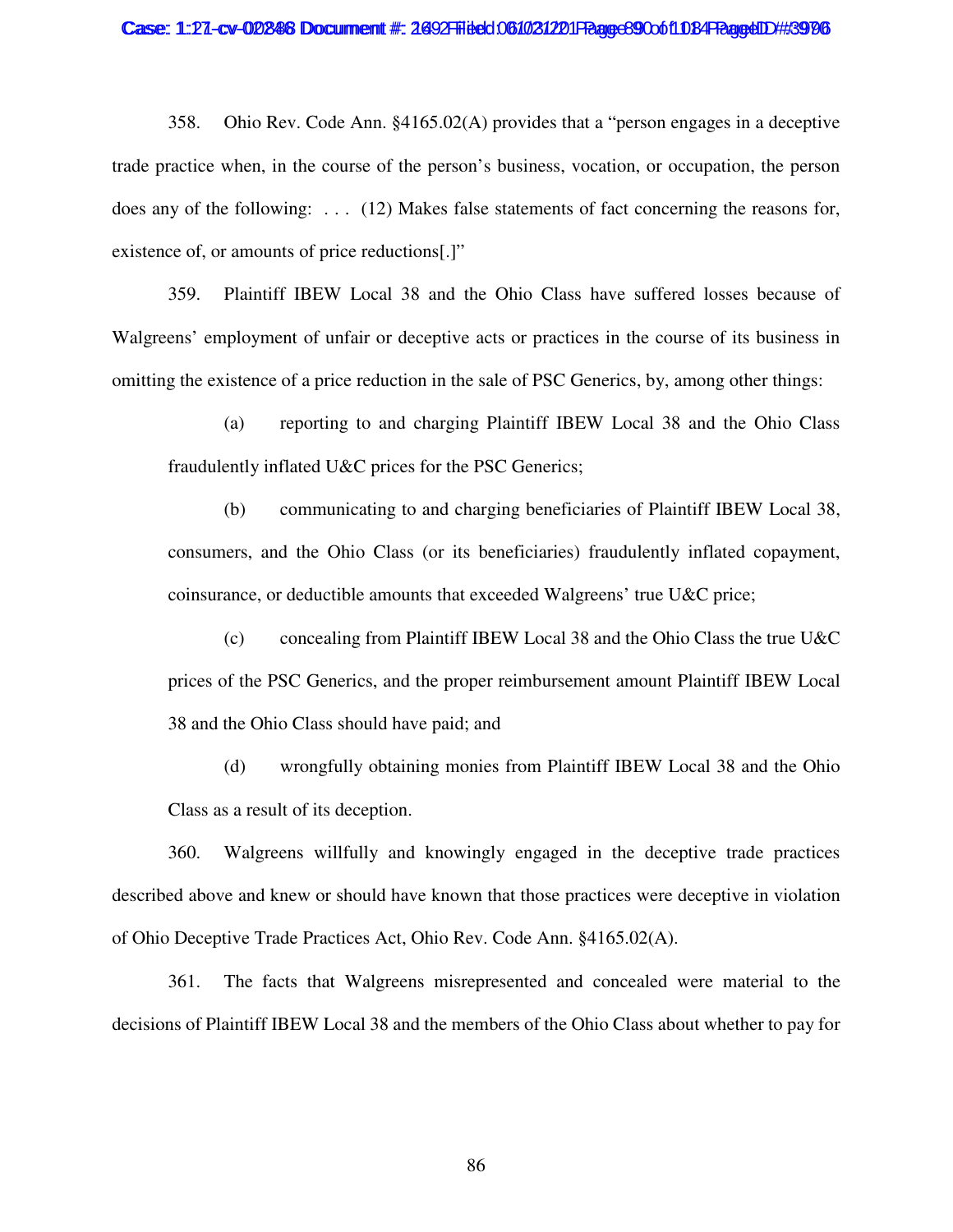358. Ohio Rev. Code Ann. §4165.02(A) provides that a "person engages in a deceptive trade practice when, in the course of the person's business, vocation, or occupation, the person does any of the following: . . . (12) Makes false statements of fact concerning the reasons for, existence of, or amounts of price reductions[.]"

359. Plaintiff IBEW Local 38 and the Ohio Class have suffered losses because of Walgreens' employment of unfair or deceptive acts or practices in the course of its business in omitting the existence of a price reduction in the sale of PSC Generics, by, among other things:

(a) reporting to and charging Plaintiff IBEW Local 38 and the Ohio Class fraudulently inflated U&C prices for the PSC Generics;

(b) communicating to and charging beneficiaries of Plaintiff IBEW Local 38, consumers, and the Ohio Class (or its beneficiaries) fraudulently inflated copayment, coinsurance, or deductible amounts that exceeded Walgreens' true U&C price;

(c) concealing from Plaintiff IBEW Local 38 and the Ohio Class the true U&C prices of the PSC Generics, and the proper reimbursement amount Plaintiff IBEW Local 38 and the Ohio Class should have paid; and

(d) wrongfully obtaining monies from Plaintiff IBEW Local 38 and the Ohio Class as a result of its deception.

360. Walgreens willfully and knowingly engaged in the deceptive trade practices described above and knew or should have known that those practices were deceptive in violation of Ohio Deceptive Trade Practices Act, Ohio Rev. Code Ann. §4165.02(A).

361. The facts that Walgreens misrepresented and concealed were material to the decisions of Plaintiff IBEW Local 38 and the members of the Ohio Class about whether to pay for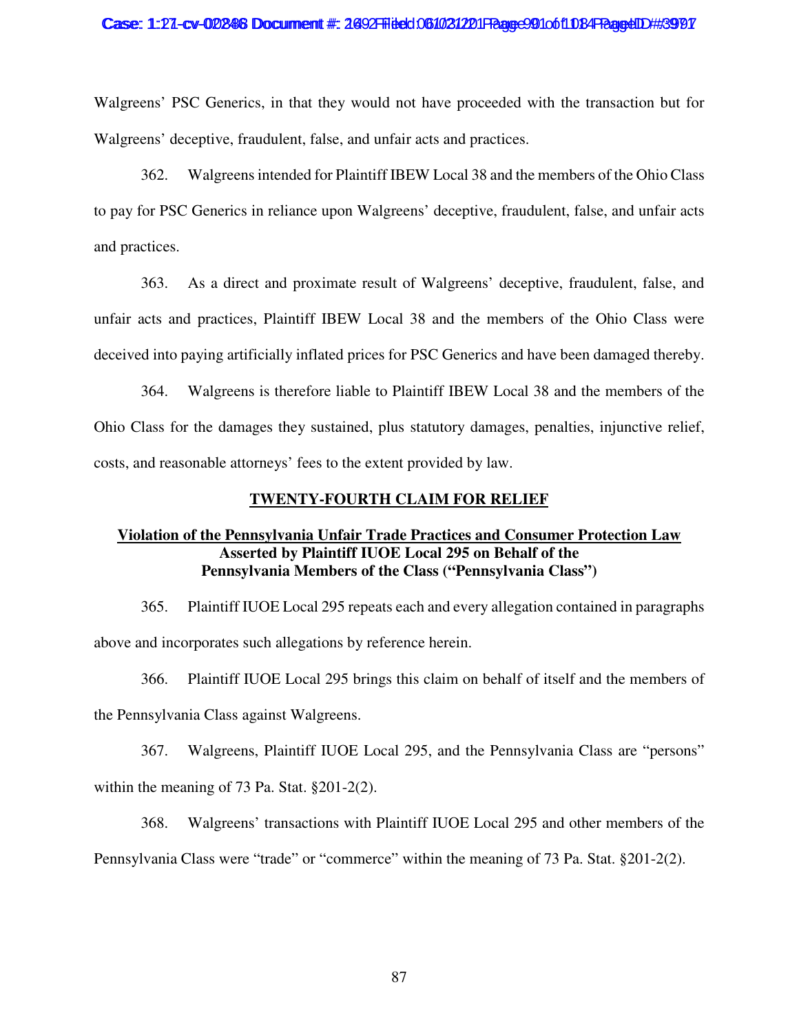Walgreens' PSC Generics, in that they would not have proceeded with the transaction but for Walgreens' deceptive, fraudulent, false, and unfair acts and practices.

362. Walgreens intended for Plaintiff IBEW Local 38 and the members of the Ohio Class to pay for PSC Generics in reliance upon Walgreens' deceptive, fraudulent, false, and unfair acts and practices.

363. As a direct and proximate result of Walgreens' deceptive, fraudulent, false, and unfair acts and practices, Plaintiff IBEW Local 38 and the members of the Ohio Class were deceived into paying artificially inflated prices for PSC Generics and have been damaged thereby.

364. Walgreens is therefore liable to Plaintiff IBEW Local 38 and the members of the Ohio Class for the damages they sustained, plus statutory damages, penalties, injunctive relief, costs, and reasonable attorneys' fees to the extent provided by law.

## TWENTY-FOURTH CLAIM FOR RELIEF

### Violation of the Pennsylvania Unfair Trade Practices and Consumer Protection Law Asserted by Plaintiff IUOE Local 295 on Behalf of the Pennsylvania Members of the Class ("Pennsylvania Class")

365. Plaintiff IUOE Local 295 repeats each and every allegation contained in paragraphs above and incorporates such allegations by reference herein.

366. Plaintiff IUOE Local 295 brings this claim on behalf of itself and the members of the Pennsylvania Class against Walgreens.

367. Walgreens, Plaintiff IUOE Local 295, and the Pennsylvania Class are "persons" within the meaning of 73 Pa. Stat. §201-2(2).

368. Walgreens' transactions with Plaintiff IUOE Local 295 and other members of the Pennsylvania Class were "trade" or "commerce" within the meaning of 73 Pa. Stat. §201-2(2).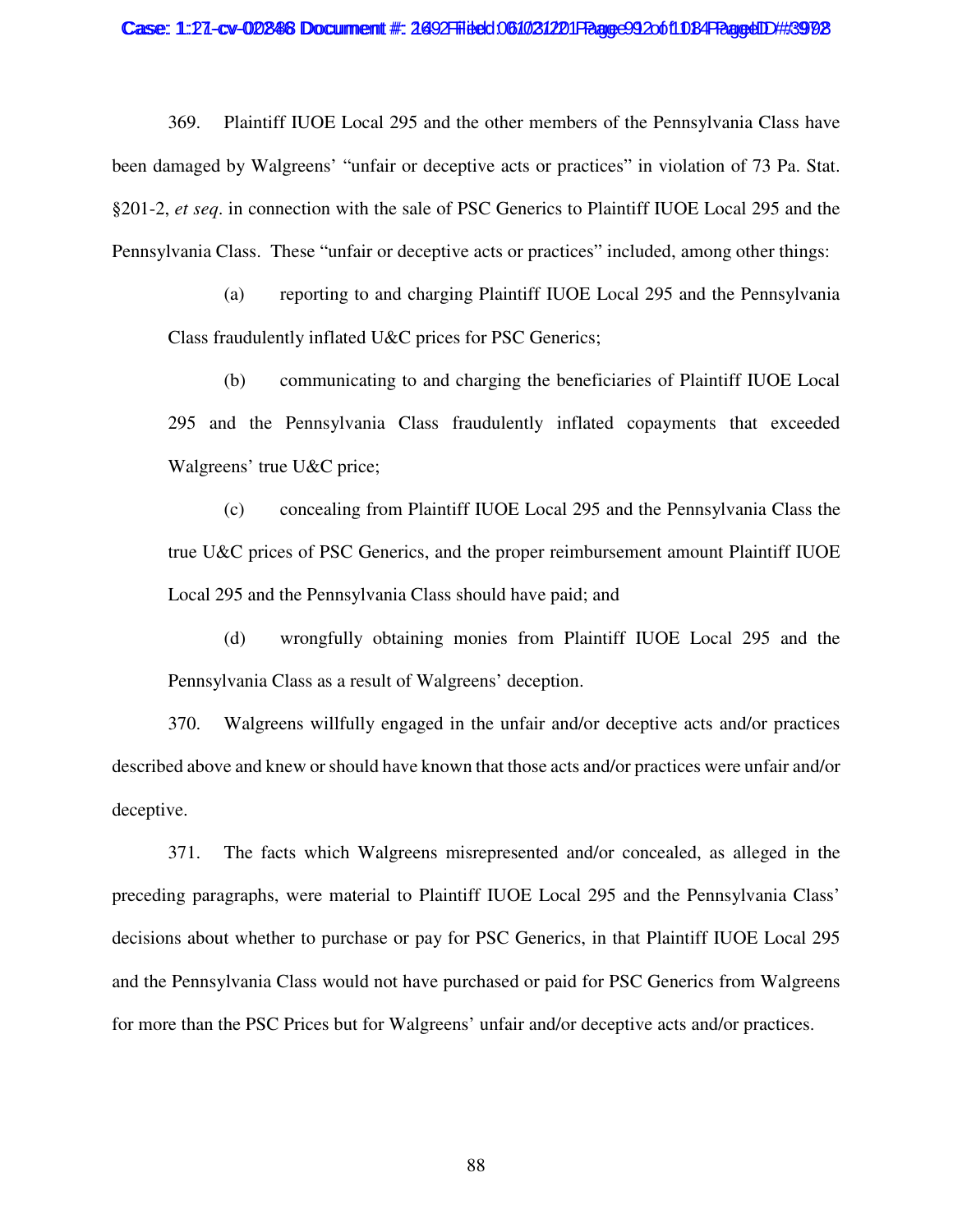369. Plaintiff IUOE Local 295 and the other members of the Pennsylvania Class have been damaged by Walgreens' "unfair or deceptive acts or practices" in violation of 73 Pa. Stat. §201-2, *et seq*. in connection with the sale of PSC Generics to Plaintiff IUOE Local 295 and the Pennsylvania Class. These "unfair or deceptive acts or practices" included, among other things:

> (a) reporting to and charging Plaintiff IUOE Local 295 and the Pennsylvania Class fraudulently inflated U&C prices for PSC Generics;
>
> (b) communicating to and charging the beneficiaries of Plaintiff IUOE Local 295 and the Pennsylvania Class fraudulently inflated copayments that exceeded Walgreens' true U&C price;
>
> (c) concealing from Plaintiff IUOE Local 295 and the Pennsylvania Class the true U&C prices of PSC Generics, and the proper reimbursement amount Plaintiff IUOE Local 295 and the Pennsylvania Class should have paid; and
>
> (d) wrongfully obtaining monies from Plaintiff IUOE Local 295 and the Pennsylvania Class as a result of Walgreens' deception.

370. Walgreens willfully engaged in the unfair and/or deceptive acts and/or practices described above and knew or should have known that those acts and/or practices were unfair and/or deceptive.

371. The facts which Walgreens misrepresented and/or concealed, as alleged in the preceding paragraphs, were material to Plaintiff IUOE Local 295 and the Pennsylvania Class' decisions about whether to purchase or pay for PSC Generics, in that Plaintiff IUOE Local 295 and the Pennsylvania Class would not have purchased or paid for PSC Generics from Walgreens for more than the PSC Prices but for Walgreens' unfair and/or deceptive acts and/or practices.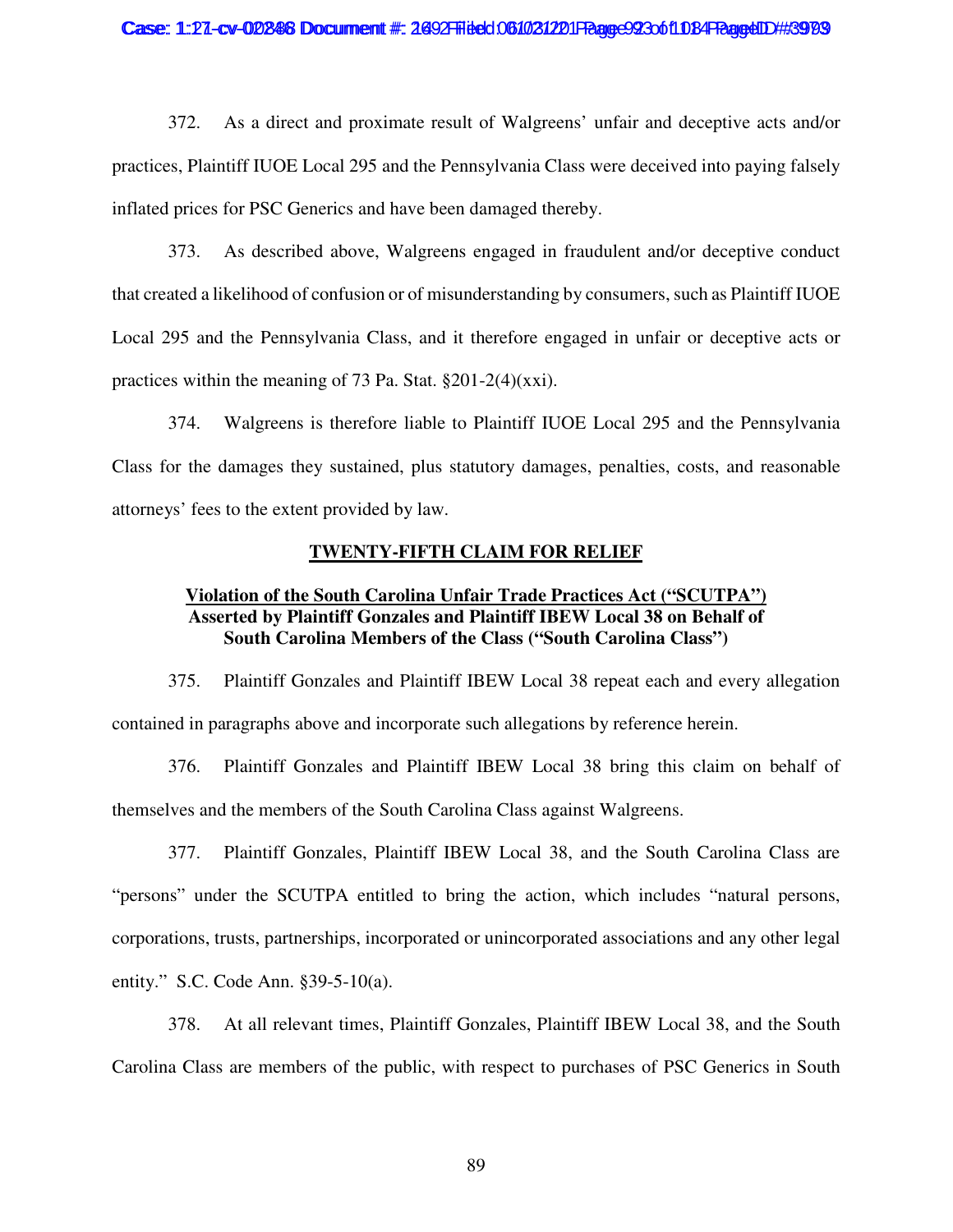372. As a direct and proximate result of Walgreens' unfair and deceptive acts and/or practices, Plaintiff IUOE Local 295 and the Pennsylvania Class were deceived into paying falsely inflated prices for PSC Generics and have been damaged thereby.

373. As described above, Walgreens engaged in fraudulent and/or deceptive conduct that created a likelihood of confusion or of misunderstanding by consumers, such as Plaintiff IUOE Local 295 and the Pennsylvania Class, and it therefore engaged in unfair or deceptive acts or practices within the meaning of 73 Pa. Stat. §201-2(4)(xxi).

374. Walgreens is therefore liable to Plaintiff IUOE Local 295 and the Pennsylvania Class for the damages they sustained, plus statutory damages, penalties, costs, and reasonable attorneys' fees to the extent provided by law.

## TWENTY-FIFTH CLAIM FOR RELIEF

### Violation of the South Carolina Unfair Trade Practices Act ("SCUTPA") Asserted by Plaintiff Gonzales and Plaintiff IBEW Local 38 on Behalf of South Carolina Members of the Class ("South Carolina Class")

375. Plaintiff Gonzales and Plaintiff IBEW Local 38 repeat each and every allegation contained in paragraphs above and incorporate such allegations by reference herein.

376. Plaintiff Gonzales and Plaintiff IBEW Local 38 bring this claim on behalf of themselves and the members of the South Carolina Class against Walgreens.

377. Plaintiff Gonzales, Plaintiff IBEW Local 38, and the South Carolina Class are "persons" under the SCUTPA entitled to bring the action, which includes "natural persons, corporations, trusts, partnerships, incorporated or unincorporated associations and any other legal entity." S.C. Code Ann. §39-5-10(a).

378. At all relevant times, Plaintiff Gonzales, Plaintiff IBEW Local 38, and the South Carolina Class are members of the public, with respect to purchases of PSC Generics in South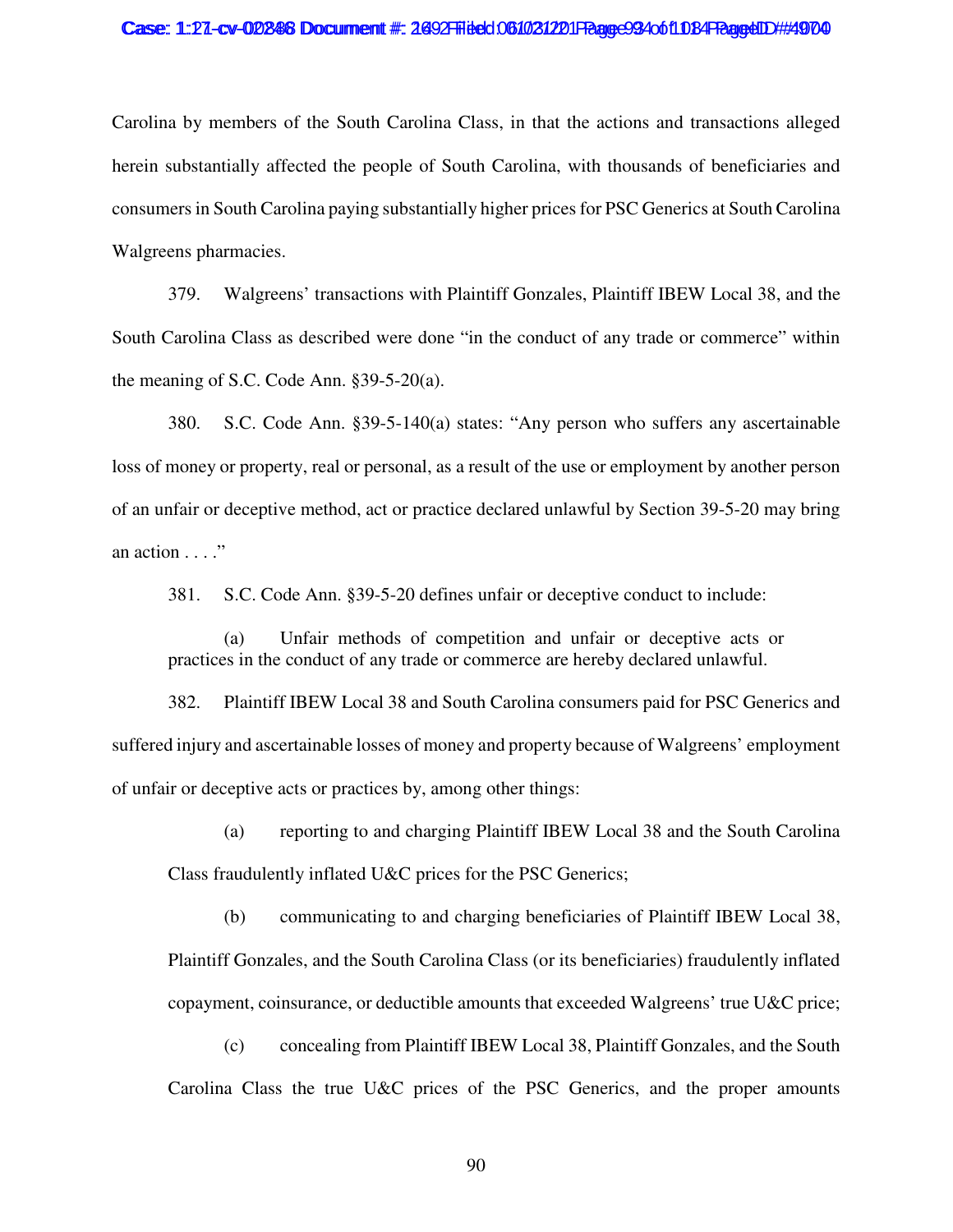Carolina by members of the South Carolina Class, in that the actions and transactions alleged herein substantially affected the people of South Carolina, with thousands of beneficiaries and consumers in South Carolina paying substantially higher prices for PSC Generics at South Carolina Walgreens pharmacies.

379. Walgreens' transactions with Plaintiff Gonzales, Plaintiff IBEW Local 38, and the South Carolina Class as described were done "in the conduct of any trade or commerce" within the meaning of S.C. Code Ann. §39-5-20(a).

380. S.C. Code Ann. §39-5-140(a) states: "Any person who suffers any ascertainable loss of money or property, real or personal, as a result of the use or employment by another person of an unfair or deceptive method, act or practice declared unlawful by Section 39-5-20 may bring an action . . . ."

381. S.C. Code Ann. §39-5-20 defines unfair or deceptive conduct to include:

> (a) Unfair methods of competition and unfair or deceptive acts or practices in the conduct of any trade or commerce are hereby declared unlawful.

382. Plaintiff IBEW Local 38 and South Carolina consumers paid for PSC Generics and suffered injury and ascertainable losses of money and property because of Walgreens' employment of unfair or deceptive acts or practices by, among other things:

(a) reporting to and charging Plaintiff IBEW Local 38 and the South Carolina Class fraudulently inflated U&C prices for the PSC Generics;

(b) communicating to and charging beneficiaries of Plaintiff IBEW Local 38, Plaintiff Gonzales, and the South Carolina Class (or its beneficiaries) fraudulently inflated copayment, coinsurance, or deductible amounts that exceeded Walgreens' true U&C price;

(c) concealing from Plaintiff IBEW Local 38, Plaintiff Gonzales, and the South Carolina Class the true U&C prices of the PSC Generics, and the proper amounts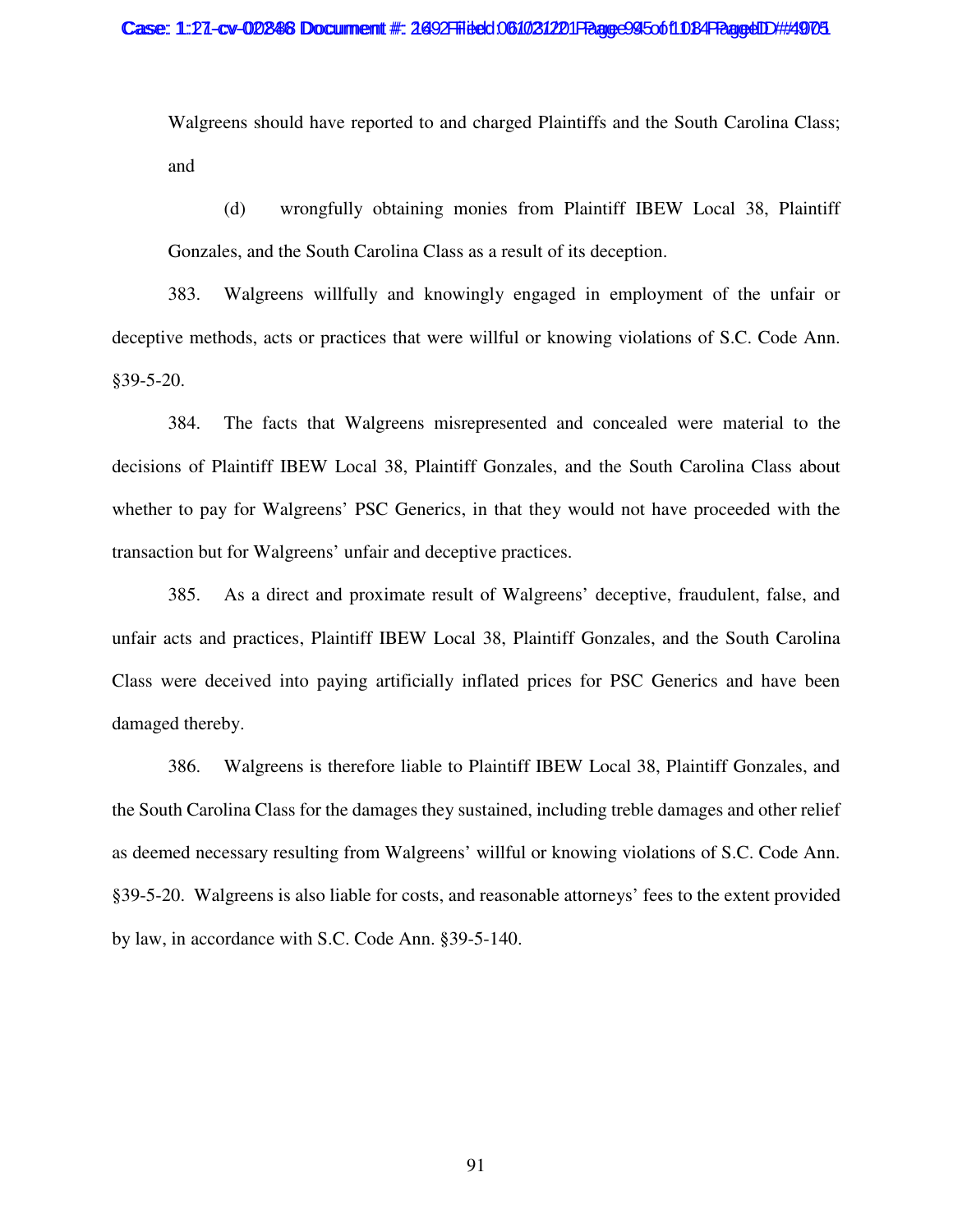Walgreens should have reported to and charged Plaintiffs and the South Carolina Class; and

(d) wrongfully obtaining monies from Plaintiff IBEW Local 38, Plaintiff Gonzales, and the South Carolina Class as a result of its deception.

383. Walgreens willfully and knowingly engaged in employment of the unfair or deceptive methods, acts or practices that were willful or knowing violations of S.C. Code Ann. §39-5-20.

384. The facts that Walgreens misrepresented and concealed were material to the decisions of Plaintiff IBEW Local 38, Plaintiff Gonzales, and the South Carolina Class about whether to pay for Walgreens' PSC Generics, in that they would not have proceeded with the transaction but for Walgreens' unfair and deceptive practices.

385. As a direct and proximate result of Walgreens' deceptive, fraudulent, false, and unfair acts and practices, Plaintiff IBEW Local 38, Plaintiff Gonzales, and the South Carolina Class were deceived into paying artificially inflated prices for PSC Generics and have been damaged thereby.

386. Walgreens is therefore liable to Plaintiff IBEW Local 38, Plaintiff Gonzales, and the South Carolina Class for the damages they sustained, including treble damages and other relief as deemed necessary resulting from Walgreens' willful or knowing violations of S.C. Code Ann. §39-5-20. Walgreens is also liable for costs, and reasonable attorneys' fees to the extent provided by law, in accordance with S.C. Code Ann. §39-5-140.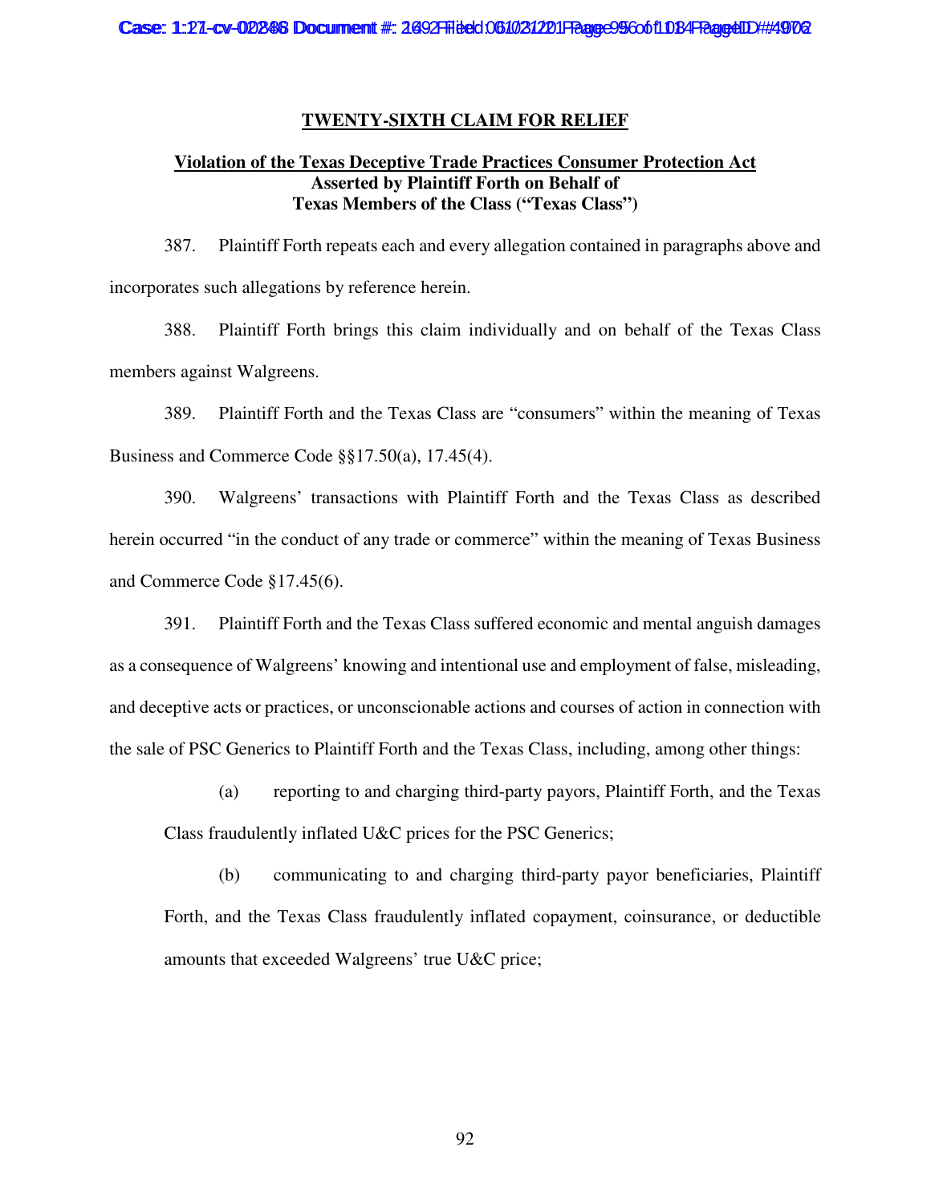## TWENTY-SIXTH CLAIM FOR RELIEF

**Violation of the Texas Deceptive Trade Practices Consumer Protection Act**
**Asserted by Plaintiff Forth on Behalf of**
**Texas Members of the Class ("Texas Class")**

387. Plaintiff Forth repeats each and every allegation contained in paragraphs above and incorporates such allegations by reference herein.

388. Plaintiff Forth brings this claim individually and on behalf of the Texas Class members against Walgreens.

389. Plaintiff Forth and the Texas Class are "consumers" within the meaning of Texas Business and Commerce Code §§17.50(a), 17.45(4).

390. Walgreens' transactions with Plaintiff Forth and the Texas Class as described herein occurred "in the conduct of any trade or commerce" within the meaning of Texas Business and Commerce Code §17.45(6).

391. Plaintiff Forth and the Texas Class suffered economic and mental anguish damages as a consequence of Walgreens' knowing and intentional use and employment of false, misleading, and deceptive acts or practices, or unconscionable actions and courses of action in connection with the sale of PSC Generics to Plaintiff Forth and the Texas Class, including, among other things:

(a) reporting to and charging third-party payors, Plaintiff Forth, and the Texas Class fraudulently inflated U&C prices for the PSC Generics;

(b) communicating to and charging third-party payor beneficiaries, Plaintiff Forth, and the Texas Class fraudulently inflated copayment, coinsurance, or deductible amounts that exceeded Walgreens' true U&C price;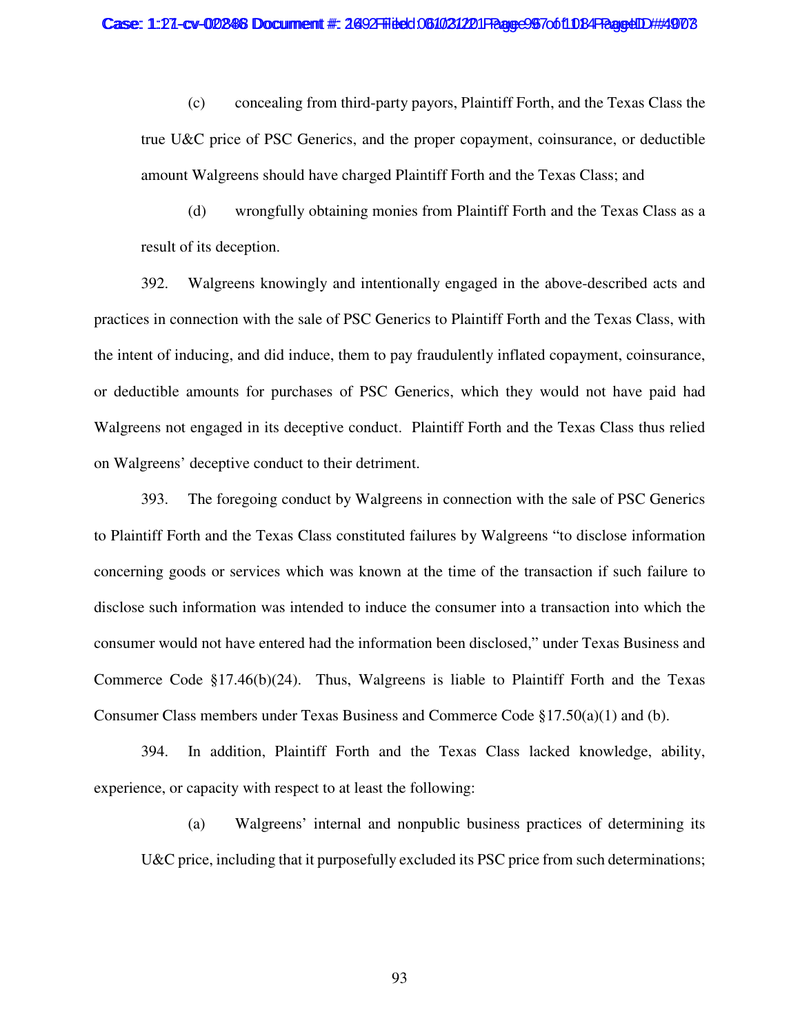(c) concealing from third-party payors, Plaintiff Forth, and the Texas Class the true U&C price of PSC Generics, and the proper copayment, coinsurance, or deductible amount Walgreens should have charged Plaintiff Forth and the Texas Class; and

(d) wrongfully obtaining monies from Plaintiff Forth and the Texas Class as a result of its deception.

392. Walgreens knowingly and intentionally engaged in the above-described acts and practices in connection with the sale of PSC Generics to Plaintiff Forth and the Texas Class, with the intent of inducing, and did induce, them to pay fraudulently inflated copayment, coinsurance, or deductible amounts for purchases of PSC Generics, which they would not have paid had Walgreens not engaged in its deceptive conduct. Plaintiff Forth and the Texas Class thus relied on Walgreens' deceptive conduct to their detriment.

393. The foregoing conduct by Walgreens in connection with the sale of PSC Generics to Plaintiff Forth and the Texas Class constituted failures by Walgreens "to disclose information concerning goods or services which was known at the time of the transaction if such failure to disclose such information was intended to induce the consumer into a transaction into which the consumer would not have entered had the information been disclosed," under Texas Business and Commerce Code §17.46(b)(24). Thus, Walgreens is liable to Plaintiff Forth and the Texas Consumer Class members under Texas Business and Commerce Code §17.50(a)(1) and (b).

394. In addition, Plaintiff Forth and the Texas Class lacked knowledge, ability, experience, or capacity with respect to at least the following:

(a) Walgreens' internal and nonpublic business practices of determining its U&C price, including that it purposefully excluded its PSC price from such determinations;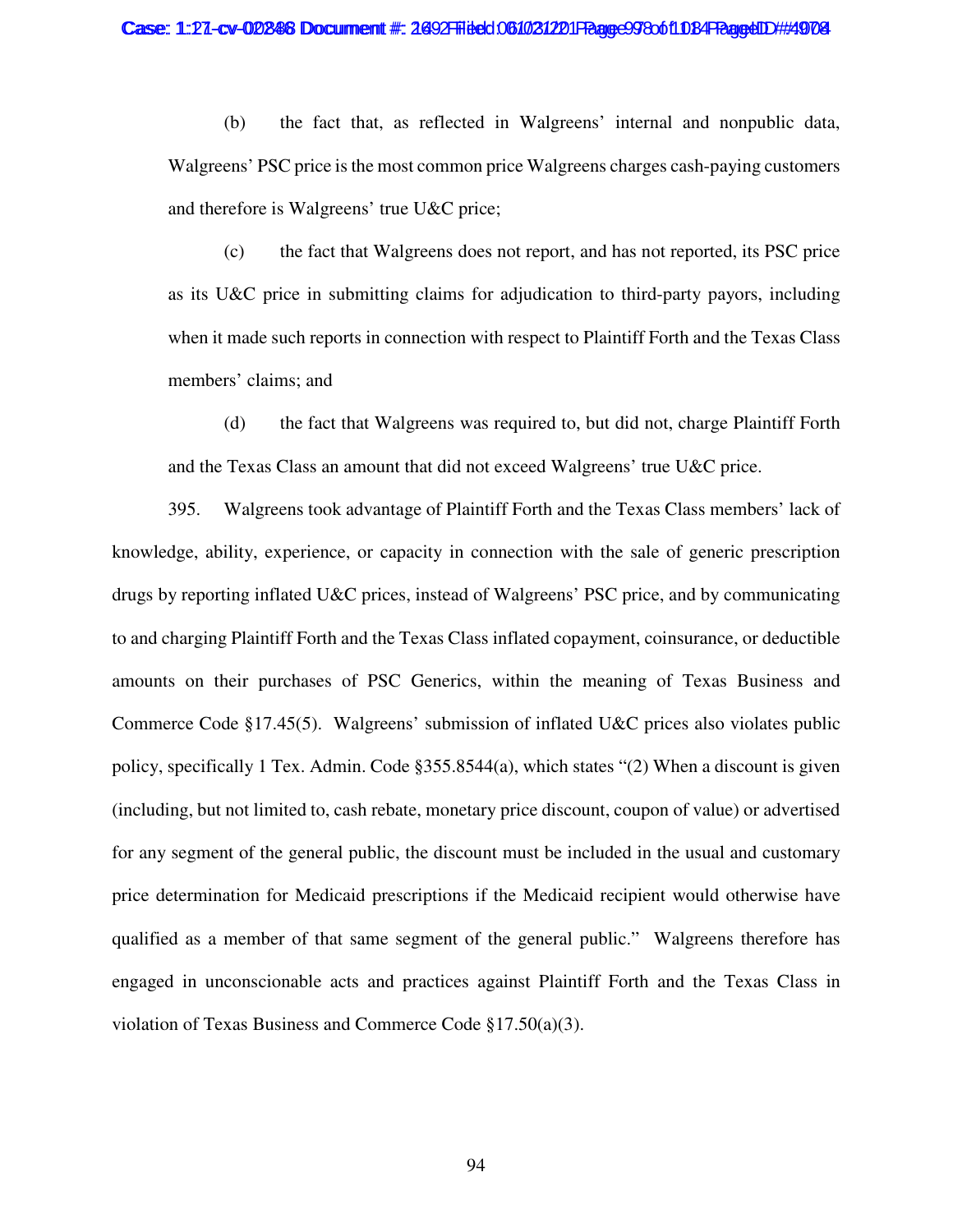(b) the fact that, as reflected in Walgreens' internal and nonpublic data, Walgreens' PSC price is the most common price Walgreens charges cash-paying customers and therefore is Walgreens' true U&C price;

(c) the fact that Walgreens does not report, and has not reported, its PSC price as its U&C price in submitting claims for adjudication to third-party payors, including when it made such reports in connection with respect to Plaintiff Forth and the Texas Class members' claims; and

(d) the fact that Walgreens was required to, but did not, charge Plaintiff Forth and the Texas Class an amount that did not exceed Walgreens' true U&C price.

395. Walgreens took advantage of Plaintiff Forth and the Texas Class members' lack of knowledge, ability, experience, or capacity in connection with the sale of generic prescription drugs by reporting inflated U&C prices, instead of Walgreens' PSC price, and by communicating to and charging Plaintiff Forth and the Texas Class inflated copayment, coinsurance, or deductible amounts on their purchases of PSC Generics, within the meaning of Texas Business and Commerce Code §17.45(5). Walgreens' submission of inflated U&C prices also violates public policy, specifically 1 Tex. Admin. Code §355.8544(a), which states "(2) When a discount is given (including, but not limited to, cash rebate, monetary price discount, coupon of value) or advertised for any segment of the general public, the discount must be included in the usual and customary price determination for Medicaid prescriptions if the Medicaid recipient would otherwise have qualified as a member of that same segment of the general public." Walgreens therefore has engaged in unconscionable acts and practices against Plaintiff Forth and the Texas Class in violation of Texas Business and Commerce Code §17.50(a)(3).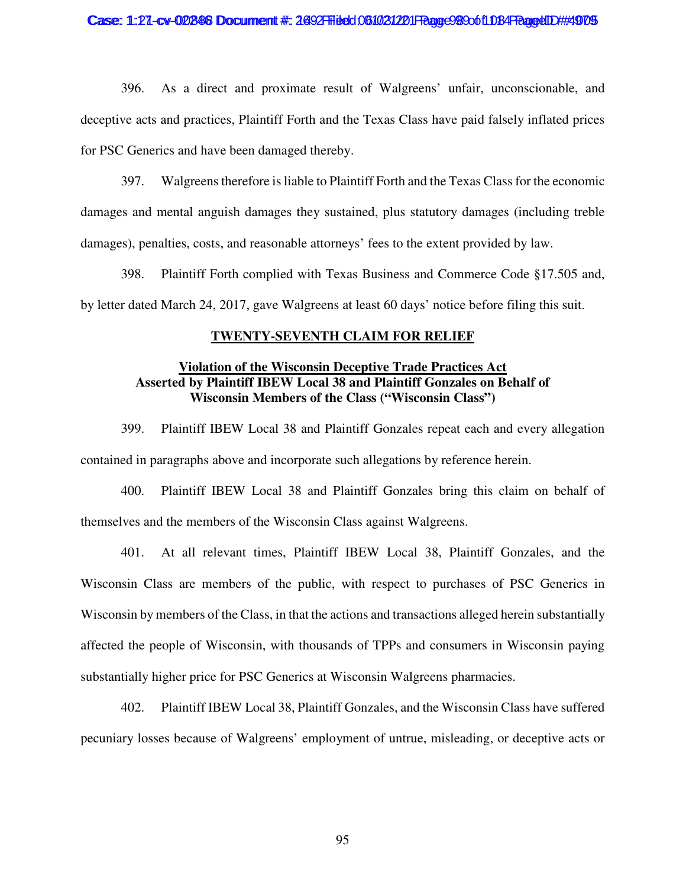396. As a direct and proximate result of Walgreens' unfair, unconscionable, and deceptive acts and practices, Plaintiff Forth and the Texas Class have paid falsely inflated prices for PSC Generics and have been damaged thereby.

397. Walgreens therefore is liable to Plaintiff Forth and the Texas Class for the economic damages and mental anguish damages they sustained, plus statutory damages (including treble damages), penalties, costs, and reasonable attorneys' fees to the extent provided by law.

398. Plaintiff Forth complied with Texas Business and Commerce Code §17.505 and, by letter dated March 24, 2017, gave Walgreens at least 60 days' notice before filing this suit.

## TWENTY-SEVENTH CLAIM FOR RELIEF

### Violation of the Wisconsin Deceptive Trade Practices Act Asserted by Plaintiff IBEW Local 38 and Plaintiff Gonzales on Behalf of Wisconsin Members of the Class ("Wisconsin Class")

399. Plaintiff IBEW Local 38 and Plaintiff Gonzales repeat each and every allegation contained in paragraphs above and incorporate such allegations by reference herein.

400. Plaintiff IBEW Local 38 and Plaintiff Gonzales bring this claim on behalf of themselves and the members of the Wisconsin Class against Walgreens.

401. At all relevant times, Plaintiff IBEW Local 38, Plaintiff Gonzales, and the Wisconsin Class are members of the public, with respect to purchases of PSC Generics in Wisconsin by members of the Class, in that the actions and transactions alleged herein substantially affected the people of Wisconsin, with thousands of TPPs and consumers in Wisconsin paying substantially higher price for PSC Generics at Wisconsin Walgreens pharmacies.

402. Plaintiff IBEW Local 38, Plaintiff Gonzales, and the Wisconsin Class have suffered pecuniary losses because of Walgreens' employment of untrue, misleading, or deceptive acts or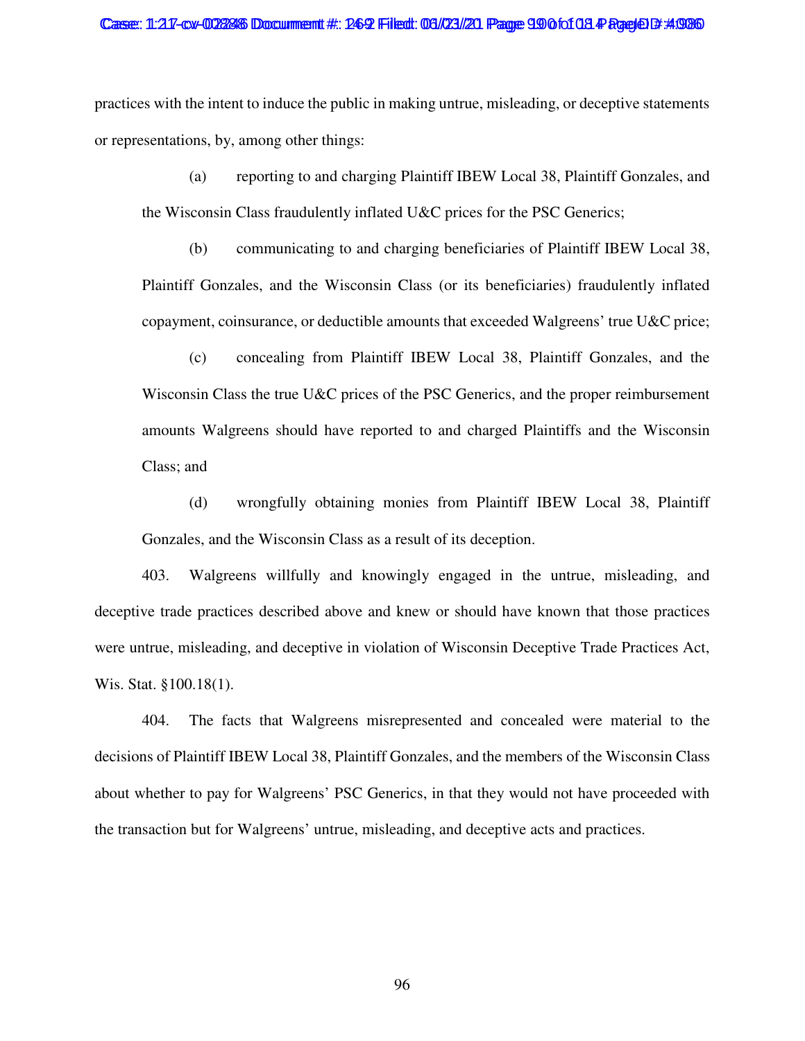practices with the intent to induce the public in making untrue, misleading, or deceptive statements or representations, by, among other things:

(a) reporting to and charging Plaintiff IBEW Local 38, Plaintiff Gonzales, and the Wisconsin Class fraudulently inflated U&C prices for the PSC Generics;

(b) communicating to and charging beneficiaries of Plaintiff IBEW Local 38, Plaintiff Gonzales, and the Wisconsin Class (or its beneficiaries) fraudulently inflated copayment, coinsurance, or deductible amounts that exceeded Walgreens' true U&C price;

(c) concealing from Plaintiff IBEW Local 38, Plaintiff Gonzales, and the Wisconsin Class the true U&C prices of the PSC Generics, and the proper reimbursement amounts Walgreens should have reported to and charged Plaintiffs and the Wisconsin Class; and

(d) wrongfully obtaining monies from Plaintiff IBEW Local 38, Plaintiff Gonzales, and the Wisconsin Class as a result of its deception.

403. Walgreens willfully and knowingly engaged in the untrue, misleading, and deceptive trade practices described above and knew or should have known that those practices were untrue, misleading, and deceptive in violation of Wisconsin Deceptive Trade Practices Act, Wis. Stat. §100.18(1).

404. The facts that Walgreens misrepresented and concealed were material to the decisions of Plaintiff IBEW Local 38, Plaintiff Gonzales, and the members of the Wisconsin Class about whether to pay for Walgreens' PSC Generics, in that they would not have proceeded with the transaction but for Walgreens' untrue, misleading, and deceptive acts and practices.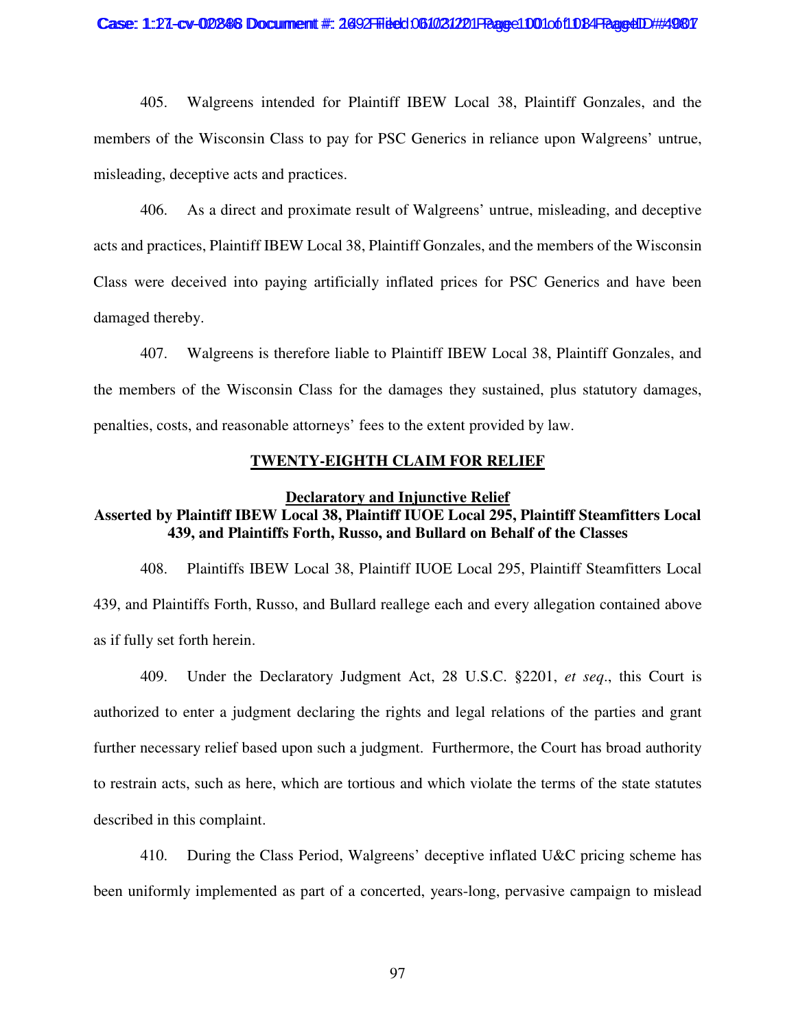405. Walgreens intended for Plaintiff IBEW Local 38, Plaintiff Gonzales, and the members of the Wisconsin Class to pay for PSC Generics in reliance upon Walgreens' untrue, misleading, deceptive acts and practices.

406. As a direct and proximate result of Walgreens' untrue, misleading, and deceptive acts and practices, Plaintiff IBEW Local 38, Plaintiff Gonzales, and the members of the Wisconsin Class were deceived into paying artificially inflated prices for PSC Generics and have been damaged thereby.

407. Walgreens is therefore liable to Plaintiff IBEW Local 38, Plaintiff Gonzales, and the members of the Wisconsin Class for the damages they sustained, plus statutory damages, penalties, costs, and reasonable attorneys' fees to the extent provided by law.

## TWENTY-EIGHTH CLAIM FOR RELIEF

### Declaratory and Injunctive Relief

**Asserted by Plaintiff IBEW Local 38, Plaintiff IUOE Local 295, Plaintiff Steamfitters Local 439, and Plaintiffs Forth, Russo, and Bullard on Behalf of the Classes**

408. Plaintiffs IBEW Local 38, Plaintiff IUOE Local 295, Plaintiff Steamfitters Local 439, and Plaintiffs Forth, Russo, and Bullard reallege each and every allegation contained above as if fully set forth herein.

409. Under the Declaratory Judgment Act, 28 U.S.C. §2201, *et seq*., this Court is authorized to enter a judgment declaring the rights and legal relations of the parties and grant further necessary relief based upon such a judgment. Furthermore, the Court has broad authority to restrain acts, such as here, which are tortious and which violate the terms of the state statutes described in this complaint.

410. During the Class Period, Walgreens' deceptive inflated U&C pricing scheme has been uniformly implemented as part of a concerted, years-long, pervasive campaign to mislead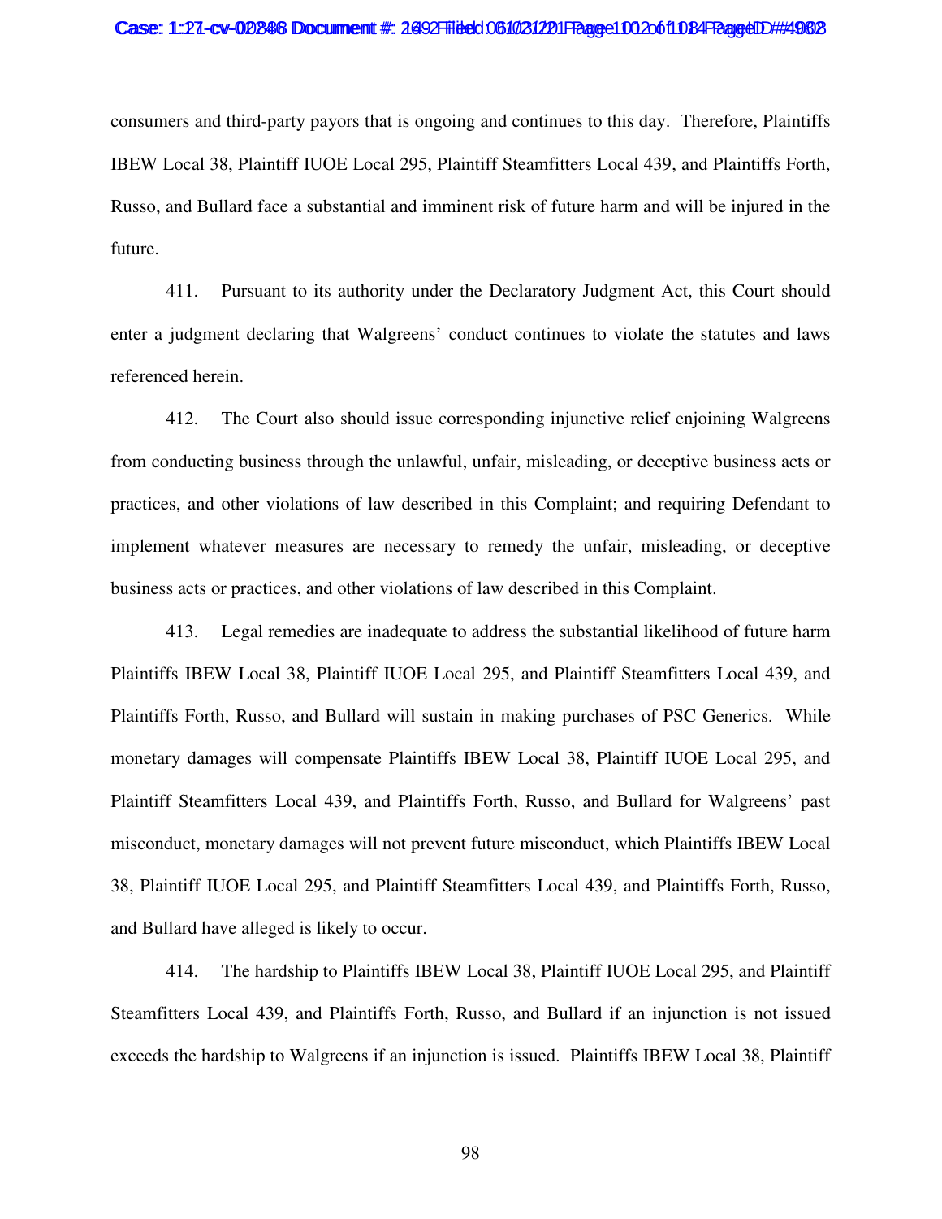consumers and third-party payors that is ongoing and continues to this day. Therefore, Plaintiffs IBEW Local 38, Plaintiff IUOE Local 295, Plaintiff Steamfitters Local 439, and Plaintiffs Forth, Russo, and Bullard face a substantial and imminent risk of future harm and will be injured in the future.

411. Pursuant to its authority under the Declaratory Judgment Act, this Court should enter a judgment declaring that Walgreens' conduct continues to violate the statutes and laws referenced herein.

412. The Court also should issue corresponding injunctive relief enjoining Walgreens from conducting business through the unlawful, unfair, misleading, or deceptive business acts or practices, and other violations of law described in this Complaint; and requiring Defendant to implement whatever measures are necessary to remedy the unfair, misleading, or deceptive business acts or practices, and other violations of law described in this Complaint.

413. Legal remedies are inadequate to address the substantial likelihood of future harm Plaintiffs IBEW Local 38, Plaintiff IUOE Local 295, and Plaintiff Steamfitters Local 439, and Plaintiffs Forth, Russo, and Bullard will sustain in making purchases of PSC Generics. While monetary damages will compensate Plaintiffs IBEW Local 38, Plaintiff IUOE Local 295, and Plaintiff Steamfitters Local 439, and Plaintiffs Forth, Russo, and Bullard for Walgreens' past misconduct, monetary damages will not prevent future misconduct, which Plaintiffs IBEW Local 38, Plaintiff IUOE Local 295, and Plaintiff Steamfitters Local 439, and Plaintiffs Forth, Russo, and Bullard have alleged is likely to occur.

414. The hardship to Plaintiffs IBEW Local 38, Plaintiff IUOE Local 295, and Plaintiff Steamfitters Local 439, and Plaintiffs Forth, Russo, and Bullard if an injunction is not issued exceeds the hardship to Walgreens if an injunction is issued. Plaintiffs IBEW Local 38, Plaintiff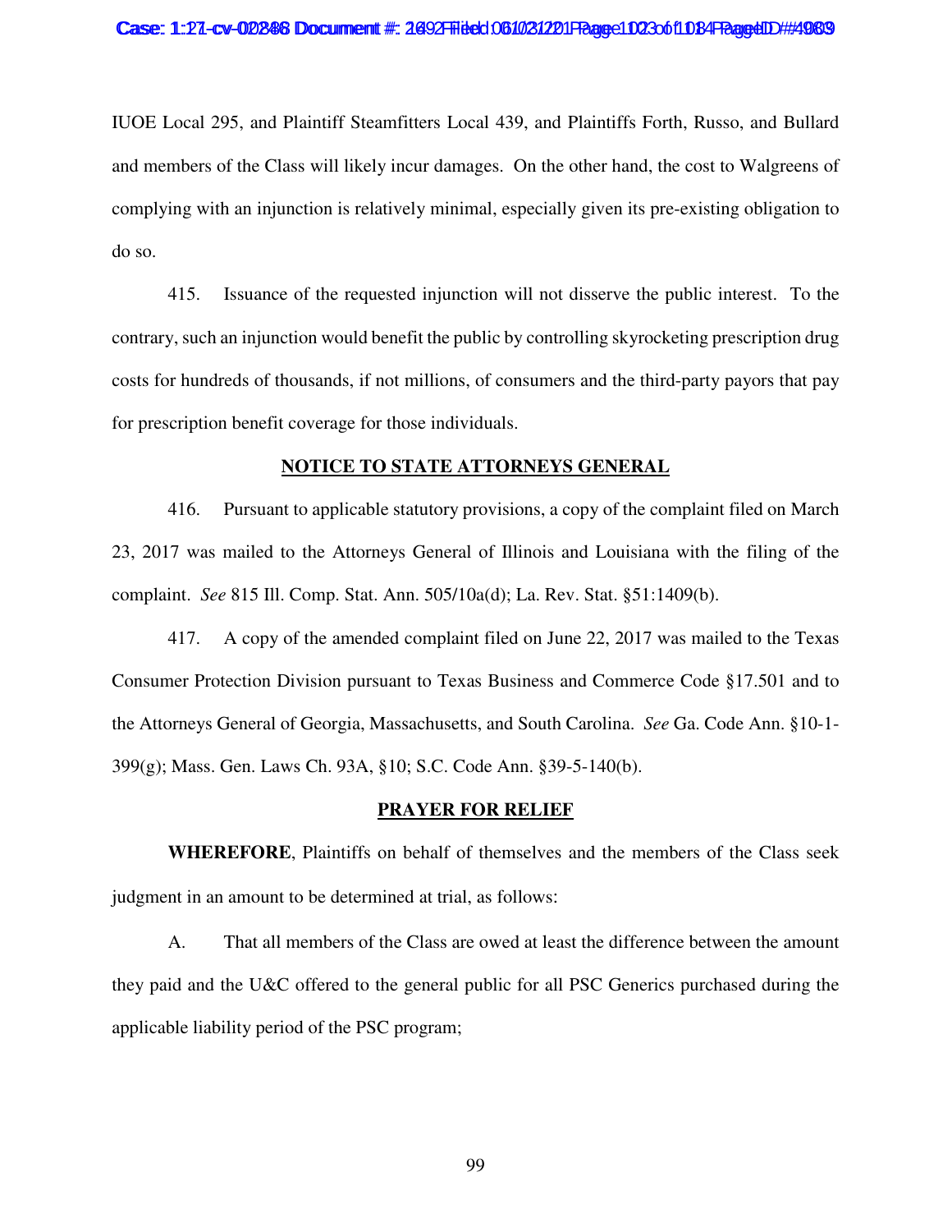IUOE Local 295, and Plaintiff Steamfitters Local 439, and Plaintiffs Forth, Russo, and Bullard and members of the Class will likely incur damages. On the other hand, the cost to Walgreens of complying with an injunction is relatively minimal, especially given its pre-existing obligation to do so.

415. Issuance of the requested injunction will not disserve the public interest. To the contrary, such an injunction would benefit the public by controlling skyrocketing prescription drug costs for hundreds of thousands, if not millions, of consumers and the third-party payors that pay for prescription benefit coverage for those individuals.

## NOTICE TO STATE ATTORNEYS GENERAL

416. Pursuant to applicable statutory provisions, a copy of the complaint filed on March 23, 2017 was mailed to the Attorneys General of Illinois and Louisiana with the filing of the complaint. *See* 815 Ill. Comp. Stat. Ann. 505/10a(d); La. Rev. Stat. §51:1409(b).

417. A copy of the amended complaint filed on June 22, 2017 was mailed to the Texas Consumer Protection Division pursuant to Texas Business and Commerce Code §17.501 and to the Attorneys General of Georgia, Massachusetts, and South Carolina. *See* Ga. Code Ann. §10-1-399(g); Mass. Gen. Laws Ch. 93A, §10; S.C. Code Ann. §39-5-140(b).

## PRAYER FOR RELIEF

**WHEREFORE**, Plaintiffs on behalf of themselves and the members of the Class seek judgment in an amount to be determined at trial, as follows:

A. That all members of the Class are owed at least the difference between the amount they paid and the U&C offered to the general public for all PSC Generics purchased during the applicable liability period of the PSC program;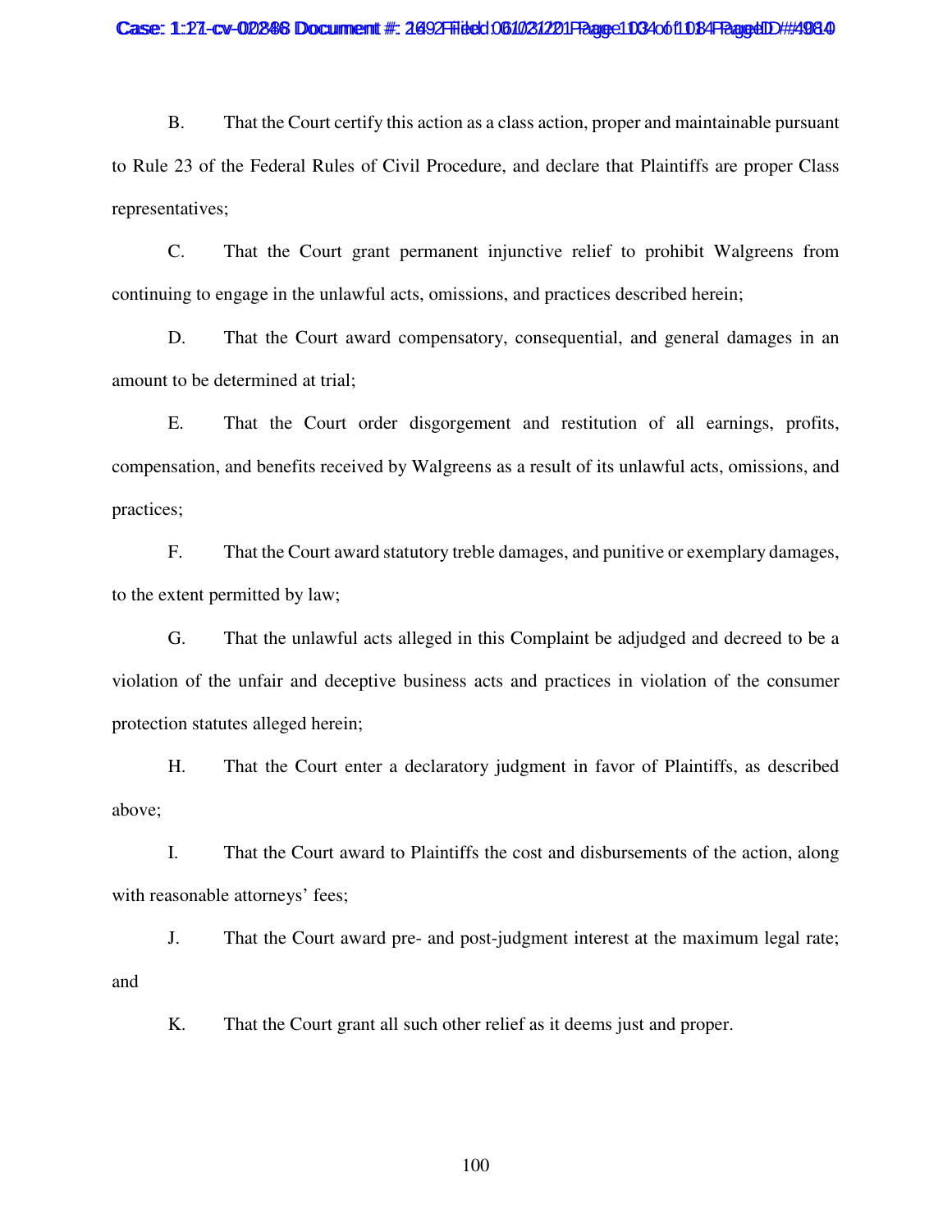B. That the Court certify this action as a class action, proper and maintainable pursuant to Rule 23 of the Federal Rules of Civil Procedure, and declare that Plaintiffs are proper Class representatives;

C. That the Court grant permanent injunctive relief to prohibit Walgreens from continuing to engage in the unlawful acts, omissions, and practices described herein;

D. That the Court award compensatory, consequential, and general damages in an amount to be determined at trial;

E. That the Court order disgorgement and restitution of all earnings, profits, compensation, and benefits received by Walgreens as a result of its unlawful acts, omissions, and practices;

F. That the Court award statutory treble damages, and punitive or exemplary damages, to the extent permitted by law;

G. That the unlawful acts alleged in this Complaint be adjudged and decreed to be a violation of the unfair and deceptive business acts and practices in violation of the consumer protection statutes alleged herein;

H. That the Court enter a declaratory judgment in favor of Plaintiffs, as described above;

I. That the Court award to Plaintiffs the cost and disbursements of the action, along with reasonable attorneys' fees;

J. That the Court award pre- and post-judgment interest at the maximum legal rate; and

K. That the Court grant all such other relief as it deems just and proper.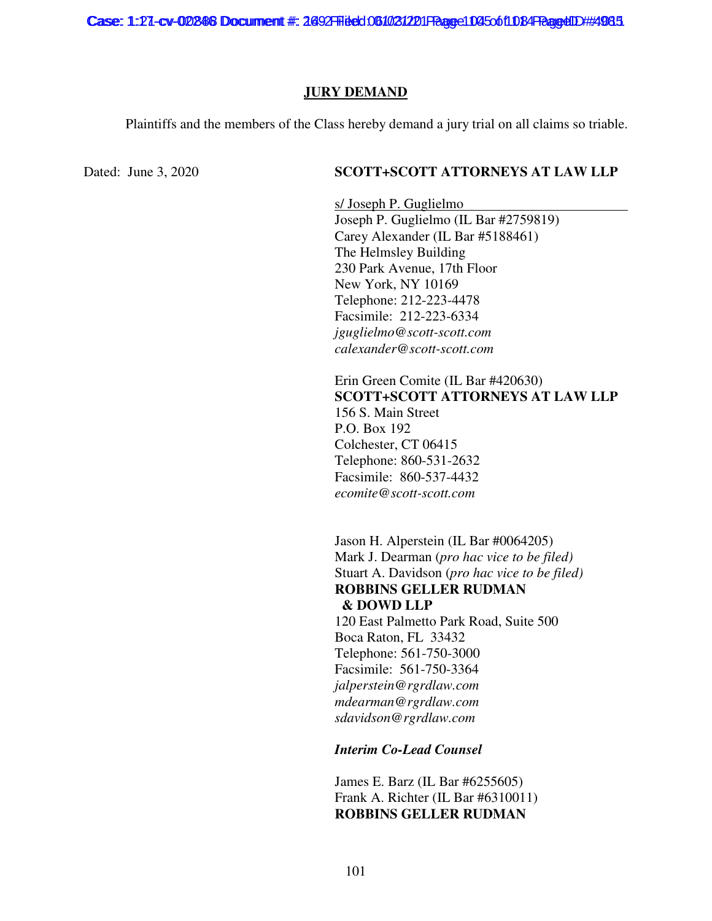## JURY DEMAND

Plaintiffs and the members of the Class hereby demand a jury trial on all claims so triable.

Dated: June 3, 2020

**SCOTT+SCOTT ATTORNEYS AT LAW LLP**

s/ Joseph P. Guglielmo
Joseph P. Guglielmo (IL Bar #2759819)
Carey Alexander (IL Bar #5188461)
The Helmsley Building
230 Park Avenue, 17th Floor
New York, NY 10169
Telephone: 212-223-4478
Facsimile: 212-223-6334
*jguglielmo@scott-scott.com*
*calexander@scott-scott.com*

Erin Green Comite (IL Bar #420630)
**SCOTT+SCOTT ATTORNEYS AT LAW LLP**
156 S. Main Street
P.O. Box 192
Colchester, CT 06415
Telephone: 860-531-2632
Facsimile: 860-537-4432
*ecomite@scott-scott.com*

Jason H. Alperstein (IL Bar #0064205)
Mark J. Dearman (*pro hac vice to be filed)*
Stuart A. Davidson (*pro hac vice to be filed)*
**ROBBINS GELLER RUDMAN & DOWD LLP**
120 East Palmetto Park Road, Suite 500
Boca Raton, FL 33432
Telephone: 561-750-3000
Facsimile: 561-750-3364
*jalperstein@rgrdlaw.com*
*mdearman@rgrdlaw.com*
*sdavidson@rgrdlaw.com*

***Interim Co-Lead Counsel***

James E. Barz (IL Bar #6255605)
Frank A. Richter (IL Bar #6310011)
**ROBBINS GELLER RUDMAN**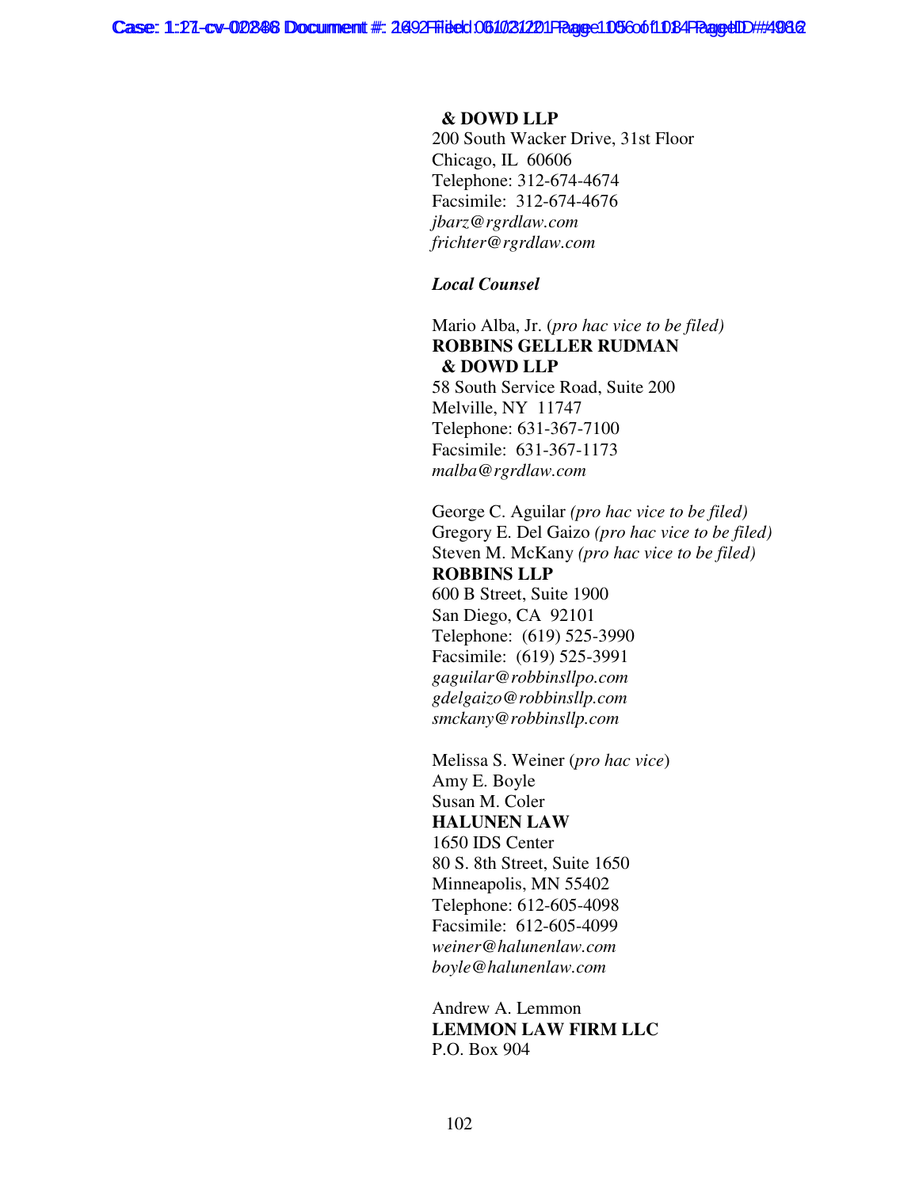**& DOWD LLP**
200 South Wacker Drive, 31st Floor
Chicago, IL 60606
Telephone: 312-674-4674
Facsimile: 312-674-4676
*jbarz@rgrdlaw.com*
*frichter@rgrdlaw.com*

***Local Counsel***

Mario Alba, Jr. (*pro hac vice to be filed)*
**ROBBINS GELLER RUDMAN & DOWD LLP**
58 South Service Road, Suite 200
Melville, NY 11747
Telephone: 631-367-7100
Facsimile: 631-367-1173
*malba@rgrdlaw.com*

George C. Aguilar *(pro hac vice to be filed)*
Gregory E. Del Gaizo *(pro hac vice to be filed)*
Steven M. McKany *(pro hac vice to be filed)*
**ROBBINS LLP**
600 B Street, Suite 1900
San Diego, CA 92101
Telephone: (619) 525-3990
Facsimile: (619) 525-3991
*gaguilar@robbinsllpo.com*
*gdelgaizo@robbinsllp.com*
*smckany@robbinsllp.com*

Melissa S. Weiner (*pro hac vice*)
Amy E. Boyle
Susan M. Coler
**HALUNEN LAW**
1650 IDS Center
80 S. 8th Street, Suite 1650
Minneapolis, MN 55402
Telephone: 612-605-4098
Facsimile: 612-605-4099
*weiner@halunenlaw.com*
*boyle@halunenlaw.com*

Andrew A. Lemmon
**LEMMON LAW FIRM LLC**
P.O. Box 904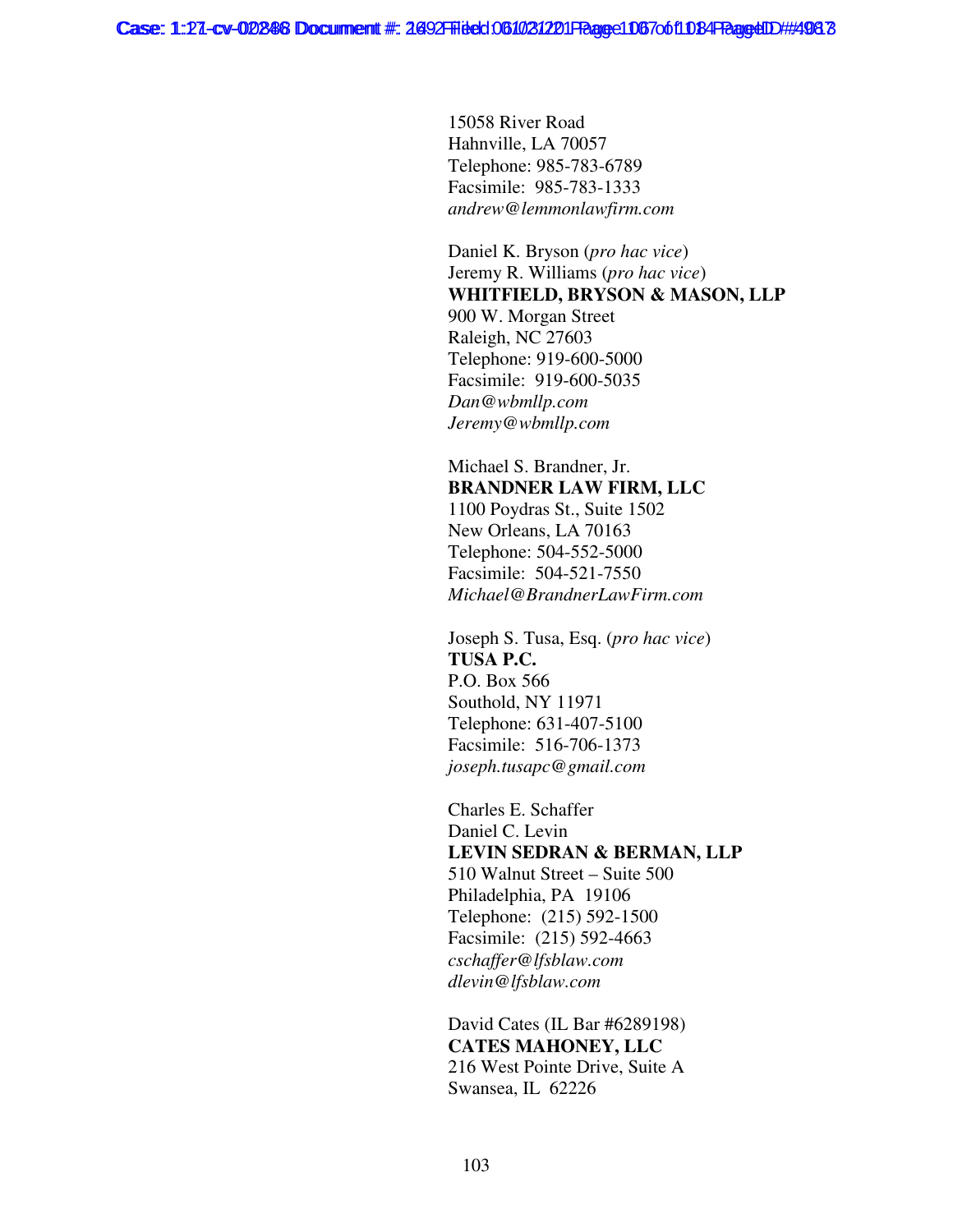15058 River Road
Hahnville, LA 70057
Telephone: 985-783-6789
Facsimile: 985-783-1333
*andrew@lemmonlawfirm.com*

Daniel K. Bryson (*pro hac vice*)
Jeremy R. Williams (*pro hac vice*)
**WHITFIELD, BRYSON & MASON, LLP**
900 W. Morgan Street
Raleigh, NC 27603
Telephone: 919-600-5000
Facsimile: 919-600-5035
*Dan@wbmllp.com*
*Jeremy@wbmllp.com*

Michael S. Brandner, Jr.
**BRANDNER LAW FIRM, LLC**
1100 Poydras St., Suite 1502
New Orleans, LA 70163
Telephone: 504-552-5000
Facsimile: 504-521-7550
*Michael@BrandnerLawFirm.com*

Joseph S. Tusa, Esq. (*pro hac vice*)
**TUSA P.C.**
P.O. Box 566
Southold, NY 11971
Telephone: 631-407-5100
Facsimile: 516-706-1373
*joseph.tusapc@gmail.com*

Charles E. Schaffer
Daniel C. Levin
**LEVIN SEDRAN & BERMAN, LLP**
510 Walnut Street – Suite 500
Philadelphia, PA 19106
Telephone: (215) 592-1500
Facsimile: (215) 592-4663
*cschaffer@lfsblaw.com*
*dlevin@lfsblaw.com*

David Cates (IL Bar #6289198)
**CATES MAHONEY, LLC**
216 West Pointe Drive, Suite A
Swansea, IL 62226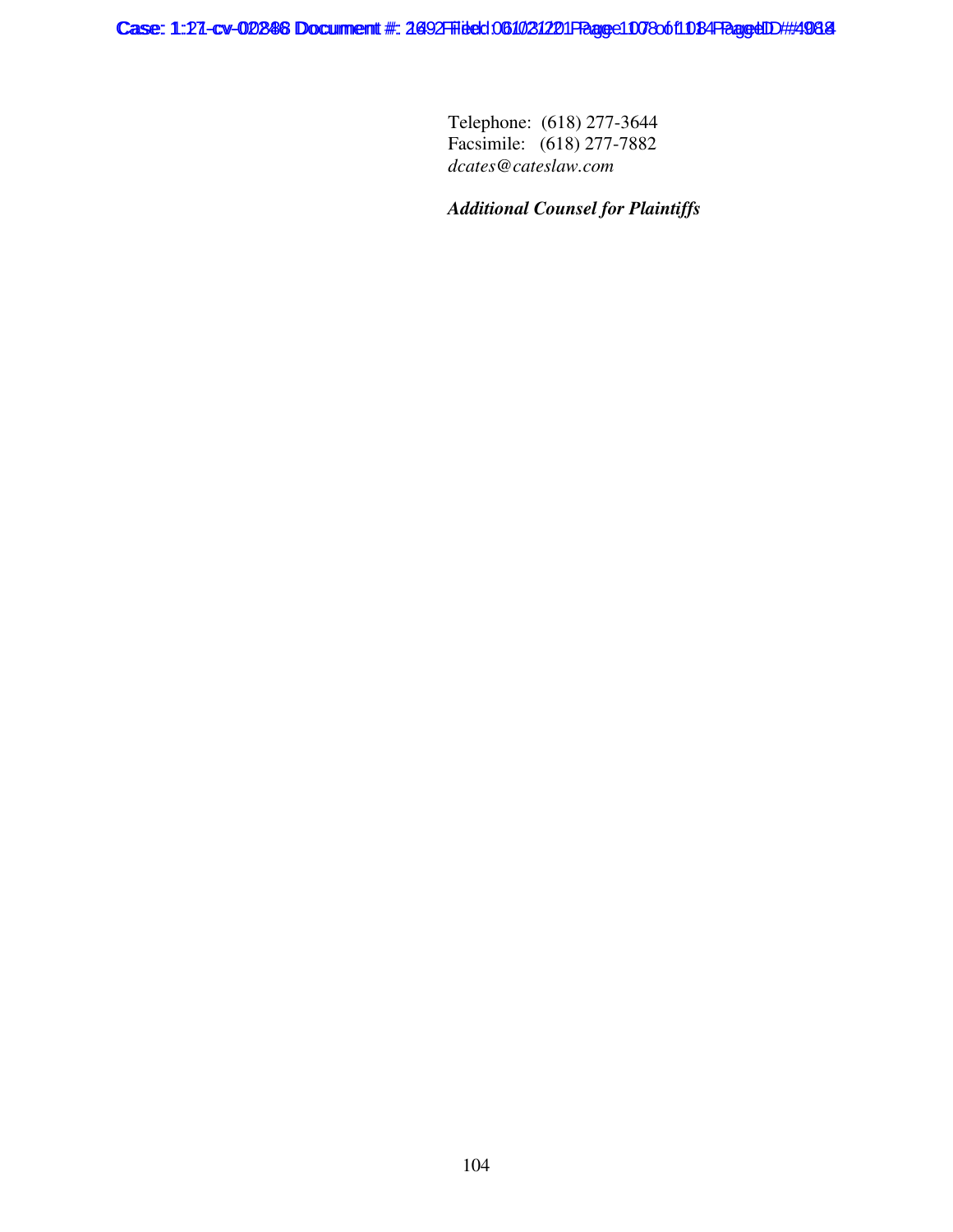Telephone: (618) 277-3644
Facsimile: (618) 277-7882
*dcates@cateslaw.com*

***Additional Counsel for Plaintiffs***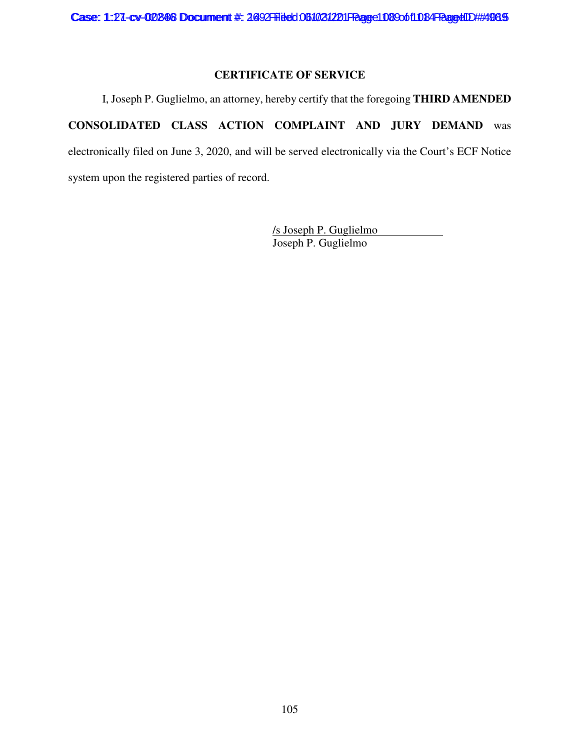## CERTIFICATE OF SERVICE

I, Joseph P. Guglielmo, an attorney, hereby certify that the foregoing **THIRD AMENDED CONSOLIDATED CLASS ACTION COMPLAINT AND JURY DEMAND** was electronically filed on June 3, 2020, and will be served electronically via the Court's ECF Notice system upon the registered parties of record.

/s Joseph P. Guglielmo
Joseph P. Guglielmo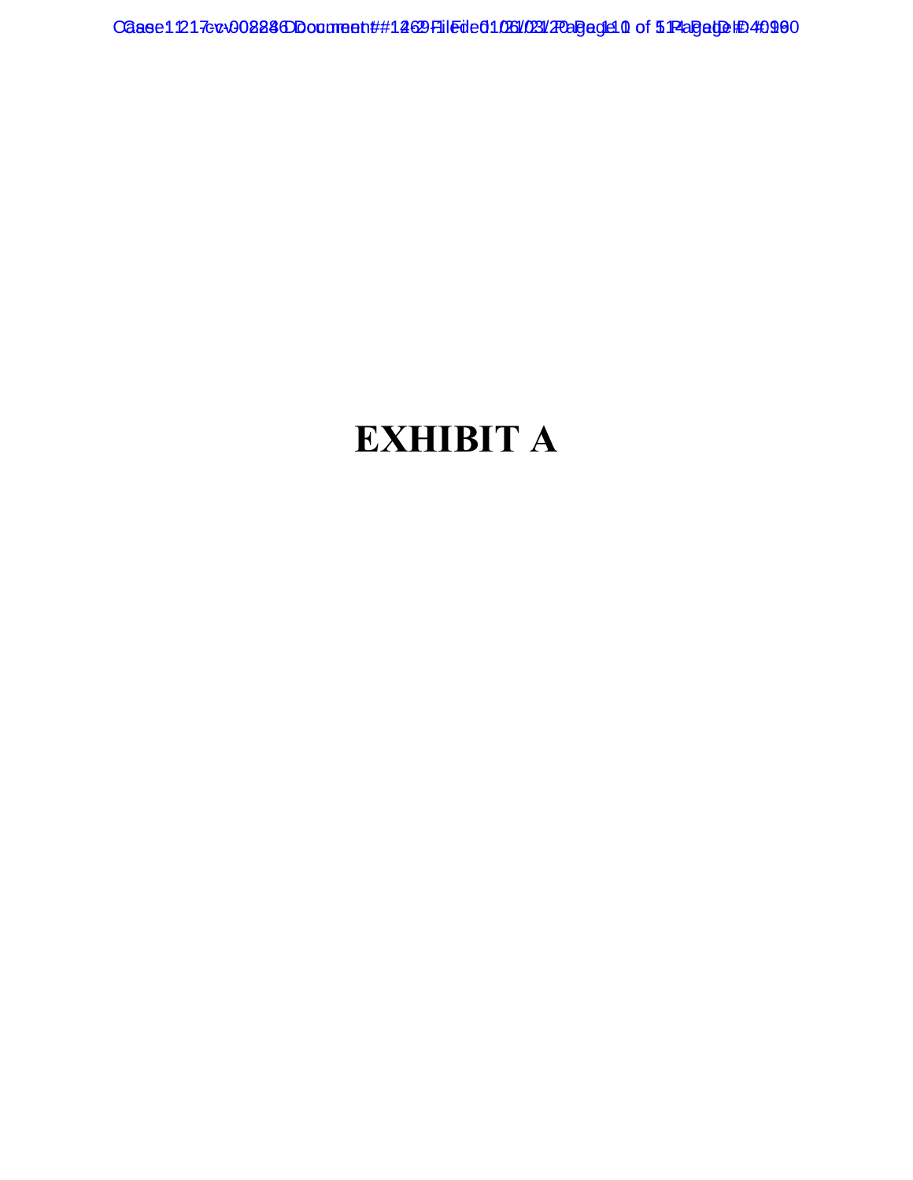# EXHIBIT A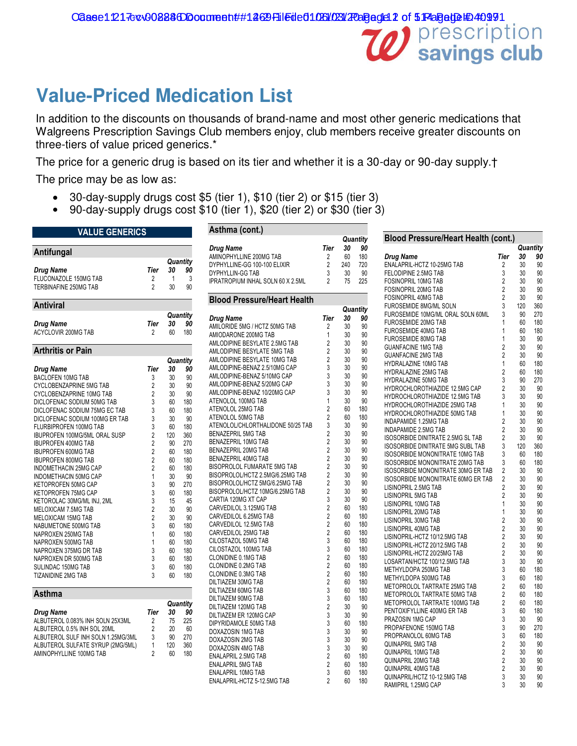prescription savings club

# Value-Priced Medication List

In addition to the discounts on thousands of brand-name and most other generic medications that Walgreens Prescription Savings Club members enjoy, club members receive greater discounts on three-tiers of value priced generics.*

The price for a generic drug is based on its tier and whether it is a 30-day or 90-day supply.†

The price may be as low as:

- 30-day-supply drugs cost $5 (tier 1), $10 (tier 2) or $15 (tier 3)
- 90-day-supply drugs cost $10 (tier 1), $20 (tier 2) or $30 (tier 3)

## VALUE GENERICS

### Antifungal

| Drug Name | Tier | Quantity 30 | Quantity 90 |
|---|---|---|---|
| FLUCONAZOLE 150MG TAB | 2 | 1 | 3 |
| TERBINAFINE 250MG TAB | 2 | 30 | 90 |

### Antiviral

| Drug Name | Tier | Quantity 30 | Quantity 90 |
|---|---|---|---|
| ACYCLOVIR 200MG TAB | 2 | 60 | 180 |

### Arthritis or Pain

| Drug Name | Tier | Quantity 30 | Quantity 90 |
|---|---|---|---|
| BACLOFEN 10MG TAB | 3 | 30 | 90 |
| CYCLOBENZAPRINE 5MG TAB | 2 | 30 | 90 |
| CYCLOBENZAPRINE 10MG TAB | 2 | 30 | 90 |
| DICLOFENAC SODIUM 50MG TAB | 3 | 60 | 180 |
| DICLOFENAC SODIUM 75MG EC TAB | 3 | 60 | 180 |
| DICLOFENAC SODIUM 100MG ER TAB | 3 | 30 | 90 |
| FLURBIPROFEN 100MG TAB | 3 | 60 | 180 |
| IBUPROFEN 100MG/5ML ORAL SUSP | 2 | 120 | 360 |
| IBUPROFEN 400MG TAB | 2 | 90 | 270 |
| IBUPROFEN 600MG TAB | 2 | 60 | 180 |
| IBUPROFEN 800MG TAB | 2 | 60 | 180 |
| INDOMETHACIN 25MG CAP | 2 | 60 | 180 |
| INDOMETHACIN 50MG CAP | 1 | 30 | 90 |
| KETOPROFEN 50MG CAP | 3 | 90 | 270 |
| KETOPROFEN 75MG CAP | 3 | 60 | 180 |
| KETOROLAC 30MG/ML INJ, 2ML | 3 | 15 | 45 |
| MELOXICAM 7.5MG TAB | 2 | 30 | 90 |
| MELOXICAM 15MG TAB | 2 | 30 | 90 |
| NABUMETONE 500MG TAB | 3 | 60 | 180 |
| NAPROXEN 250MG TAB | 1 | 60 | 180 |
| NAPROXEN 500MG TAB | 1 | 60 | 180 |
| NAPROXEN 375MG DR TAB | 3 | 60 | 180 |
| NAPROXEN DR 500MG TAB | 3 | 60 | 180 |
| SULINDAC 150MG TAB | 3 | 60 | 180 |
| TIZANIDINE 2MG TAB | 3 | 60 | 180 |

### Asthma

| Drug Name | Tier | Quantity 30 | Quantity 90 |
|---|---|---|---|
| ALBUTEROL 0.083% INH SOLN 25X3ML | 2 | 75 | 225 |
| ALBUTEROL 0.5% INH SOL 20ML | 2 | 20 | 60 |
| ALBUTEROL SULF INH SOLN 1.25MG/3ML | 3 | 90 | 270 |
| ALBUTEROL SULFATE SYRUP (2MG/5ML) | 1 | 120 | 360 |
| AMINOPHYLLINE 100MG TAB | 2 | 60 | 180 |
| AMINOPHYLLINE 200MG TAB | 2 | 60 | 180 |
| DYPHYLLINE-GG 100-100 ELIXIR | 2 | 240 | 720 |
| DYPHYLLIN-GG TAB | 3 | 30 | 90 |
| IPRATROPIUM INHAL SOLN 60 X 2.5ML | 2 | 75 | 225 |

### Blood Pressure/Heart Health

| Drug Name | Tier | Quantity 30 | Quantity 90 |
|---|---|---|---|
| AMILORIDE 5MG / HCTZ 50MG TAB | 2 | 30 | 90 |
| AMIODARONE 200MG TAB | 1 | 30 | 90 |
| AMLODIPINE BESYLATE 2.5MG TAB | 2 | 30 | 90 |
| AMLODIPINE BESYLATE 5MG TAB | 2 | 30 | 90 |
| AMLODIPINE BESYLATE 10MG TAB | 2 | 30 | 90 |
| AMLODIPINE-BENAZ 2.5/10MG CAP | 3 | 30 | 90 |
| AMLODIPINE-BENAZ 5/10MG CAP | 3 | 30 | 90 |
| AMLODIPINE-BENAZ 5/20MG CAP | 3 | 30 | 90 |
| AMLODIPINE-BENAZ 10/20MG CAP | 3 | 30 | 90 |
| ATENOLOL 100MG TAB | 1 | 30 | 90 |
| ATENOLOL 25MG TAB | 2 | 60 | 180 |
| ATENOLOL 50MG TAB | 2 | 60 | 180 |
| ATENOLOL/CHLORTHALIDONE 50/25 TAB | 3 | 30 | 90 |
| BENAZEPRIL 5MG TAB | 2 | 30 | 90 |
| BENAZEPRIL 10MG TAB | 2 | 30 | 90 |
| BENAZEPRIL 20MG TAB | 2 | 30 | 90 |
| BENAZEPRIL 40MG TAB | 2 | 30 | 90 |
| BISOPROLOL FUMARATE 5MG TAB | 2 | 30 | 90 |
| BISOPROLOL/HCTZ 2.5MG/6.25MG TAB | 2 | 30 | 90 |
| BISOPROLOL/HCTZ 5MG/6.25MG TAB | 2 | 30 | 90 |
| BISOPROLOL/HCTZ 10MG/6.25MG TAB | 2 | 30 | 90 |
| CARTIA 120MG XT CAP | 3 | 30 | 90 |
| CARVEDILOL 3.125MG TAB | 2 | 60 | 180 |
| CARVEDILOL 6.25MG TAB | 2 | 60 | 180 |
| CARVEDILOL 12.5MG TAB | 2 | 60 | 180 |
| CARVEDILOL 25MG TAB | 2 | 60 | 180 |
| CILOSTAZOL 50MG TAB | 3 | 60 | 180 |
| CILOSTAZOL 100MG TAB | 3 | 60 | 180 |
| CLONIDINE 0.1MG TAB | 2 | 60 | 180 |
| CLONIDINE 0.2MG TAB | 2 | 60 | 180 |
| CLONIDINE 0.3MG TAB | 2 | 60 | 180 |
| DILTIAZEM 30MG TAB | 2 | 60 | 180 |
| DILTIAZEM 60MG TAB | 3 | 60 | 180 |
| DILTIAZEM 90MG TAB | 3 | 60 | 180 |
| DILTIAZEM 120MG TAB | 2 | 30 | 90 |
| DILTIAZEM ER 120MG CAP | 3 | 30 | 90 |
| DIPYRIDAMOLE 50MG TAB | 3 | 60 | 180 |
| DOXAZOSIN 1MG TAB | 3 | 30 | 90 |
| DOXAZOSIN 2MG TAB | 3 | 30 | 90 |
| DOXAZOSIN 4MG TAB | 3 | 30 | 90 |
| ENALAPRIL 2.5MG TAB | 2 | 60 | 180 |
| ENALAPRIL 5MG TAB | 2 | 60 | 180 |
| ENALAPRIL 10MG TAB | 3 | 60 | 180 |
| ENALAPRIL-HCTZ 5-12.5MG TAB | 2 | 60 | 180 |
| ENALAPRIL-HCTZ 10-25MG TAB | 2 | 30 | 90 |
| FELODIPINE 2.5MG TAB | 3 | 30 | 90 |
| FOSINOPRIL 10MG TAB | 2 | 30 | 90 |
| FOSINOPRIL 20MG TAB | 2 | 30 | 90 |
| FOSINOPRIL 40MG TAB | 2 | 30 | 90 |
| FUROSEMIDE 8MG/ML SOLN | 3 | 120 | 360 |
| FUROSEMIDE 10MG/ML ORAL SOLN 60ML | 3 | 90 | 270 |
| FUROSEMIDE 20MG TAB | 1 | 60 | 180 |
| FUROSEMIDE 40MG TAB | 1 | 60 | 180 |
| FUROSEMIDE 80MG TAB | 1 | 30 | 90 |
| GUANFACINE 1MG TAB | 2 | 30 | 90 |
| GUANFACINE 2MG TAB | 2 | 30 | 90 |
| HYDRALAZINE 10MG TAB | 1 | 60 | 180 |
| HYDRALAZINE 25MG TAB | 2 | 60 | 180 |
| HYDRALAZINE 50MG TAB | 3 | 90 | 270 |
| HYDROCHLOROTHIAZIDE 12.5MG CAP | 2 | 30 | 90 |
| HYDROCHLOROTHIAZIDE 12.5MG TAB | 3 | 30 | 90 |
| HYDROCHLOROTHIAZIDE 25MG TAB | 1 | 30 | 90 |
| HYDROCHLOROTHIAZIDE 50MG TAB | 1 | 30 | 90 |
| INDAPAMIDE 1.25MG TAB | 2 | 30 | 90 |
| INDAPAMIDE 2.5MG TAB | 2 | 30 | 90 |
| ISOSORBIDE DINITRATE 2.5MG SL TAB | 2 | 30 | 90 |
| ISOSORBIDE DINITRATE 5MG SUBL TAB | 3 | 120 | 360 |
| ISOSORBIDE MONONITRATE 10MG TAB | 3 | 60 | 180 |
| ISOSORBIDE MONONITRATE 20MG TAB | 3 | 60 | 180 |
| ISOSORBIDE MONONITRATE 30MG ER TAB | 2 | 30 | 90 |
| ISOSORBIDE MONONITRATE 60MG ER TAB | 2 | 30 | 90 |
| LISINOPRIL 2.5MG TAB | 2 | 30 | 90 |
| LISINOPRIL 5MG TAB | 2 | 30 | 90 |
| LISINOPRIL 10MG TAB | 1 | 30 | 90 |
| LISINOPRIL 20MG TAB | 1 | 30 | 90 |
| LISINOPRIL 30MG TAB | 2 | 30 | 90 |
| LISINOPRIL 40MG TAB | 2 | 30 | 90 |
| LISINOPRIL-HCTZ 10/12.5MG TAB | 2 | 30 | 90 |
| LISINOPRIL-HCTZ 20/12.5MG TAB | 2 | 30 | 90 |
| LISINOPRIL-HCTZ 20/25MG TAB | 2 | 30 | 90 |
| LOSARTAN/HCTZ 100/12.5MG TAB | 3 | 30 | 90 |
| METHYLDOPA 250MG TAB | 3 | 60 | 180 |
| METHYLDOPA 500MG TAB | 3 | 60 | 180 |
| METOPROLOL TARTRATE 25MG TAB | 2 | 60 | 180 |
| METOPROLOL TARTRATE 50MG TAB | 2 | 60 | 180 |
| METOPROLOL TARTRATE 100MG TAB | 2 | 60 | 180 |
| PENTOXIFYLLINE 400MG ER TAB | 3 | 60 | 180 |
| PRAZOSIN 1MG CAP | 3 | 30 | 90 |
| PROPAFENONE 150MG TAB | 3 | 90 | 270 |
| PROPRANOLOL 60MG TAB | 3 | 60 | 180 |
| QUINAPRIL 5MG TAB | 2 | 30 | 90 |
| QUINAPRIL 10MG TAB | 2 | 30 | 90 |
| QUINAPRIL 20MG TAB | 2 | 30 | 90 |
| QUINAPRIL 40MG TAB | 2 | 30 | 90 |
| QUINAPRIL/HCTZ 10-12.5MG TAB | 3 | 30 | 90 |
| RAMIPRIL 1.25MG CAP | 3 | 30 | 90 |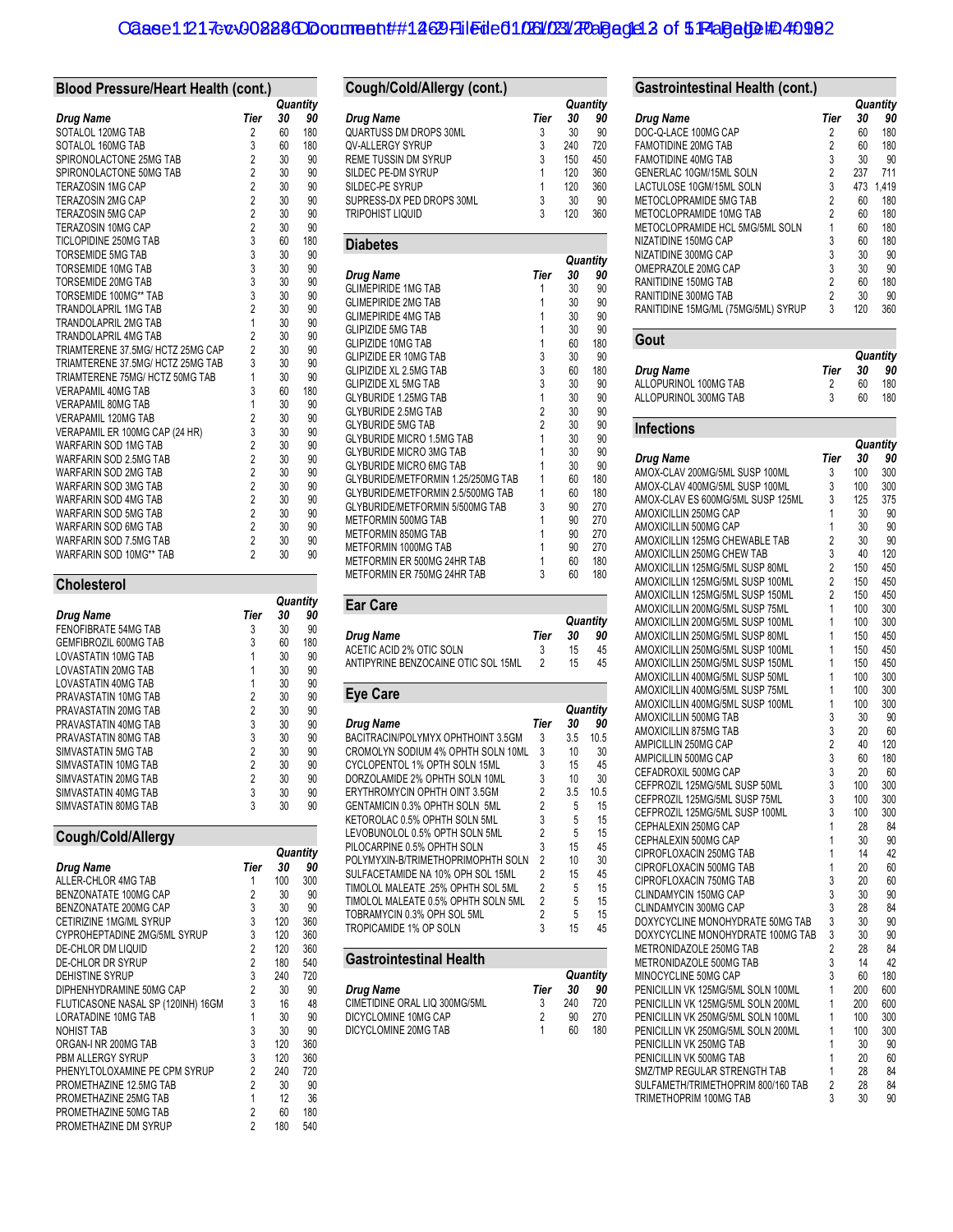## Blood Pressure/Heart Health (cont.)

| Drug Name | Tier | Quantity 30 | 90 |
|---|---|---|---|
| SOTALOL 120MG TAB | 2 | 60 | 180 |
| SOTALOL 160MG TAB | 3 | 60 | 180 |
| SPIRONOLACTONE 25MG TAB | 2 | 30 | 90 |
| SPIRONOLACTONE 50MG TAB | 2 | 30 | 90 |
| TERAZOSIN 1MG CAP | 2 | 30 | 90 |
| TERAZOSIN 2MG CAP | 2 | 30 | 90 |
| TERAZOSIN 5MG CAP | 2 | 30 | 90 |
| TERAZOSIN 10MG CAP | 2 | 30 | 90 |
| TICLOPIDINE 250MG TAB | 3 | 60 | 180 |
| TORSEMIDE 5MG TAB | 3 | 30 | 90 |
| TORSEMIDE 10MG TAB | 3 | 30 | 90 |
| TORSEMIDE 20MG TAB | 3 | 30 | 90 |
| TORSEMIDE 100MG** TAB | 3 | 30 | 90 |
| TRANDOLAPRIL 1MG TAB | 2 | 30 | 90 |
| TRANDOLAPRIL 2MG TAB | 1 | 30 | 90 |
| TRANDOLAPRIL 4MG TAB | 2 | 30 | 90 |
| TRIAMTERENE 37.5MG/ HCTZ 25MG CAP | 2 | 30 | 90 |
| TRIAMTERENE 37.5MG/ HCTZ 25MG TAB | 3 | 30 | 90 |
| TRIAMTERENE 75MG/ HCTZ 50MG TAB | 1 | 30 | 90 |
| VERAPAMIL 40MG TAB | 3 | 60 | 180 |
| VERAPAMIL 80MG TAB | 1 | 30 | 90 |
| VERAPAMIL 120MG TAB | 2 | 30 | 90 |
| VERAPAMIL ER 100MG CAP (24 HR) | 3 | 30 | 90 |
| WARFARIN SOD 1MG TAB | 2 | 30 | 90 |
| WARFARIN SOD 2.5MG TAB | 2 | 30 | 90 |
| WARFARIN SOD 2MG TAB | 2 | 30 | 90 |
| WARFARIN SOD 3MG TAB | 2 | 30 | 90 |
| WARFARIN SOD 4MG TAB | 2 | 30 | 90 |
| WARFARIN SOD 5MG TAB | 2 | 30 | 90 |
| WARFARIN SOD 6MG TAB | 2 | 30 | 90 |
| WARFARIN SOD 7.5MG TAB | 2 | 30 | 90 |
| WARFARIN SOD 10MG** TAB | 2 | 30 | 90 |

## Cholesterol

| Drug Name | Tier | Quantity 30 | 90 |
|---|---|---|---|
| FENOFIBRATE 54MG TAB | 3 | 30 | 90 |
| GEMFIBROZIL 600MG TAB | 3 | 60 | 180 |
| LOVASTATIN 10MG TAB | 1 | 30 | 90 |
| LOVASTATIN 20MG TAB | 1 | 30 | 90 |
| LOVASTATIN 40MG TAB | 1 | 30 | 90 |
| PRAVASTATIN 10MG TAB | 2 | 30 | 90 |
| PRAVASTATIN 20MG TAB | 2 | 30 | 90 |
| PRAVASTATIN 40MG TAB | 3 | 30 | 90 |
| PRAVASTATIN 80MG TAB | 3 | 30 | 90 |
| SIMVASTATIN 5MG TAB | 2 | 30 | 90 |
| SIMVASTATIN 10MG TAB | 2 | 30 | 90 |
| SIMVASTATIN 20MG TAB | 2 | 30 | 90 |
| SIMVASTATIN 40MG TAB | 3 | 30 | 90 |
| SIMVASTATIN 80MG TAB | 3 | 30 | 90 |

## Cough/Cold/Allergy

| Drug Name | Tier | Quantity 30 | 90 |
|---|---|---|---|
| ALLER-CHLOR 4MG TAB | 1 | 100 | 300 |
| BENZONATATE 100MG CAP | 2 | 30 | 90 |
| BENZONATATE 200MG CAP | 3 | 30 | 90 |
| CETIRIZINE 1MG/ML SYRUP | 3 | 120 | 360 |
| CYPROHEPTADINE 2MG/5ML SYRUP | 3 | 120 | 360 |
| DE-CHLOR DM LIQUID | 2 | 120 | 360 |
| DE-CHLOR DR SYRUP | 2 | 180 | 540 |
| DEHISTINE SYRUP | 3 | 240 | 720 |
| DIPHENHYDRAMINE 50MG CAP | 2 | 30 | 90 |
| FLUTICASONE NASAL SP (120INH) 16GM | 3 | 16 | 48 |
| LORATADINE 10MG TAB | 1 | 30 | 90 |
| NOHIST TAB | 3 | 30 | 90 |
| ORGAN-I NR 200MG TAB | 3 | 120 | 360 |
| PBM ALLERGY SYRUP | 3 | 120 | 360 |
| PHENYLTOLOXAMINE PE CPM SYRUP | 2 | 240 | 720 |
| PROMETHAZINE 12.5MG TAB | 2 | 30 | 90 |
| PROMETHAZINE 25MG TAB | 1 | 12 | 36 |
| PROMETHAZINE 50MG TAB | 2 | 60 | 180 |
| PROMETHAZINE DM SYRUP | 2 | 180 | 540 |

## Cough/Cold/Allergy (cont.)

| Drug Name | Tier | Quantity 30 | 90 |
|---|---|---|---|
| QUARTUSS DM DROPS 30ML | 3 | 30 | 90 |
| QV-ALLERGY SYRUP | 3 | 240 | 720 |
| REME TUSSIN DM SYRUP | 3 | 150 | 450 |
| SILDEC PE-DM SYRUP | 1 | 120 | 360 |
| SILDEC-PE SYRUP | 1 | 120 | 360 |
| SUPRESS-DX PED DROPS 30ML | 3 | 30 | 90 |
| TRIPOHIST LIQUID | 3 | 120 | 360 |

## Diabetes

| Drug Name | Tier | Quantity 30 | 90 |
|---|---|---|---|
| GLIMEPIRIDE 1MG TAB | 1 | 30 | 90 |
| GLIMEPIRIDE 2MG TAB | 1 | 30 | 90 |
| GLIMEPIRIDE 4MG TAB | 1 | 30 | 90 |
| GLIPIZIDE 5MG TAB | 1 | 30 | 90 |
| GLIPIZIDE 10MG TAB | 1 | 60 | 180 |
| GLIPIZIDE ER 10MG TAB | 3 | 30 | 90 |
| GLIPIZIDE XL 2.5MG TAB | 3 | 60 | 180 |
| GLIPIZIDE XL 5MG TAB | 3 | 30 | 90 |
| GLYBURIDE 1.25MG TAB | 1 | 30 | 90 |
| GLYBURIDE 2.5MG TAB | 2 | 30 | 90 |
| GLYBURIDE 5MG TAB | 2 | 30 | 90 |
| GLYBURIDE MICRO 1.5MG TAB | 1 | 30 | 90 |
| GLYBURIDE MICRO 3MG TAB | 1 | 30 | 90 |
| GLYBURIDE MICRO 6MG TAB | 1 | 30 | 90 |
| GLYBURIDE/METFORMIN 1.25/250MG TAB | 1 | 60 | 180 |
| GLYBURIDE/METFORMIN 2.5/500MG TAB | 1 | 60 | 180 |
| GLYBURIDE/METFORMIN 5/500MG TAB | 3 | 90 | 270 |
| METFORMIN 500MG TAB | 1 | 90 | 270 |
| METFORMIN 850MG TAB | 1 | 90 | 270 |
| METFORMIN 1000MG TAB | 1 | 90 | 270 |
| METFORMIN ER 500MG 24HR TAB | 1 | 60 | 180 |
| METFORMIN ER 750MG 24HR TAB | 3 | 60 | 180 |

## Ear Care

| Drug Name | Tier | Quantity 30 | 90 |
|---|---|---|---|
| ACETIC ACID 2% OTIC SOLN | 3 | 15 | 45 |
| ANTIPYRINE BENZOCAINE OTIC SOL 15ML | 2 | 15 | 45 |

## Eye Care

| Drug Name | Tier | Quantity 30 | 90 |
|---|---|---|---|
| BACITRACIN/POLYMYX OPHTHOINT 3.5GM | 3 | 3.5 | 10.5 |
| CROMOLYN SODIUM 4% OPHTH SOLN 10ML | 3 | 10 | 30 |
| CYCLOPENTOL 1% OPTH SOLN 15ML | 3 | 15 | 45 |
| DORZOLAMIDE 2% OPHTH SOLN 10ML | 3 | 10 | 30 |
| ERYTHROMYCIN OPHTH OINT 3.5GM | 2 | 3.5 | 10.5 |
| GENTAMICIN 0.3% OPHTH SOLN 5ML | 2 | 5 | 15 |
| KETOROLAC 0.5% OPHTH SOLN 5ML | 3 | 5 | 15 |
| LEVOBUNOLOL 0.5% OPTH SOLN 5ML | 2 | 5 | 15 |
| PILOCARPINE 0.5% OPHTH SOLN | 3 | 15 | 45 |
| POLYMYXIN-B/TRIMETHOPRIMOPHTH SOLN | 2 | 10 | 30 |
| SULFACETAMIDE NA 10% OPH SOL 15ML | 2 | 15 | 45 |
| TIMOLOL MALEATE .25% OPHTH SOL 5ML | 2 | 5 | 15 |
| TIMOLOL MALEATE 0.5% OPHTH SOLN 5ML | 2 | 5 | 15 |
| TOBRAMYCIN 0.3% OPH SOL 5ML | 2 | 5 | 15 |
| TROPICAMIDE 1% OP SOLN | 3 | 15 | 45 |

## Gastrointestinal Health

| Drug Name | Tier | Quantity 30 | 90 |
|---|---|---|---|
| CIMETIDINE ORAL LIQ 300MG/5ML | 3 | 240 | 720 |
| DICYCLOMINE 10MG CAP | 2 | 90 | 270 |
| DICYCLOMINE 20MG TAB | 1 | 60 | 180 |

## Gastrointestinal Health (cont.)

| Drug Name | Tier | Quantity 30 | 90 |
|---|---|---|---|
| DOC-Q-LACE 100MG CAP | 2 | 60 | 180 |
| FAMOTIDINE 20MG TAB | 2 | 60 | 180 |
| FAMOTIDINE 40MG TAB | 3 | 30 | 90 |
| GENERLAC 10GM/15ML SOLN | 2 | 237 | 711 |
| LACTULOSE 10GM/15ML SOLN | 3 | 473 | 1,419 |
| METOCLOPRAMIDE 5MG TAB | 2 | 60 | 180 |
| METOCLOPRAMIDE 10MG TAB | 2 | 60 | 180 |
| METOCLOPRAMIDE HCL 5MG/5ML SOLN | 1 | 60 | 180 |
| NIZATIDINE 150MG CAP | 3 | 60 | 180 |
| NIZATIDINE 300MG CAP | 3 | 30 | 90 |
| OMEPRAZOLE 20MG CAP | 3 | 30 | 90 |
| RANITIDINE 150MG TAB | 2 | 60 | 180 |
| RANITIDINE 300MG TAB | 2 | 30 | 90 |
| RANITIDINE 15MG/ML (75MG/5ML) SYRUP | 3 | 120 | 360 |

## Gout

| Drug Name | Tier | Quantity 30 | 90 |
|---|---|---|---|
| ALLOPURINOL 100MG TAB | 2 | 60 | 180 |
| ALLOPURINOL 300MG TAB | 3 | 60 | 180 |

## Infections

| Drug Name | Tier | Quantity 30 | 90 |
|---|---|---|---|
| AMOX-CLAV 200MG/5ML SUSP 100ML | 3 | 100 | 300 |
| AMOX-CLAV 400MG/5ML SUSP 100ML | 3 | 100 | 300 |
| AMOX-CLAV ES 600MG/5ML SUSP 125ML | 3 | 125 | 375 |
| AMOXICILLIN 250MG CAP | 1 | 30 | 90 |
| AMOXICILLIN 500MG CAP | 1 | 30 | 90 |
| AMOXICILLIN 125MG CHEWABLE TAB | 2 | 30 | 90 |
| AMOXICILLIN 250MG CHEW TAB | 3 | 40 | 120 |
| AMOXICILLIN 125MG/5ML SUSP 80ML | 2 | 150 | 450 |
| AMOXICILLIN 125MG/5ML SUSP 100ML | 2 | 150 | 450 |
| AMOXICILLIN 125MG/5ML SUSP 150ML | 2 | 150 | 450 |
| AMOXICILLIN 200MG/5ML SUSP 75ML | 1 | 100 | 300 |
| AMOXICILLIN 200MG/5ML SUSP 100ML | 1 | 100 | 300 |
| AMOXICILLIN 250MG/5ML SUSP 80ML | 1 | 150 | 450 |
| AMOXICILLIN 250MG/5ML SUSP 100ML | 1 | 150 | 450 |
| AMOXICILLIN 250MG/5ML SUSP 150ML | 1 | 150 | 450 |
| AMOXICILLIN 400MG/5ML SUSP 50ML | 1 | 100 | 300 |
| AMOXICILLIN 400MG/5ML SUSP 75ML | 1 | 100 | 300 |
| AMOXICILLIN 400MG/5ML SUSP 100ML | 1 | 100 | 300 |
| AMOXICILLIN 500MG TAB | 3 | 30 | 90 |
| AMOXICILLIN 875MG TAB | 3 | 20 | 60 |
| AMPICILLIN 250MG CAP | 2 | 40 | 120 |
| AMPICILLIN 500MG CAP | 3 | 60 | 180 |
| CEFADROXIL 500MG CAP | 3 | 20 | 60 |
| CEFPROZIL 125MG/5ML SUSP 50ML | 3 | 100 | 300 |
| CEFPROZIL 125MG/5ML SUSP 75ML | 3 | 100 | 300 |
| CEFPROZIL 125MG/5ML SUSP 100ML | 3 | 100 | 300 |
| CEPHALEXIN 250MG CAP | 1 | 28 | 84 |
| CEPHALEXIN 500MG CAP | 1 | 30 | 90 |
| CIPROFLOXACIN 250MG TAB | 1 | 14 | 42 |
| CIPROFLOXACIN 500MG TAB | 1 | 20 | 60 |
| CIPROFLOXACIN 750MG TAB | 3 | 20 | 60 |
| CLINDAMYCIN 150MG CAP | 3 | 30 | 90 |
| CLINDAMYCIN 300MG CAP | 3 | 28 | 84 |
| DOXYCYCLINE MONOHYDRATE 50MG TAB | 3 | 30 | 90 |
| DOXYCYCLINE MONOHYDRATE 100MG TAB | 3 | 30 | 90 |
| METRONIDAZOLE 250MG TAB | 2 | 28 | 84 |
| METRONIDAZOLE 500MG TAB | 3 | 14 | 42 |
| MINOCYCLINE 50MG CAP | 3 | 60 | 180 |
| PENICILLIN VK 125MG/5ML SOLN 100ML | 1 | 200 | 600 |
| PENICILLIN VK 125MG/5ML SOLN 200ML | 1 | 200 | 600 |
| PENICILLIN VK 250MG/5ML SOLN 100ML | 1 | 100 | 300 |
| PENICILLIN VK 250MG/5ML SOLN 200ML | 1 | 100 | 300 |
| PENICILLIN VK 250MG TAB | 1 | 30 | 90 |
| PENICILLIN VK 500MG TAB | 1 | 20 | 60 |
| SMZ/TMP REGULAR STRENGTH TAB | 1 | 28 | 84 |
| SULFAMETH/TRIMETHOPRIM 800/160 TAB | 2 | 28 | 84 |
| TRIMETHOPRIM 100MG TAB | 3 | 30 | 90 |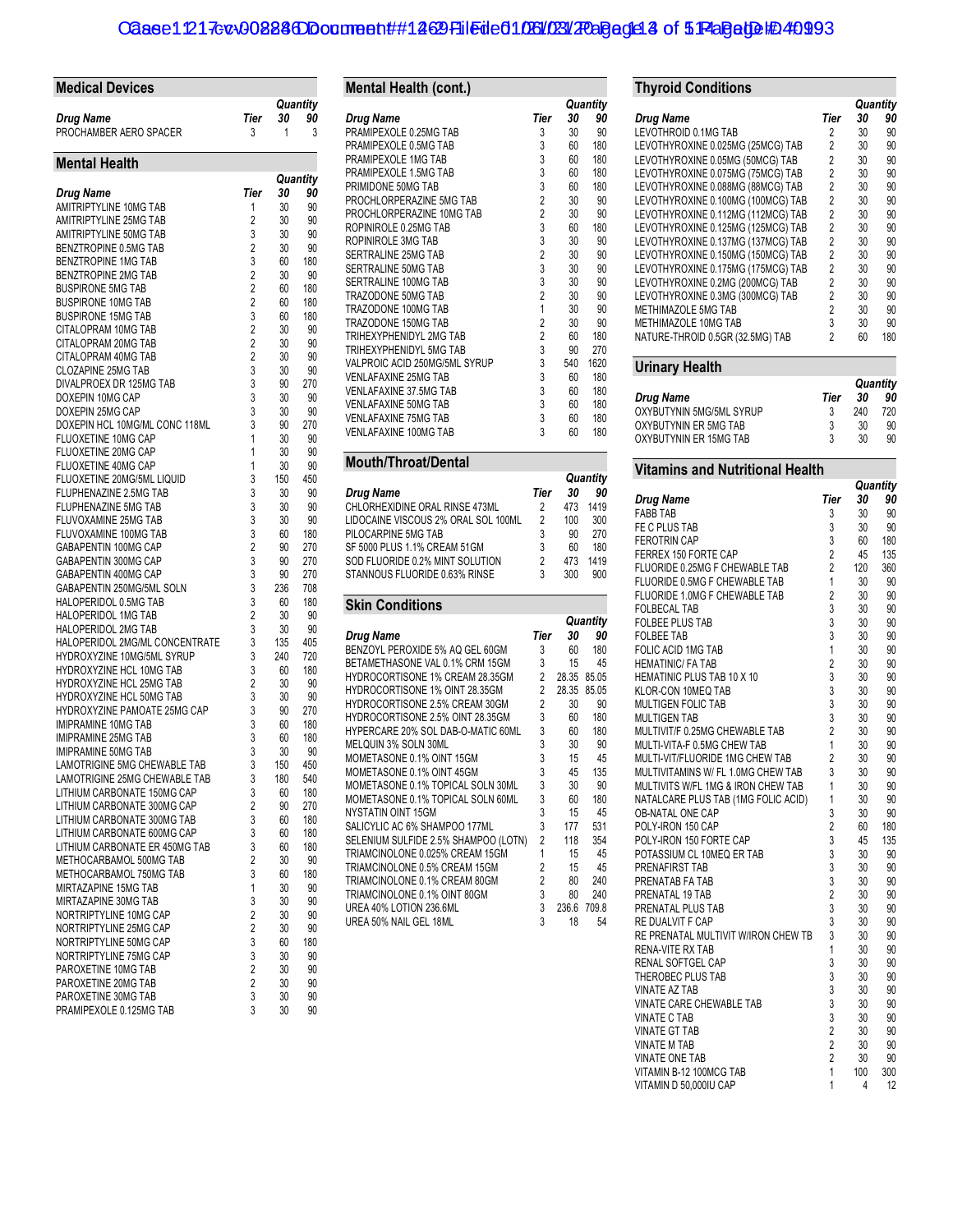## Medical Devices

| Drug Name | Tier | Quantity 30 | Quantity 90 |
|---|---|---|---|
| PROCHAMBER AERO SPACER | 3 | 1 | 3 |

## Mental Health

| Drug Name | Tier | Quantity 30 | Quantity 90 |
|---|---|---|---|
| AMITRIPTYLINE 10MG TAB | 1 | 30 | 90 |
| AMITRIPTYLINE 25MG TAB | 2 | 30 | 90 |
| AMITRIPTYLINE 50MG TAB | 3 | 30 | 90 |
| BENZTROPINE 0.5MG TAB | 2 | 30 | 90 |
| BENZTROPINE 1MG TAB | 3 | 60 | 180 |
| BENZTROPINE 2MG TAB | 2 | 30 | 90 |
| BUSPIRONE 5MG TAB | 2 | 60 | 180 |
| BUSPIRONE 10MG TAB | 2 | 60 | 180 |
| BUSPIRONE 15MG TAB | 3 | 60 | 180 |
| CITALOPRAM 10MG TAB | 2 | 30 | 90 |
| CITALOPRAM 20MG TAB | 2 | 30 | 90 |
| CITALOPRAM 40MG TAB | 2 | 30 | 90 |
| CLOZAPINE 25MG TAB | 3 | 30 | 90 |
| DIVALPROEX DR 125MG TAB | 3 | 90 | 270 |
| DOXEPIN 10MG CAP | 3 | 30 | 90 |
| DOXEPIN 25MG CAP | 3 | 30 | 90 |
| DOXEPIN HCL 10MG/ML CONC 118ML | 3 | 90 | 270 |
| FLUOXETINE 10MG CAP | 1 | 30 | 90 |
| FLUOXETINE 20MG CAP | 1 | 30 | 90 |
| FLUOXETINE 40MG CAP | 1 | 30 | 90 |
| FLUOXETINE 20MG/5ML LIQUID | 3 | 150 | 450 |
| FLUPHENAZINE 2.5MG TAB | 3 | 30 | 90 |
| FLUPHENAZINE 5MG TAB | 3 | 30 | 90 |
| FLUVOXAMINE 25MG TAB | 3 | 30 | 90 |
| FLUVOXAMINE 100MG TAB | 3 | 60 | 180 |
| GABAPENTIN 100MG CAP | 2 | 90 | 270 |
| GABAPENTIN 300MG CAP | 3 | 90 | 270 |
| GABAPENTIN 400MG CAP | 3 | 90 | 270 |
| GABAPENTIN 250MG/5ML SOLN | 3 | 236 | 708 |
| HALOPERIDOL 0.5MG TAB | 3 | 60 | 180 |
| HALOPERIDOL 1MG TAB | 2 | 30 | 90 |
| HALOPERIDOL 2MG TAB | 3 | 30 | 90 |
| HALOPERIDOL 2MG/ML CONCENTRATE | 3 | 135 | 405 |
| HYDROXYZINE 10MG/5ML SYRUP | 3 | 240 | 720 |
| HYDROXYZINE HCL 10MG TAB | 3 | 60 | 180 |
| HYDROXYZINE HCL 25MG TAB | 2 | 30 | 90 |
| HYDROXYZINE HCL 50MG TAB | 3 | 30 | 90 |
| HYDROXYZINE PAMOATE 25MG CAP | 3 | 90 | 270 |
| IMIPRAMINE 10MG TAB | 3 | 60 | 180 |
| IMIPRAMINE 25MG TAB | 3 | 60 | 180 |
| IMIPRAMINE 50MG TAB | 3 | 30 | 90 |
| LAMOTRIGINE 5MG CHEWABLE TAB | 3 | 150 | 450 |
| LAMOTRIGINE 25MG CHEWABLE TAB | 3 | 180 | 540 |
| LITHIUM CARBONATE 150MG CAP | 3 | 60 | 180 |
| LITHIUM CARBONATE 300MG CAP | 2 | 90 | 270 |
| LITHIUM CARBONATE 300MG TAB | 3 | 60 | 180 |
| LITHIUM CARBONATE 600MG CAP | 3 | 60 | 180 |
| LITHIUM CARBONATE ER 450MG TAB | 3 | 60 | 180 |
| METHOCARBAMOL 500MG TAB | 2 | 30 | 90 |
| METHOCARBAMOL 750MG TAB | 3 | 60 | 180 |
| MIRTAZAPINE 15MG TAB | 1 | 30 | 90 |
| MIRTAZAPINE 30MG TAB | 3 | 30 | 90 |
| NORTRIPTYLINE 10MG CAP | 2 | 30 | 90 |
| NORTRIPTYLINE 25MG CAP | 2 | 30 | 90 |
| NORTRIPTYLINE 50MG CAP | 3 | 60 | 180 |
| NORTRIPTYLINE 75MG CAP | 3 | 30 | 90 |
| PAROXETINE 10MG TAB | 2 | 30 | 90 |
| PAROXETINE 20MG TAB | 2 | 30 | 90 |
| PAROXETINE 30MG TAB | 3 | 30 | 90 |
| PRAMIPEXOLE 0.125MG TAB | 3 | 30 | 90 |

## Mental Health (cont.)

| Drug Name | Tier | Quantity 30 | Quantity 90 |
|---|---|---|---|
| PRAMIPEXOLE 0.25MG TAB | 3 | 30 | 90 |
| PRAMIPEXOLE 0.5MG TAB | 3 | 60 | 180 |
| PRAMIPEXOLE 1MG TAB | 3 | 60 | 180 |
| PRAMIPEXOLE 1.5MG TAB | 3 | 60 | 180 |
| PRIMIDONE 50MG TAB | 3 | 60 | 180 |
| PROCHLORPERAZINE 5MG TAB | 2 | 30 | 90 |
| PROCHLORPERAZINE 10MG TAB | 2 | 30 | 90 |
| ROPINIROLE 0.25MG TAB | 3 | 60 | 180 |
| ROPINIROLE 3MG TAB | 3 | 30 | 90 |
| SERTRALINE 25MG TAB | 2 | 30 | 90 |
| SERTRALINE 50MG TAB | 3 | 30 | 90 |
| SERTRALINE 100MG TAB | 3 | 30 | 90 |
| TRAZODONE 50MG TAB | 2 | 30 | 90 |
| TRAZODONE 100MG TAB | 1 | 30 | 90 |
| TRAZODONE 150MG TAB | 2 | 30 | 90 |
| TRIHEXYPHENIDYL 2MG TAB | 2 | 60 | 180 |
| TRIHEXYPHENIDYL 5MG TAB | 3 | 90 | 270 |
| VALPROIC ACID 250MG/5ML SYRUP | 3 | 540 | 1620 |
| VENLAFAXINE 25MG TAB | 3 | 60 | 180 |
| VENLAFAXINE 37.5MG TAB | 3 | 60 | 180 |
| VENLAFAXINE 50MG TAB | 3 | 60 | 180 |
| VENLAFAXINE 75MG TAB | 3 | 60 | 180 |
| VENLAFAXINE 100MG TAB | 3 | 60 | 180 |

## Mouth/Throat/Dental

| Drug Name | Tier | Quantity 30 | Quantity 90 |
|---|---|---|---|
| CHLORHEXIDINE ORAL RINSE 473ML | 2 | 473 | 1419 |
| LIDOCAINE VISCOUS 2% ORAL SOL 100ML | 2 | 100 | 300 |
| PILOCARPINE 5MG TAB | 3 | 90 | 270 |
| SF 5000 PLUS 1.1% CREAM 51GM | 3 | 60 | 180 |
| SOD FLUORIDE 0.2% MINT SOLUTION | 2 | 473 | 1419 |
| STANNOUS FLUORIDE 0.63% RINSE | 3 | 300 | 900 |

## Skin Conditions

| Drug Name | Tier | Quantity 30 | Quantity 90 |
|---|---|---|---|
| BENZOYL PEROXIDE 5% AQ GEL 60GM | 3 | 60 | 180 |
| BETAMETHASONE VAL 0.1% CRM 15GM | 3 | 15 | 45 |
| HYDROCORTISONE 1% CREAM 28.35GM | 2 | 28.35 | 85.05 |
| HYDROCORTISONE 1% OINT 28.35GM | 2 | 28.35 | 85.05 |
| HYDROCORTISONE 2.5% CREAM 30GM | 2 | 30 | 90 |
| HYDROCORTISONE 2.5% OINT 28.35GM | 3 | 60 | 180 |
| HYPERCARE 20% SOL DAB-O-MATIC 60ML | 3 | 60 | 180 |
| MELQUIN 3% SOLN 30ML | 3 | 30 | 90 |
| MOMETASONE 0.1% OINT 15GM | 3 | 15 | 45 |
| MOMETASONE 0.1% OINT 45GM | 3 | 45 | 135 |
| MOMETASONE 0.1% TOPICAL SOLN 30ML | 3 | 30 | 90 |
| MOMETASONE 0.1% TOPICAL SOLN 60ML | 3 | 60 | 180 |
| NYSTATIN OINT 15GM | 3 | 15 | 45 |
| SALICYLIC AC 6% SHAMPOO 177ML | 3 | 177 | 531 |
| SELENIUM SULFIDE 2.5% SHAMPOO (LOTN) | 2 | 118 | 354 |
| TRIAMCINOLONE 0.025% CREAM 15GM | 1 | 15 | 45 |
| TRIAMCINOLONE 0.5% CREAM 15GM | 2 | 15 | 45 |
| TRIAMCINOLONE 0.1% CREAM 80GM | 2 | 80 | 240 |
| TRIAMCINOLONE 0.1% OINT 80GM | 3 | 80 | 240 |
| UREA 40% LOTION 236.6ML | 3 | 236.6 | 709.8 |
| UREA 50% NAIL GEL 18ML | 3 | 18 | 54 |

## Thyroid Conditions

| Drug Name | Tier | Quantity 30 | Quantity 90 |
|---|---|---|---|
| LEVOTHROID 0.1MG TAB | 2 | 30 | 90 |
| LEVOTHYROXINE 0.025MG (25MCG) TAB | 2 | 30 | 90 |
| LEVOTHYROXINE 0.05MG (50MCG) TAB | 2 | 30 | 90 |
| LEVOTHYROXINE 0.075MG (75MCG) TAB | 2 | 30 | 90 |
| LEVOTHYROXINE 0.088MG (88MCG) TAB | 2 | 30 | 90 |
| LEVOTHYROXINE 0.100MG (100MCG) TAB | 2 | 30 | 90 |
| LEVOTHYROXINE 0.112MG (112MCG) TAB | 2 | 30 | 90 |
| LEVOTHYROXINE 0.125MG (125MCG) TAB | 2 | 30 | 90 |
| LEVOTHYROXINE 0.137MG (137MCG) TAB | 2 | 30 | 90 |
| LEVOTHYROXINE 0.150MG (150MCG) TAB | 2 | 30 | 90 |
| LEVOTHYROXINE 0.175MG (175MCG) TAB | 2 | 30 | 90 |
| LEVOTHYROXINE 0.2MG (200MCG) TAB | 2 | 30 | 90 |
| LEVOTHYROXINE 0.3MG (300MCG) TAB | 2 | 30 | 90 |
| METHIMAZOLE 5MG TAB | 2 | 30 | 90 |
| METHIMAZOLE 10MG TAB | 3 | 30 | 90 |
| NATURE-THROID 0.5GR (32.5MG) TAB | 2 | 60 | 180 |

## Urinary Health

| Drug Name | Tier | Quantity 30 | Quantity 90 |
|---|---|---|---|
| OXYBUTYNIN 5MG/5ML SYRUP | 3 | 240 | 720 |
| OXYBUTYNIN ER 5MG TAB | 3 | 30 | 90 |
| OXYBUTYNIN ER 15MG TAB | 3 | 30 | 90 |

## Vitamins and Nutritional Health

| Drug Name | Tier | Quantity 30 | Quantity 90 |
|---|---|---|---|
| FABB TAB | 3 | 30 | 90 |
| FE C PLUS TAB | 3 | 30 | 90 |
| FEROTRIN CAP | 3 | 60 | 180 |
| FERREX 150 FORTE CAP | 2 | 45 | 135 |
| FLUORIDE 0.25MG F CHEWABLE TAB | 2 | 120 | 360 |
| FLUORIDE 0.5MG F CHEWABLE TAB | 1 | 30 | 90 |
| FLUORIDE 1.0MG F CHEWABLE TAB | 2 | 30 | 90 |
| FOLBECAL TAB | 3 | 30 | 90 |
| FOLBEE PLUS TAB | 3 | 30 | 90 |
| FOLBEE TAB | 3 | 30 | 90 |
| FOLIC ACID 1MG TAB | 1 | 30 | 90 |
| HEMATINIC/ FA TAB | 2 | 30 | 90 |
| HEMATINIC PLUS TAB 10 X 10 | 3 | 30 | 90 |
| KLOR-CON 10MEQ TAB | 3 | 30 | 90 |
| MULTIGEN FOLIC TAB | 3 | 30 | 90 |
| MULTIGEN TAB | 3 | 30 | 90 |
| MULTIVIT/F 0.25MG CHEWABLE TAB | 2 | 30 | 90 |
| MULTI-VITA-F 0.5MG CHEW TAB | 1 | 30 | 90 |
| MULTI-VIT/FLUORIDE 1MG CHEW TAB | 2 | 30 | 90 |
| MULTIVITAMINS W/ FL 1.0MG CHEW TAB | 3 | 30 | 90 |
| MULTIVITS W/FL 1MG & IRON CHEW TAB | 1 | 30 | 90 |
| NATALCARE PLUS TAB (1MG FOLIC ACID) | 1 | 30 | 90 |
| OB-NATAL ONE CAP | 3 | 30 | 90 |
| POLY-IRON 150 CAP | 2 | 60 | 180 |
| POLY-IRON 150 FORTE CAP | 3 | 45 | 135 |
| POTASSIUM CL 10MEQ ER TAB | 3 | 30 | 90 |
| PRENAFIRST TAB | 3 | 30 | 90 |
| PRENATAB FA TAB | 3 | 30 | 90 |
| PRENATAL 19 TAB | 2 | 30 | 90 |
| PRENATAL PLUS TAB | 3 | 30 | 90 |
| RE DUALVIT F CAP | 3 | 30 | 90 |
| RE PRENATAL MULTIVIT W/IRON CHEW TB | 3 | 30 | 90 |
| RENA-VITE RX TAB | 1 | 30 | 90 |
| RENAL SOFTGEL CAP | 3 | 30 | 90 |
| THEROBEC PLUS TAB | 3 | 30 | 90 |
| VINATE AZ TAB | 3 | 30 | 90 |
| VINATE CARE CHEWABLE TAB | 3 | 30 | 90 |
| VINATE C TAB | 3 | 30 | 90 |
| VINATE GT TAB | 2 | 30 | 90 |
| VINATE M TAB | 2 | 30 | 90 |
| VINATE ONE TAB | 2 | 30 | 90 |
| VITAMIN B-12 100MCG TAB | 1 | 100 | 300 |
| VITAMIN D 50,000IU CAP | 1 | 4 | 12 |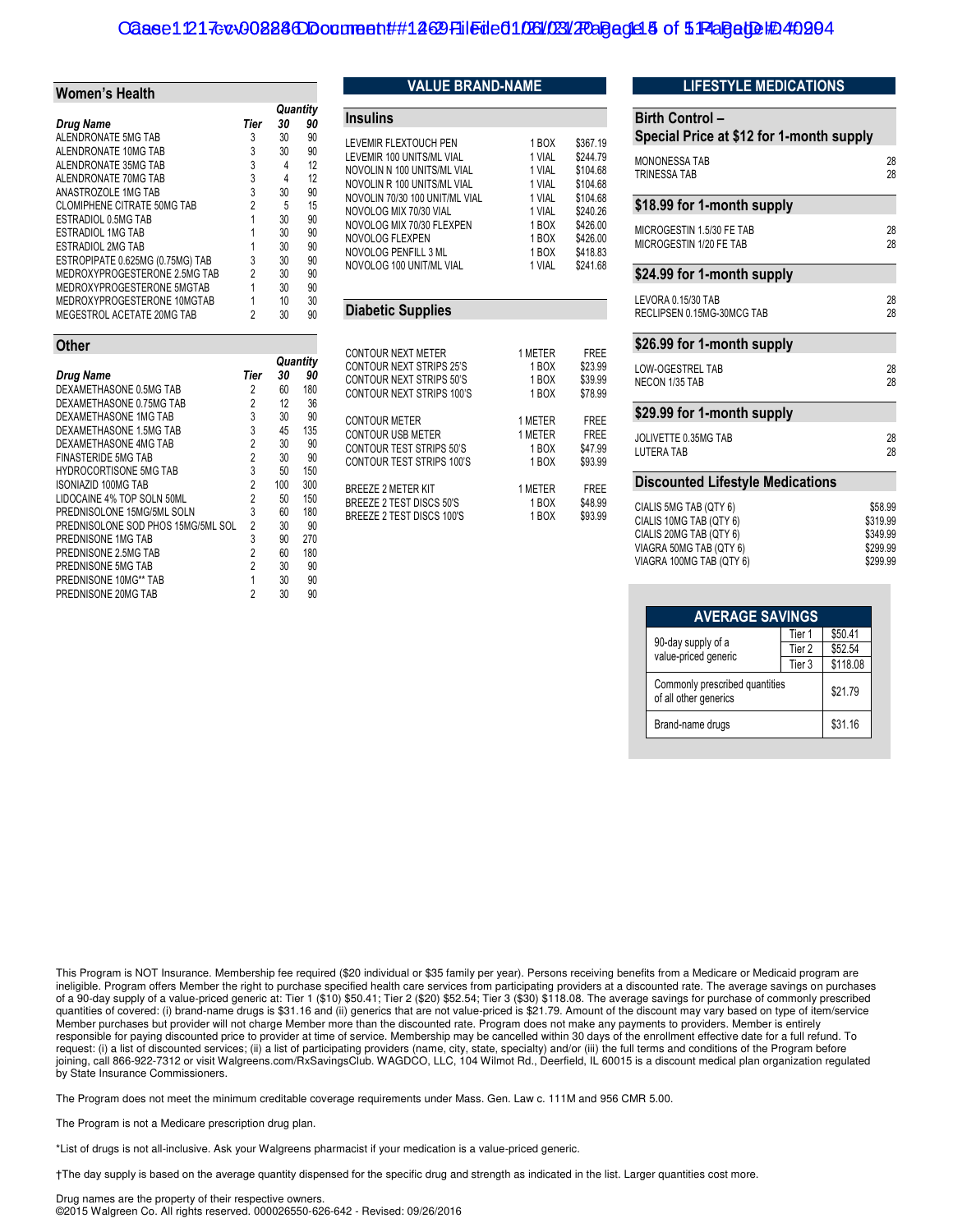## Women's Health

| Drug Name | Tier | Quantity 30 | 90 |
|---|---|---|---|
| ALENDRONATE 5MG TAB | 3 | 30 | 90 |
| ALENDRONATE 10MG TAB | 3 | 30 | 90 |
| ALENDRONATE 35MG TAB | 3 | 4 | 12 |
| ALENDRONATE 70MG TAB | 3 | 4 | 12 |
| ANASTROZOLE 1MG TAB | 3 | 30 | 90 |
| CLOMIPHENE CITRATE 50MG TAB | 2 | 5 | 15 |
| ESTRADIOL 0.5MG TAB | 1 | 30 | 90 |
| ESTRADIOL 1MG TAB | 1 | 30 | 90 |
| ESTRADIOL 2MG TAB | 1 | 30 | 90 |
| ESTROPIPATE 0.625MG (0.75MG) TAB | 3 | 30 | 90 |
| MEDROXYPROGESTERONE 2.5MG TAB | 2 | 30 | 90 |
| MEDROXYPROGESTERONE 5MGTAB | 1 | 30 | 90 |
| MEDROXYPROGESTERONE 10MGTAB | 1 | 10 | 30 |
| MEGESTROL ACETATE 20MG TAB | 2 | 30 | 90 |

## Other

| Drug Name | Tier | Quantity 30 | 90 |
|---|---|---|---|
| DEXAMETHASONE 0.5MG TAB | 2 | 60 | 180 |
| DEXAMETHASONE 0.75MG TAB | 2 | 12 | 36 |
| DEXAMETHASONE 1MG TAB | 3 | 30 | 90 |
| DEXAMETHASONE 1.5MG TAB | 3 | 45 | 135 |
| DEXAMETHASONE 4MG TAB | 2 | 30 | 90 |
| FINASTERIDE 5MG TAB | 2 | 30 | 90 |
| HYDROCORTISONE 5MG TAB | 3 | 50 | 150 |
| ISONIAZID 100MG TAB | 2 | 100 | 300 |
| LIDOCAINE 4% TOP SOLN 50ML | 2 | 50 | 150 |
| PREDNISOLONE 15MG/5ML SOLN | 3 | 60 | 180 |
| PREDNISOLONE SOD PHOS 15MG/5ML SOL | 2 | 30 | 90 |
| PREDNISONE 1MG TAB | 3 | 90 | 270 |
| PREDNISONE 2.5MG TAB | 2 | 60 | 180 |
| PREDNISONE 5MG TAB | 2 | 30 | 90 |
| PREDNISONE 10MG** TAB | 1 | 30 | 90 |
| PREDNISONE 20MG TAB | 2 | 30 | 90 |

# VALUE BRAND-NAME

## Insulins

| | | |
|---|---|---|
| LEVEMIR FLEXTOUCH PEN | 1 BOX | $367.19 |
| LEVEMIR 100 UNITS/ML VIAL | 1 VIAL | $244.79 |
| NOVOLIN N 100 UNITS/ML VIAL | 1 VIAL | $104.68 |
| NOVOLIN R 100 UNITS/ML VIAL | 1 VIAL | $104.68 |
| NOVOLIN 70/30 100 UNIT/ML VIAL | 1 VIAL | $104.68 |
| NOVOLOG MIX 70/30 VIAL | 1 VIAL | $240.26 |
| NOVOLOG MIX 70/30 FLEXPEN | 1 BOX | $426.00 |
| NOVOLOG FLEXPEN | 1 BOX | $426.00 |
| NOVOLOG PENFILL 3 ML | 1 BOX | $418.83 |
| NOVOLOG 100 UNIT/ML VIAL | 1 VIAL | $241.68 |

## Diabetic Supplies

| | | |
|---|---|---|
| CONTOUR NEXT METER | 1 METER | FREE |
| CONTOUR NEXT STRIPS 25'S | 1 BOX | $23.99 |
| CONTOUR NEXT STRIPS 50'S | 1 BOX | $39.99 |
| CONTOUR NEXT STRIPS 100'S | 1 BOX | $78.99 |
| CONTOUR METER | 1 METER | FREE |
| CONTOUR USB METER | 1 METER | FREE |
| CONTOUR TEST STRIPS 50'S | 1 BOX | $47.99 |
| CONTOUR TEST STRIPS 100'S | 1 BOX | $93.99 |
| BREEZE 2 METER KIT | 1 METER | FREE |
| BREEZE 2 TEST DISCS 50'S | 1 BOX | $48.99 |
| BREEZE 2 TEST DISCS 100'S | 1 BOX | $93.99 |

# LIFESTYLE MEDICATIONS

## Birth Control – Special Price at $12 for 1-month supply

| | |
|---|---|
| MONONESSA TAB | 28 |
| TRINESSA TAB | 28 |

## $18.99 for 1-month supply

| | |
|---|---|
| MICROGESTIN 1.5/30 FE TAB | 28 |
| MICROGESTIN 1/20 FE TAB | 28 |

## $24.99 for 1-month supply

| | |
|---|---|
| LEVORA 0.15/30 TAB | 28 |
| RECLIPSEN 0.15MG-30MCG TAB | 28 |

## $26.99 for 1-month supply

| | |
|---|---|
| LOW-OGESTREL TAB | 28 |
| NECON 1/35 TAB | 28 |

## $29.99 for 1-month supply

| | |
|---|---|
| JOLIVETTE 0.35MG TAB | 28 |
| LUTERA TAB | 28 |

## Discounted Lifestyle Medications

| | |
|---|---|
| CIALIS 5MG TAB (QTY 6) | $58.99 |
| CIALIS 10MG TAB (QTY 6) | $319.99 |
| CIALIS 20MG TAB (QTY 6) | $349.99 |
| VIAGRA 50MG TAB (QTY 6) | $299.99 |
| VIAGRA 100MG TAB (QTY 6) | $299.99 |

## AVERAGE SAVINGS

| | | |
|---|---|---|
| 90-day supply of a value-priced generic | Tier 1 | $50.41 |
| | Tier 2 | $52.54 |
| | Tier 3 | $118.08 |
| Commonly prescribed quantities of all other generics | | $21.79 |
| Brand-name drugs | | $31.16 |

This Program is NOT Insurance. Membership fee required ($20 individual or $35 family per year). Persons receiving benefits from a Medicare or Medicaid program are ineligible. Program offers Member the right to purchase specified health care services from participating providers at a discounted rate. The average savings on purchases of a 90-day supply of a value-priced generic at: Tier 1 ($10) $50.41; Tier 2 ($20) $52.54; Tier 3 ($30) $118.08. The average savings for purchase of commonly prescribed quantities of covered: (i) brand-name drugs is $31.16 and (ii) generics that are not value-priced is $21.79. Amount of the discount may vary based on type of item/service Member purchases but provider will not charge Member more than the discounted rate. Program does not make any payments to providers. Member is entirely responsible for paying discounted price to provider at time of service. Membership may be cancelled within 30 days of the enrollment effective date for a full refund. To request: (i) a list of discounted services; (ii) a list of participating providers (name, city, state, specialty) and/or (iii) the full terms and conditions of the Program before joining, call 866-922-7312 or visit Walgreens.com/RxSavingsClub. WAGDCO, LLC, 104 Wilmot Rd., Deerfield, IL 60015 is a discount medical plan organization regulated by State Insurance Commissioners.

The Program does not meet the minimum creditable coverage requirements under Mass. Gen. Law c. 111M and 956 CMR 5.00.

The Program is not a Medicare prescription drug plan.

*List of drugs is not all-inclusive. Ask your Walgreens pharmacist if your medication is a value-priced generic.

†The day supply is based on the average quantity dispensed for the specific drug and strength as indicated in the list. Larger quantities cost more.

Drug names are the property of their respective owners.
©2015 Walgreen Co. All rights reserved. 000026550-626-642 - Revised: 09/26/2016